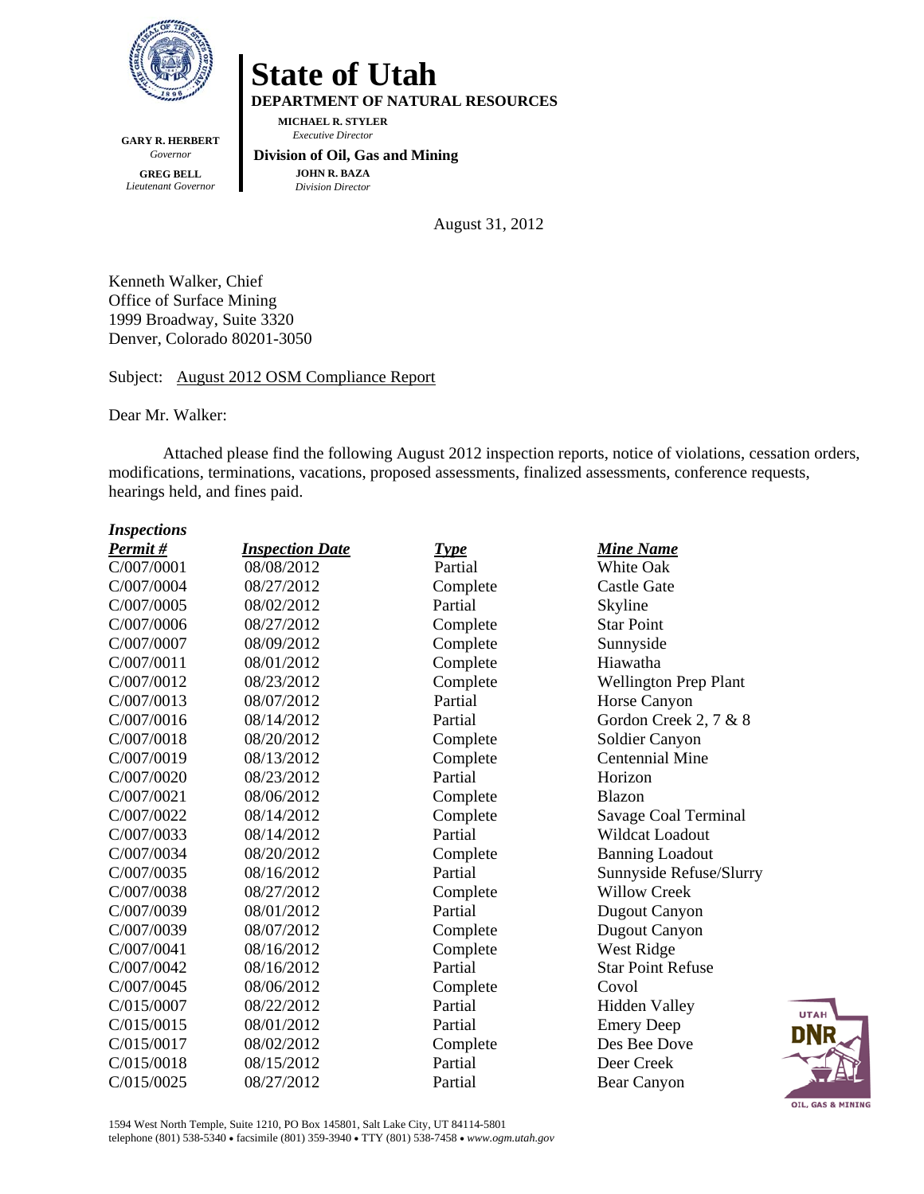# State of Utah

**DEPARTMENT OF NATURAL RESOURCES**

**MICHAEL R. STYLER**
*Executive Director*

**Division of Oil, Gas and Mining**

**JOHN R. BAZA**
*Division Director*

**GARY R. HERBERT**
*Governor*

**GREG BELL**
*Lieutenant Governor*

August 31, 2012

Kenneth Walker, Chief
Office of Surface Mining
1999 Broadway, Suite 3320
Denver, Colorado 80201-3050

Subject: August 2012 OSM Compliance Report

Dear Mr. Walker:

Attached please find the following August 2012 inspection reports, notice of violations, cessation orders, modifications, terminations, vacations, proposed assessments, finalized assessments, conference requests, hearings held, and fines paid.

***Inspections***

| ***Permit #*** | ***Inspection Date*** | ***Type*** | ***Mine Name*** |
|---|---|---|---|
| C/007/0001 | 08/08/2012 | Partial | White Oak |
| C/007/0004 | 08/27/2012 | Complete | Castle Gate |
| C/007/0005 | 08/02/2012 | Partial | Skyline |
| C/007/0006 | 08/27/2012 | Complete | Star Point |
| C/007/0007 | 08/09/2012 | Complete | Sunnyside |
| C/007/0011 | 08/01/2012 | Complete | Hiawatha |
| C/007/0012 | 08/23/2012 | Complete | Wellington Prep Plant |
| C/007/0013 | 08/07/2012 | Partial | Horse Canyon |
| C/007/0016 | 08/14/2012 | Partial | Gordon Creek 2, 7 & 8 |
| C/007/0018 | 08/20/2012 | Complete | Soldier Canyon |
| C/007/0019 | 08/13/2012 | Complete | Centennial Mine |
| C/007/0020 | 08/23/2012 | Partial | Horizon |
| C/007/0021 | 08/06/2012 | Complete | Blazon |
| C/007/0022 | 08/14/2012 | Complete | Savage Coal Terminal |
| C/007/0033 | 08/14/2012 | Partial | Wildcat Loadout |
| C/007/0034 | 08/20/2012 | Complete | Banning Loadout |
| C/007/0035 | 08/16/2012 | Partial | Sunnyside Refuse/Slurry |
| C/007/0038 | 08/27/2012 | Complete | Willow Creek |
| C/007/0039 | 08/01/2012 | Partial | Dugout Canyon |
| C/007/0039 | 08/07/2012 | Complete | Dugout Canyon |
| C/007/0041 | 08/16/2012 | Complete | West Ridge |
| C/007/0042 | 08/16/2012 | Partial | Star Point Refuse |
| C/007/0045 | 08/06/2012 | Complete | Covol |
| C/015/0007 | 08/22/2012 | Partial | Hidden Valley |
| C/015/0015 | 08/01/2012 | Partial | Emery Deep |
| C/015/0017 | 08/02/2012 | Complete | Des Bee Dove |
| C/015/0018 | 08/15/2012 | Partial | Deer Creek |
| C/015/0025 | 08/27/2012 | Partial | Bear Canyon |

1594 West North Temple, Suite 1210, PO Box 145801, Salt Lake City, UT 84114-5801
telephone (801) 538-5340 • facsimile (801) 359-3940 • TTY (801) 538-7458 • *www.ogm.utah.gov*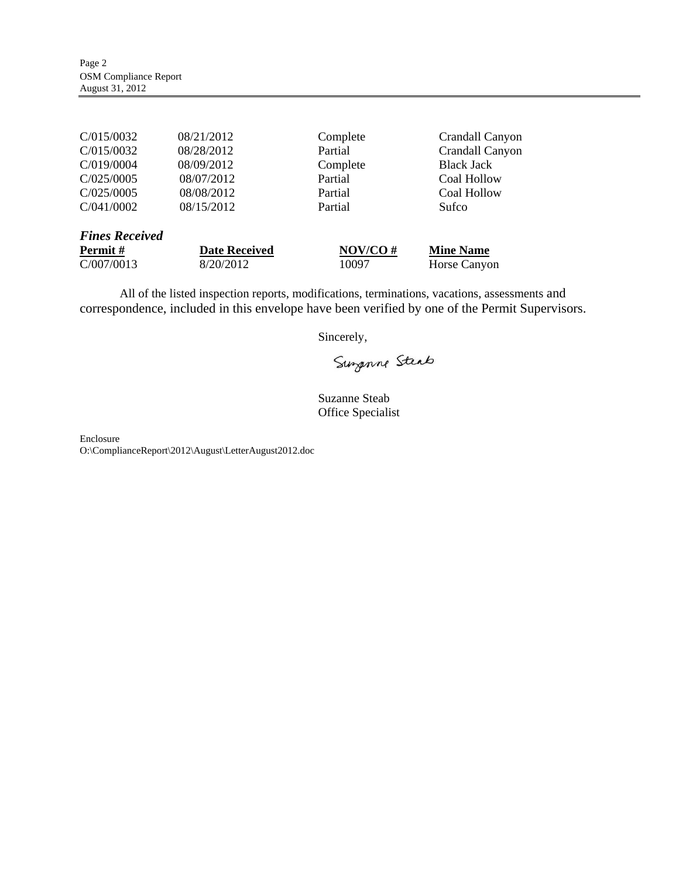| | | | |
|---|---|---|---|
| C/015/0032 | 08/21/2012 | Complete | Crandall Canyon |
| C/015/0032 | 08/28/2012 | Partial | Crandall Canyon |
| C/019/0004 | 08/09/2012 | Complete | Black Jack |
| C/025/0005 | 08/07/2012 | Partial | Coal Hollow |
| C/025/0005 | 08/08/2012 | Partial | Coal Hollow |
| C/041/0002 | 08/15/2012 | Partial | Sufco |

***Fines Received***

| **Permit #** | **Date Received** | **NOV/CO #** | **Mine Name** |
|---|---|---|---|
| C/007/0013 | 8/20/2012 | 10097 | Horse Canyon |

All of the listed inspection reports, modifications, terminations, vacations, assessments and correspondence, included in this envelope have been verified by one of the Permit Supervisors.

Sincerely,

Suzanne Steab

Suzanne Steab
Office Specialist

Enclosure
O:\ComplianceReport\2012\August\LetterAugust2012.doc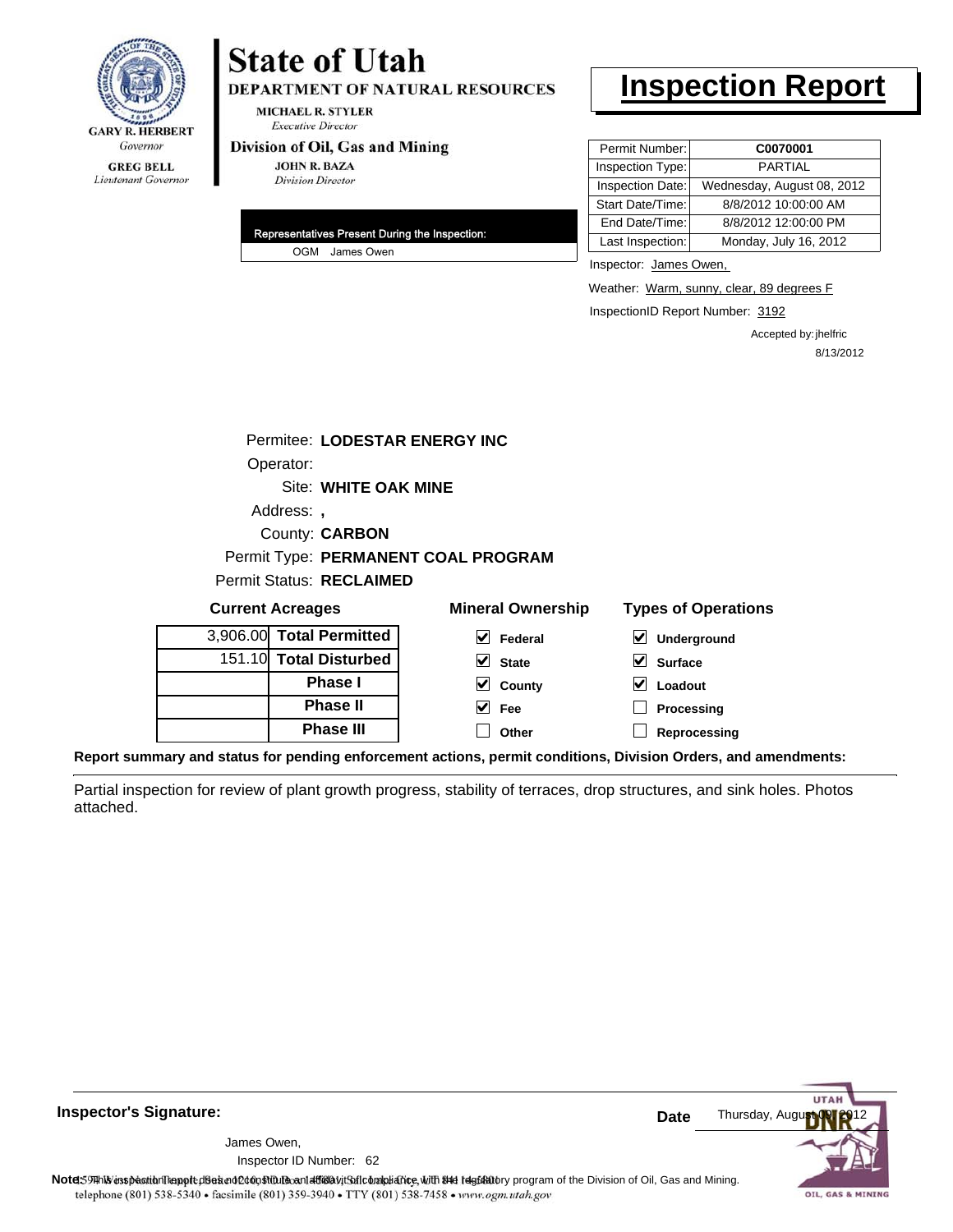GARY R. HERBERT
*Governor*

GREG BELL
*Lieutenant Governor*

# State of Utah

**DEPARTMENT OF NATURAL RESOURCES**

MICHAEL R. STYLER
*Executive Director*

**Division of Oil, Gas and Mining**

JOHN R. BAZA
*Division Director*

# Inspection Report

| Permit Number: | C0070001 |
|---|---|
| Inspection Type: | PARTIAL |
| Inspection Date: | Wednesday, August 08, 2012 |
| Start Date/Time: | 8/8/2012 10:00:00 AM |
| End Date/Time: | 8/8/2012 12:00:00 PM |
| Last Inspection: | Monday, July 16, 2012 |

**Representatives Present During the Inspection:**

OGM James Owen

Inspector: James Owen,

Weather: Warm, sunny, clear, 89 degrees F

InspectionID Report Number: 3192

Accepted by: jhelfric
8/13/2012

Permitee: **LODESTAR ENERGY INC**
Operator:
Site: **WHITE OAK MINE**
Address: **,**
County: **CARBON**
Permit Type: **PERMANENT COAL PROGRAM**
Permit Status: **RECLAIMED**

**Current Acreages**

| | |
|---|---|
| 3,906.00 | **Total Permitted** |
| 151.10 | **Total Disturbed** |
| | **Phase I** |
| | **Phase II** |
| | **Phase III** |

**Mineral Ownership**

- [x] Federal
- [x] State
- [x] County
- [x] Fee
- [ ] Other

**Types of Operations**

- [x] Underground
- [x] Surface
- [x] Loadout
- [ ] Processing
- [ ] Reprocessing

**Report summary and status for pending enforcement actions, permit conditions, Division Orders, and amendments:**

Partial inspection for review of plant growth progress, stability of terraces, drop structures, and sink holes. Photos attached.

**Inspector's Signature:**

James Owen,
Inspector ID Number: 62

**Date** Thursday, August 09, 2012

**Note:** This inspection report does not constitute an affidavit of compliance with the regulatory program of the Division of Oil, Gas and Mining.
telephone (801) 538-5340 • facsimile (801) 359-3940 • TTY (801) 538-7458 • www.ogm.utah.gov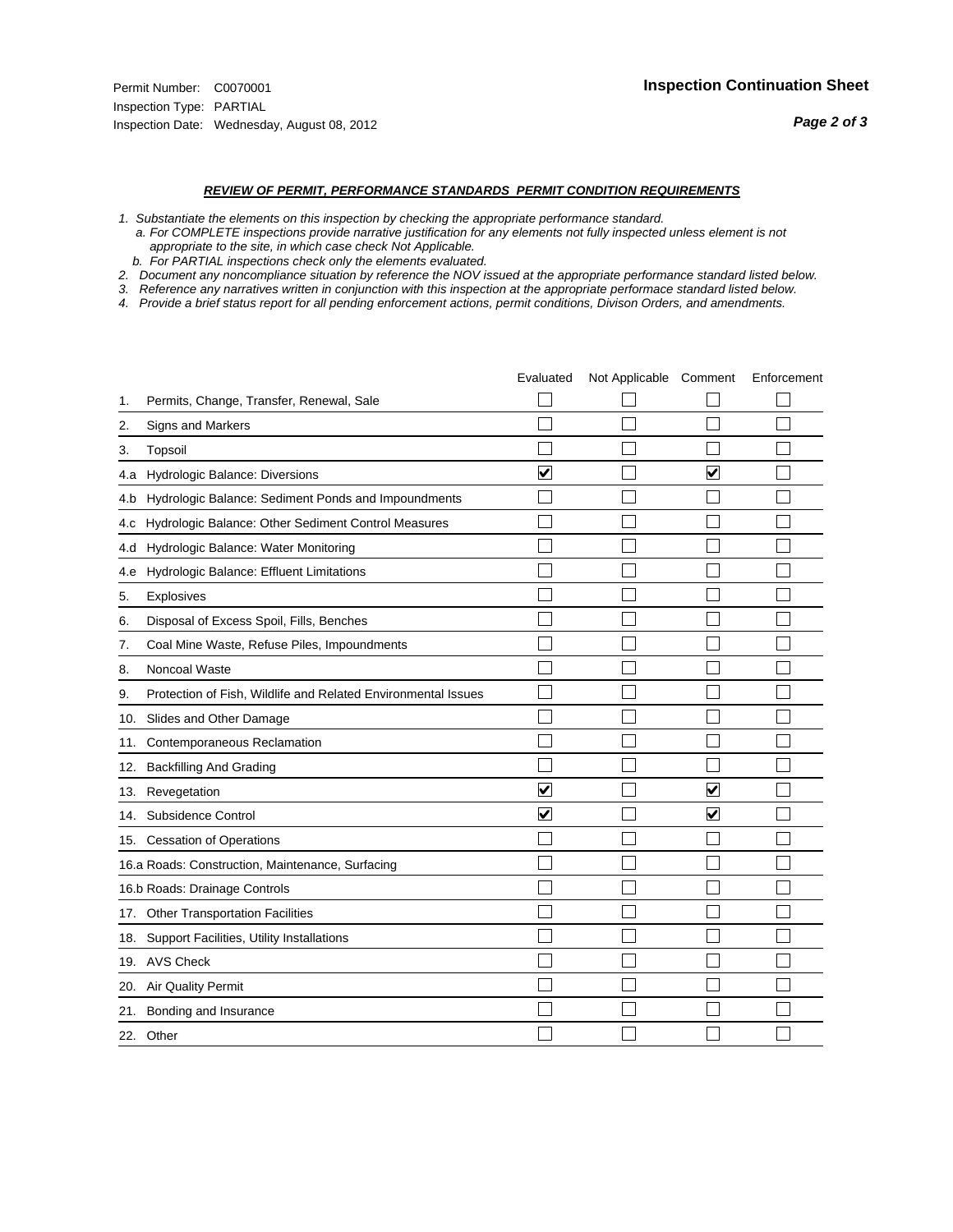Permit Number: C0070001
Inspection Type: PARTIAL
Inspection Date: Wednesday, August 08, 2012

## Inspection Continuation Sheet

### *REVIEW OF PERMIT, PERFORMANCE STANDARDS PERMIT CONDITION REQUIREMENTS*

*1. Substantiate the elements on this inspection by checking the appropriate performance standard.*
*a. For COMPLETE inspections provide narrative justification for any elements not fully inspected unless element is not appropriate to the site, in which case check Not Applicable.*
*b. For PARTIAL inspections check only the elements evaluated.*
*2. Document any noncompliance situation by reference the NOV issued at the appropriate performance standard listed below.*
*3. Reference any narratives written in conjunction with this inspection at the appropriate performace standard listed below.*
*4. Provide a brief status report for all pending enforcement actions, permit conditions, Divison Orders, and amendments.*

| | Evaluated | Not Applicable | Comment | Enforcement |
|---|---|---|---|---|
| 1. Permits, Change, Transfer, Renewal, Sale | ☐ | ☐ | ☐ | ☐ |
| 2. Signs and Markers | ☐ | ☐ | ☐ | ☐ |
| 3. Topsoil | ☐ | ☐ | ☐ | ☐ |
| 4.a Hydrologic Balance: Diversions | ☑ | ☐ | ☑ | ☐ |
| 4.b Hydrologic Balance: Sediment Ponds and Impoundments | ☐ | ☐ | ☐ | ☐ |
| 4.c Hydrologic Balance: Other Sediment Control Measures | ☐ | ☐ | ☐ | ☐ |
| 4.d Hydrologic Balance: Water Monitoring | ☐ | ☐ | ☐ | ☐ |
| 4.e Hydrologic Balance: Effluent Limitations | ☐ | ☐ | ☐ | ☐ |
| 5. Explosives | ☐ | ☐ | ☐ | ☐ |
| 6. Disposal of Excess Spoil, Fills, Benches | ☐ | ☐ | ☐ | ☐ |
| 7. Coal Mine Waste, Refuse Piles, Impoundments | ☐ | ☐ | ☐ | ☐ |
| 8. Noncoal Waste | ☐ | ☐ | ☐ | ☐ |
| 9. Protection of Fish, Wildlife and Related Environmental Issues | ☐ | ☐ | ☐ | ☐ |
| 10. Slides and Other Damage | ☐ | ☐ | ☐ | ☐ |
| 11. Contemporaneous Reclamation | ☐ | ☐ | ☐ | ☐ |
| 12. Backfilling And Grading | ☐ | ☐ | ☐ | ☐ |
| 13. Revegetation | ☑ | ☐ | ☑ | ☐ |
| 14. Subsidence Control | ☑ | ☐ | ☑ | ☐ |
| 15. Cessation of Operations | ☐ | ☐ | ☐ | ☐ |
| 16.a Roads: Construction, Maintenance, Surfacing | ☐ | ☐ | ☐ | ☐ |
| 16.b Roads: Drainage Controls | ☐ | ☐ | ☐ | ☐ |
| 17. Other Transportation Facilities | ☐ | ☐ | ☐ | ☐ |
| 18. Support Facilities, Utility Installations | ☐ | ☐ | ☐ | ☐ |
| 19. AVS Check | ☐ | ☐ | ☐ | ☐ |
| 20. Air Quality Permit | ☐ | ☐ | ☐ | ☐ |
| 21. Bonding and Insurance | ☐ | ☐ | ☐ | ☐ |
| 22. Other | ☐ | ☐ | ☐ | ☐ |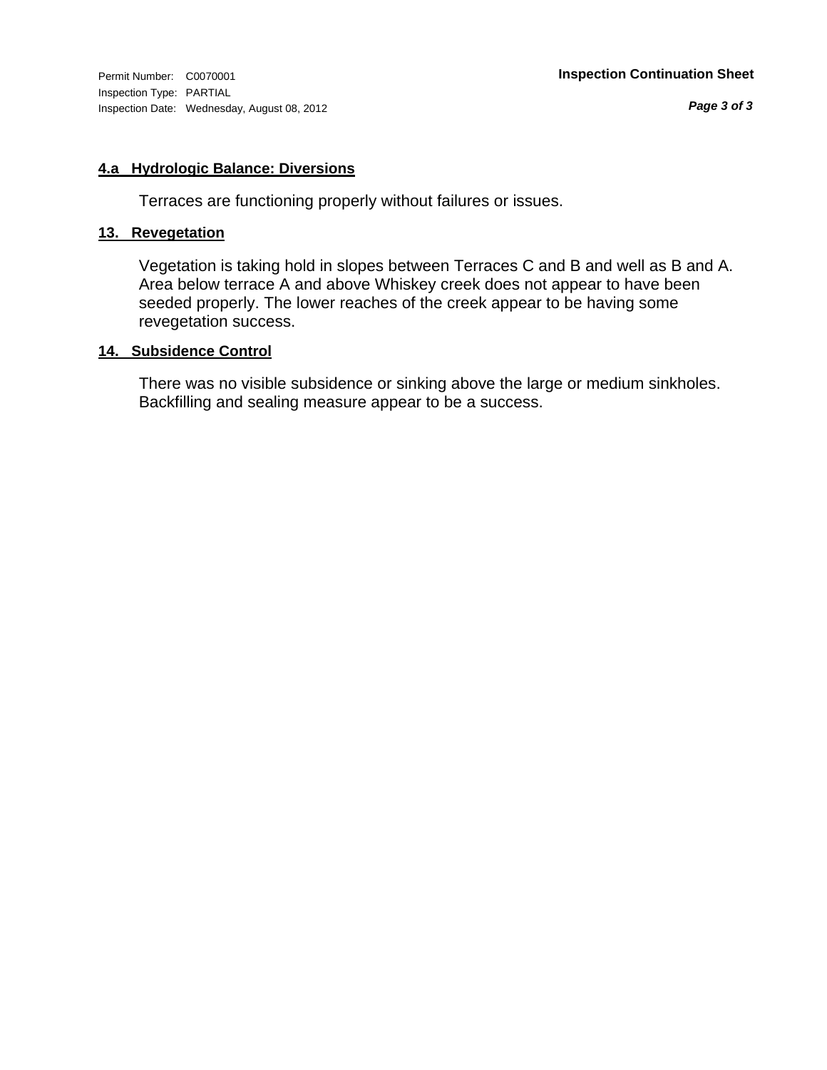#### 4.a Hydrologic Balance: Diversions

Terraces are functioning properly without failures or issues.

#### 13. Revegetation

Vegetation is taking hold in slopes between Terraces C and B and well as B and A. Area below terrace A and above Whiskey creek does not appear to have been seeded properly. The lower reaches of the creek appear to be having some revegetation success.

#### 14. Subsidence Control

There was no visible subsidence or sinking above the large or medium sinkholes. Backfilling and sealing measure appear to be a success.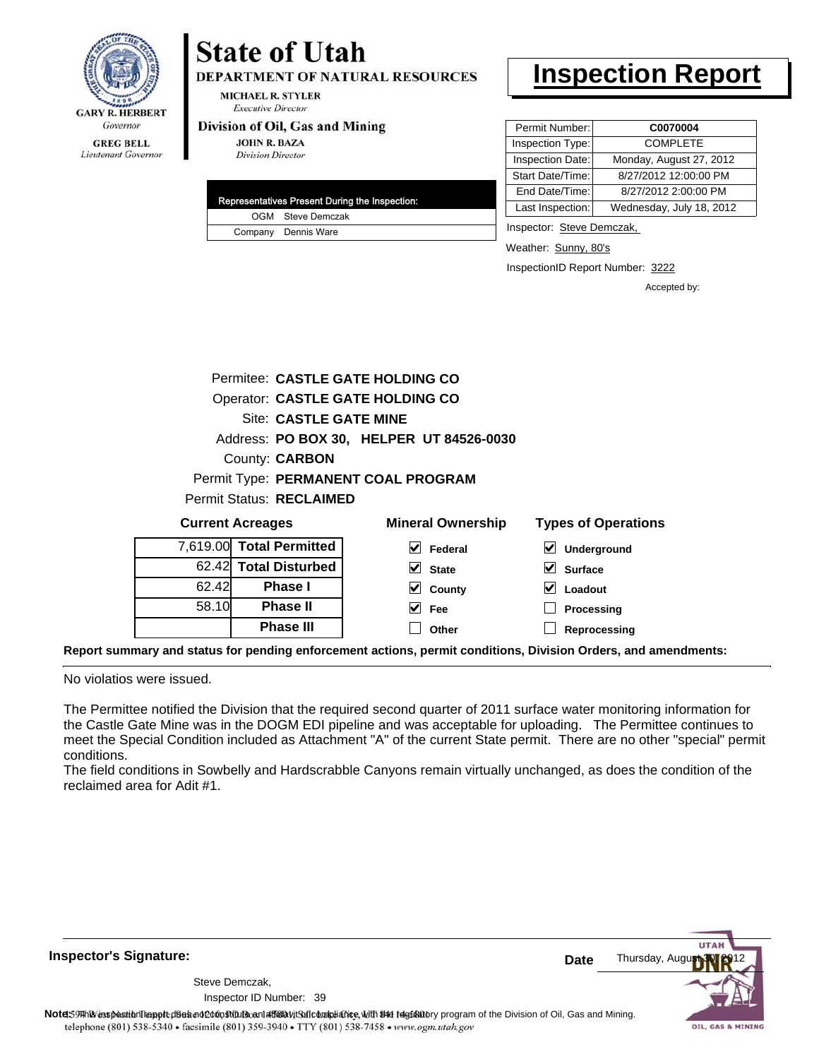GARY R. HERBERT
*Governor*

GREG BELL
*Lieutenant Governor*

# State of Utah

**DEPARTMENT OF NATURAL RESOURCES**

MICHAEL R. STYLER
*Executive Director*

**Division of Oil, Gas and Mining**

JOHN R. BAZA
*Division Director*

# Inspection Report

| Permit Number: | **C0070004** |
|---|---|
| Inspection Type: | COMPLETE |
| Inspection Date: | Monday, August 27, 2012 |
| Start Date/Time: | 8/27/2012 12:00:00 PM |
| End Date/Time: | 8/27/2012 2:00:00 PM |
| Last Inspection: | Wednesday, July 18, 2012 |

| Representatives Present During the Inspection: | |
|---|---|
| OGM | Steve Demczak |
| Company | Dennis Ware |

Inspector: Steve Demczak,

Weather: Sunny, 80's

InspectionID Report Number: 3222

Accepted by:

Permitee: **CASTLE GATE HOLDING CO**
Operator: **CASTLE GATE HOLDING CO**
Site: **CASTLE GATE MINE**
Address: **PO BOX 30, HELPER UT 84526-0030**
County: **CARBON**
Permit Type: **PERMANENT COAL PROGRAM**
Permit Status: **RECLAIMED**

**Current Acreages**

| | |
|---|---|
| 7,619.00 | **Total Permitted** |
| 62.42 | **Total Disturbed** |
| 62.42 | **Phase I** |
| 58.10 | **Phase II** |
| | **Phase III** |

**Mineral Ownership**

- [x] Federal
- [x] State
- [x] County
- [x] Fee
- [ ] Other

**Types of Operations**

- [x] Underground
- [x] Surface
- [x] Loadout
- [ ] Processing
- [ ] Reprocessing

**Report summary and status for pending enforcement actions, permit conditions, Division Orders, and amendments:**

No violatios were issued.

The Permittee notified the Division that the required second quarter of 2011 surface water monitoring information for the Castle Gate Mine was in the DOGM EDI pipeline and was acceptable for uploading. The Permittee continues to meet the Special Condition included as Attachment "A" of the current State permit. There are no other "special" permit conditions.
The field conditions in Sowbelly and Hardscrabble Canyons remain virtually unchanged, as does the condition of the reclaimed area for Adit #1.

**Inspector's Signature:**

Steve Demczak,
Inspector ID Number: 39

**Date** Thursday, August 30, 2012

**Note:** This inspection report does not constitute an affidavit of compliance with the regulatory program of the Division of Oil, Gas and Mining.
telephone (801) 538-5340 • facsimile (801) 359-3940 • TTY (801) 538-7458 • www.ogm.utah.gov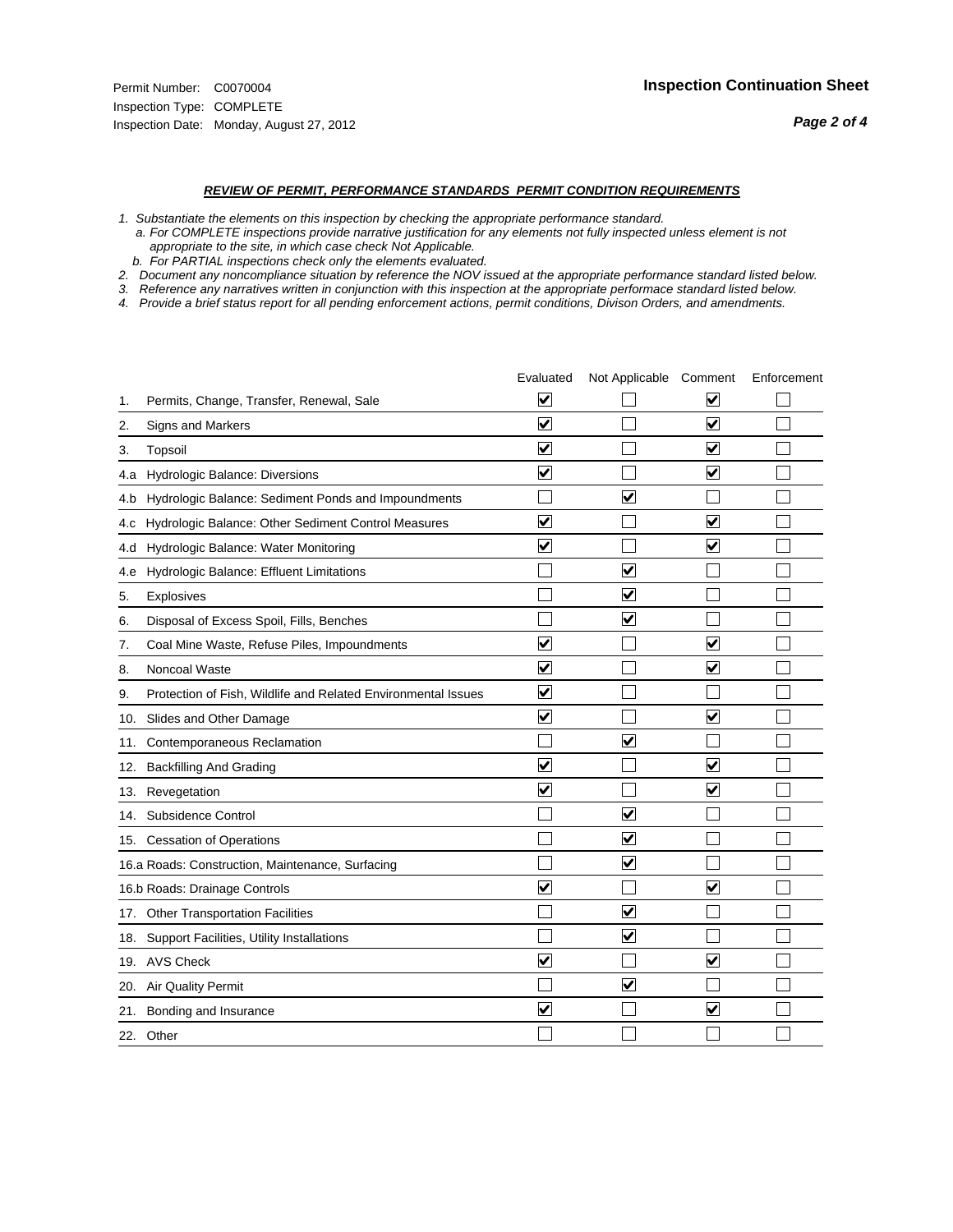Permit Number: C0070004
Inspection Type: COMPLETE
Inspection Date: Monday, August 27, 2012

## Inspection Continuation Sheet

### *REVIEW OF PERMIT, PERFORMANCE STANDARDS PERMIT CONDITION REQUIREMENTS*

*1. Substantiate the elements on this inspection by checking the appropriate performance standard.*
*a. For COMPLETE inspections provide narrative justification for any elements not fully inspected unless element is not appropriate to the site, in which case check Not Applicable.*
*b. For PARTIAL inspections check only the elements evaluated.*
*2. Document any noncompliance situation by reference the NOV issued at the appropriate performance standard listed below.*
*3. Reference any narratives written in conjunction with this inspection at the appropriate performace standard listed below.*
*4. Provide a brief status report for all pending enforcement actions, permit conditions, Divison Orders, and amendments.*

| | | Evaluated | Not Applicable | Comment | Enforcement |
|---|---|---|---|---|---|
| 1. | Permits, Change, Transfer, Renewal, Sale | ☑ | ☐ | ☑ | ☐ |
| 2. | Signs and Markers | ☑ | ☐ | ☑ | ☐ |
| 3. | Topsoil | ☑ | ☐ | ☑ | ☐ |
| 4.a | Hydrologic Balance: Diversions | ☑ | ☐ | ☑ | ☐ |
| 4.b | Hydrologic Balance: Sediment Ponds and Impoundments | ☐ | ☑ | ☐ | ☐ |
| 4.c | Hydrologic Balance: Other Sediment Control Measures | ☑ | ☐ | ☑ | ☐ |
| 4.d | Hydrologic Balance: Water Monitoring | ☑ | ☐ | ☑ | ☐ |
| 4.e | Hydrologic Balance: Effluent Limitations | ☐ | ☑ | ☐ | ☐ |
| 5. | Explosives | ☐ | ☑ | ☐ | ☐ |
| 6. | Disposal of Excess Spoil, Fills, Benches | ☐ | ☑ | ☐ | ☐ |
| 7. | Coal Mine Waste, Refuse Piles, Impoundments | ☑ | ☐ | ☑ | ☐ |
| 8. | Noncoal Waste | ☑ | ☐ | ☑ | ☐ |
| 9. | Protection of Fish, Wildlife and Related Environmental Issues | ☑ | ☐ | ☐ | ☐ |
| 10. | Slides and Other Damage | ☑ | ☐ | ☑ | ☐ |
| 11. | Contemporaneous Reclamation | ☐ | ☑ | ☐ | ☐ |
| 12. | Backfilling And Grading | ☑ | ☐ | ☑ | ☐ |
| 13. | Revegetation | ☑ | ☐ | ☑ | ☐ |
| 14. | Subsidence Control | ☐ | ☑ | ☐ | ☐ |
| 15. | Cessation of Operations | ☐ | ☑ | ☐ | ☐ |
| 16.a | Roads: Construction, Maintenance, Surfacing | ☐ | ☑ | ☐ | ☐ |
| 16.b | Roads: Drainage Controls | ☑ | ☐ | ☑ | ☐ |
| 17. | Other Transportation Facilities | ☐ | ☑ | ☐ | ☐ |
| 18. | Support Facilities, Utility Installations | ☐ | ☑ | ☐ | ☐ |
| 19. | AVS Check | ☑ | ☐ | ☑ | ☐ |
| 20. | Air Quality Permit | ☐ | ☑ | ☐ | ☐ |
| 21. | Bonding and Insurance | ☑ | ☐ | ☑ | ☐ |
| 22. | Other | ☐ | ☐ | ☐ | ☐ |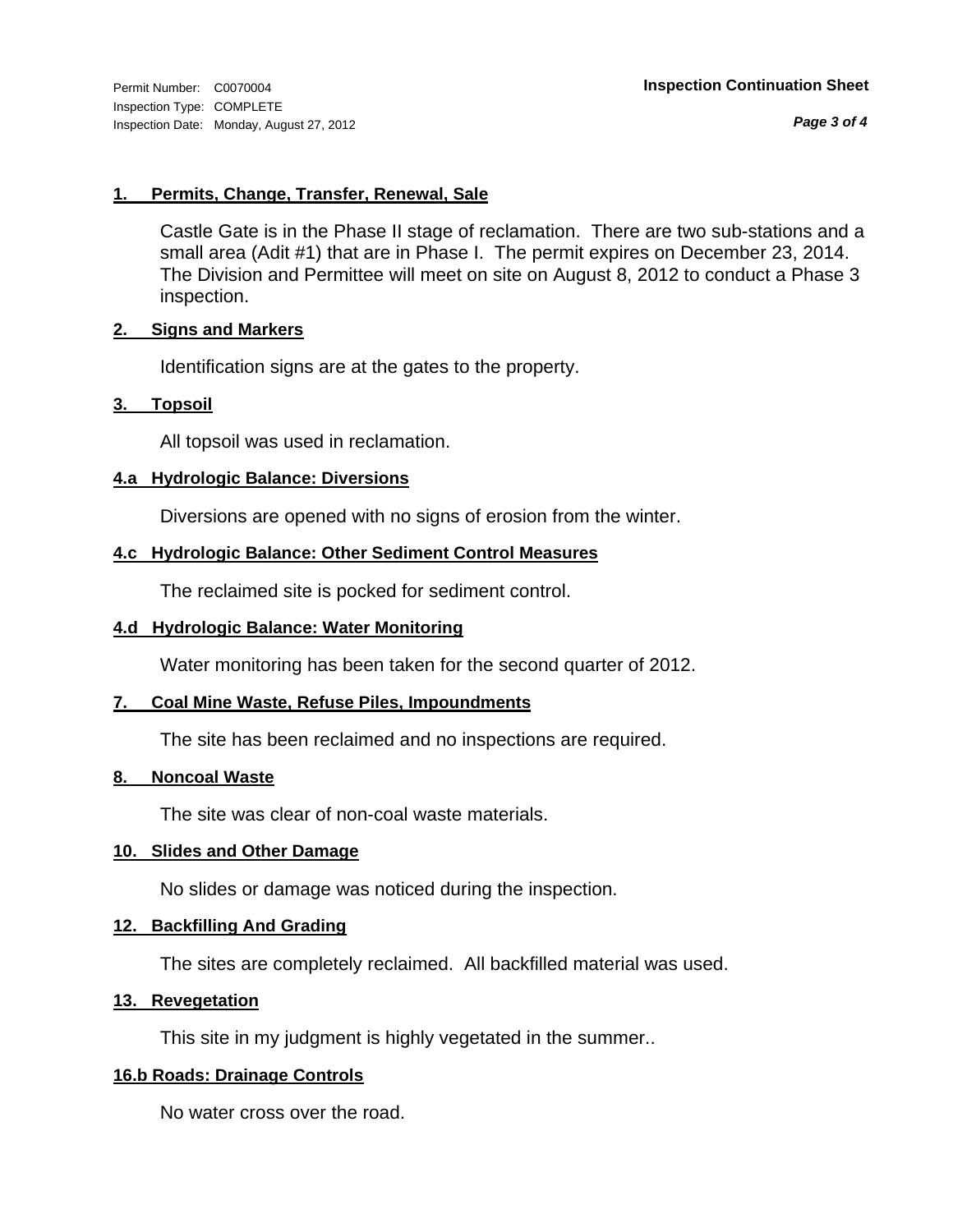Permit Number: C0070004
Inspection Type: COMPLETE
Inspection Date: Monday, August 27, 2012

**Inspection Continuation Sheet**

### 1. Permits, Change, Transfer, Renewal, Sale

Castle Gate is in the Phase II stage of reclamation. There are two sub-stations and a small area (Adit #1) that are in Phase I. The permit expires on December 23, 2014. The Division and Permittee will meet on site on August 8, 2012 to conduct a Phase 3 inspection.

### 2. Signs and Markers

Identification signs are at the gates to the property.

### 3. Topsoil

All topsoil was used in reclamation.

### 4.a Hydrologic Balance: Diversions

Diversions are opened with no signs of erosion from the winter.

### 4.c Hydrologic Balance: Other Sediment Control Measures

The reclaimed site is pocked for sediment control.

### 4.d Hydrologic Balance: Water Monitoring

Water monitoring has been taken for the second quarter of 2012.

### 7. Coal Mine Waste, Refuse Piles, Impoundments

The site has been reclaimed and no inspections are required.

### 8. Noncoal Waste

The site was clear of non-coal waste materials.

### 10. Slides and Other Damage

No slides or damage was noticed during the inspection.

### 12. Backfilling And Grading

The sites are completely reclaimed. All backfilled material was used.

### 13. Revegetation

This site in my judgment is highly vegetated in the summer..

### 16.b Roads: Drainage Controls

No water cross over the road.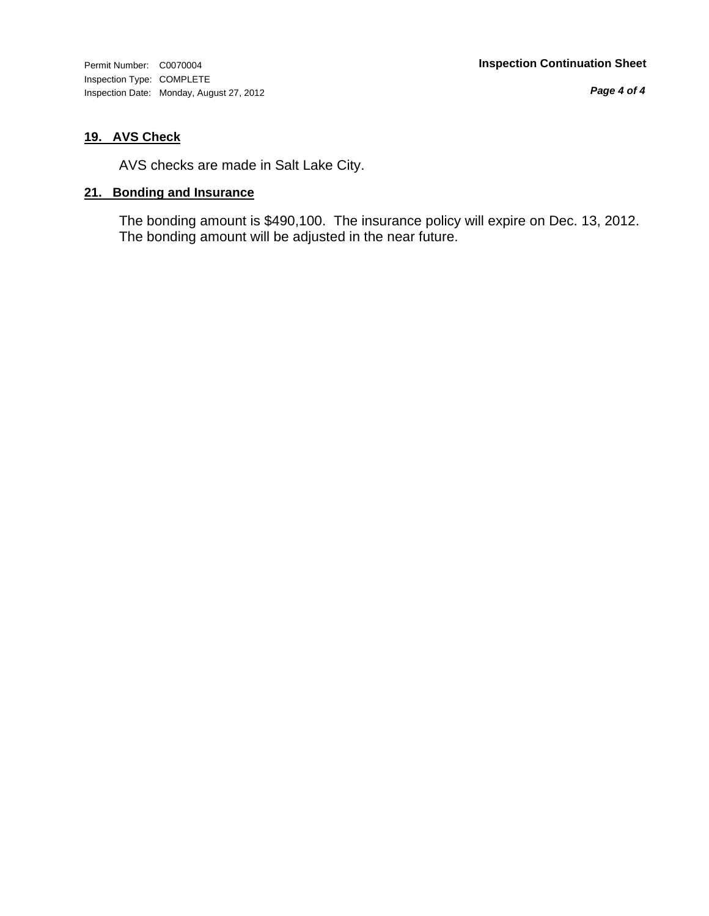## 19. AVS Check

AVS checks are made in Salt Lake City.

## 21. Bonding and Insurance

The bonding amount is $490,100. The insurance policy will expire on Dec. 13, 2012. The bonding amount will be adjusted in the near future.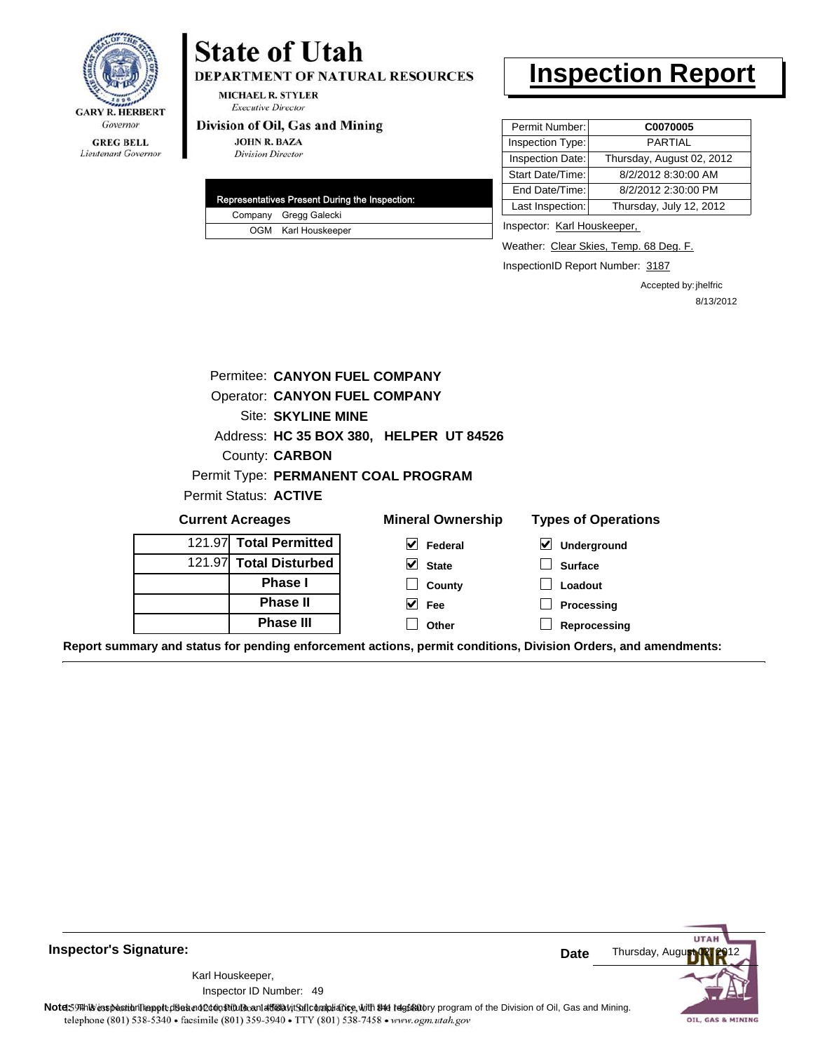GARY R. HERBERT
*Governor*

GREG BELL
*Lieutenant Governor*

# State of Utah

**DEPARTMENT OF NATURAL RESOURCES**

MICHAEL R. STYLER
*Executive Director*

**Division of Oil, Gas and Mining**

JOHN R. BAZA
*Division Director*

# Inspection Report

| Permit Number: | **C0070005** |
|---|---|
| Inspection Type: | PARTIAL |
| Inspection Date: | Thursday, August 02, 2012 |
| Start Date/Time: | 8/2/2012 8:30:00 AM |
| End Date/Time: | 8/2/2012 2:30:00 PM |
| Last Inspection: | Thursday, July 12, 2012 |

| Representatives Present During the Inspection: | |
|---|---|
| Company | Gregg Galecki |
| OGM | Karl Houskeeper |

Inspector: Karl Houskeeper,

Weather: Clear Skies, Temp. 68 Deg. F.

InspectionID Report Number: 3187

Accepted by: jhelfric
8/13/2012

Permitee: **CANYON FUEL COMPANY**
Operator: **CANYON FUEL COMPANY**
Site: **SKYLINE MINE**
Address: **HC 35 BOX 380, HELPER UT 84526**
County: **CARBON**
Permit Type: **PERMANENT COAL PROGRAM**
Permit Status: **ACTIVE**

**Current Acreages**

| | |
|---|---|
| 121.97 | **Total Permitted** |
| 121.97 | **Total Disturbed** |
| | **Phase I** |
| | **Phase II** |
| | **Phase III** |

**Mineral Ownership**

- [x] **Federal**
- [x] **State**
- [ ] **County**
- [x] **Fee**
- [ ] **Other**

**Types of Operations**

- [x] **Underground**
- [ ] **Surface**
- [ ] **Loadout**
- [ ] **Processing**
- [ ] **Reprocessing**

**Report summary and status for pending enforcement actions, permit conditions, Division Orders, and amendments:**

---

**Inspector's Signature:**

Karl Houskeeper,
Inspector ID Number: 49

**Date** Thursday, August 02, 2012

**Note:** This inspection report does not constitute an affidavit of compliance with the regulatory program of the Division of Oil, Gas and Mining.

1594 West North Temple, Suite 1210, PO Box 145801, Salt Lake City, UT 84114-5801
telephone (801) 538-5340 • facsimile (801) 359-3940 • TTY (801) 538-7458 • www.ogm.utah.gov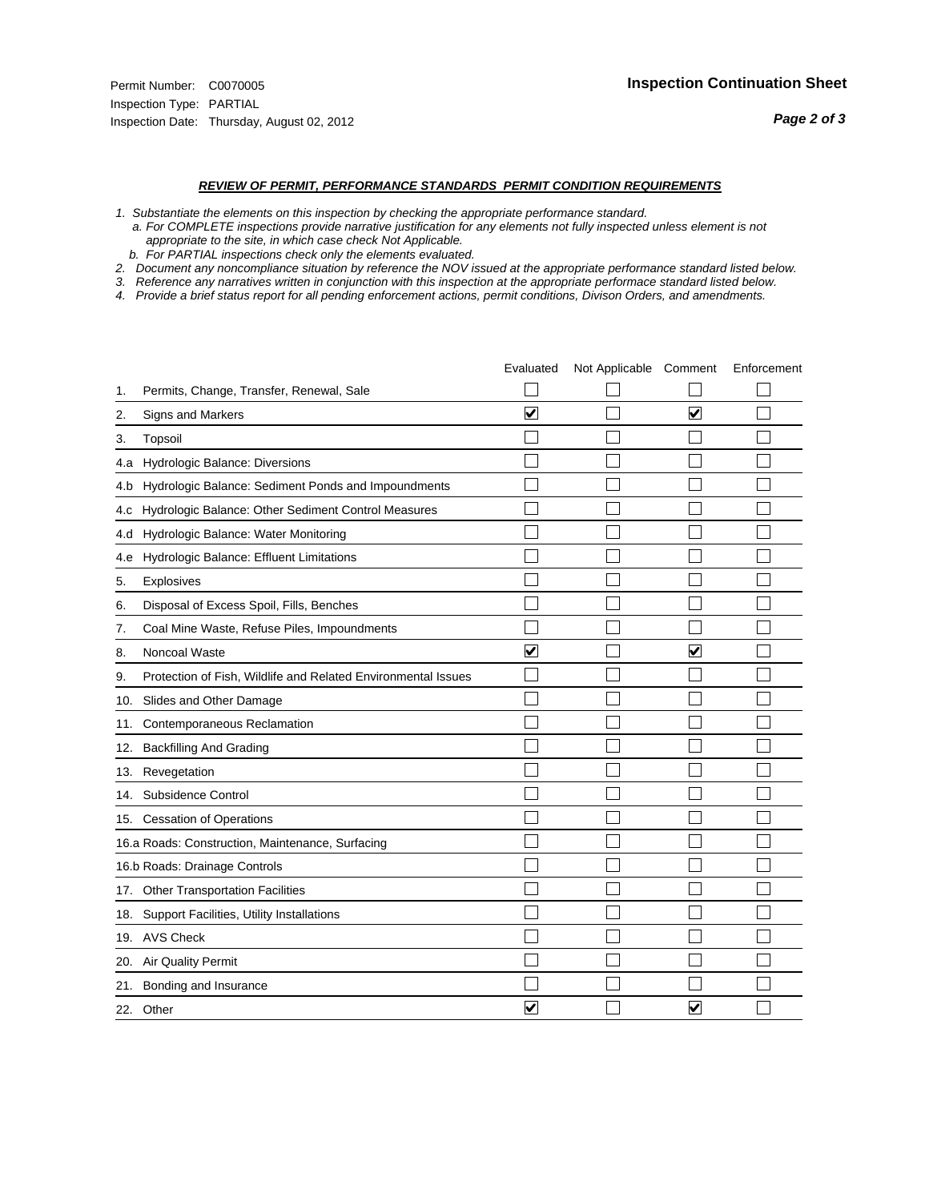Permit Number: C0070005
Inspection Type: PARTIAL
Inspection Date: Thursday, August 02, 2012

**Inspection Continuation Sheet**

***Page 2 of 3***

***REVIEW OF PERMIT, PERFORMANCE STANDARDS PERMIT CONDITION REQUIREMENTS***

*1. Substantiate the elements on this inspection by checking the appropriate performance standard.*
*a. For COMPLETE inspections provide narrative justification for any elements not fully inspected unless element is not appropriate to the site, in which case check Not Applicable.*
*b. For PARTIAL inspections check only the elements evaluated.*
*2. Document any noncompliance situation by reference the NOV issued at the appropriate performance standard listed below.*
*3. Reference any narratives written in conjunction with this inspection at the appropriate performace standard listed below.*
*4. Provide a brief status report for all pending enforcement actions, permit conditions, Divison Orders, and amendments.*

| | Evaluated | Not Applicable | Comment | Enforcement |
|---|---|---|---|---|
| 1. Permits, Change, Transfer, Renewal, Sale | ☐ | ☐ | ☐ | ☐ |
| 2. Signs and Markers | ☑ | ☐ | ☑ | ☐ |
| 3. Topsoil | ☐ | ☐ | ☐ | ☐ |
| 4.a Hydrologic Balance: Diversions | ☐ | ☐ | ☐ | ☐ |
| 4.b Hydrologic Balance: Sediment Ponds and Impoundments | ☐ | ☐ | ☐ | ☐ |
| 4.c Hydrologic Balance: Other Sediment Control Measures | ☐ | ☐ | ☐ | ☐ |
| 4.d Hydrologic Balance: Water Monitoring | ☐ | ☐ | ☐ | ☐ |
| 4.e Hydrologic Balance: Effluent Limitations | ☐ | ☐ | ☐ | ☐ |
| 5. Explosives | ☐ | ☐ | ☐ | ☐ |
| 6. Disposal of Excess Spoil, Fills, Benches | ☐ | ☐ | ☐ | ☐ |
| 7. Coal Mine Waste, Refuse Piles, Impoundments | ☐ | ☐ | ☐ | ☐ |
| 8. Noncoal Waste | ☑ | ☐ | ☑ | ☐ |
| 9. Protection of Fish, Wildlife and Related Environmental Issues | ☐ | ☐ | ☐ | ☐ |
| 10. Slides and Other Damage | ☐ | ☐ | ☐ | ☐ |
| 11. Contemporaneous Reclamation | ☐ | ☐ | ☐ | ☐ |
| 12. Backfilling And Grading | ☐ | ☐ | ☐ | ☐ |
| 13. Revegetation | ☐ | ☐ | ☐ | ☐ |
| 14. Subsidence Control | ☐ | ☐ | ☐ | ☐ |
| 15. Cessation of Operations | ☐ | ☐ | ☐ | ☐ |
| 16.a Roads: Construction, Maintenance, Surfacing | ☐ | ☐ | ☐ | ☐ |
| 16.b Roads: Drainage Controls | ☐ | ☐ | ☐ | ☐ |
| 17. Other Transportation Facilities | ☐ | ☐ | ☐ | ☐ |
| 18. Support Facilities, Utility Installations | ☐ | ☐ | ☐ | ☐ |
| 19. AVS Check | ☐ | ☐ | ☐ | ☐ |
| 20. Air Quality Permit | ☐ | ☐ | ☐ | ☐ |
| 21. Bonding and Insurance | ☐ | ☐ | ☐ | ☐ |
| 22. Other | ☑ | ☐ | ☑ | ☐ |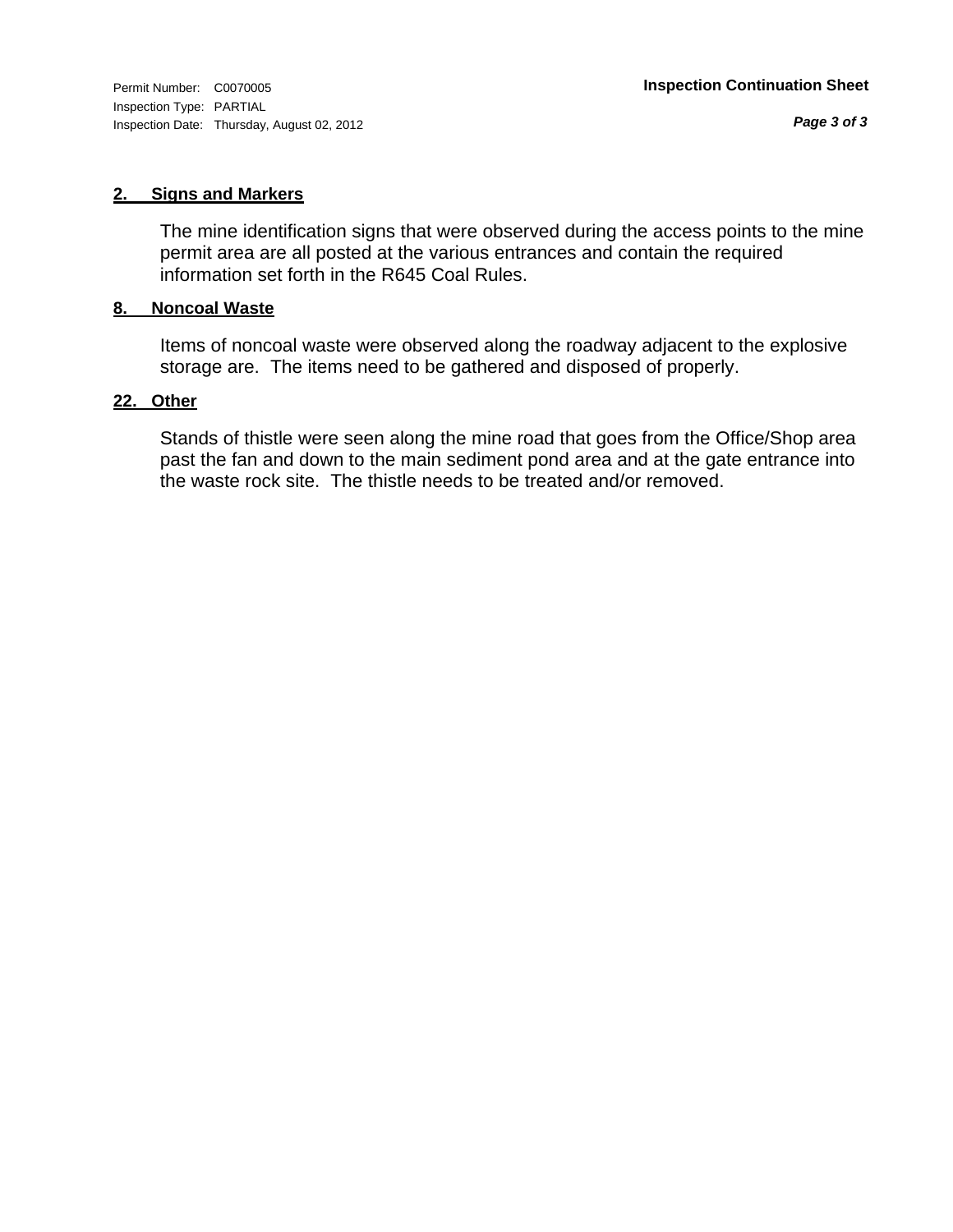Permit Number: C0070005
Inspection Type: PARTIAL
Inspection Date: Thursday, August 02, 2012

**Inspection Continuation Sheet**

**2. Signs and Markers**

The mine identification signs that were observed during the access points to the mine permit area are all posted at the various entrances and contain the required information set forth in the R645 Coal Rules.

**8. Noncoal Waste**

Items of noncoal waste were observed along the roadway adjacent to the explosive storage are. The items need to be gathered and disposed of properly.

**22. Other**

Stands of thistle were seen along the mine road that goes from the Office/Shop area past the fan and down to the main sediment pond area and at the gate entrance into the waste rock site. The thistle needs to be treated and/or removed.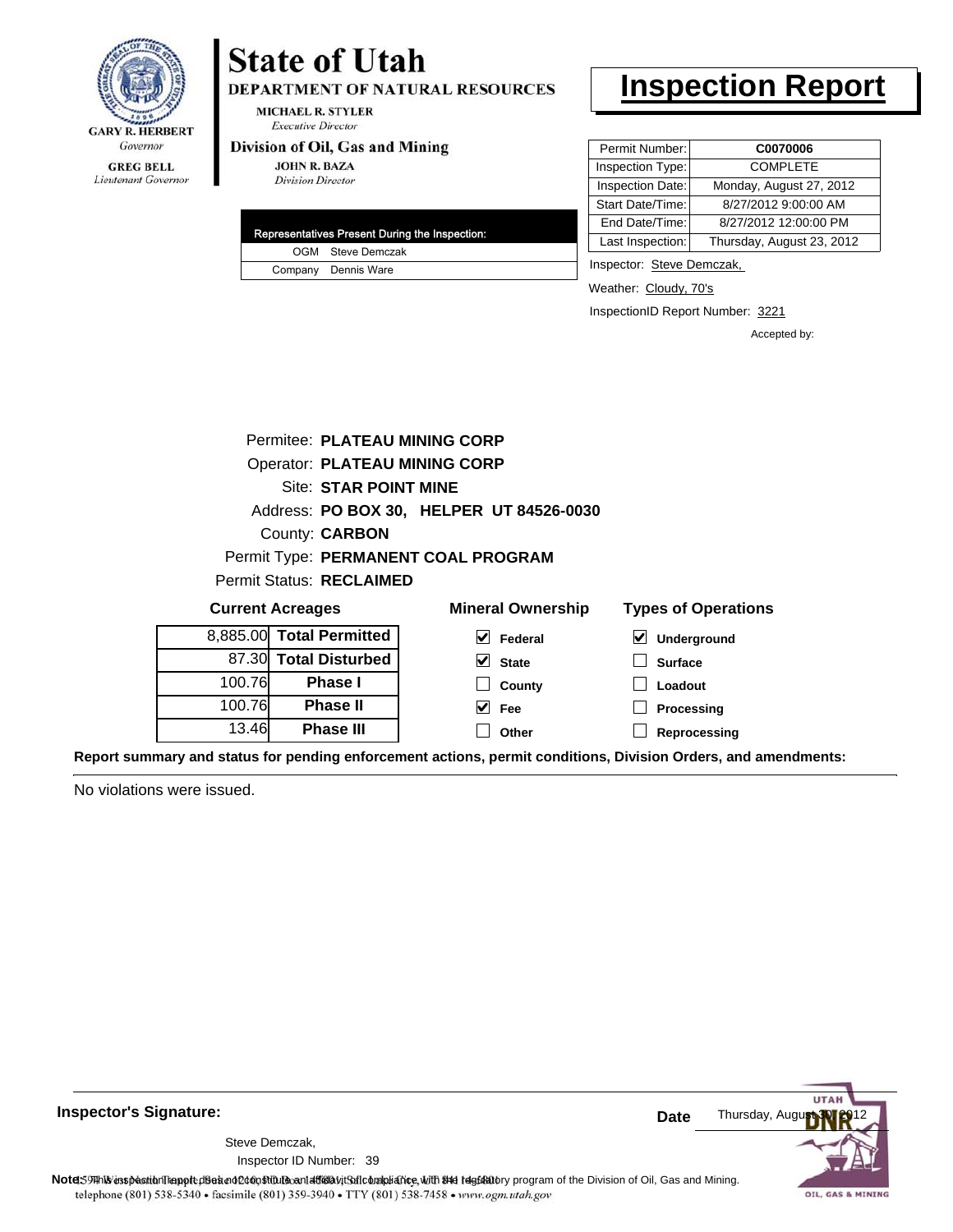GARY R. HERBERT
*Governor*

GREG BELL
*Lieutenant Governor*

# State of Utah

**DEPARTMENT OF NATURAL RESOURCES**

MICHAEL R. STYLER
*Executive Director*

**Division of Oil, Gas and Mining**

JOHN R. BAZA
*Division Director*

# Inspection Report

| Representatives Present During the Inspection: | |
|---|---|
| OGM | Steve Demczak |
| Company | Dennis Ware |

| | |
|---|---|
| Permit Number: | **C0070006** |
| Inspection Type: | COMPLETE |
| Inspection Date: | Monday, August 27, 2012 |
| Start Date/Time: | 8/27/2012 9:00:00 AM |
| End Date/Time: | 8/27/2012 12:00:00 PM |
| Last Inspection: | Thursday, August 23, 2012 |

Inspector: Steve Demczak,

Weather: Cloudy, 70's

InspectionID Report Number: 3221

Accepted by:

Permitee: **PLATEAU MINING CORP**
Operator: **PLATEAU MINING CORP**
Site: **STAR POINT MINE**
Address: **PO BOX 30, HELPER UT 84526-0030**
County: **CARBON**
Permit Type: **PERMANENT COAL PROGRAM**
Permit Status: **RECLAIMED**

**Current Acreages**

| | |
|---|---|
| 8,885.00 | **Total Permitted** |
| 87.30 | **Total Disturbed** |
| 100.76 | **Phase I** |
| 100.76 | **Phase II** |
| 13.46 | **Phase III** |

**Mineral Ownership**

- [x] Federal
- [x] State
- [ ] County
- [x] Fee
- [ ] Other

**Types of Operations**

- [x] Underground
- [ ] Surface
- [ ] Loadout
- [ ] Processing
- [ ] Reprocessing

**Report summary and status for pending enforcement actions, permit conditions, Division Orders, and amendments:**

No violations were issued.

**Inspector's Signature:**

Steve Demczak,
Inspector ID Number: 39

**Date** Thursday, August 30, 2012

**Note:** This inspection report does not constitute an affidavit of compliance with the regulatory program of the Division of Oil, Gas and Mining.
telephone (801) 538-5340 • facsimile (801) 359-3940 • TTY (801) 538-7458 • www.ogm.utah.gov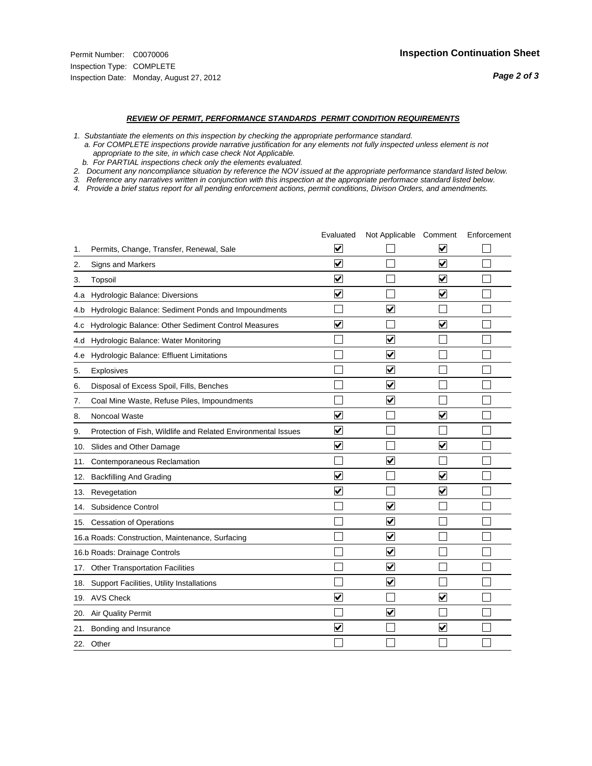Permit Number: C0070006
Inspection Type: COMPLETE
Inspection Date: Monday, August 27, 2012

## Inspection Continuation Sheet

***Page 2 of 3***

### ***REVIEW OF PERMIT, PERFORMANCE STANDARDS PERMIT CONDITION REQUIREMENTS***

*1. Substantiate the elements on this inspection by checking the appropriate performance standard.*
*a. For COMPLETE inspections provide narrative justification for any elements not fully inspected unless element is not appropriate to the site, in which case check Not Applicable.*
*b. For PARTIAL inspections check only the elements evaluated.*
*2. Document any noncompliance situation by reference the NOV issued at the appropriate performance standard listed below.*
*3. Reference any narratives written in conjunction with this inspection at the appropriate performace standard listed below.*
*4. Provide a brief status report for all pending enforcement actions, permit conditions, Divison Orders, and amendments.*

| | Evaluated | Not Applicable | Comment | Enforcement |
|---|---|---|---|---|
| 1. Permits, Change, Transfer, Renewal, Sale | ☑ | ☐ | ☑ | ☐ |
| 2. Signs and Markers | ☑ | ☐ | ☑ | ☐ |
| 3. Topsoil | ☑ | ☐ | ☑ | ☐ |
| 4.a Hydrologic Balance: Diversions | ☑ | ☐ | ☑ | ☐ |
| 4.b Hydrologic Balance: Sediment Ponds and Impoundments | ☐ | ☑ | ☐ | ☐ |
| 4.c Hydrologic Balance: Other Sediment Control Measures | ☑ | ☐ | ☑ | ☐ |
| 4.d Hydrologic Balance: Water Monitoring | ☐ | ☑ | ☐ | ☐ |
| 4.e Hydrologic Balance: Effluent Limitations | ☐ | ☑ | ☐ | ☐ |
| 5. Explosives | ☐ | ☑ | ☐ | ☐ |
| 6. Disposal of Excess Spoil, Fills, Benches | ☐ | ☑ | ☐ | ☐ |
| 7. Coal Mine Waste, Refuse Piles, Impoundments | ☐ | ☑ | ☐ | ☐ |
| 8. Noncoal Waste | ☑ | ☐ | ☑ | ☐ |
| 9. Protection of Fish, Wildlife and Related Environmental Issues | ☑ | ☐ | ☐ | ☐ |
| 10. Slides and Other Damage | ☑ | ☐ | ☑ | ☐ |
| 11. Contemporaneous Reclamation | ☐ | ☑ | ☐ | ☐ |
| 12. Backfilling And Grading | ☑ | ☐ | ☑ | ☐ |
| 13. Revegetation | ☑ | ☐ | ☑ | ☐ |
| 14. Subsidence Control | ☐ | ☑ | ☐ | ☐ |
| 15. Cessation of Operations | ☐ | ☑ | ☐ | ☐ |
| 16.a Roads: Construction, Maintenance, Surfacing | ☐ | ☑ | ☐ | ☐ |
| 16.b Roads: Drainage Controls | ☐ | ☑ | ☐ | ☐ |
| 17. Other Transportation Facilities | ☐ | ☑ | ☐ | ☐ |
| 18. Support Facilities, Utility Installations | ☐ | ☑ | ☐ | ☐ |
| 19. AVS Check | ☑ | ☐ | ☑ | ☐ |
| 20. Air Quality Permit | ☐ | ☑ | ☐ | ☐ |
| 21. Bonding and Insurance | ☑ | ☐ | ☑ | ☐ |
| 22. Other | ☐ | ☐ | ☐ | ☐ |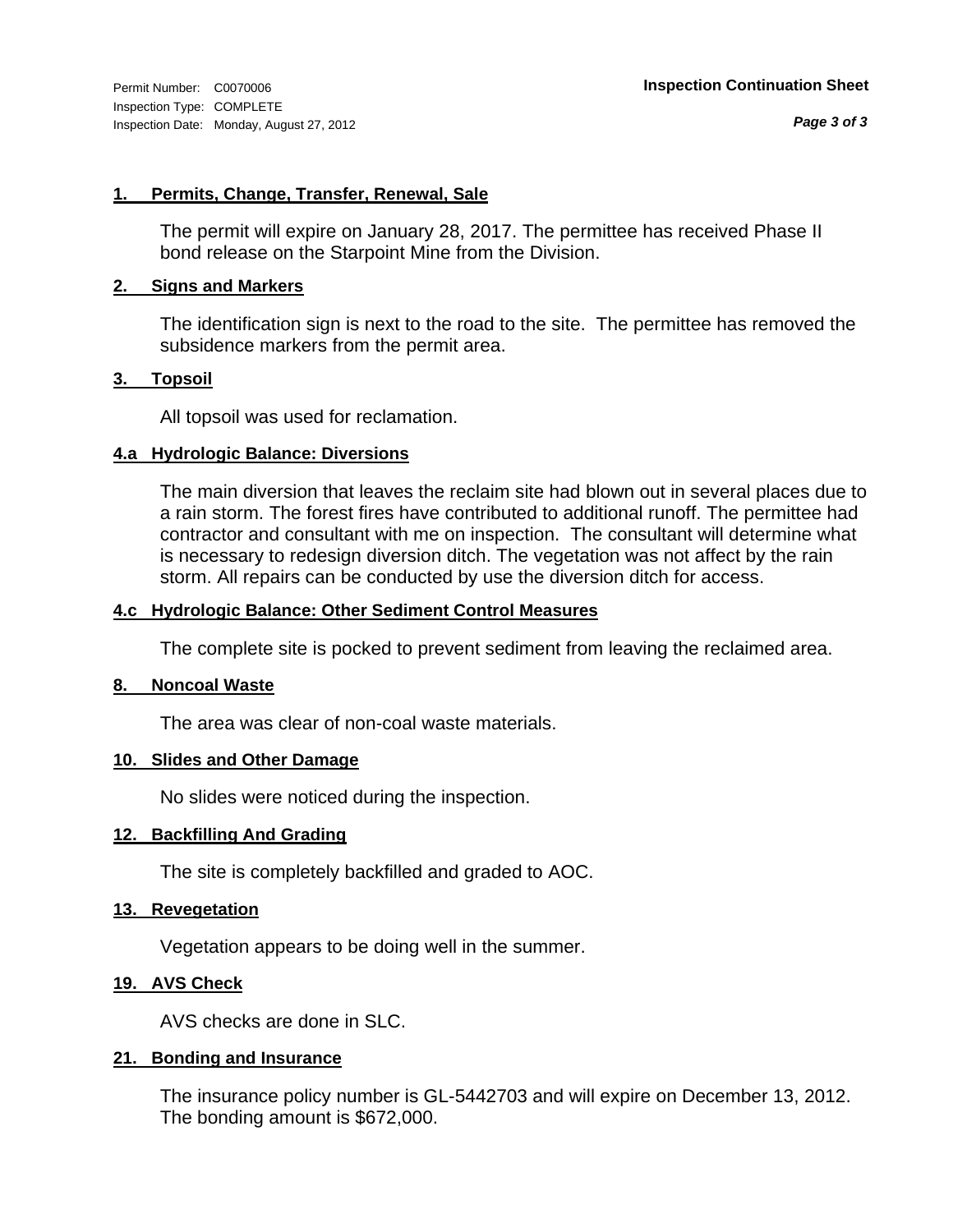Permit Number: C0070006
Inspection Type: COMPLETE
Inspection Date: Monday, August 27, 2012

**Inspection Continuation Sheet**

### 1. Permits, Change, Transfer, Renewal, Sale

The permit will expire on January 28, 2017. The permittee has received Phase II bond release on the Starpoint Mine from the Division.

### 2. Signs and Markers

The identification sign is next to the road to the site. The permittee has removed the subsidence markers from the permit area.

### 3. Topsoil

All topsoil was used for reclamation.

### 4.a Hydrologic Balance: Diversions

The main diversion that leaves the reclaim site had blown out in several places due to a rain storm. The forest fires have contributed to additional runoff. The permittee had contractor and consultant with me on inspection. The consultant will determine what is necessary to redesign diversion ditch. The vegetation was not affect by the rain storm. All repairs can be conducted by use the diversion ditch for access.

### 4.c Hydrologic Balance: Other Sediment Control Measures

The complete site is pocked to prevent sediment from leaving the reclaimed area.

### 8. Noncoal Waste

The area was clear of non-coal waste materials.

### 10. Slides and Other Damage

No slides were noticed during the inspection.

### 12. Backfilling And Grading

The site is completely backfilled and graded to AOC.

### 13. Revegetation

Vegetation appears to be doing well in the summer.

### 19. AVS Check

AVS checks are done in SLC.

### 21. Bonding and Insurance

The insurance policy number is GL-5442703 and will expire on December 13, 2012. The bonding amount is $672,000.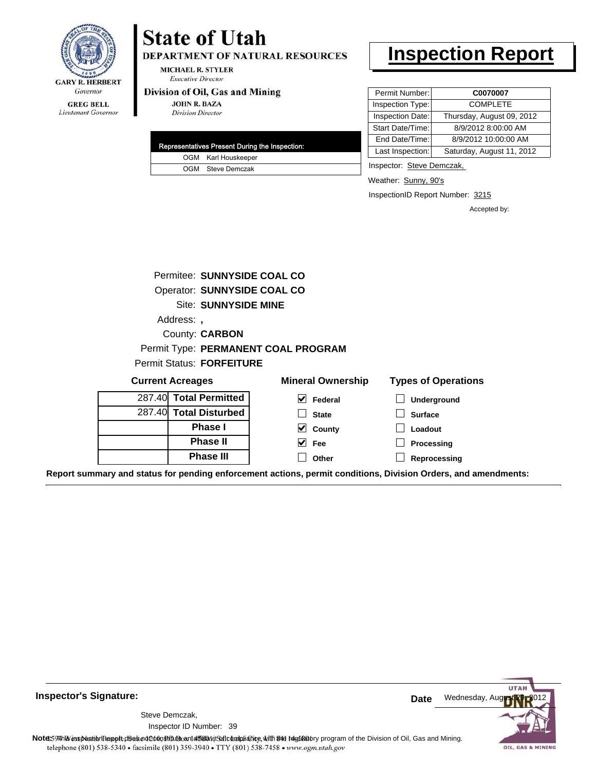GARY R. HERBERT
*Governor*

GREG BELL
*Lieutenant Governor*

# State of Utah

**DEPARTMENT OF NATURAL RESOURCES**

MICHAEL R. STYLER
*Executive Director*

**Division of Oil, Gas and Mining**

JOHN R. BAZA
*Division Director*

# Inspection Report

| Permit Number: | C0070007 |
| --- | --- |
| Inspection Type: | COMPLETE |
| Inspection Date: | Thursday, August 09, 2012 |
| Start Date/Time: | 8/9/2012 8:00:00 AM |
| End Date/Time: | 8/9/2012 10:00:00 AM |
| Last Inspection: | Saturday, August 11, 2012 |

| Representatives Present During the Inspection: | |
| --- | --- |
| OGM | Karl Houskeeper |
| OGM | Steve Demczak |

Inspector: Steve Demczak,

Weather: Sunny, 90's

InspectionID Report Number: 3215

Accepted by:

Permitee: **SUNNYSIDE COAL CO**
Operator: **SUNNYSIDE COAL CO**
Site: **SUNNYSIDE MINE**
Address: **,**
County: **CARBON**
Permit Type: **PERMANENT COAL PROGRAM**
Permit Status: **FORFEITURE**

**Current Acreages**

| | |
| --- | --- |
| 287.40 | **Total Permitted** |
| 287.40 | **Total Disturbed** |
| | **Phase I** |
| | **Phase II** |
| | **Phase III** |

**Mineral Ownership**

- [x] Federal
- [ ] State
- [x] County
- [x] Fee
- [ ] Other

**Types of Operations**

- [ ] Underground
- [ ] Surface
- [ ] Loadout
- [ ] Processing
- [ ] Reprocessing

**Report summary and status for pending enforcement actions, permit conditions, Division Orders, and amendments:**

**Inspector's Signature:**

Steve Demczak,
Inspector ID Number: 39

**Date** Wednesday, August 29, 2012

**Note:** This inspection report does not constitute an affidavit of compliance with the regulatory program of the Division of Oil, Gas and Mining.
telephone (801) 538-5340 • facsimile (801) 359-3940 • TTY (801) 538-7458 • www.ogm.utah.gov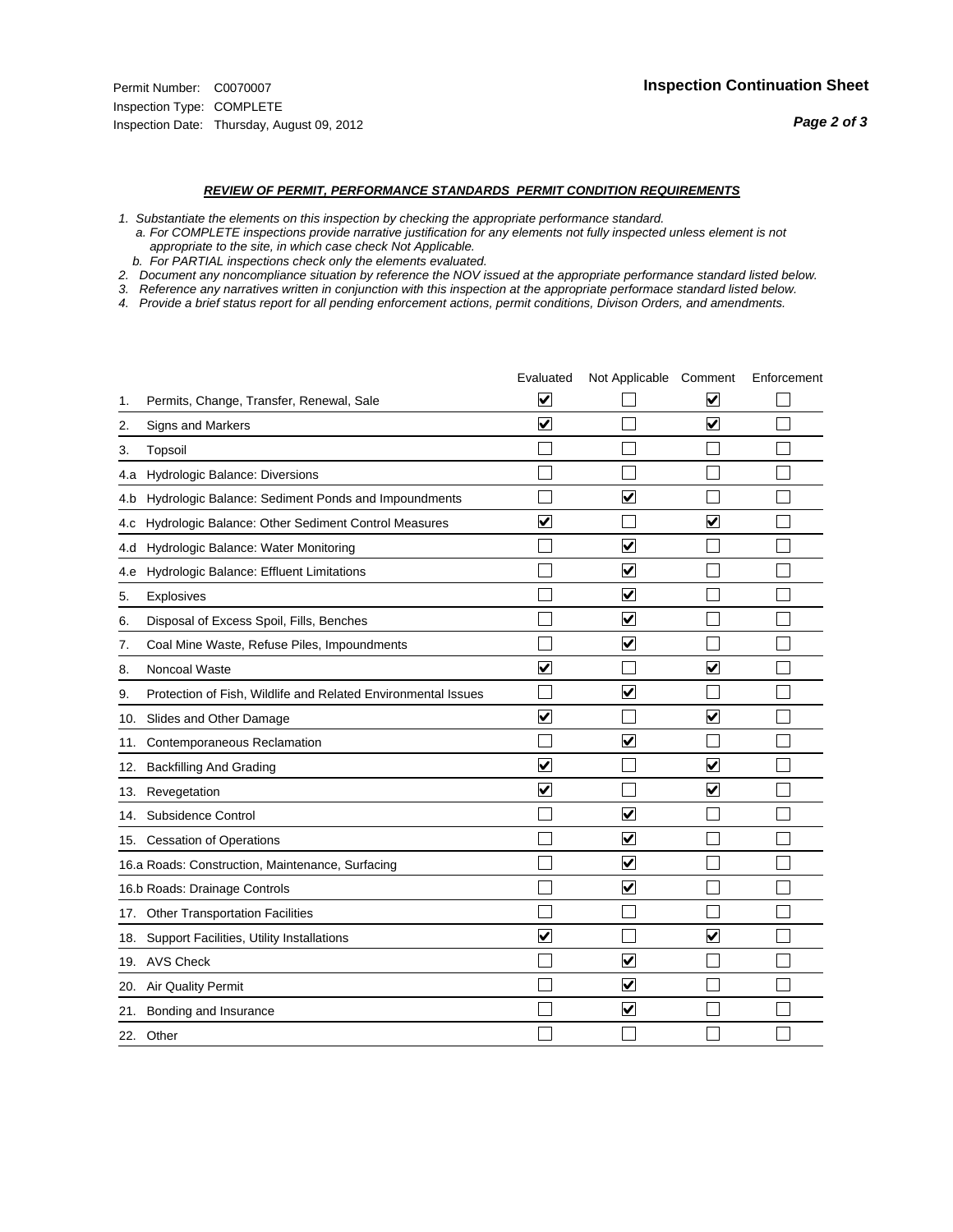Permit Number: C0070007
Inspection Type: COMPLETE
Inspection Date: Thursday, August 09, 2012

**Inspection Continuation Sheet**

***REVIEW OF PERMIT, PERFORMANCE STANDARDS PERMIT CONDITION REQUIREMENTS***

*1. Substantiate the elements on this inspection by checking the appropriate performance standard.*
*a. For COMPLETE inspections provide narrative justification for any elements not fully inspected unless element is not appropriate to the site, in which case check Not Applicable.*
*b. For PARTIAL inspections check only the elements evaluated.*
*2. Document any noncompliance situation by reference the NOV issued at the appropriate performance standard listed below.*
*3. Reference any narratives written in conjunction with this inspection at the appropriate performace standard listed below.*
*4. Provide a brief status report for all pending enforcement actions, permit conditions, Divison Orders, and amendments.*

| | | Evaluated | Not Applicable | Comment | Enforcement |
|---|---|---|---|---|---|
| 1. | Permits, Change, Transfer, Renewal, Sale | ☑ | ☐ | ☑ | ☐ |
| 2. | Signs and Markers | ☑ | ☐ | ☑ | ☐ |
| 3. | Topsoil | ☐ | ☐ | ☐ | ☐ |
| 4.a | Hydrologic Balance: Diversions | ☐ | ☐ | ☐ | ☐ |
| 4.b | Hydrologic Balance: Sediment Ponds and Impoundments | ☐ | ☑ | ☐ | ☐ |
| 4.c | Hydrologic Balance: Other Sediment Control Measures | ☑ | ☐ | ☑ | ☐ |
| 4.d | Hydrologic Balance: Water Monitoring | ☐ | ☑ | ☐ | ☐ |
| 4.e | Hydrologic Balance: Effluent Limitations | ☐ | ☑ | ☐ | ☐ |
| 5. | Explosives | ☐ | ☑ | ☐ | ☐ |
| 6. | Disposal of Excess Spoil, Fills, Benches | ☐ | ☑ | ☐ | ☐ |
| 7. | Coal Mine Waste, Refuse Piles, Impoundments | ☐ | ☑ | ☐ | ☐ |
| 8. | Noncoal Waste | ☑ | ☐ | ☑ | ☐ |
| 9. | Protection of Fish, Wildlife and Related Environmental Issues | ☐ | ☑ | ☐ | ☐ |
| 10. | Slides and Other Damage | ☑ | ☐ | ☑ | ☐ |
| 11. | Contemporaneous Reclamation | ☐ | ☑ | ☐ | ☐ |
| 12. | Backfilling And Grading | ☑ | ☐ | ☑ | ☐ |
| 13. | Revegetation | ☑ | ☐ | ☑ | ☐ |
| 14. | Subsidence Control | ☐ | ☑ | ☐ | ☐ |
| 15. | Cessation of Operations | ☐ | ☑ | ☐ | ☐ |
| 16.a | Roads: Construction, Maintenance, Surfacing | ☐ | ☑ | ☐ | ☐ |
| 16.b | Roads: Drainage Controls | ☐ | ☑ | ☐ | ☐ |
| 17. | Other Transportation Facilities | ☐ | ☐ | ☐ | ☐ |
| 18. | Support Facilities, Utility Installations | ☑ | ☐ | ☑ | ☐ |
| 19. | AVS Check | ☐ | ☑ | ☐ | ☐ |
| 20. | Air Quality Permit | ☐ | ☑ | ☐ | ☐ |
| 21. | Bonding and Insurance | ☐ | ☑ | ☐ | ☐ |
| 22. | Other | ☐ | ☐ | ☐ | ☐ |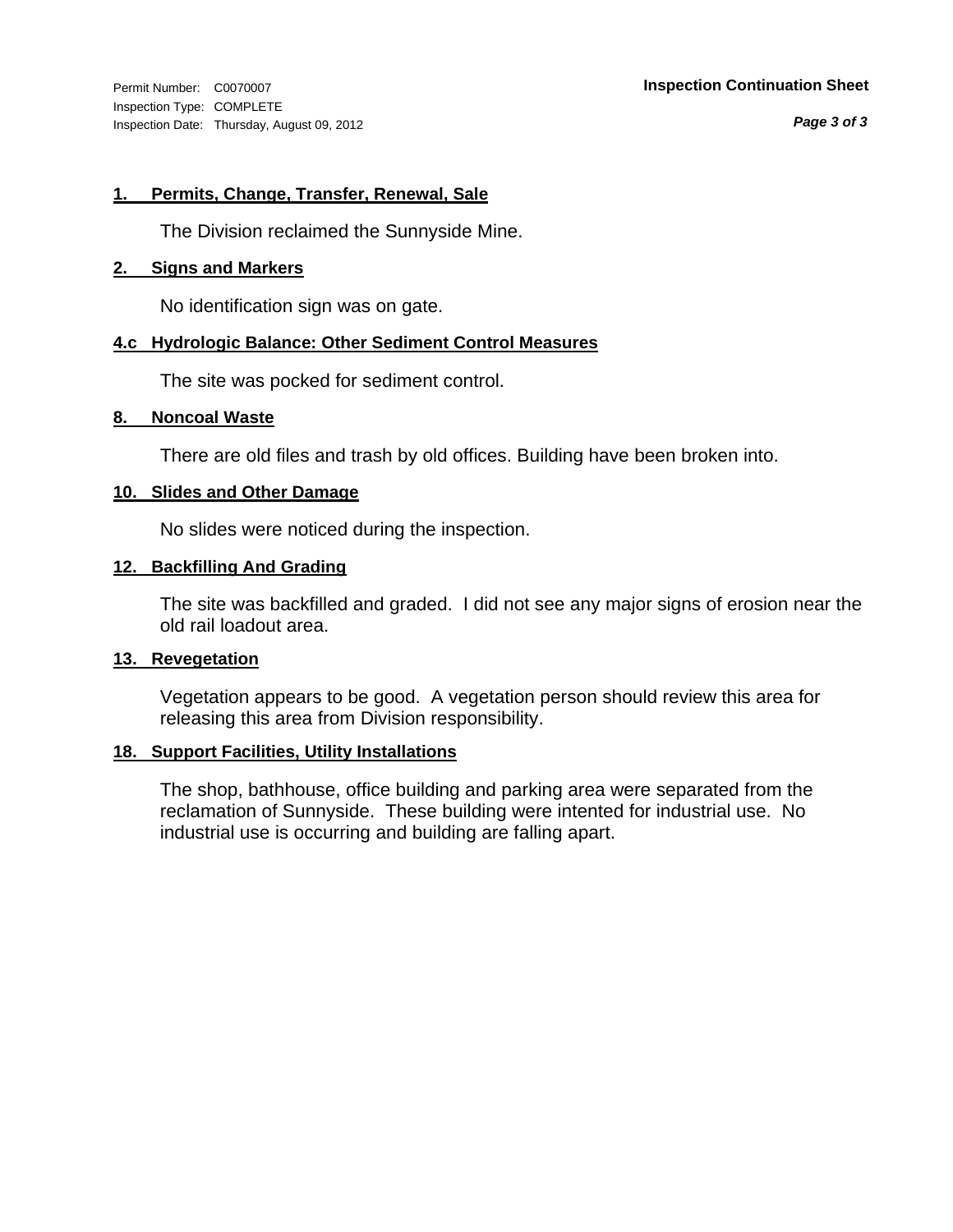Permit Number: C0070007
Inspection Type: COMPLETE
Inspection Date: Thursday, August 09, 2012

**Inspection Continuation Sheet**

### 1. Permits, Change, Transfer, Renewal, Sale

The Division reclaimed the Sunnyside Mine.

### 2. Signs and Markers

No identification sign was on gate.

### 4.c Hydrologic Balance: Other Sediment Control Measures

The site was pocked for sediment control.

### 8. Noncoal Waste

There are old files and trash by old offices. Building have been broken into.

### 10. Slides and Other Damage

No slides were noticed during the inspection.

### 12. Backfilling And Grading

The site was backfilled and graded. I did not see any major signs of erosion near the old rail loadout area.

### 13. Revegetation

Vegetation appears to be good. A vegetation person should review this area for releasing this area from Division responsibility.

### 18. Support Facilities, Utility Installations

The shop, bathhouse, office building and parking area were separated from the reclamation of Sunnyside. These building were intented for industrial use. No industrial use is occurring and building are falling apart.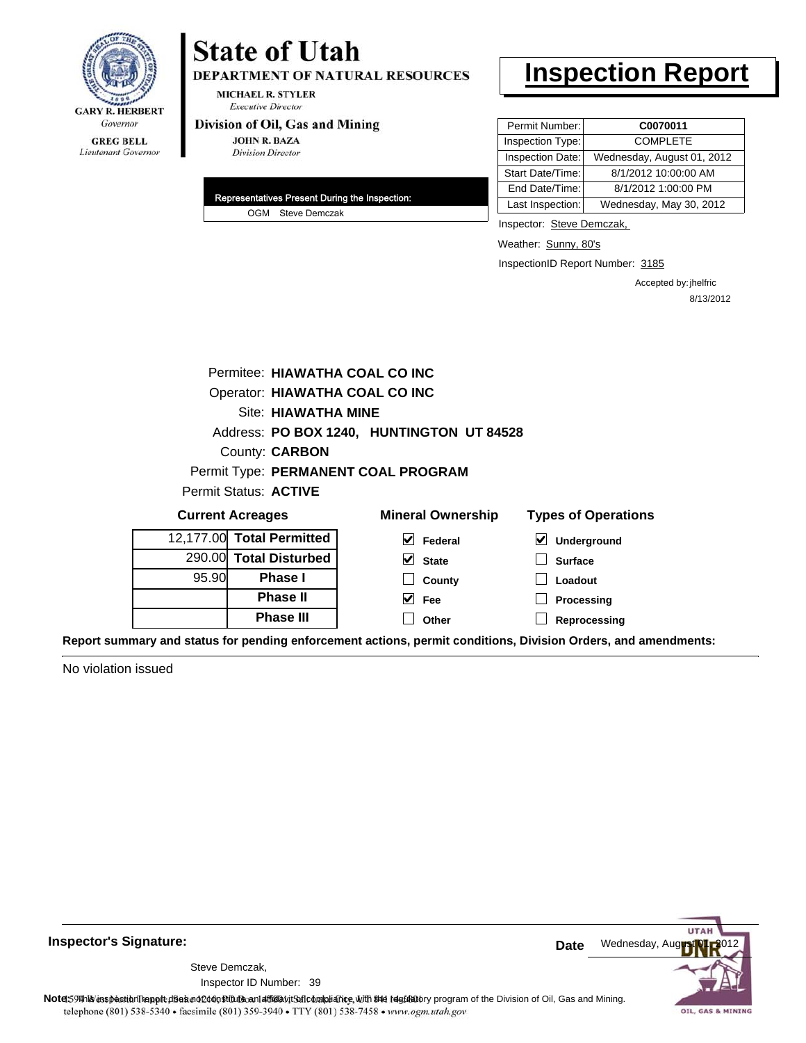GARY R. HERBERT
*Governor*

GREG BELL
*Lieutenant Governor*

# State of Utah

**DEPARTMENT OF NATURAL RESOURCES**

MICHAEL R. STYLER
*Executive Director*

**Division of Oil, Gas and Mining**

JOHN R. BAZA
*Division Director*

# Inspection Report

| Permit Number: | **C0070011** |
|---|---|
| Inspection Type: | COMPLETE |
| Inspection Date: | Wednesday, August 01, 2012 |
| Start Date/Time: | 8/1/2012 10:00:00 AM |
| End Date/Time: | 8/1/2012 1:00:00 PM |
| Last Inspection: | Wednesday, May 30, 2012 |

**Representatives Present During the Inspection:**

OGM Steve Demczak

Inspector: Steve Demczak,

Weather: Sunny, 80's

InspectionID Report Number: 3185

Accepted by: jhelfric
8/13/2012

Permitee: **HIAWATHA COAL CO INC**
Operator: **HIAWATHA COAL CO INC**
Site: **HIAWATHA MINE**
Address: **PO BOX 1240, HUNTINGTON UT 84528**
County: **CARBON**
Permit Type: **PERMANENT COAL PROGRAM**
Permit Status: **ACTIVE**

**Current Acreages**

| | |
|---|---|
| 12,177.00 | **Total Permitted** |
| 290.00 | **Total Disturbed** |
| 95.90 | **Phase I** |
| | **Phase II** |
| | **Phase III** |

**Mineral Ownership**

- [x] Federal
- [x] State
- [ ] County
- [x] Fee
- [ ] Other

**Types of Operations**

- [x] Underground
- [ ] Surface
- [ ] Loadout
- [ ] Processing
- [ ] Reprocessing

**Report summary and status for pending enforcement actions, permit conditions, Division Orders, and amendments:**

No violation issued

**Inspector's Signature:**

Steve Demczak,
Inspector ID Number: 39

**Date** Wednesday, August 01, 2012

**Note:** This inspection report does not constitute an affidavit of compliance with the regulatory program of the Division of Oil, Gas and Mining.

1594 West North Temple, Suite 1210, PO Box 145801, Salt Lake City, UT 84114-5801
telephone (801) 538-5340 • facsimile (801) 359-3940 • TTY (801) 538-7458 • www.ogm.utah.gov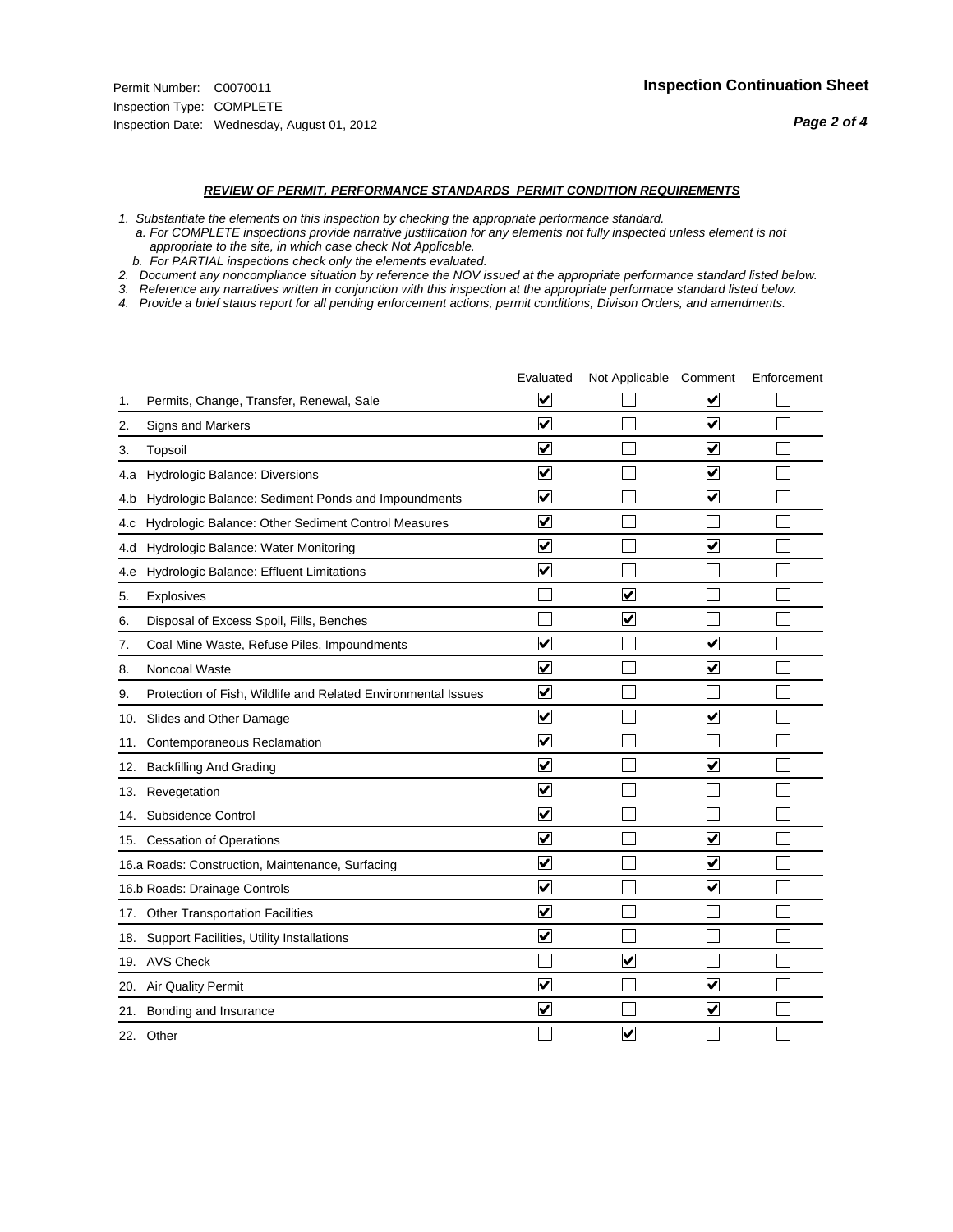Permit Number: C0070011
Inspection Type: COMPLETE
Inspection Date: Wednesday, August 01, 2012

## Inspection Continuation Sheet

*Page 2 of 4*

### *REVIEW OF PERMIT, PERFORMANCE STANDARDS PERMIT CONDITION REQUIREMENTS*

*1. Substantiate the elements on this inspection by checking the appropriate performance standard.*
*a. For COMPLETE inspections provide narrative justification for any elements not fully inspected unless element is not appropriate to the site, in which case check Not Applicable.*
*b. For PARTIAL inspections check only the elements evaluated.*
*2. Document any noncompliance situation by reference the NOV issued at the appropriate performance standard listed below.*
*3. Reference any narratives written in conjunction with this inspection at the appropriate performace standard listed below.*
*4. Provide a brief status report for all pending enforcement actions, permit conditions, Divison Orders, and amendments.*

| | Evaluated | Not Applicable | Comment | Enforcement |
|---|---|---|---|---|
| 1. Permits, Change, Transfer, Renewal, Sale | ☑ | ☐ | ☑ | ☐ |
| 2. Signs and Markers | ☑ | ☐ | ☑ | ☐ |
| 3. Topsoil | ☑ | ☐ | ☑ | ☐ |
| 4.a Hydrologic Balance: Diversions | ☑ | ☐ | ☑ | ☐ |
| 4.b Hydrologic Balance: Sediment Ponds and Impoundments | ☑ | ☐ | ☑ | ☐ |
| 4.c Hydrologic Balance: Other Sediment Control Measures | ☑ | ☐ | ☐ | ☐ |
| 4.d Hydrologic Balance: Water Monitoring | ☑ | ☐ | ☑ | ☐ |
| 4.e Hydrologic Balance: Effluent Limitations | ☑ | ☐ | ☐ | ☐ |
| 5. Explosives | ☐ | ☑ | ☐ | ☐ |
| 6. Disposal of Excess Spoil, Fills, Benches | ☐ | ☑ | ☐ | ☐ |
| 7. Coal Mine Waste, Refuse Piles, Impoundments | ☑ | ☐ | ☑ | ☐ |
| 8. Noncoal Waste | ☑ | ☐ | ☑ | ☐ |
| 9. Protection of Fish, Wildlife and Related Environmental Issues | ☑ | ☐ | ☐ | ☐ |
| 10. Slides and Other Damage | ☑ | ☐ | ☑ | ☐ |
| 11. Contemporaneous Reclamation | ☑ | ☐ | ☐ | ☐ |
| 12. Backfilling And Grading | ☑ | ☐ | ☑ | ☐ |
| 13. Revegetation | ☑ | ☐ | ☐ | ☐ |
| 14. Subsidence Control | ☑ | ☐ | ☐ | ☐ |
| 15. Cessation of Operations | ☑ | ☐ | ☑ | ☐ |
| 16.a Roads: Construction, Maintenance, Surfacing | ☑ | ☐ | ☑ | ☐ |
| 16.b Roads: Drainage Controls | ☑ | ☐ | ☑ | ☐ |
| 17. Other Transportation Facilities | ☑ | ☐ | ☐ | ☐ |
| 18. Support Facilities, Utility Installations | ☑ | ☐ | ☐ | ☐ |
| 19. AVS Check | ☐ | ☑ | ☐ | ☐ |
| 20. Air Quality Permit | ☑ | ☐ | ☑ | ☐ |
| 21. Bonding and Insurance | ☑ | ☐ | ☑ | ☐ |
| 22. Other | ☐ | ☑ | ☐ | ☐ |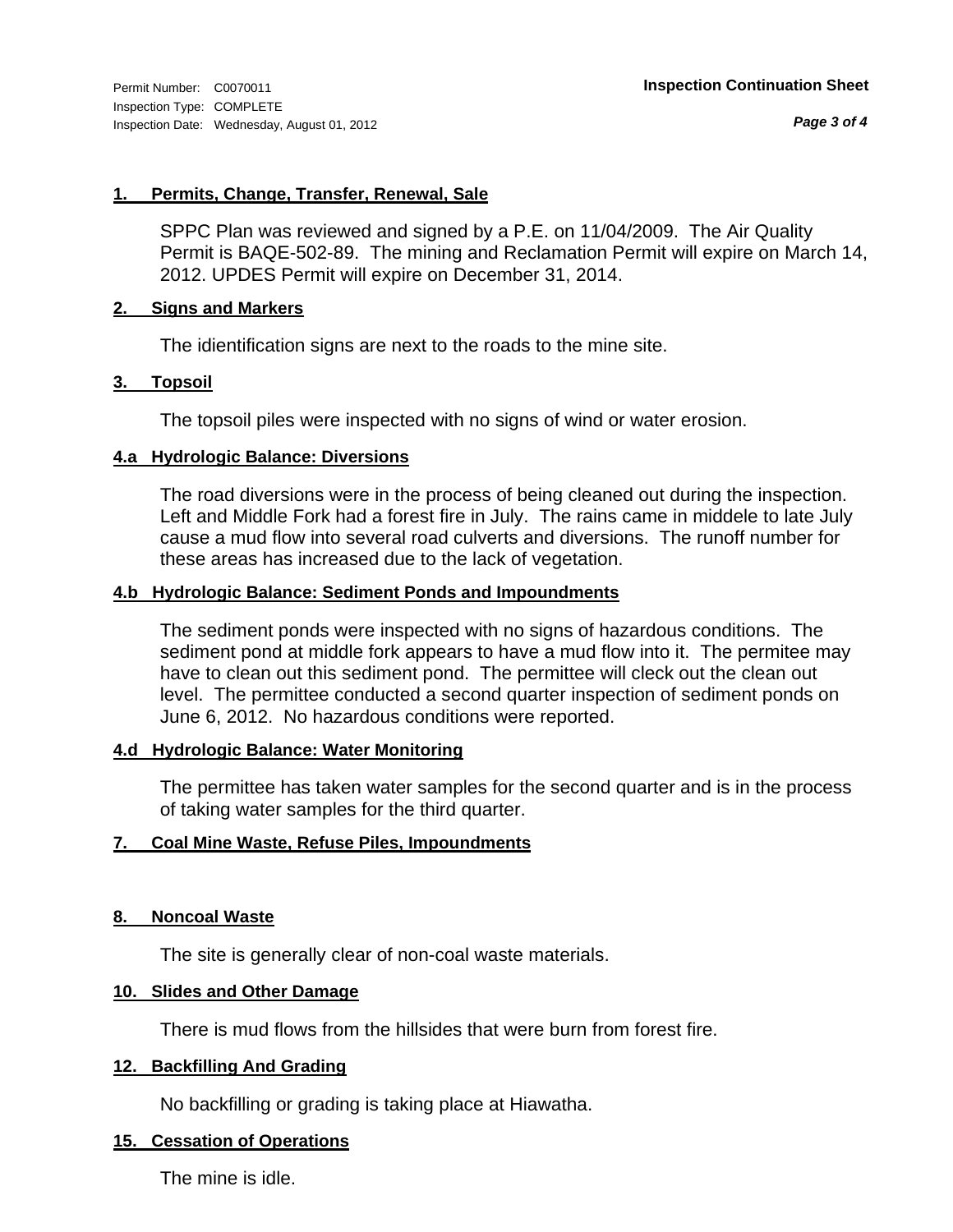Permit Number: C0070011
Inspection Type: COMPLETE
Inspection Date: Wednesday, August 01, 2012

**Inspection Continuation Sheet**

**1. Permits, Change, Transfer, Renewal, Sale**

SPPC Plan was reviewed and signed by a P.E. on 11/04/2009. The Air Quality Permit is BAQE-502-89. The mining and Reclamation Permit will expire on March 14, 2012. UPDES Permit will expire on December 31, 2014.

**2. Signs and Markers**

The idientification signs are next to the roads to the mine site.

**3. Topsoil**

The topsoil piles were inspected with no signs of wind or water erosion.

**4.a Hydrologic Balance: Diversions**

The road diversions were in the process of being cleaned out during the inspection. Left and Middle Fork had a forest fire in July. The rains came in middele to late July cause a mud flow into several road culverts and diversions. The runoff number for these areas has increased due to the lack of vegetation.

**4.b Hydrologic Balance: Sediment Ponds and Impoundments**

The sediment ponds were inspected with no signs of hazardous conditions. The sediment pond at middle fork appears to have a mud flow into it. The permitee may have to clean out this sediment pond. The permittee will cleck out the clean out level. The permittee conducted a second quarter inspection of sediment ponds on June 6, 2012. No hazardous conditions were reported.

**4.d Hydrologic Balance: Water Monitoring**

The permittee has taken water samples for the second quarter and is in the process of taking water samples for the third quarter.

**7. Coal Mine Waste, Refuse Piles, Impoundments**

**8. Noncoal Waste**

The site is generally clear of non-coal waste materials.

**10. Slides and Other Damage**

There is mud flows from the hillsides that were burn from forest fire.

**12. Backfilling And Grading**

No backfilling or grading is taking place at Hiawatha.

**15. Cessation of Operations**

The mine is idle.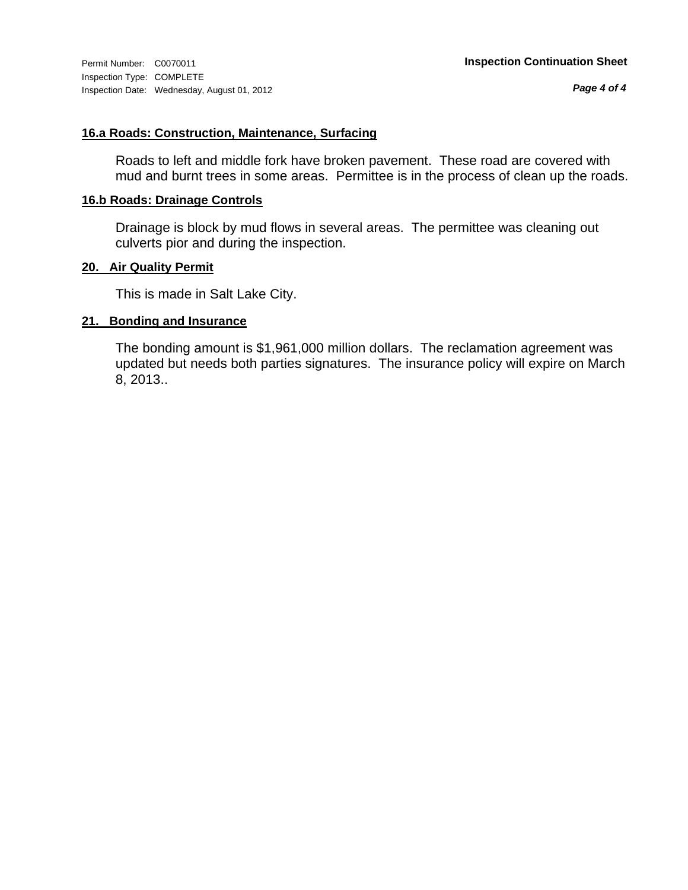Permit Number: C0070011
Inspection Type: COMPLETE
Inspection Date: Wednesday, August 01, 2012

**Inspection Continuation Sheet**

### 16.a Roads: Construction, Maintenance, Surfacing

Roads to left and middle fork have broken pavement. These road are covered with mud and burnt trees in some areas. Permittee is in the process of clean up the roads.

### 16.b Roads: Drainage Controls

Drainage is block by mud flows in several areas. The permittee was cleaning out culverts pior and during the inspection.

### 20. Air Quality Permit

This is made in Salt Lake City.

### 21. Bonding and Insurance

The bonding amount is $1,961,000 million dollars. The reclamation agreement was updated but needs both parties signatures. The insurance policy will expire on March 8, 2013..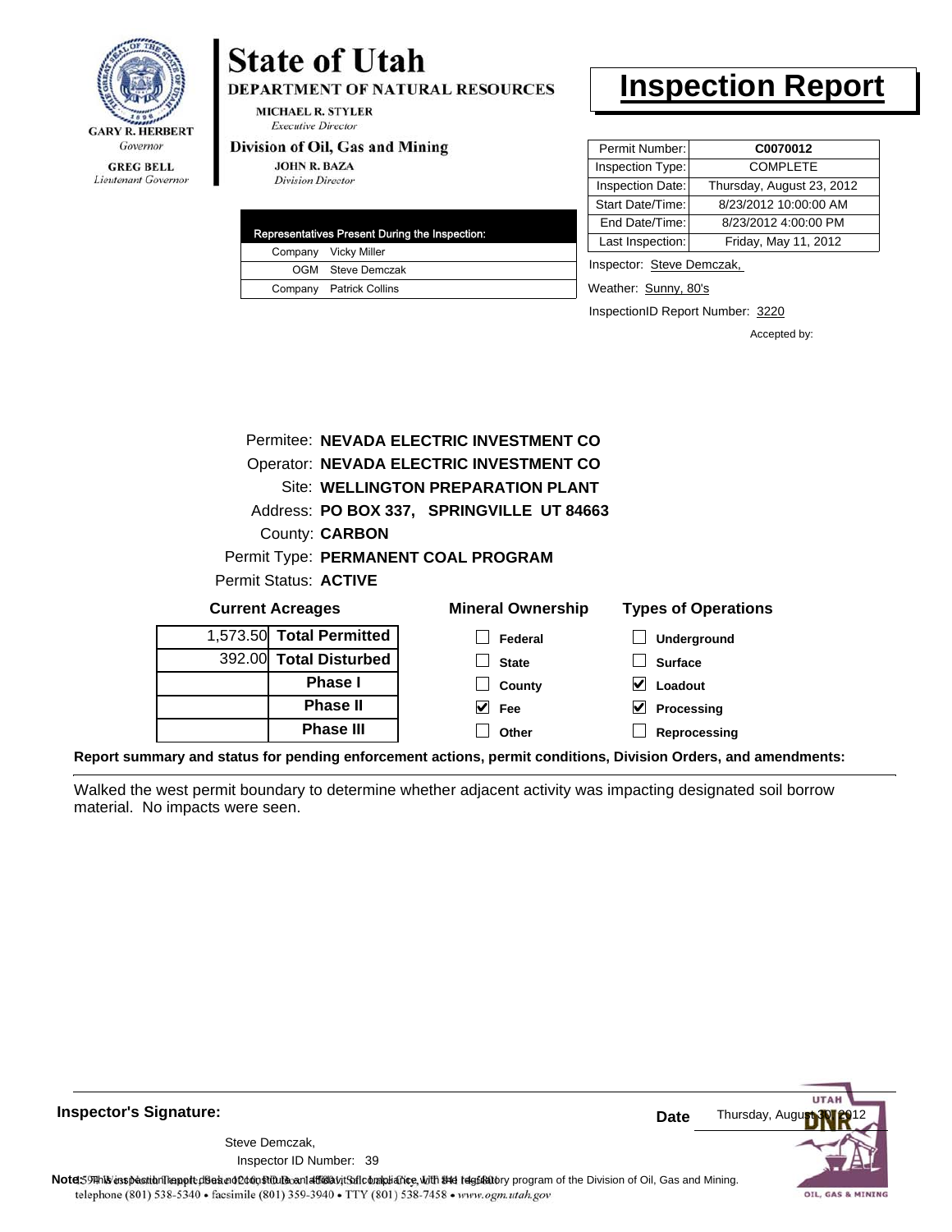GARY R. HERBERT
*Governor*

GREG BELL
*Lieutenant Governor*

# State of Utah

**DEPARTMENT OF NATURAL RESOURCES**

MICHAEL R. STYLER
*Executive Director*

**Division of Oil, Gas and Mining**

JOHN R. BAZA
*Division Director*

# Inspection Report

| Representatives Present During the Inspection: | |
|---|---|
| Company | Vicky Miller |
| OGM | Steve Demczak |
| Company | Patrick Collins |

| | |
|---|---|
| Permit Number: | **C0070012** |
| Inspection Type: | COMPLETE |
| Inspection Date: | Thursday, August 23, 2012 |
| Start Date/Time: | 8/23/2012 10:00:00 AM |
| End Date/Time: | 8/23/2012 4:00:00 PM |
| Last Inspection: | Friday, May 11, 2012 |

Inspector: Steve Demczak,

Weather: Sunny, 80's

InspectionID Report Number: 3220

Accepted by:

Permitee: **NEVADA ELECTRIC INVESTMENT CO**
Operator: **NEVADA ELECTRIC INVESTMENT CO**
Site: **WELLINGTON PREPARATION PLANT**
Address: **PO BOX 337, SPRINGVILLE UT 84663**
County: **CARBON**
Permit Type: **PERMANENT COAL PROGRAM**
Permit Status: **ACTIVE**

**Current Acreages**

| | |
|---|---|
| 1,573.50 | **Total Permitted** |
| 392.00 | **Total Disturbed** |
| | **Phase I** |
| | **Phase II** |
| | **Phase III** |

**Mineral Ownership**

- [ ] Federal
- [ ] State
- [ ] County
- [x] Fee
- [ ] Other

**Types of Operations**

- [ ] Underground
- [ ] Surface
- [x] Loadout
- [x] Processing
- [ ] Reprocessing

**Report summary and status for pending enforcement actions, permit conditions, Division Orders, and amendments:**

Walked the west permit boundary to determine whether adjacent activity was impacting designated soil borrow material. No impacts were seen.

**Inspector's Signature:**

Steve Demczak,
Inspector ID Number: 39

**Date** Thursday, August 30, 2012

**Note:** This inspection report does not constitute an affidavit of compliance with the regulatory program of the Division of Oil, Gas and Mining.
telephone (801) 538-5340 • facsimile (801) 359-3940 • TTY (801) 538-7458 • www.ogm.utah.gov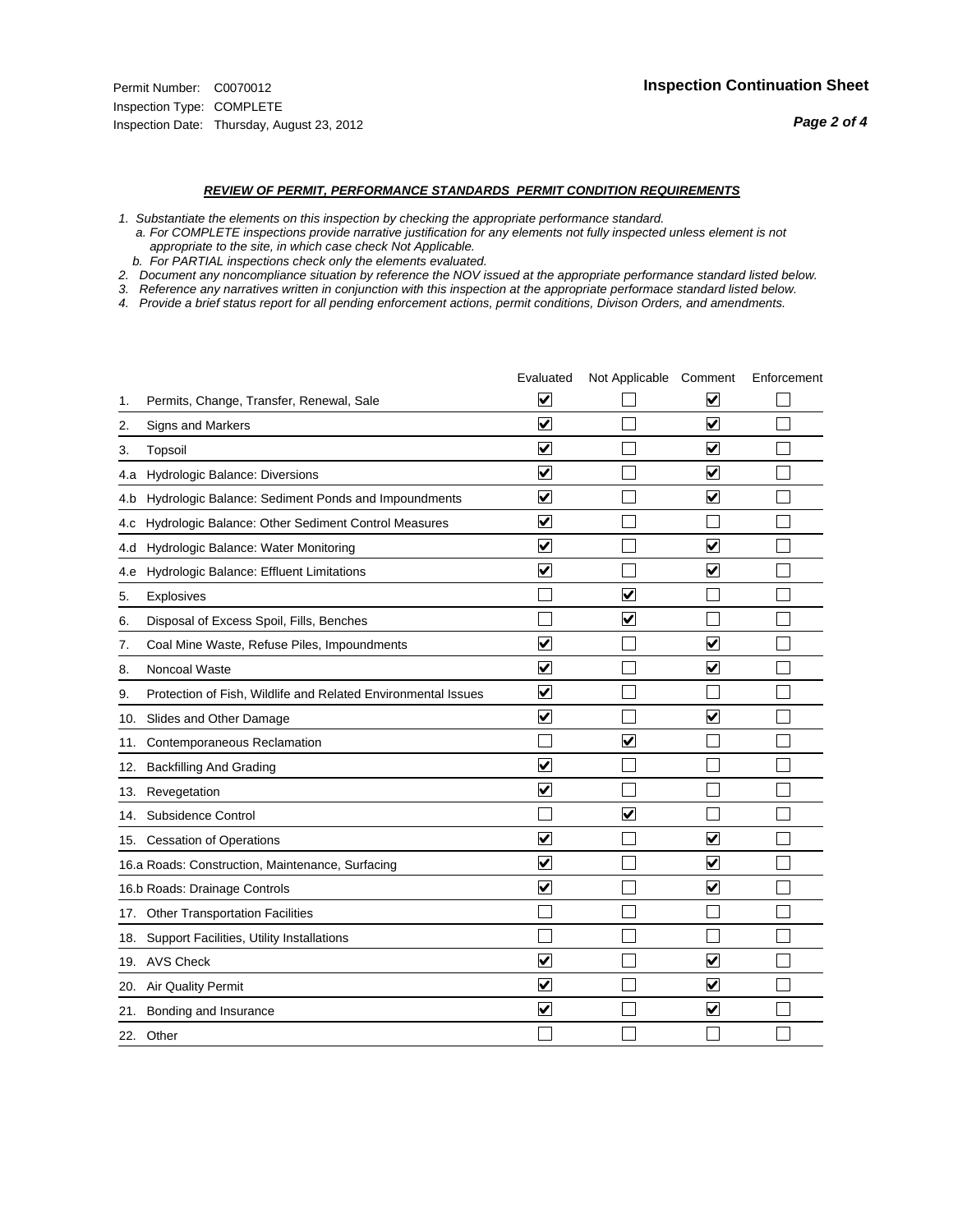Permit Number: C0070012
Inspection Type: COMPLETE
Inspection Date: Thursday, August 23, 2012

**Inspection Continuation Sheet**

***REVIEW OF PERMIT, PERFORMANCE STANDARDS PERMIT CONDITION REQUIREMENTS***

*1. Substantiate the elements on this inspection by checking the appropriate performance standard.*
*a. For COMPLETE inspections provide narrative justification for any elements not fully inspected unless element is not appropriate to the site, in which case check Not Applicable.*
*b. For PARTIAL inspections check only the elements evaluated.*
*2. Document any noncompliance situation by reference the NOV issued at the appropriate performance standard listed below.*
*3. Reference any narratives written in conjunction with this inspection at the appropriate performace standard listed below.*
*4. Provide a brief status report for all pending enforcement actions, permit conditions, Divison Orders, and amendments.*

| | Evaluated | Not Applicable | Comment | Enforcement |
|---|---|---|---|---|
| 1. Permits, Change, Transfer, Renewal, Sale | ☑ | ☐ | ☑ | ☐ |
| 2. Signs and Markers | ☑ | ☐ | ☑ | ☐ |
| 3. Topsoil | ☑ | ☐ | ☑ | ☐ |
| 4.a Hydrologic Balance: Diversions | ☑ | ☐ | ☑ | ☐ |
| 4.b Hydrologic Balance: Sediment Ponds and Impoundments | ☑ | ☐ | ☑ | ☐ |
| 4.c Hydrologic Balance: Other Sediment Control Measures | ☑ | ☐ | ☐ | ☐ |
| 4.d Hydrologic Balance: Water Monitoring | ☑ | ☐ | ☑ | ☐ |
| 4.e Hydrologic Balance: Effluent Limitations | ☑ | ☐ | ☑ | ☐ |
| 5. Explosives | ☐ | ☑ | ☐ | ☐ |
| 6. Disposal of Excess Spoil, Fills, Benches | ☐ | ☑ | ☐ | ☐ |
| 7. Coal Mine Waste, Refuse Piles, Impoundments | ☑ | ☐ | ☑ | ☐ |
| 8. Noncoal Waste | ☑ | ☐ | ☑ | ☐ |
| 9. Protection of Fish, Wildlife and Related Environmental Issues | ☑ | ☐ | ☐ | ☐ |
| 10. Slides and Other Damage | ☑ | ☐ | ☑ | ☐ |
| 11. Contemporaneous Reclamation | ☐ | ☑ | ☐ | ☐ |
| 12. Backfilling And Grading | ☑ | ☐ | ☐ | ☐ |
| 13. Revegetation | ☑ | ☐ | ☐ | ☐ |
| 14. Subsidence Control | ☐ | ☑ | ☐ | ☐ |
| 15. Cessation of Operations | ☑ | ☐ | ☑ | ☐ |
| 16.a Roads: Construction, Maintenance, Surfacing | ☑ | ☐ | ☑ | ☐ |
| 16.b Roads: Drainage Controls | ☑ | ☐ | ☑ | ☐ |
| 17. Other Transportation Facilities | ☐ | ☐ | ☐ | ☐ |
| 18. Support Facilities, Utility Installations | ☐ | ☐ | ☐ | ☐ |
| 19. AVS Check | ☑ | ☐ | ☑ | ☐ |
| 20. Air Quality Permit | ☑ | ☐ | ☑ | ☐ |
| 21. Bonding and Insurance | ☑ | ☐ | ☑ | ☐ |
| 22. Other | ☐ | ☐ | ☐ | ☐ |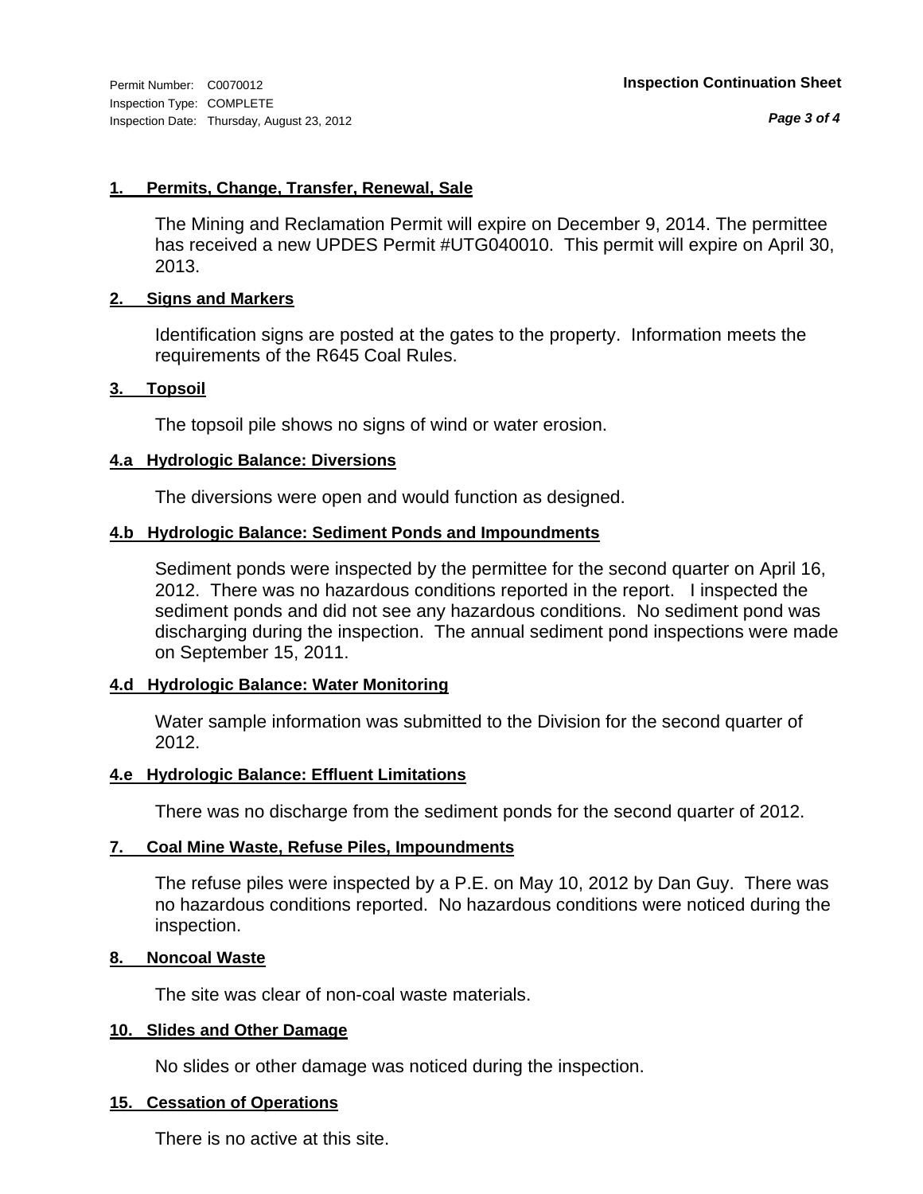Permit Number: C0070012
Inspection Type: COMPLETE
Inspection Date: Thursday, August 23, 2012

**Inspection Continuation Sheet**

**1. Permits, Change, Transfer, Renewal, Sale**

The Mining and Reclamation Permit will expire on December 9, 2014. The permittee has received a new UPDES Permit #UTG040010. This permit will expire on April 30, 2013.

**2. Signs and Markers**

Identification signs are posted at the gates to the property. Information meets the requirements of the R645 Coal Rules.

**3. Topsoil**

The topsoil pile shows no signs of wind or water erosion.

**4.a Hydrologic Balance: Diversions**

The diversions were open and would function as designed.

**4.b Hydrologic Balance: Sediment Ponds and Impoundments**

Sediment ponds were inspected by the permittee for the second quarter on April 16, 2012. There was no hazardous conditions reported in the report. I inspected the sediment ponds and did not see any hazardous conditions. No sediment pond was discharging during the inspection. The annual sediment pond inspections were made on September 15, 2011.

**4.d Hydrologic Balance: Water Monitoring**

Water sample information was submitted to the Division for the second quarter of 2012.

**4.e Hydrologic Balance: Effluent Limitations**

There was no discharge from the sediment ponds for the second quarter of 2012.

**7. Coal Mine Waste, Refuse Piles, Impoundments**

The refuse piles were inspected by a P.E. on May 10, 2012 by Dan Guy. There was no hazardous conditions reported. No hazardous conditions were noticed during the inspection.

**8. Noncoal Waste**

The site was clear of non-coal waste materials.

**10. Slides and Other Damage**

No slides or other damage was noticed during the inspection.

**15. Cessation of Operations**

There is no active at this site.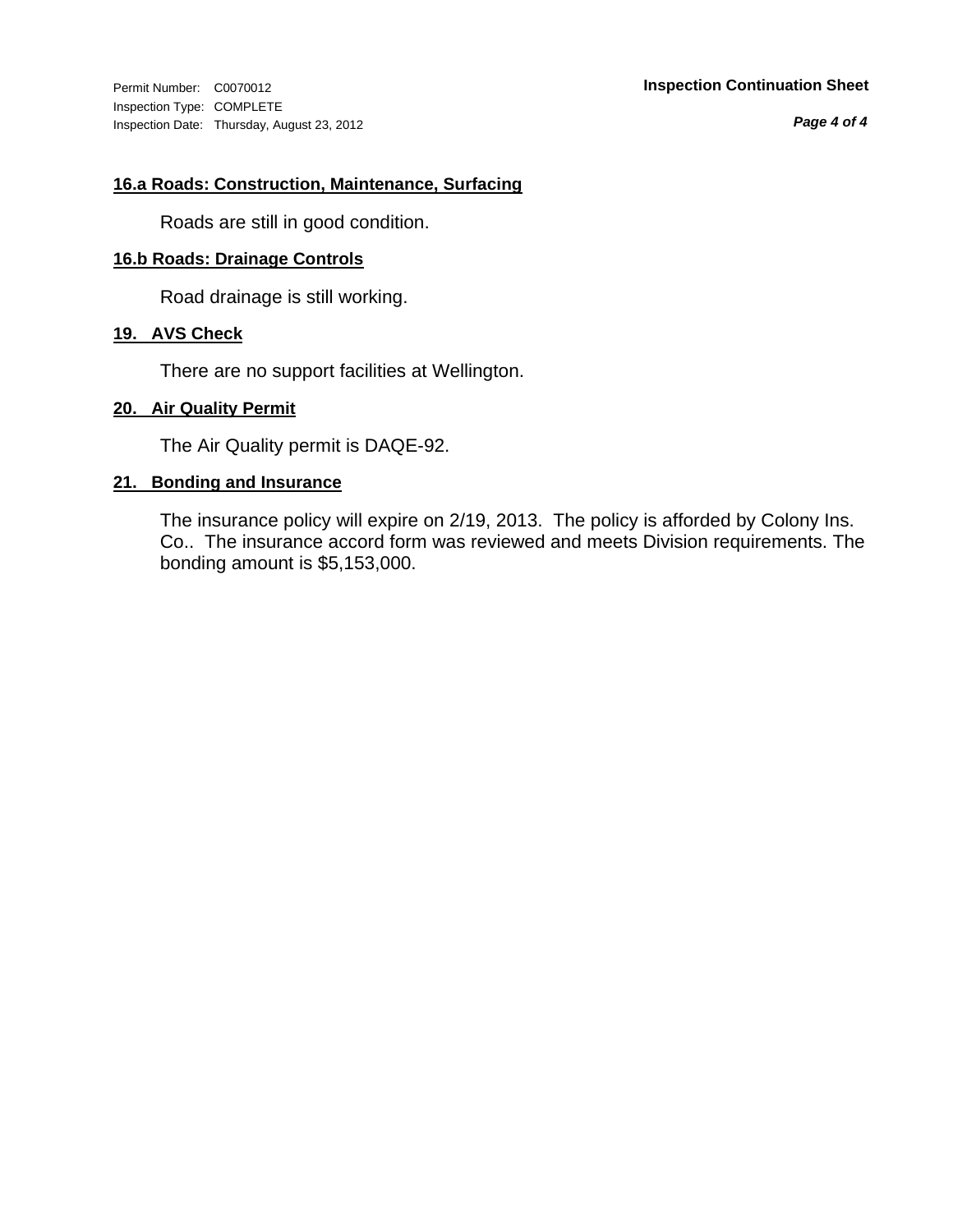#### 16.a Roads: Construction, Maintenance, Surfacing

Roads are still in good condition.

#### 16.b Roads: Drainage Controls

Road drainage is still working.

#### 19. AVS Check

There are no support facilities at Wellington.

#### 20. Air Quality Permit

The Air Quality permit is DAQE-92.

#### 21. Bonding and Insurance

The insurance policy will expire on 2/19, 2013. The policy is afforded by Colony Ins. Co.. The insurance accord form was reviewed and meets Division requirements. The bonding amount is $5,153,000.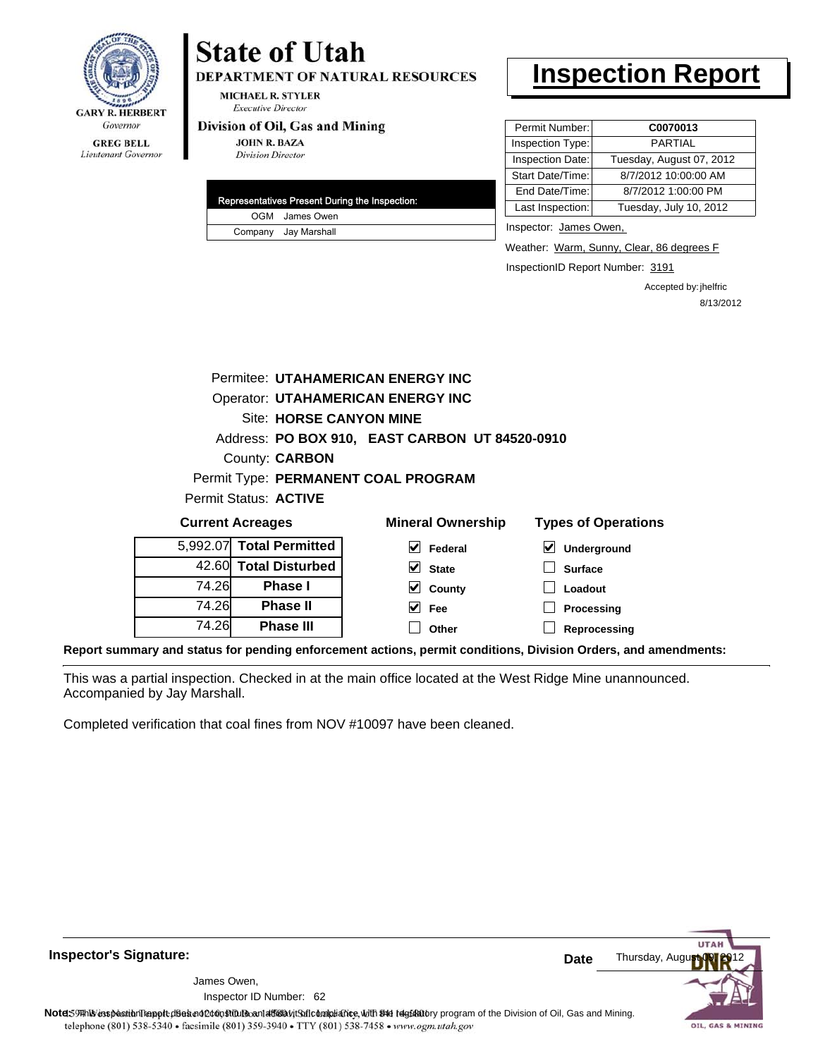GARY R. HERBERT
*Governor*

GREG BELL
*Lieutenant Governor*

# State of Utah

**DEPARTMENT OF NATURAL RESOURCES**

MICHAEL R. STYLER
*Executive Director*

**Division of Oil, Gas and Mining**

JOHN R. BAZA
*Division Director*

# Inspection Report

| Permit Number: | C0070013 |
|---|---|
| Inspection Type: | PARTIAL |
| Inspection Date: | Tuesday, August 07, 2012 |
| Start Date/Time: | 8/7/2012 10:00:00 AM |
| End Date/Time: | 8/7/2012 1:00:00 PM |
| Last Inspection: | Tuesday, July 10, 2012 |

| Representatives Present During the Inspection: | |
|---|---|
| OGM | James Owen |
| Company | Jay Marshall |

Inspector: James Owen,

Weather: Warm, Sunny, Clear, 86 degrees F

InspectionID Report Number: 3191

Accepted by: jhelfric
8/13/2012

Permitee: **UTAHAMERICAN ENERGY INC**
Operator: **UTAHAMERICAN ENERGY INC**
Site: **HORSE CANYON MINE**
Address: **PO BOX 910, EAST CARBON UT 84520-0910**
County: **CARBON**
Permit Type: **PERMANENT COAL PROGRAM**
Permit Status: **ACTIVE**

**Current Acreages**

| | |
|---|---|
| 5,992.07 | **Total Permitted** |
| 42.60 | **Total Disturbed** |
| 74.26 | **Phase I** |
| 74.26 | **Phase II** |
| 74.26 | **Phase III** |

**Mineral Ownership**

- [x] Federal
- [x] State
- [x] County
- [x] Fee
- [ ] Other

**Types of Operations**

- [x] Underground
- [ ] Surface
- [ ] Loadout
- [ ] Processing
- [ ] Reprocessing

**Report summary and status for pending enforcement actions, permit conditions, Division Orders, and amendments:**

This was a partial inspection. Checked in at the main office located at the West Ridge Mine unannounced. Accompanied by Jay Marshall.

Completed verification that coal fines from NOV #10097 have been cleaned.

**Inspector's Signature:**

James Owen,
Inspector ID Number: 62

**Date** Thursday, August 09, 2012

**Note:** This inspection report does not constitute an affidavit of compliance with the regulatory program of the Division of Oil, Gas and Mining.

telephone (801) 538-5340 • facsimile (801) 359-3940 • TTY (801) 538-7458 • www.ogm.utah.gov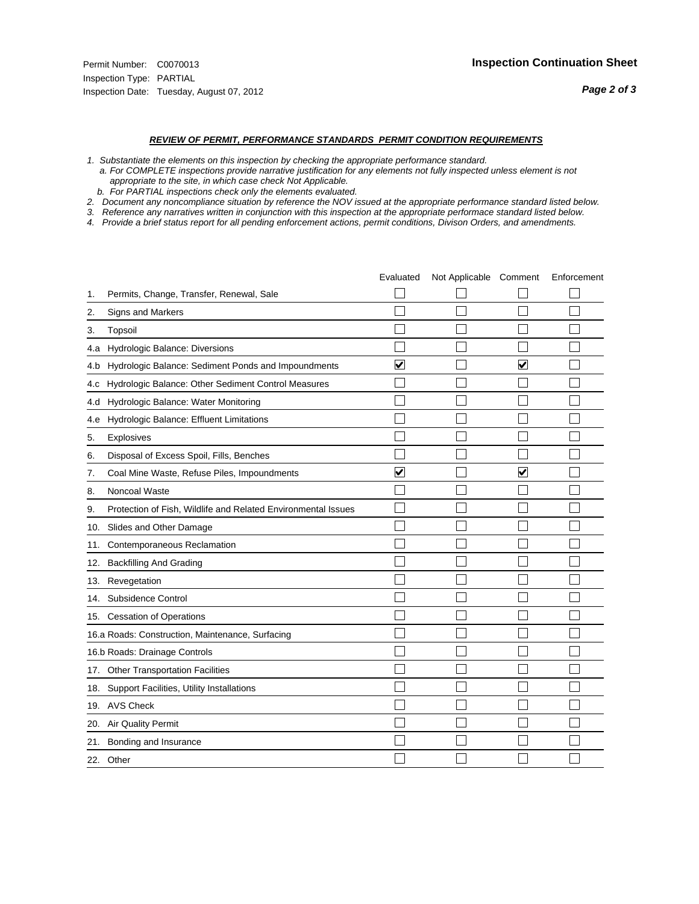Permit Number: C0070013
Inspection Type: PARTIAL
Inspection Date: Tuesday, August 07, 2012

**Inspection Continuation Sheet**

### *REVIEW OF PERMIT, PERFORMANCE STANDARDS PERMIT CONDITION REQUIREMENTS*

*1. Substantiate the elements on this inspection by checking the appropriate performance standard.*
*a. For COMPLETE inspections provide narrative justification for any elements not fully inspected unless element is not appropriate to the site, in which case check Not Applicable.*
*b. For PARTIAL inspections check only the elements evaluated.*
*2. Document any noncompliance situation by reference the NOV issued at the appropriate performance standard listed below.*
*3. Reference any narratives written in conjunction with this inspection at the appropriate performace standard listed below.*
*4. Provide a brief status report for all pending enforcement actions, permit conditions, Divison Orders, and amendments.*

| | | Evaluated | Not Applicable | Comment | Enforcement |
|---|---|---|---|---|---|
| 1. | Permits, Change, Transfer, Renewal, Sale | ☐ | ☐ | ☐ | ☐ |
| 2. | Signs and Markers | ☐ | ☐ | ☐ | ☐ |
| 3. | Topsoil | ☐ | ☐ | ☐ | ☐ |
| 4.a | Hydrologic Balance: Diversions | ☐ | ☐ | ☐ | ☐ |
| 4.b | Hydrologic Balance: Sediment Ponds and Impoundments | ☑ | ☐ | ☑ | ☐ |
| 4.c | Hydrologic Balance: Other Sediment Control Measures | ☐ | ☐ | ☐ | ☐ |
| 4.d | Hydrologic Balance: Water Monitoring | ☐ | ☐ | ☐ | ☐ |
| 4.e | Hydrologic Balance: Effluent Limitations | ☐ | ☐ | ☐ | ☐ |
| 5. | Explosives | ☐ | ☐ | ☐ | ☐ |
| 6. | Disposal of Excess Spoil, Fills, Benches | ☐ | ☐ | ☐ | ☐ |
| 7. | Coal Mine Waste, Refuse Piles, Impoundments | ☑ | ☐ | ☑ | ☐ |
| 8. | Noncoal Waste | ☐ | ☐ | ☐ | ☐ |
| 9. | Protection of Fish, Wildlife and Related Environmental Issues | ☐ | ☐ | ☐ | ☐ |
| 10. | Slides and Other Damage | ☐ | ☐ | ☐ | ☐ |
| 11. | Contemporaneous Reclamation | ☐ | ☐ | ☐ | ☐ |
| 12. | Backfilling And Grading | ☐ | ☐ | ☐ | ☐ |
| 13. | Revegetation | ☐ | ☐ | ☐ | ☐ |
| 14. | Subsidence Control | ☐ | ☐ | ☐ | ☐ |
| 15. | Cessation of Operations | ☐ | ☐ | ☐ | ☐ |
| 16.a | Roads: Construction, Maintenance, Surfacing | ☐ | ☐ | ☐ | ☐ |
| 16.b | Roads: Drainage Controls | ☐ | ☐ | ☐ | ☐ |
| 17. | Other Transportation Facilities | ☐ | ☐ | ☐ | ☐ |
| 18. | Support Facilities, Utility Installations | ☐ | ☐ | ☐ | ☐ |
| 19. | AVS Check | ☐ | ☐ | ☐ | ☐ |
| 20. | Air Quality Permit | ☐ | ☐ | ☐ | ☐ |
| 21. | Bonding and Insurance | ☐ | ☐ | ☐ | ☐ |
| 22. | Other | ☐ | ☐ | ☐ | ☐ |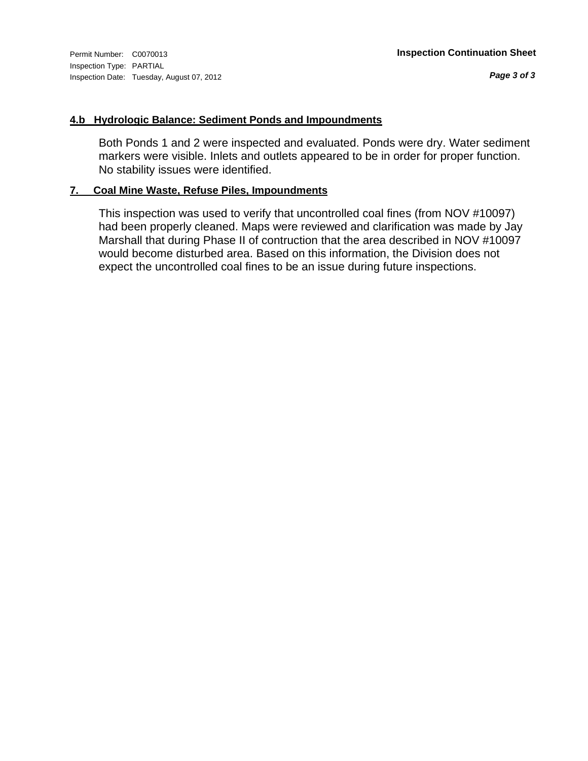Permit Number: C0070013
Inspection Type: PARTIAL
Inspection Date: Tuesday, August 07, 2012

**Inspection Continuation Sheet**

## 4.b Hydrologic Balance: Sediment Ponds and Impoundments

Both Ponds 1 and 2 were inspected and evaluated. Ponds were dry. Water sediment markers were visible. Inlets and outlets appeared to be in order for proper function. No stability issues were identified.

## 7. Coal Mine Waste, Refuse Piles, Impoundments

This inspection was used to verify that uncontrolled coal fines (from NOV #10097) had been properly cleaned. Maps were reviewed and clarification was made by Jay Marshall that during Phase II of contruction that the area described in NOV #10097 would become disturbed area. Based on this information, the Division does not expect the uncontrolled coal fines to be an issue during future inspections.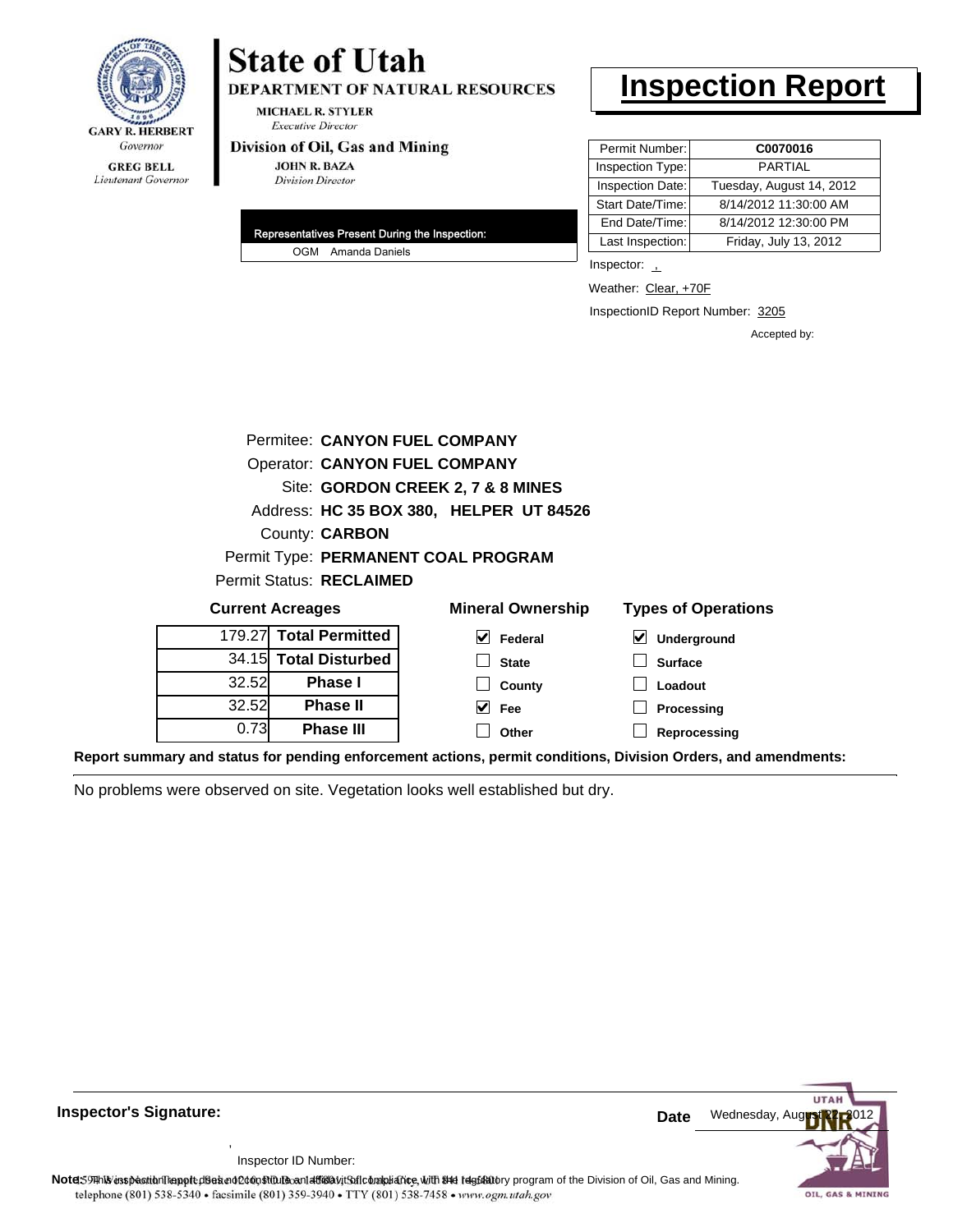**State of Utah**
**DEPARTMENT OF NATURAL RESOURCES**
MICHAEL R. STYLER
*Executive Director*
**Division of Oil, Gas and Mining**
JOHN R. BAZA
*Division Director*

GARY R. HERBERT
*Governor*
GREG BELL
*Lieutenant Governor*

# Inspection Report

| | |
|---|---|
| Permit Number: | **C0070016** |
| Inspection Type: | PARTIAL |
| Inspection Date: | Tuesday, August 14, 2012 |
| Start Date/Time: | 8/14/2012 11:30:00 AM |
| End Date/Time: | 8/14/2012 12:30:00 PM |
| Last Inspection: | Friday, July 13, 2012 |

Inspector: ,

Weather: Clear, +70F

InspectionID Report Number: 3205

Accepted by:

**Representatives Present During the Inspection:**

OGM Amanda Daniels

Permitee: **CANYON FUEL COMPANY**
Operator: **CANYON FUEL COMPANY**
Site: **GORDON CREEK 2, 7 & 8 MINES**
Address: **HC 35 BOX 380, HELPER UT 84526**
County: **CARBON**
Permit Type: **PERMANENT COAL PROGRAM**
Permit Status: **RECLAIMED**

**Current Acreages**

| | |
|---|---|
| 179.27 | **Total Permitted** |
| 34.15 | **Total Disturbed** |
| 32.52 | **Phase I** |
| 32.52 | **Phase II** |
| 0.73 | **Phase III** |

**Mineral Ownership**

- [x] Federal
- [ ] State
- [ ] County
- [x] Fee
- [ ] Other

**Types of Operations**

- [x] Underground
- [ ] Surface
- [ ] Loadout
- [ ] Processing
- [ ] Reprocessing

**Report summary and status for pending enforcement actions, permit conditions, Division Orders, and amendments:**

No problems were observed on site. Vegetation looks well established but dry.

**Inspector's Signature:**

,

Inspector ID Number:

**Date** Wednesday, August 22, 2012

**Note:** This inspection report does not constitute an affidavit of compliance with the regulatory program of the Division of Oil, Gas and Mining.

1594 West North Temple, Suite 1210, PO Box 145801, Salt Lake City, UT 84114-5801
telephone (801) 538-5340 • facsimile (801) 359-3940 • TTY (801) 538-7458 • www.ogm.utah.gov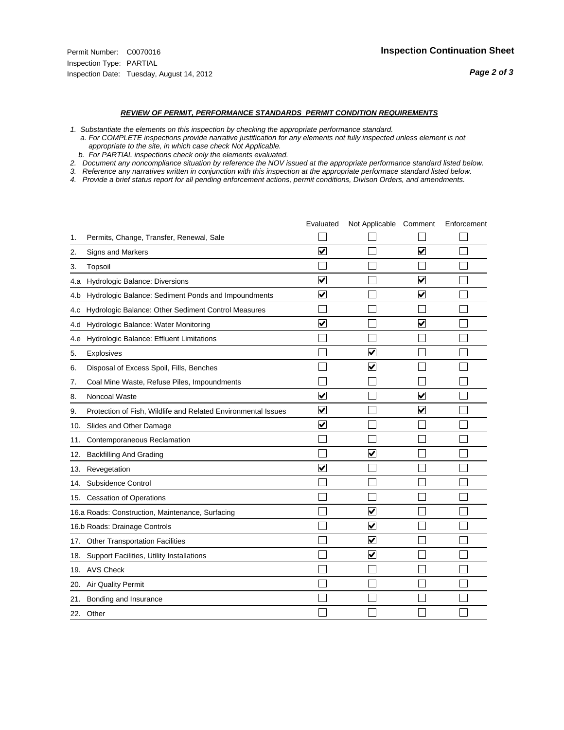Permit Number: C0070016
Inspection Type: PARTIAL
Inspection Date: Tuesday, August 14, 2012

**Inspection Continuation Sheet**

***REVIEW OF PERMIT, PERFORMANCE STANDARDS PERMIT CONDITION REQUIREMENTS***

*1. Substantiate the elements on this inspection by checking the appropriate performance standard.*
   *a. For COMPLETE inspections provide narrative justification for any elements not fully inspected unless element is not appropriate to the site, in which case check Not Applicable.*
   *b. For PARTIAL inspections check only the elements evaluated.*
*2. Document any noncompliance situation by reference the NOV issued at the appropriate performance standard listed below.*
*3. Reference any narratives written in conjunction with this inspection at the appropriate performace standard listed below.*
*4. Provide a brief status report for all pending enforcement actions, permit conditions, Divison Orders, and amendments.*

| | Evaluated | Not Applicable | Comment | Enforcement |
|---|---|---|---|---|
| 1. Permits, Change, Transfer, Renewal, Sale | ☐ | ☐ | ☐ | ☐ |
| 2. Signs and Markers | ☑ | ☐ | ☑ | ☐ |
| 3. Topsoil | ☐ | ☐ | ☐ | ☐ |
| 4.a Hydrologic Balance: Diversions | ☑ | ☐ | ☑ | ☐ |
| 4.b Hydrologic Balance: Sediment Ponds and Impoundments | ☑ | ☐ | ☑ | ☐ |
| 4.c Hydrologic Balance: Other Sediment Control Measures | ☐ | ☐ | ☐ | ☐ |
| 4.d Hydrologic Balance: Water Monitoring | ☑ | ☐ | ☑ | ☐ |
| 4.e Hydrologic Balance: Effluent Limitations | ☐ | ☐ | ☐ | ☐ |
| 5. Explosives | ☐ | ☑ | ☐ | ☐ |
| 6. Disposal of Excess Spoil, Fills, Benches | ☐ | ☑ | ☐ | ☐ |
| 7. Coal Mine Waste, Refuse Piles, Impoundments | ☐ | ☐ | ☐ | ☐ |
| 8. Noncoal Waste | ☑ | ☐ | ☑ | ☐ |
| 9. Protection of Fish, Wildlife and Related Environmental Issues | ☑ | ☐ | ☑ | ☐ |
| 10. Slides and Other Damage | ☑ | ☐ | ☐ | ☐ |
| 11. Contemporaneous Reclamation | ☐ | ☐ | ☐ | ☐ |
| 12. Backfilling And Grading | ☐ | ☑ | ☐ | ☐ |
| 13. Revegetation | ☑ | ☐ | ☐ | ☐ |
| 14. Subsidence Control | ☐ | ☐ | ☐ | ☐ |
| 15. Cessation of Operations | ☐ | ☐ | ☐ | ☐ |
| 16.a Roads: Construction, Maintenance, Surfacing | ☐ | ☑ | ☐ | ☐ |
| 16.b Roads: Drainage Controls | ☐ | ☑ | ☐ | ☐ |
| 17. Other Transportation Facilities | ☐ | ☑ | ☐ | ☐ |
| 18. Support Facilities, Utility Installations | ☐ | ☑ | ☐ | ☐ |
| 19. AVS Check | ☐ | ☐ | ☐ | ☐ |
| 20. Air Quality Permit | ☐ | ☐ | ☐ | ☐ |
| 21. Bonding and Insurance | ☐ | ☐ | ☐ | ☐ |
| 22. Other | ☐ | ☐ | ☐ | ☐ |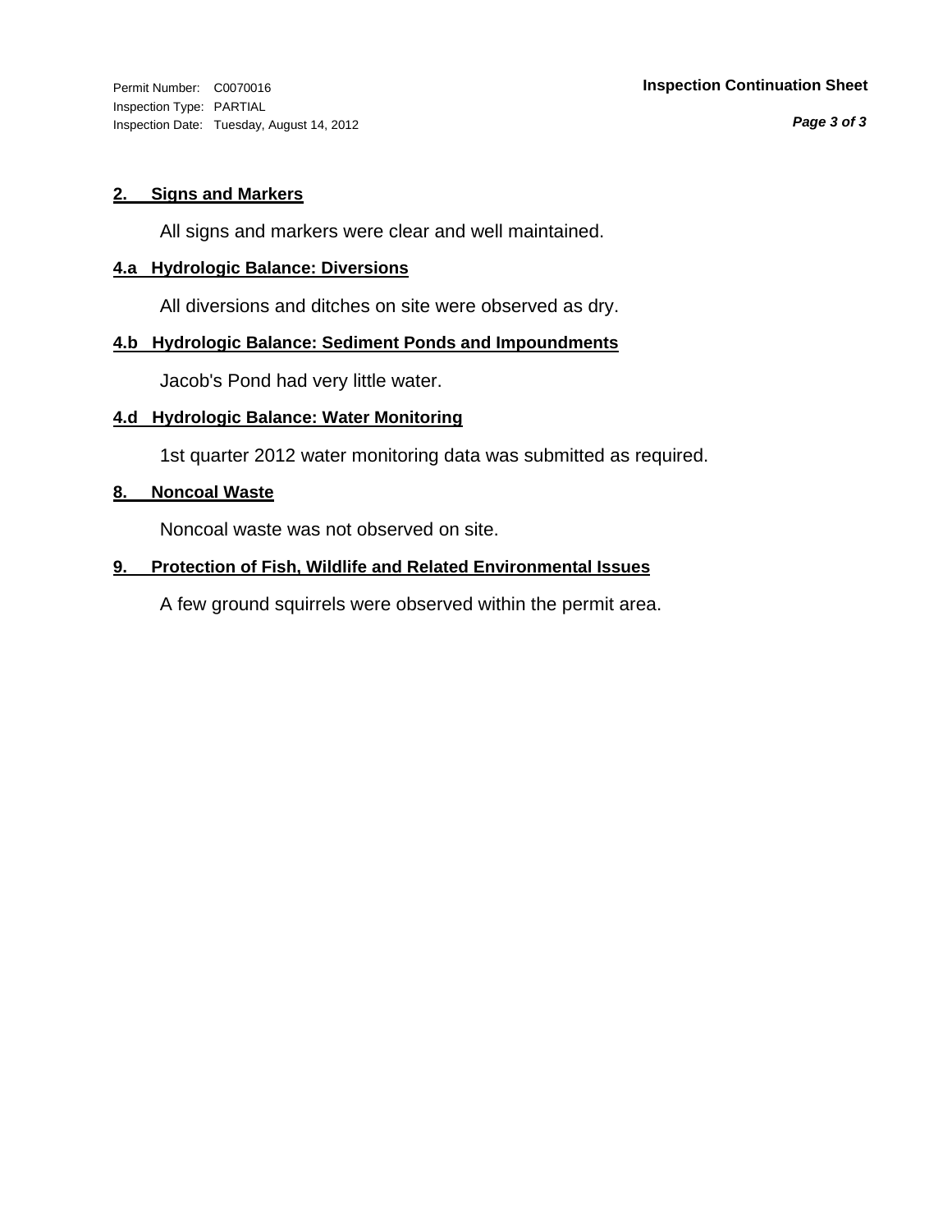## 2. Signs and Markers

All signs and markers were clear and well maintained.

## 4.a Hydrologic Balance: Diversions

All diversions and ditches on site were observed as dry.

## 4.b Hydrologic Balance: Sediment Ponds and Impoundments

Jacob's Pond had very little water.

## 4.d Hydrologic Balance: Water Monitoring

1st quarter 2012 water monitoring data was submitted as required.

## 8. Noncoal Waste

Noncoal waste was not observed on site.

## 9. Protection of Fish, Wildlife and Related Environmental Issues

A few ground squirrels were observed within the permit area.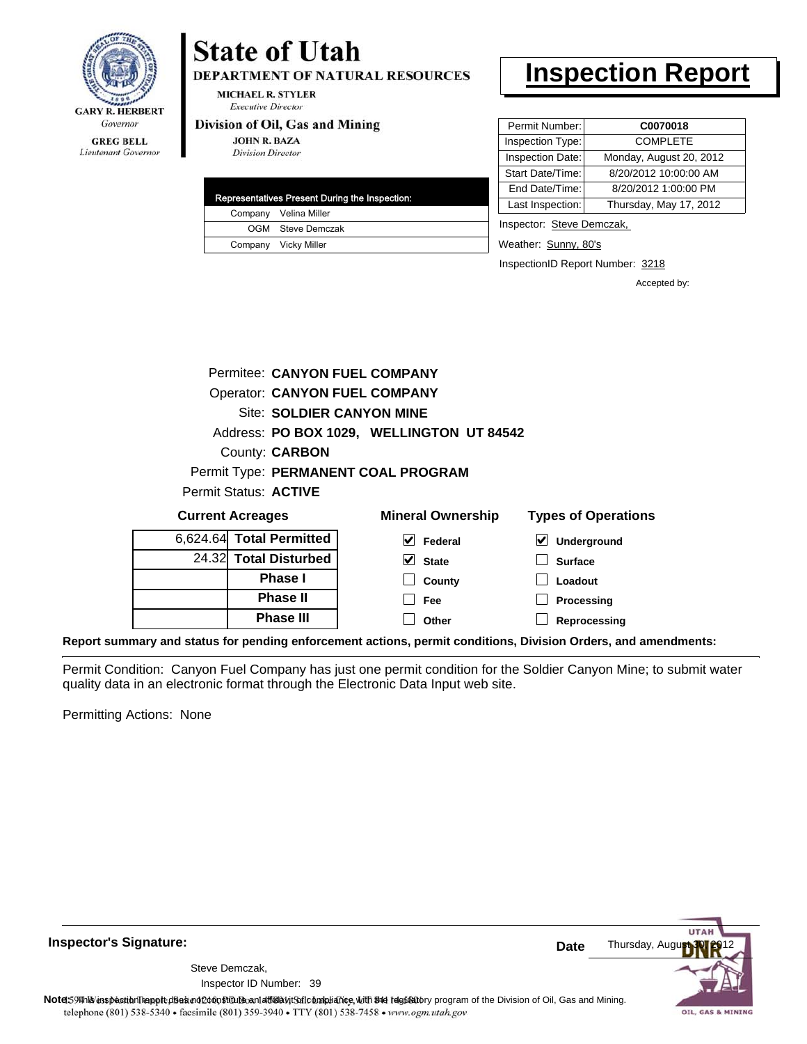GARY R. HERBERT
*Governor*

GREG BELL
*Lieutenant Governor*

# State of Utah

DEPARTMENT OF NATURAL RESOURCES

MICHAEL R. STYLER
*Executive Director*

Division of Oil, Gas and Mining

JOHN R. BAZA
*Division Director*

# Inspection Report

| Permit Number: | C0070018 |
|---|---|
| Inspection Type: | COMPLETE |
| Inspection Date: | Monday, August 20, 2012 |
| Start Date/Time: | 8/20/2012 10:00:00 AM |
| End Date/Time: | 8/20/2012 1:00:00 PM |
| Last Inspection: | Thursday, May 17, 2012 |

| Representatives Present During the Inspection: | |
|---|---|
| Company | Velina Miller |
| OGM | Steve Demczak |
| Company | Vicky Miller |

Inspector: Steve Demczak,

Weather: Sunny, 80's

InspectionID Report Number: 3218

Accepted by:

Permitee: **CANYON FUEL COMPANY**
Operator: **CANYON FUEL COMPANY**
Site: **SOLDIER CANYON MINE**
Address: **PO BOX 1029, WELLINGTON UT 84542**
County: **CARBON**
Permit Type: **PERMANENT COAL PROGRAM**
Permit Status: **ACTIVE**

**Current Acreages**

| | |
|---|---|
| 6,624.64 | **Total Permitted** |
| 24.32 | **Total Disturbed** |
| | **Phase I** |
| | **Phase II** |
| | **Phase III** |

**Mineral Ownership**

- [x] Federal
- [x] State
- [ ] County
- [ ] Fee
- [ ] Other

**Types of Operations**

- [x] Underground
- [ ] Surface
- [ ] Loadout
- [ ] Processing
- [ ] Reprocessing

**Report summary and status for pending enforcement actions, permit conditions, Division Orders, and amendments:**

Permit Condition: Canyon Fuel Company has just one permit condition for the Soldier Canyon Mine; to submit water quality data in an electronic format through the Electronic Data Input web site.

Permitting Actions: None

**Inspector's Signature:**

Steve Demczak,
Inspector ID Number: 39

**Date** Thursday, August 30, 2012

**Note:** This inspection report does not constitute an affidavit of compliance with the regulatory program of the Division of Oil, Gas and Mining.
telephone (801) 538-5340 • facsimile (801) 359-3940 • TTY (801) 538-7458 • www.ogm.utah.gov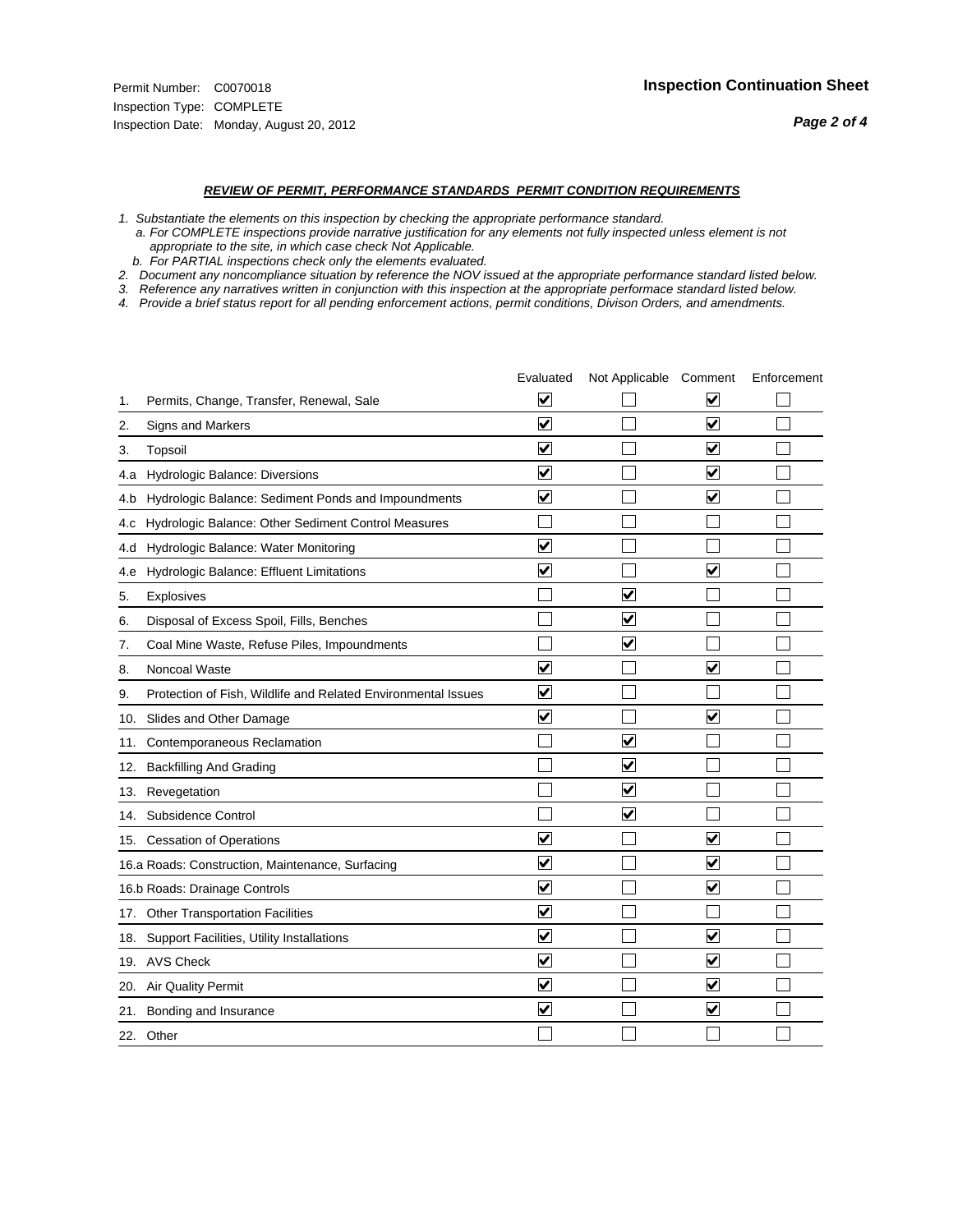Permit Number: C0070018
Inspection Type: COMPLETE
Inspection Date: Monday, August 20, 2012

# Inspection Continuation Sheet

## *REVIEW OF PERMIT, PERFORMANCE STANDARDS PERMIT CONDITION REQUIREMENTS*

1. *Substantiate the elements on this inspection by checking the appropriate performance standard.*
   a. *For COMPLETE inspections provide narrative justification for any elements not fully inspected unless element is not appropriate to the site, in which case check Not Applicable.*
   b. *For PARTIAL inspections check only the elements evaluated.*
2. *Document any noncompliance situation by reference the NOV issued at the appropriate performance standard listed below.*
3. *Reference any narratives written in conjunction with this inspection at the appropriate performace standard listed below.*
4. *Provide a brief status report for all pending enforcement actions, permit conditions, Divison Orders, and amendments.*

| | Evaluated | Not Applicable | Comment | Enforcement |
|---|---|---|---|---|
| 1. Permits, Change, Transfer, Renewal, Sale | ☑ | ☐ | ☑ | ☐ |
| 2. Signs and Markers | ☑ | ☐ | ☑ | ☐ |
| 3. Topsoil | ☑ | ☐ | ☑ | ☐ |
| 4.a Hydrologic Balance: Diversions | ☑ | ☐ | ☑ | ☐ |
| 4.b Hydrologic Balance: Sediment Ponds and Impoundments | ☑ | ☐ | ☑ | ☐ |
| 4.c Hydrologic Balance: Other Sediment Control Measures | ☐ | ☐ | ☐ | ☐ |
| 4.d Hydrologic Balance: Water Monitoring | ☑ | ☐ | ☐ | ☐ |
| 4.e Hydrologic Balance: Effluent Limitations | ☑ | ☐ | ☑ | ☐ |
| 5. Explosives | ☐ | ☑ | ☐ | ☐ |
| 6. Disposal of Excess Spoil, Fills, Benches | ☐ | ☑ | ☐ | ☐ |
| 7. Coal Mine Waste, Refuse Piles, Impoundments | ☐ | ☑ | ☐ | ☐ |
| 8. Noncoal Waste | ☑ | ☐ | ☑ | ☐ |
| 9. Protection of Fish, Wildlife and Related Environmental Issues | ☑ | ☐ | ☐ | ☐ |
| 10. Slides and Other Damage | ☑ | ☐ | ☑ | ☐ |
| 11. Contemporaneous Reclamation | ☐ | ☑ | ☐ | ☐ |
| 12. Backfilling And Grading | ☐ | ☑ | ☐ | ☐ |
| 13. Revegetation | ☐ | ☑ | ☐ | ☐ |
| 14. Subsidence Control | ☐ | ☑ | ☐ | ☐ |
| 15. Cessation of Operations | ☑ | ☐ | ☑ | ☐ |
| 16.a Roads: Construction, Maintenance, Surfacing | ☑ | ☐ | ☑ | ☐ |
| 16.b Roads: Drainage Controls | ☑ | ☐ | ☑ | ☐ |
| 17. Other Transportation Facilities | ☑ | ☐ | ☐ | ☐ |
| 18. Support Facilities, Utility Installations | ☑ | ☐ | ☑ | ☐ |
| 19. AVS Check | ☑ | ☐ | ☑ | ☐ |
| 20. Air Quality Permit | ☑ | ☐ | ☑ | ☐ |
| 21. Bonding and Insurance | ☑ | ☐ | ☑ | ☐ |
| 22. Other | ☐ | ☐ | ☐ | ☐ |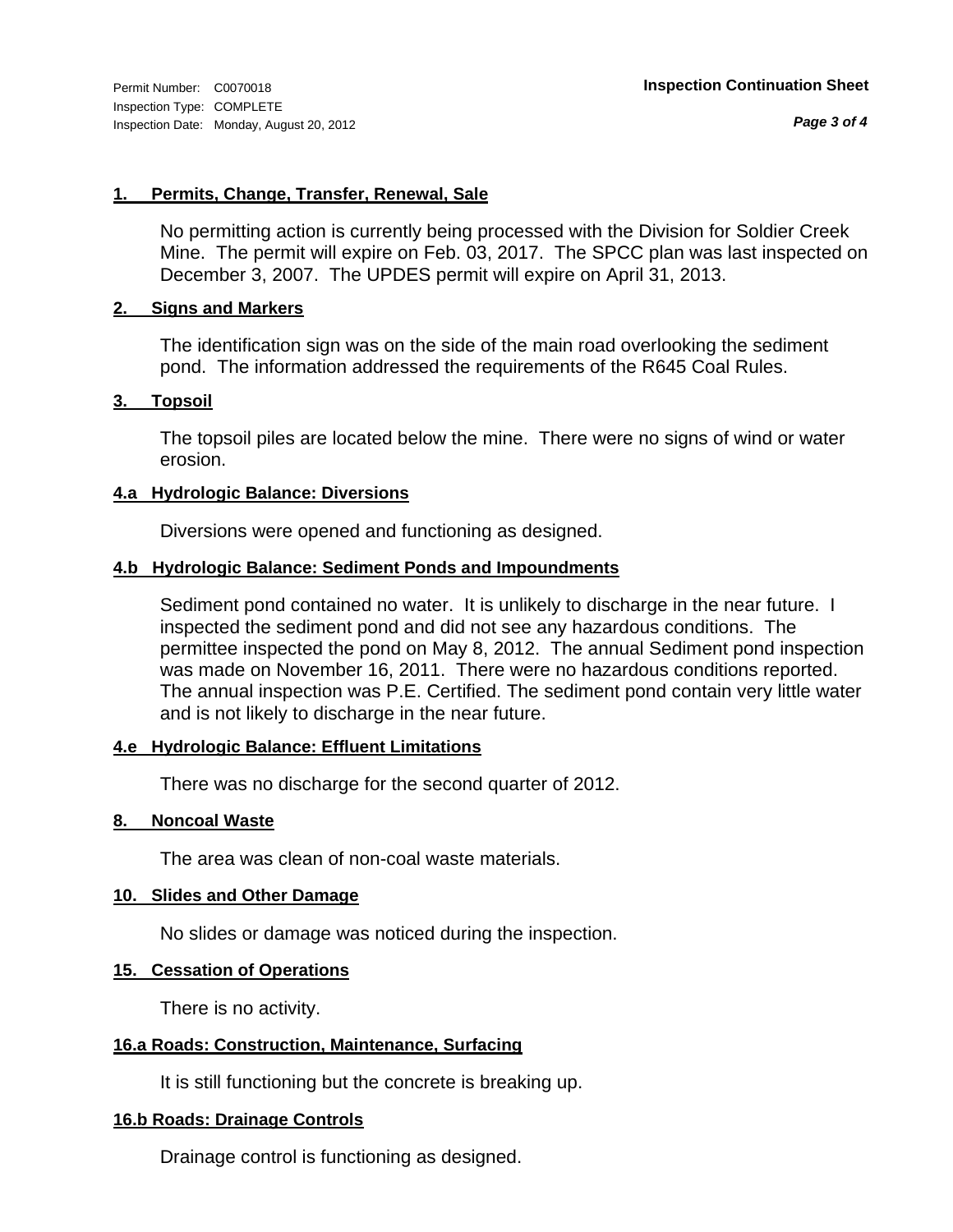Permit Number: C0070018
Inspection Type: COMPLETE
Inspection Date: Monday, August 20, 2012

**Inspection Continuation Sheet**

### 1. Permits, Change, Transfer, Renewal, Sale

No permitting action is currently being processed with the Division for Soldier Creek Mine. The permit will expire on Feb. 03, 2017. The SPCC plan was last inspected on December 3, 2007. The UPDES permit will expire on April 31, 2013.

### 2. Signs and Markers

The identification sign was on the side of the main road overlooking the sediment pond. The information addressed the requirements of the R645 Coal Rules.

### 3. Topsoil

The topsoil piles are located below the mine. There were no signs of wind or water erosion.

### 4.a Hydrologic Balance: Diversions

Diversions were opened and functioning as designed.

### 4.b Hydrologic Balance: Sediment Ponds and Impoundments

Sediment pond contained no water. It is unlikely to discharge in the near future. I inspected the sediment pond and did not see any hazardous conditions. The permittee inspected the pond on May 8, 2012. The annual Sediment pond inspection was made on November 16, 2011. There were no hazardous conditions reported. The annual inspection was P.E. Certified. The sediment pond contain very little water and is not likely to discharge in the near future.

### 4.e Hydrologic Balance: Effluent Limitations

There was no discharge for the second quarter of 2012.

### 8. Noncoal Waste

The area was clean of non-coal waste materials.

### 10. Slides and Other Damage

No slides or damage was noticed during the inspection.

### 15. Cessation of Operations

There is no activity.

### 16.a Roads: Construction, Maintenance, Surfacing

It is still functioning but the concrete is breaking up.

### 16.b Roads: Drainage Controls

Drainage control is functioning as designed.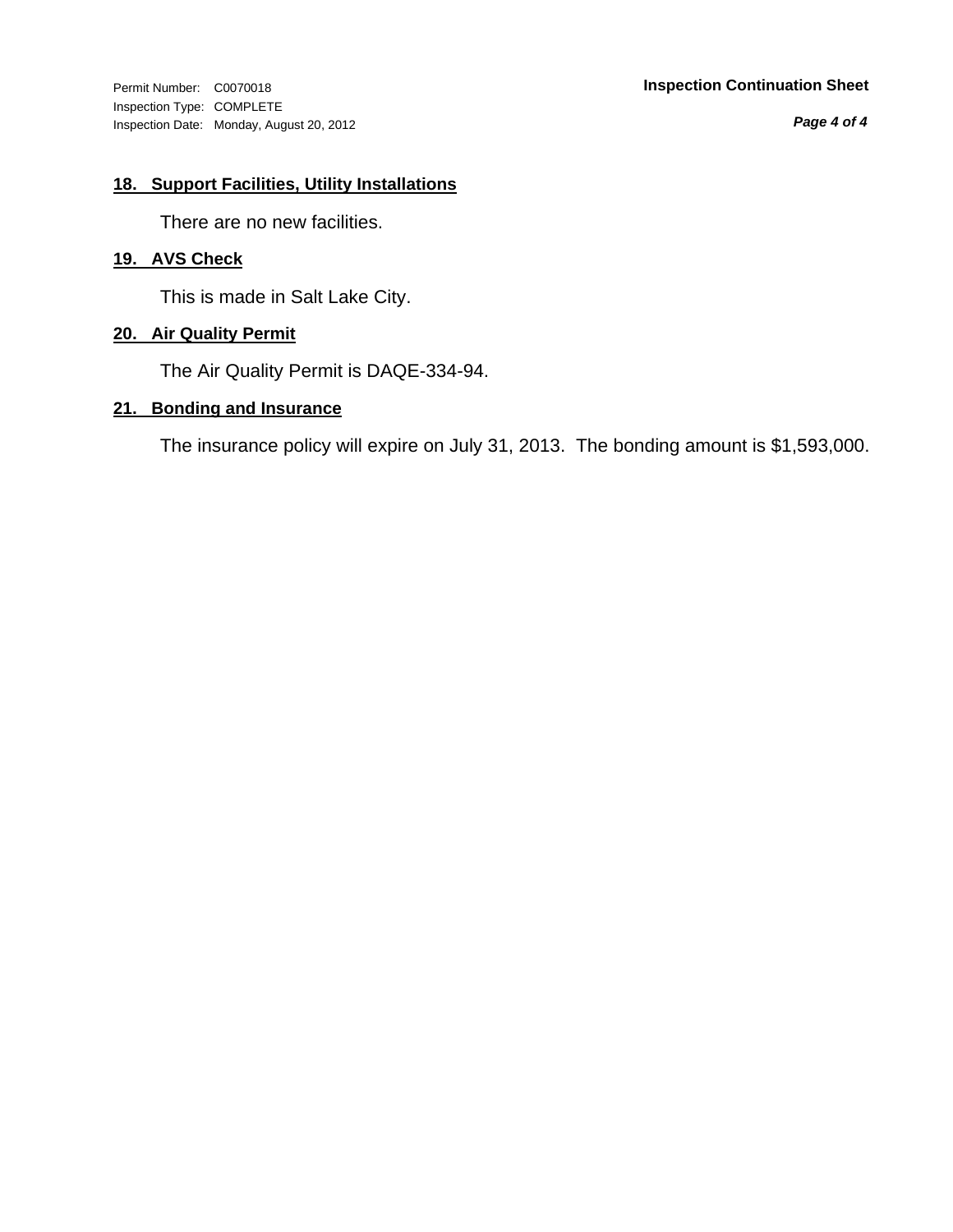## 18. Support Facilities, Utility Installations

There are no new facilities.

## 19. AVS Check

This is made in Salt Lake City.

## 20. Air Quality Permit

The Air Quality Permit is DAQE-334-94.

## 21. Bonding and Insurance

The insurance policy will expire on July 31, 2013. The bonding amount is $1,593,000.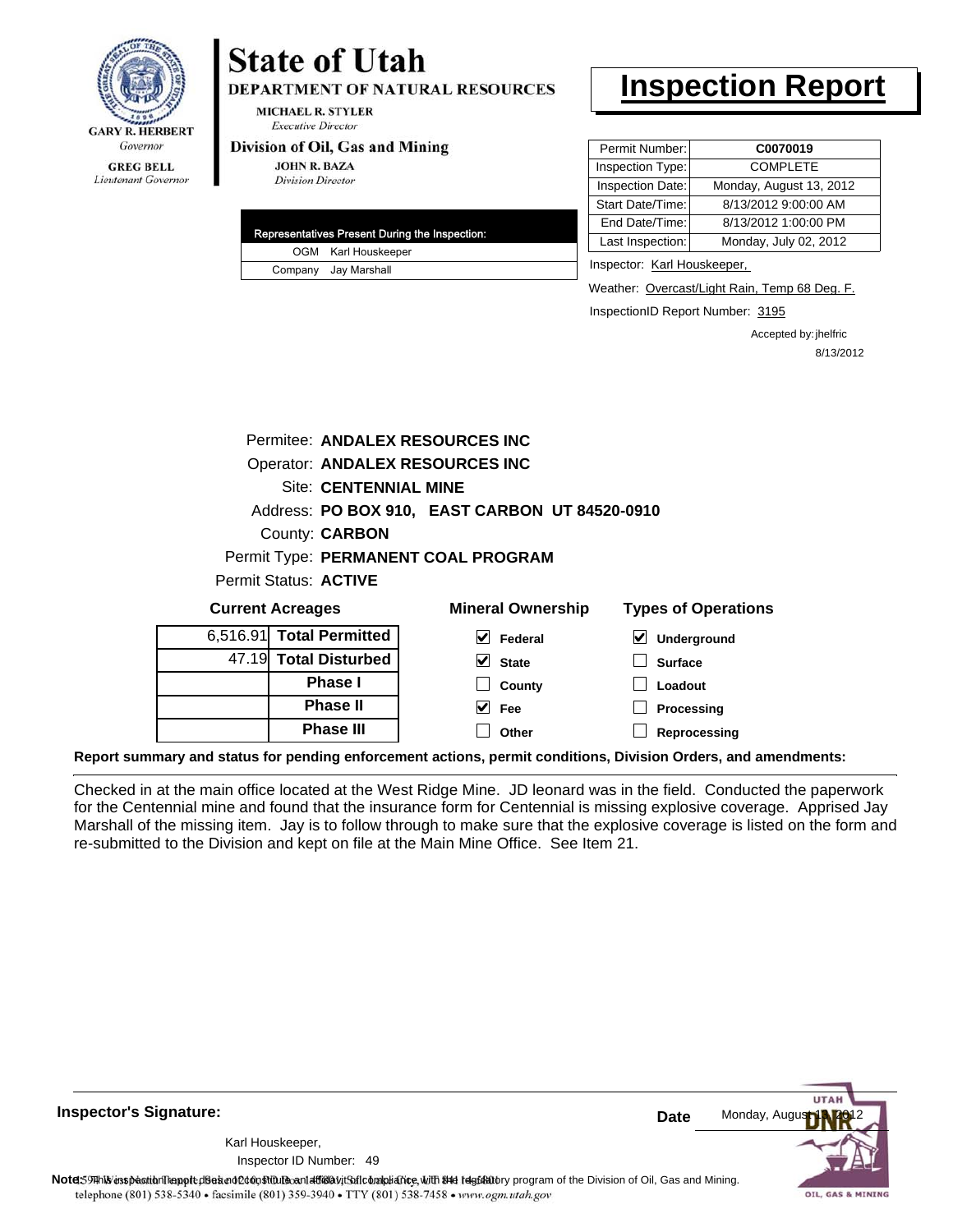GARY R. HERBERT
*Governor*

GREG BELL
*Lieutenant Governor*

# State of Utah

**DEPARTMENT OF NATURAL RESOURCES**

MICHAEL R. STYLER
*Executive Director*

**Division of Oil, Gas and Mining**

JOHN R. BAZA
*Division Director*

# Inspection Report

| Permit Number: | C0070019 |
|---|---|
| Inspection Type: | COMPLETE |
| Inspection Date: | Monday, August 13, 2012 |
| Start Date/Time: | 8/13/2012 9:00:00 AM |
| End Date/Time: | 8/13/2012 1:00:00 PM |
| Last Inspection: | Monday, July 02, 2012 |

| Representatives Present During the Inspection: | |
|---|---|
| OGM | Karl Houskeeper |
| Company | Jay Marshall |

Inspector: Karl Houskeeper,

Weather: Overcast/Light Rain, Temp 68 Deg. F.

InspectionID Report Number: 3195

Accepted by: jhelfric
8/13/2012

Permitee: **ANDALEX RESOURCES INC**
Operator: **ANDALEX RESOURCES INC**
Site: **CENTENNIAL MINE**
Address: **PO BOX 910, EAST CARBON UT 84520-0910**
County: **CARBON**
Permit Type: **PERMANENT COAL PROGRAM**
Permit Status: **ACTIVE**

**Current Acreages**

| | |
|---|---|
| 6,516.91 | **Total Permitted** |
| 47.19 | **Total Disturbed** |
| | **Phase I** |
| | **Phase II** |
| | **Phase III** |

**Mineral Ownership**

- [x] Federal
- [x] State
- [ ] County
- [x] Fee
- [ ] Other

**Types of Operations**

- [x] Underground
- [ ] Surface
- [ ] Loadout
- [ ] Processing
- [ ] Reprocessing

**Report summary and status for pending enforcement actions, permit conditions, Division Orders, and amendments:**

Checked in at the main office located at the West Ridge Mine. JD leonard was in the field. Conducted the paperwork for the Centennial mine and found that the insurance form for Centennial is missing explosive coverage. Apprised Jay Marshall of the missing item. Jay is to follow through to make sure that the explosive coverage is listed on the form and re-submitted to the Division and kept on file at the Main Mine Office. See Item 21.

**Inspector's Signature:**

Karl Houskeeper,
Inspector ID Number: 49

**Date** Monday, August 13, 2012

**Note:** This inspection report does not constitute an affidavit of compliance with the regulatory program of the Division of Oil, Gas and Mining.
1594 West North Temple, Suite 1210, PO Box 145801, Salt Lake City, UT 84114-5801
telephone (801) 538-5340 • facsimile (801) 359-3940 • TTY (801) 538-7458 • www.ogm.utah.gov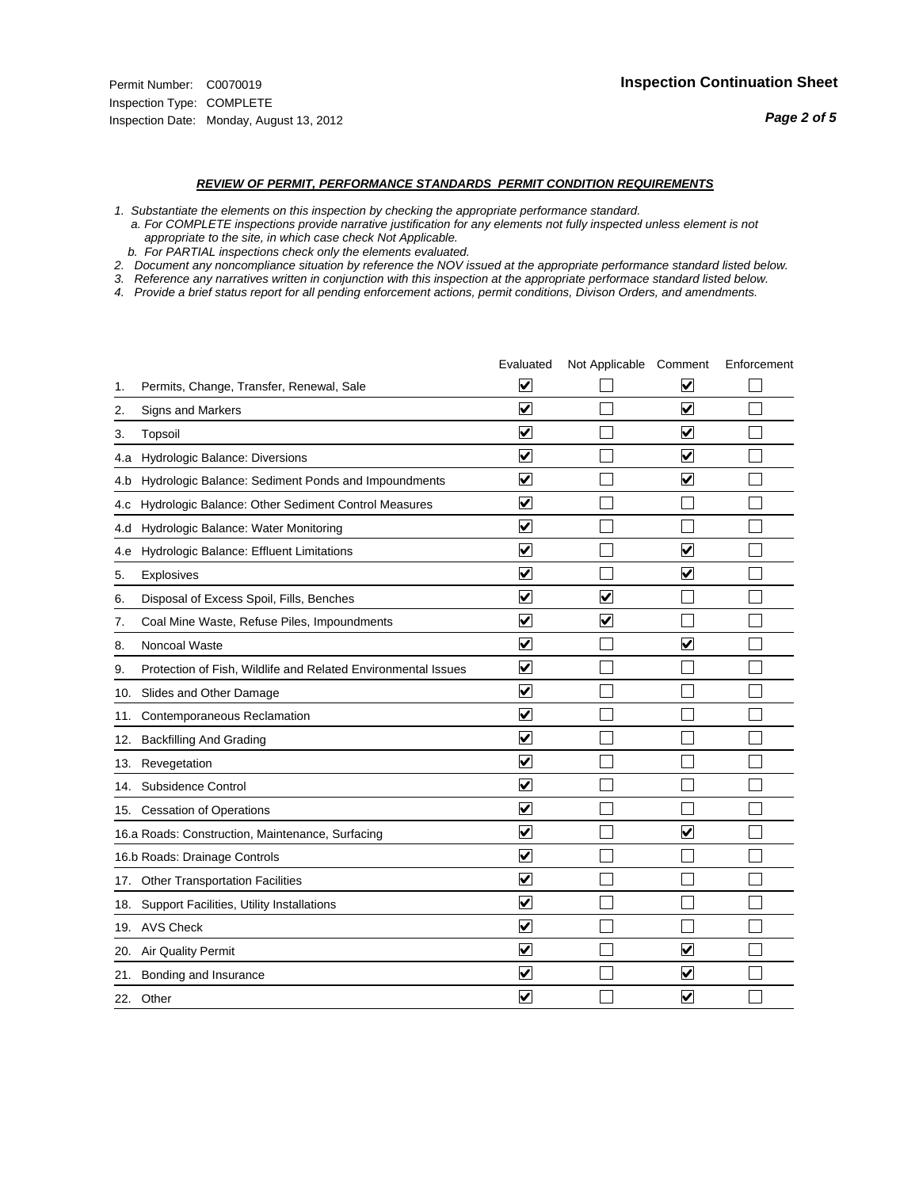Permit Number: C0070019
Inspection Type: COMPLETE
Inspection Date: Monday, August 13, 2012

**Inspection Continuation Sheet**

***REVIEW OF PERMIT, PERFORMANCE STANDARDS PERMIT CONDITION REQUIREMENTS***

*1. Substantiate the elements on this inspection by checking the appropriate performance standard.*
*a. For COMPLETE inspections provide narrative justification for any elements not fully inspected unless element is not appropriate to the site, in which case check Not Applicable.*
*b. For PARTIAL inspections check only the elements evaluated.*
*2. Document any noncompliance situation by reference the NOV issued at the appropriate performance standard listed below.*
*3. Reference any narratives written in conjunction with this inspection at the appropriate performace standard listed below.*
*4. Provide a brief status report for all pending enforcement actions, permit conditions, Divison Orders, and amendments.*

| | Evaluated | Not Applicable | Comment | Enforcement |
|---|---|---|---|---|
| 1. Permits, Change, Transfer, Renewal, Sale | ☑ | ☐ | ☑ | ☐ |
| 2. Signs and Markers | ☑ | ☐ | ☑ | ☐ |
| 3. Topsoil | ☑ | ☐ | ☑ | ☐ |
| 4.a Hydrologic Balance: Diversions | ☑ | ☐ | ☑ | ☐ |
| 4.b Hydrologic Balance: Sediment Ponds and Impoundments | ☑ | ☐ | ☑ | ☐ |
| 4.c Hydrologic Balance: Other Sediment Control Measures | ☑ | ☐ | ☐ | ☐ |
| 4.d Hydrologic Balance: Water Monitoring | ☑ | ☐ | ☐ | ☐ |
| 4.e Hydrologic Balance: Effluent Limitations | ☑ | ☐ | ☑ | ☐ |
| 5. Explosives | ☑ | ☐ | ☑ | ☐ |
| 6. Disposal of Excess Spoil, Fills, Benches | ☑ | ☑ | ☐ | ☐ |
| 7. Coal Mine Waste, Refuse Piles, Impoundments | ☑ | ☑ | ☐ | ☐ |
| 8. Noncoal Waste | ☑ | ☐ | ☑ | ☐ |
| 9. Protection of Fish, Wildlife and Related Environmental Issues | ☑ | ☐ | ☐ | ☐ |
| 10. Slides and Other Damage | ☑ | ☐ | ☐ | ☐ |
| 11. Contemporaneous Reclamation | ☑ | ☐ | ☐ | ☐ |
| 12. Backfilling And Grading | ☑ | ☐ | ☐ | ☐ |
| 13. Revegetation | ☑ | ☐ | ☐ | ☐ |
| 14. Subsidence Control | ☑ | ☐ | ☐ | ☐ |
| 15. Cessation of Operations | ☑ | ☐ | ☐ | ☐ |
| 16.a Roads: Construction, Maintenance, Surfacing | ☑ | ☐ | ☑ | ☐ |
| 16.b Roads: Drainage Controls | ☑ | ☐ | ☐ | ☐ |
| 17. Other Transportation Facilities | ☑ | ☐ | ☐ | ☐ |
| 18. Support Facilities, Utility Installations | ☑ | ☐ | ☐ | ☐ |
| 19. AVS Check | ☑ | ☐ | ☐ | ☐ |
| 20. Air Quality Permit | ☑ | ☐ | ☑ | ☐ |
| 21. Bonding and Insurance | ☑ | ☐ | ☑ | ☐ |
| 22. Other | ☑ | ☐ | ☑ | ☐ |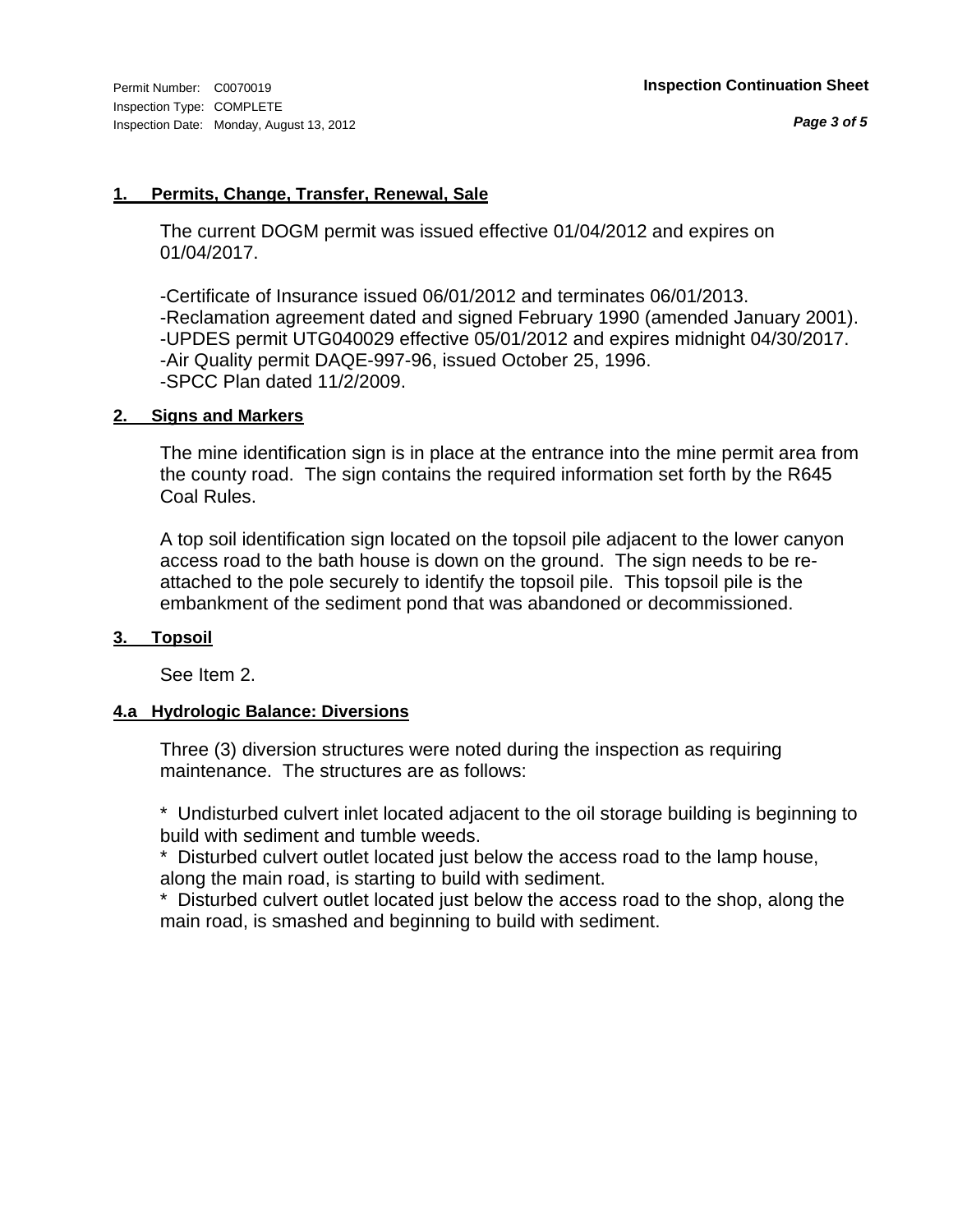## 1. Permits, Change, Transfer, Renewal, Sale

The current DOGM permit was issued effective 01/04/2012 and expires on 01/04/2017.

-Certificate of Insurance issued 06/01/2012 and terminates 06/01/2013.
-Reclamation agreement dated and signed February 1990 (amended January 2001).
-UPDES permit UTG040029 effective 05/01/2012 and expires midnight 04/30/2017.
-Air Quality permit DAQE-997-96, issued October 25, 1996.
-SPCC Plan dated 11/2/2009.

## 2. Signs and Markers

The mine identification sign is in place at the entrance into the mine permit area from the county road. The sign contains the required information set forth by the R645 Coal Rules.

A top soil identification sign located on the topsoil pile adjacent to the lower canyon access road to the bath house is down on the ground. The sign needs to be re-attached to the pole securely to identify the topsoil pile. This topsoil pile is the embankment of the sediment pond that was abandoned or decommissioned.

## 3. Topsoil

See Item 2.

## 4.a Hydrologic Balance: Diversions

Three (3) diversion structures were noted during the inspection as requiring maintenance. The structures are as follows:

* Undisturbed culvert inlet located adjacent to the oil storage building is beginning to build with sediment and tumble weeds.
* Disturbed culvert outlet located just below the access road to the lamp house, along the main road, is starting to build with sediment.
* Disturbed culvert outlet located just below the access road to the shop, along the main road, is smashed and beginning to build with sediment.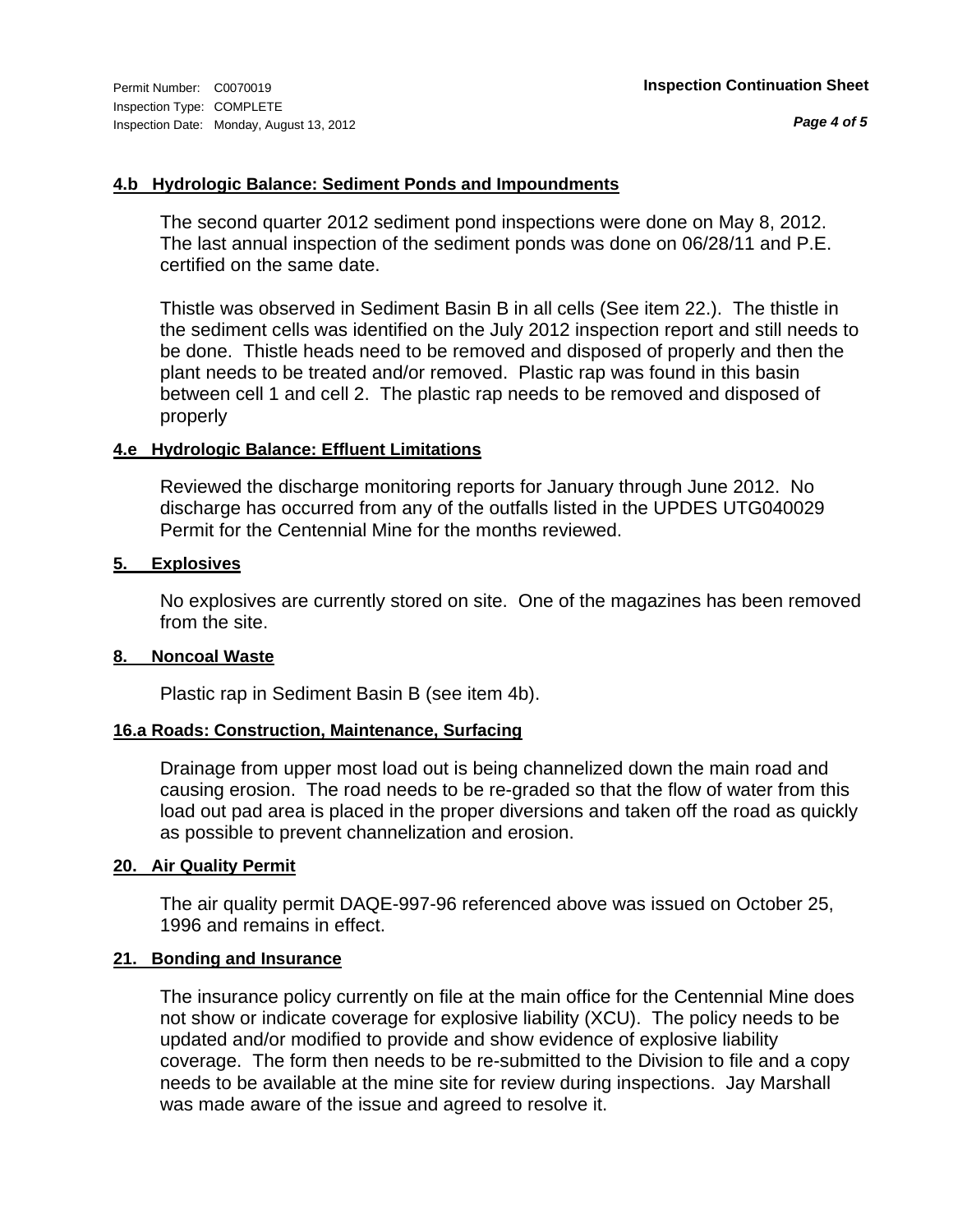Permit Number: C0070019
Inspection Type: COMPLETE
Inspection Date: Monday, August 13, 2012

**Inspection Continuation Sheet**

### 4.b Hydrologic Balance: Sediment Ponds and Impoundments

The second quarter 2012 sediment pond inspections were done on May 8, 2012. The last annual inspection of the sediment ponds was done on 06/28/11 and P.E. certified on the same date.

Thistle was observed in Sediment Basin B in all cells (See item 22.). The thistle in the sediment cells was identified on the July 2012 inspection report and still needs to be done. Thistle heads need to be removed and disposed of properly and then the plant needs to be treated and/or removed. Plastic rap was found in this basin between cell 1 and cell 2. The plastic rap needs to be removed and disposed of properly

### 4.e Hydrologic Balance: Effluent Limitations

Reviewed the discharge monitoring reports for January through June 2012. No discharge has occurred from any of the outfalls listed in the UPDES UTG040029 Permit for the Centennial Mine for the months reviewed.

### 5. Explosives

No explosives are currently stored on site. One of the magazines has been removed from the site.

### 8. Noncoal Waste

Plastic rap in Sediment Basin B (see item 4b).

### 16.a Roads: Construction, Maintenance, Surfacing

Drainage from upper most load out is being channelized down the main road and causing erosion. The road needs to be re-graded so that the flow of water from this load out pad area is placed in the proper diversions and taken off the road as quickly as possible to prevent channelization and erosion.

### 20. Air Quality Permit

The air quality permit DAQE-997-96 referenced above was issued on October 25, 1996 and remains in effect.

### 21. Bonding and Insurance

The insurance policy currently on file at the main office for the Centennial Mine does not show or indicate coverage for explosive liability (XCU). The policy needs to be updated and/or modified to provide and show evidence of explosive liability coverage. The form then needs to be re-submitted to the Division to file and a copy needs to be available at the mine site for review during inspections. Jay Marshall was made aware of the issue and agreed to resolve it.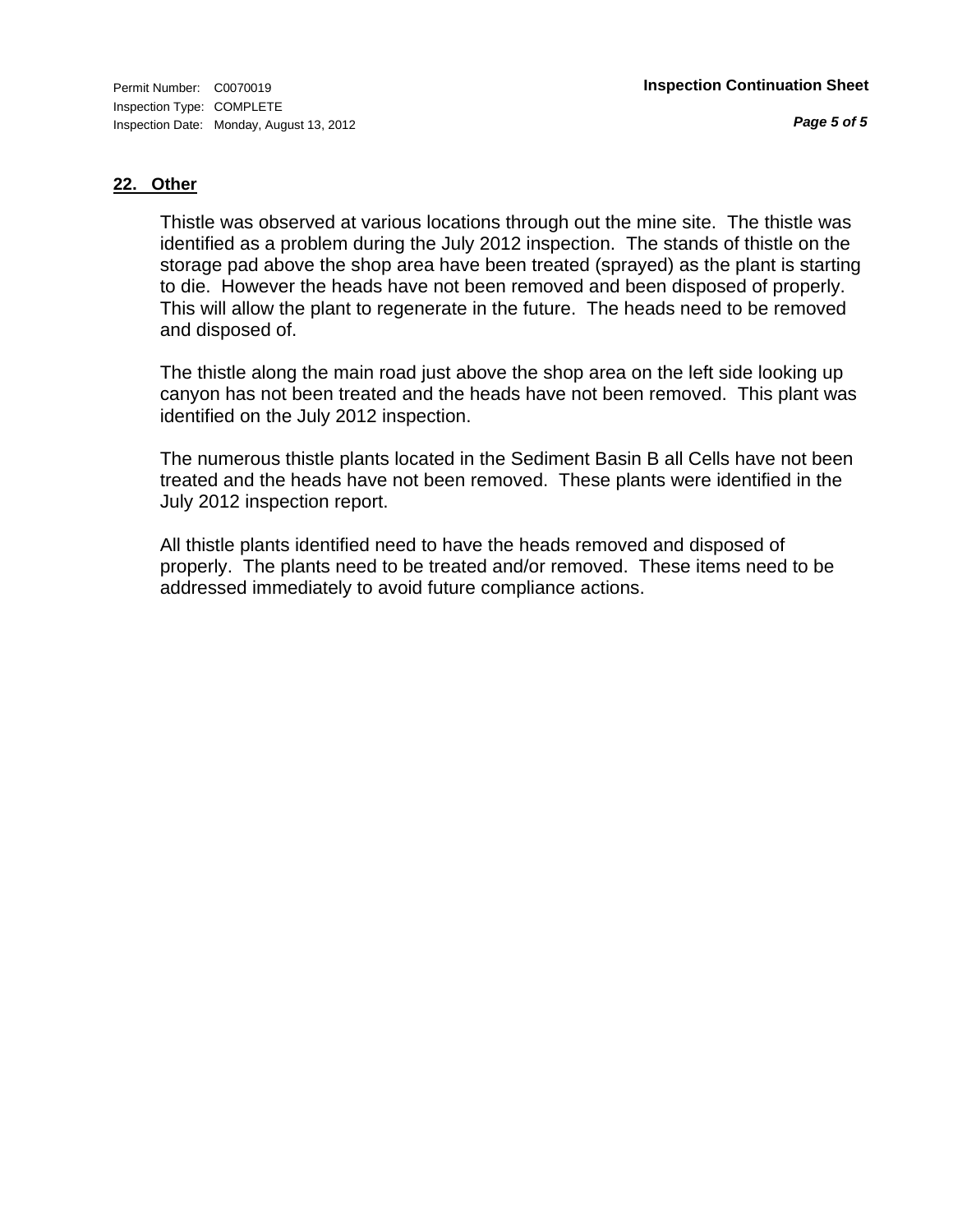## 22. Other

Thistle was observed at various locations through out the mine site. The thistle was identified as a problem during the July 2012 inspection. The stands of thistle on the storage pad above the shop area have been treated (sprayed) as the plant is starting to die. However the heads have not been removed and been disposed of properly. This will allow the plant to regenerate in the future. The heads need to be removed and disposed of.

The thistle along the main road just above the shop area on the left side looking up canyon has not been treated and the heads have not been removed. This plant was identified on the July 2012 inspection.

The numerous thistle plants located in the Sediment Basin B all Cells have not been treated and the heads have not been removed. These plants were identified in the July 2012 inspection report.

All thistle plants identified need to have the heads removed and disposed of properly. The plants need to be treated and/or removed. These items need to be addressed immediately to avoid future compliance actions.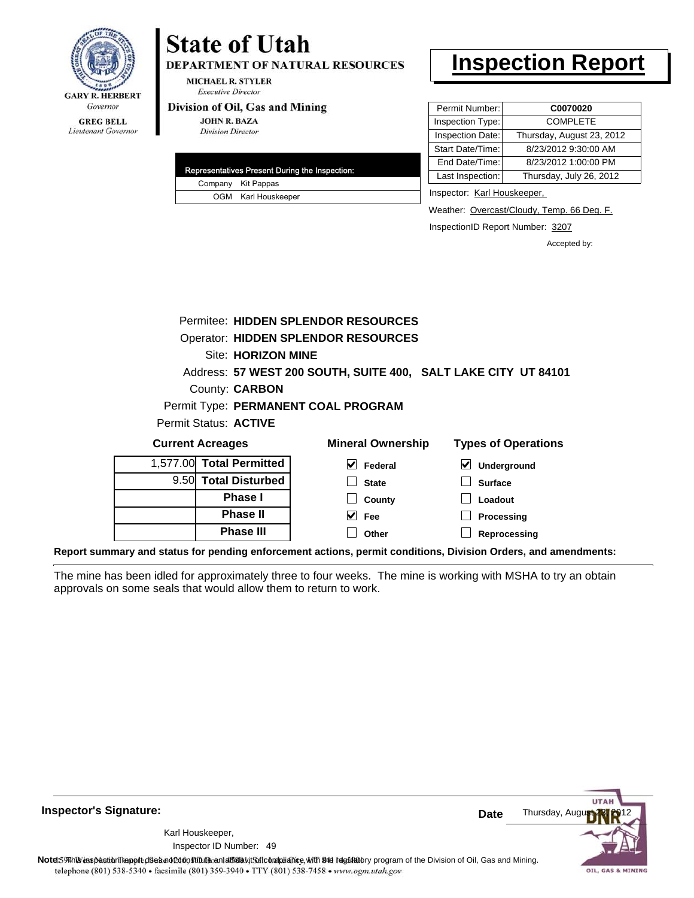GARY R. HERBERT
*Governor*

GREG BELL
*Lieutenant Governor*

# State of Utah

**DEPARTMENT OF NATURAL RESOURCES**

MICHAEL R. STYLER
*Executive Director*

**Division of Oil, Gas and Mining**

JOHN R. BAZA
*Division Director*

# Inspection Report

| Permit Number: | **C0070020** |
|---|---|
| Inspection Type: | COMPLETE |
| Inspection Date: | Thursday, August 23, 2012 |
| Start Date/Time: | 8/23/2012 9:30:00 AM |
| End Date/Time: | 8/23/2012 1:00:00 PM |
| Last Inspection: | Thursday, July 26, 2012 |

| Representatives Present During the Inspection: | |
|---|---|
| Company | Kit Pappas |
| OGM | Karl Houskeeper |

Inspector: Karl Houskeeper,

Weather: Overcast/Cloudy, Temp. 66 Deg. F.

InspectionID Report Number: 3207

Accepted by:

Permitee: **HIDDEN SPLENDOR RESOURCES**
Operator: **HIDDEN SPLENDOR RESOURCES**
Site: **HORIZON MINE**
Address: **57 WEST 200 SOUTH, SUITE 400, SALT LAKE CITY UT 84101**
County: **CARBON**
Permit Type: **PERMANENT COAL PROGRAM**
Permit Status: **ACTIVE**

**Current Acreages**

| | |
|---|---|
| 1,577.00 | **Total Permitted** |
| 9.50 | **Total Disturbed** |
| | **Phase I** |
| | **Phase II** |
| | **Phase III** |

**Mineral Ownership**

- [x] Federal
- [ ] State
- [ ] County
- [x] Fee
- [ ] Other

**Types of Operations**

- [x] Underground
- [ ] Surface
- [ ] Loadout
- [ ] Processing
- [ ] Reprocessing

**Report summary and status for pending enforcement actions, permit conditions, Division Orders, and amendments:**

The mine has been idled for approximately three to four weeks. The mine is working with MSHA to try an obtain approvals on some seals that would allow them to return to work.

**Inspector's Signature:**

Karl Houskeeper,
Inspector ID Number: 49

**Date** Thursday, August 23, 2012

**Note:** This inspection report does not constitute an affidavit of compliance with the regulatory program of the Division of Oil, Gas and Mining.
1594 West North Temple, Suite 1210, PO Box 145801, Salt Lake City, UT 84114-5801
telephone (801) 538-5340 • facsimile (801) 359-3940 • TTY (801) 538-7458 • www.ogm.utah.gov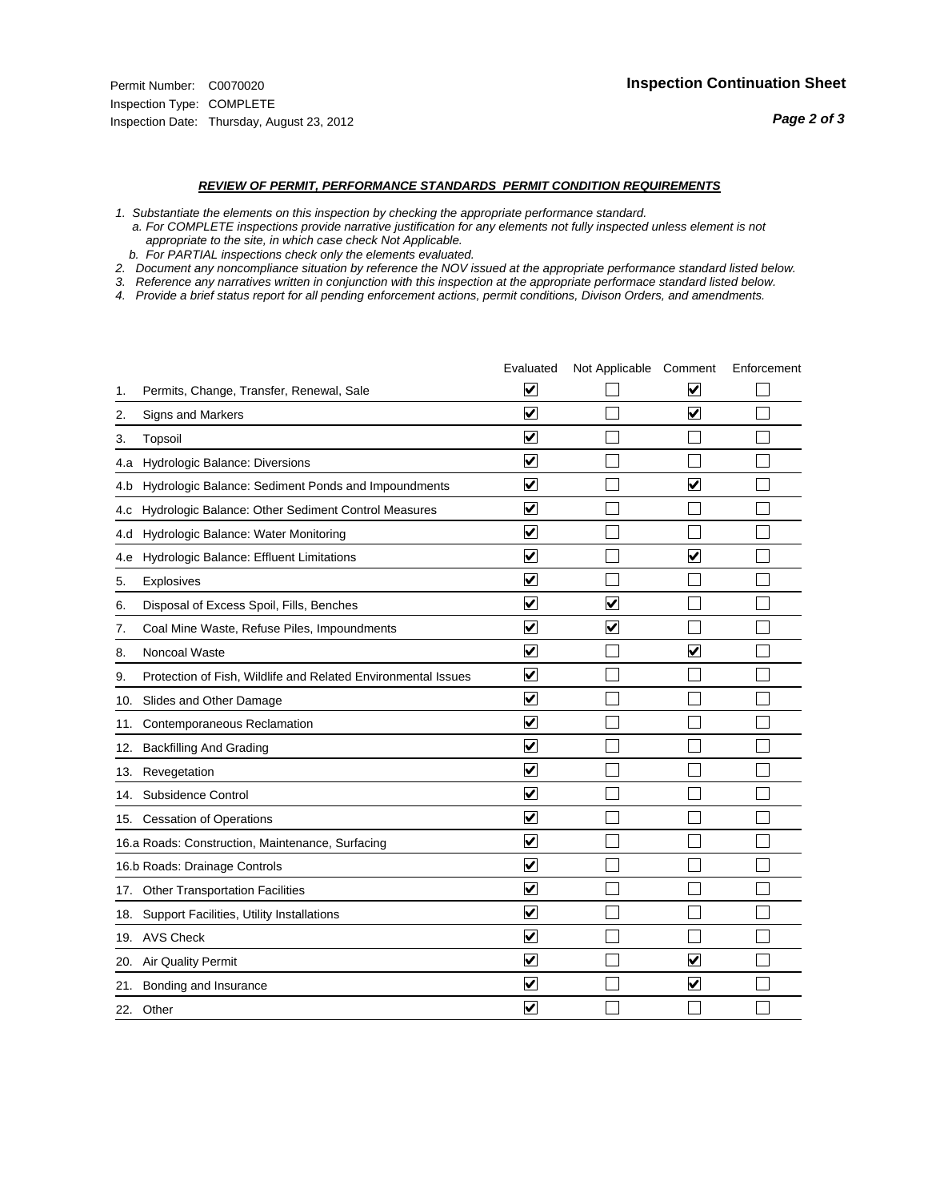Permit Number: C0070020
Inspection Type: COMPLETE
Inspection Date: Thursday, August 23, 2012

**Inspection Continuation Sheet**

***Page 2 of 3***

***REVIEW OF PERMIT, PERFORMANCE STANDARDS PERMIT CONDITION REQUIREMENTS***

*1. Substantiate the elements on this inspection by checking the appropriate performance standard.*
*a. For COMPLETE inspections provide narrative justification for any elements not fully inspected unless element is not appropriate to the site, in which case check Not Applicable.*
*b. For PARTIAL inspections check only the elements evaluated.*
*2. Document any noncompliance situation by reference the NOV issued at the appropriate performance standard listed below.*
*3. Reference any narratives written in conjunction with this inspection at the appropriate performace standard listed below.*
*4. Provide a brief status report for all pending enforcement actions, permit conditions, Divison Orders, and amendments.*

| | Evaluated | Not Applicable | Comment | Enforcement |
|---|---|---|---|---|
| 1. Permits, Change, Transfer, Renewal, Sale | ☑ | ☐ | ☑ | ☐ |
| 2. Signs and Markers | ☑ | ☐ | ☑ | ☐ |
| 3. Topsoil | ☑ | ☐ | ☐ | ☐ |
| 4.a Hydrologic Balance: Diversions | ☑ | ☐ | ☐ | ☐ |
| 4.b Hydrologic Balance: Sediment Ponds and Impoundments | ☑ | ☐ | ☑ | ☐ |
| 4.c Hydrologic Balance: Other Sediment Control Measures | ☑ | ☐ | ☐ | ☐ |
| 4.d Hydrologic Balance: Water Monitoring | ☑ | ☐ | ☐ | ☐ |
| 4.e Hydrologic Balance: Effluent Limitations | ☑ | ☐ | ☑ | ☐ |
| 5. Explosives | ☑ | ☐ | ☐ | ☐ |
| 6. Disposal of Excess Spoil, Fills, Benches | ☑ | ☑ | ☐ | ☐ |
| 7. Coal Mine Waste, Refuse Piles, Impoundments | ☑ | ☑ | ☐ | ☐ |
| 8. Noncoal Waste | ☑ | ☐ | ☑ | ☐ |
| 9. Protection of Fish, Wildlife and Related Environmental Issues | ☑ | ☐ | ☐ | ☐ |
| 10. Slides and Other Damage | ☑ | ☐ | ☐ | ☐ |
| 11. Contemporaneous Reclamation | ☑ | ☐ | ☐ | ☐ |
| 12. Backfilling And Grading | ☑ | ☐ | ☐ | ☐ |
| 13. Revegetation | ☑ | ☐ | ☐ | ☐ |
| 14. Subsidence Control | ☑ | ☐ | ☐ | ☐ |
| 15. Cessation of Operations | ☑ | ☐ | ☐ | ☐ |
| 16.a Roads: Construction, Maintenance, Surfacing | ☑ | ☐ | ☐ | ☐ |
| 16.b Roads: Drainage Controls | ☑ | ☐ | ☐ | ☐ |
| 17. Other Transportation Facilities | ☑ | ☐ | ☐ | ☐ |
| 18. Support Facilities, Utility Installations | ☑ | ☐ | ☐ | ☐ |
| 19. AVS Check | ☑ | ☐ | ☐ | ☐ |
| 20. Air Quality Permit | ☑ | ☐ | ☑ | ☐ |
| 21. Bonding and Insurance | ☑ | ☐ | ☑ | ☐ |
| 22. Other | ☑ | ☐ | ☐ | ☐ |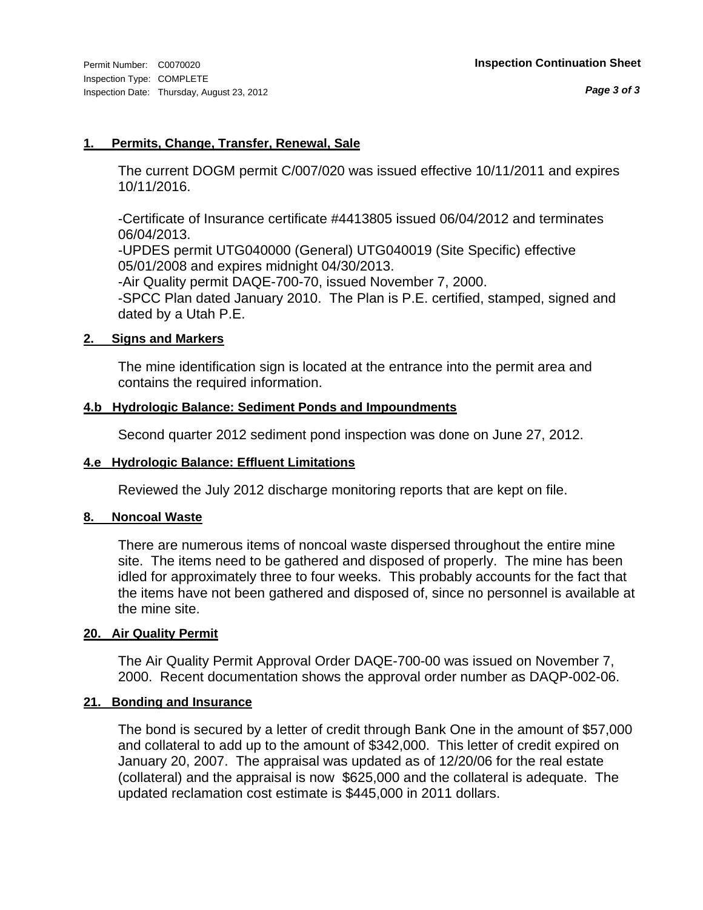Permit Number: C0070020
Inspection Type: COMPLETE
Inspection Date: Thursday, August 23, 2012

**Inspection Continuation Sheet**

## 1. Permits, Change, Transfer, Renewal, Sale

The current DOGM permit C/007/020 was issued effective 10/11/2011 and expires 10/11/2016.

-Certificate of Insurance certificate #4413805 issued 06/04/2012 and terminates 06/04/2013.
-UPDES permit UTG040000 (General) UTG040019 (Site Specific) effective 05/01/2008 and expires midnight 04/30/2013.
-Air Quality permit DAQE-700-70, issued November 7, 2000.
-SPCC Plan dated January 2010. The Plan is P.E. certified, stamped, signed and dated by a Utah P.E.

## 2. Signs and Markers

The mine identification sign is located at the entrance into the permit area and contains the required information.

## 4.b Hydrologic Balance: Sediment Ponds and Impoundments

Second quarter 2012 sediment pond inspection was done on June 27, 2012.

## 4.e Hydrologic Balance: Effluent Limitations

Reviewed the July 2012 discharge monitoring reports that are kept on file.

## 8. Noncoal Waste

There are numerous items of noncoal waste dispersed throughout the entire mine site. The items need to be gathered and disposed of properly. The mine has been idled for approximately three to four weeks. This probably accounts for the fact that the items have not been gathered and disposed of, since no personnel is available at the mine site.

## 20. Air Quality Permit

The Air Quality Permit Approval Order DAQE-700-00 was issued on November 7, 2000. Recent documentation shows the approval order number as DAQP-002-06.

## 21. Bonding and Insurance

The bond is secured by a letter of credit through Bank One in the amount of $57,000 and collateral to add up to the amount of $342,000. This letter of credit expired on January 20, 2007. The appraisal was updated as of 12/20/06 for the real estate (collateral) and the appraisal is now $625,000 and the collateral is adequate. The updated reclamation cost estimate is $445,000 in 2011 dollars.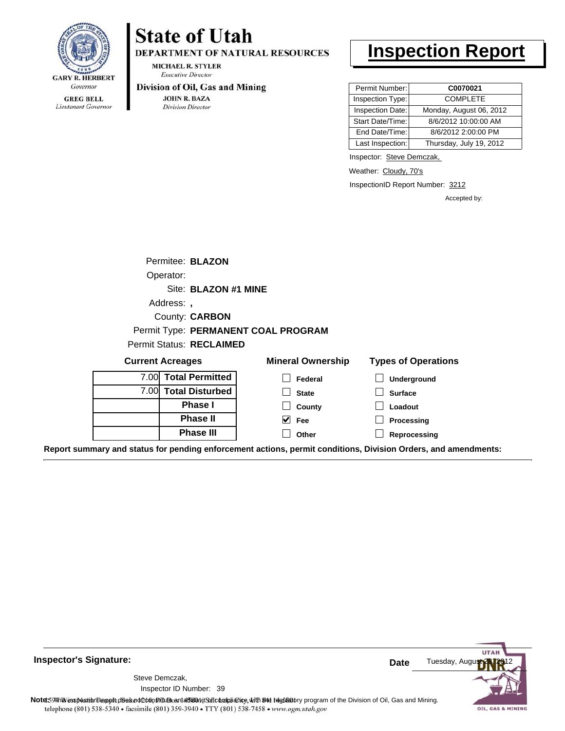GARY R. HERBERT
*Governor*

GREG BELL
*Lieutenant Governor*

# State of Utah

**DEPARTMENT OF NATURAL RESOURCES**

MICHAEL R. STYLER
*Executive Director*

**Division of Oil, Gas and Mining**

JOHN R. BAZA
*Division Director*

# Inspection Report

| | |
|---|---|
| Permit Number: | **C0070021** |
| Inspection Type: | COMPLETE |
| Inspection Date: | Monday, August 06, 2012 |
| Start Date/Time: | 8/6/2012 10:00:00 AM |
| End Date/Time: | 8/6/2012 2:00:00 PM |
| Last Inspection: | Thursday, July 19, 2012 |

Inspector: Steve Demczak,

Weather: Cloudy, 70's

InspectionID Report Number: 3212

Accepted by:

Permitee: **BLAZON**

Operator:

Site: **BLAZON #1 MINE**

Address: **,**

County: **CARBON**

Permit Type: **PERMANENT COAL PROGRAM**

Permit Status: **RECLAIMED**

**Current Acreages**

| | |
|---|---|
| 7.00 | **Total Permitted** |
| 7.00 | **Total Disturbed** |
| | **Phase I** |
| | **Phase II** |
| | **Phase III** |

**Mineral Ownership**

- [ ] Federal
- [ ] State
- [ ] County
- [x] Fee
- [ ] Other

**Types of Operations**

- [ ] Underground
- [ ] Surface
- [ ] Loadout
- [ ] Processing
- [ ] Reprocessing

**Report summary and status for pending enforcement actions, permit conditions, Division Orders, and amendments:**

---

**Inspector's Signature:**

Steve Demczak,

Inspector ID Number: 39

**Date** Tuesday, August 28, 2012

**Note:** This inspection report does not constitute an affidavit of compliance with the regulatory program of the Division of Oil, Gas and Mining.

1594 West North Temple, Suite 1210, Box 145801, Salt Lake City, UT 84114-5801
telephone (801) 538-5340 • facsimile (801) 359-3940 • TTY (801) 538-7458 • www.ogm.utah.gov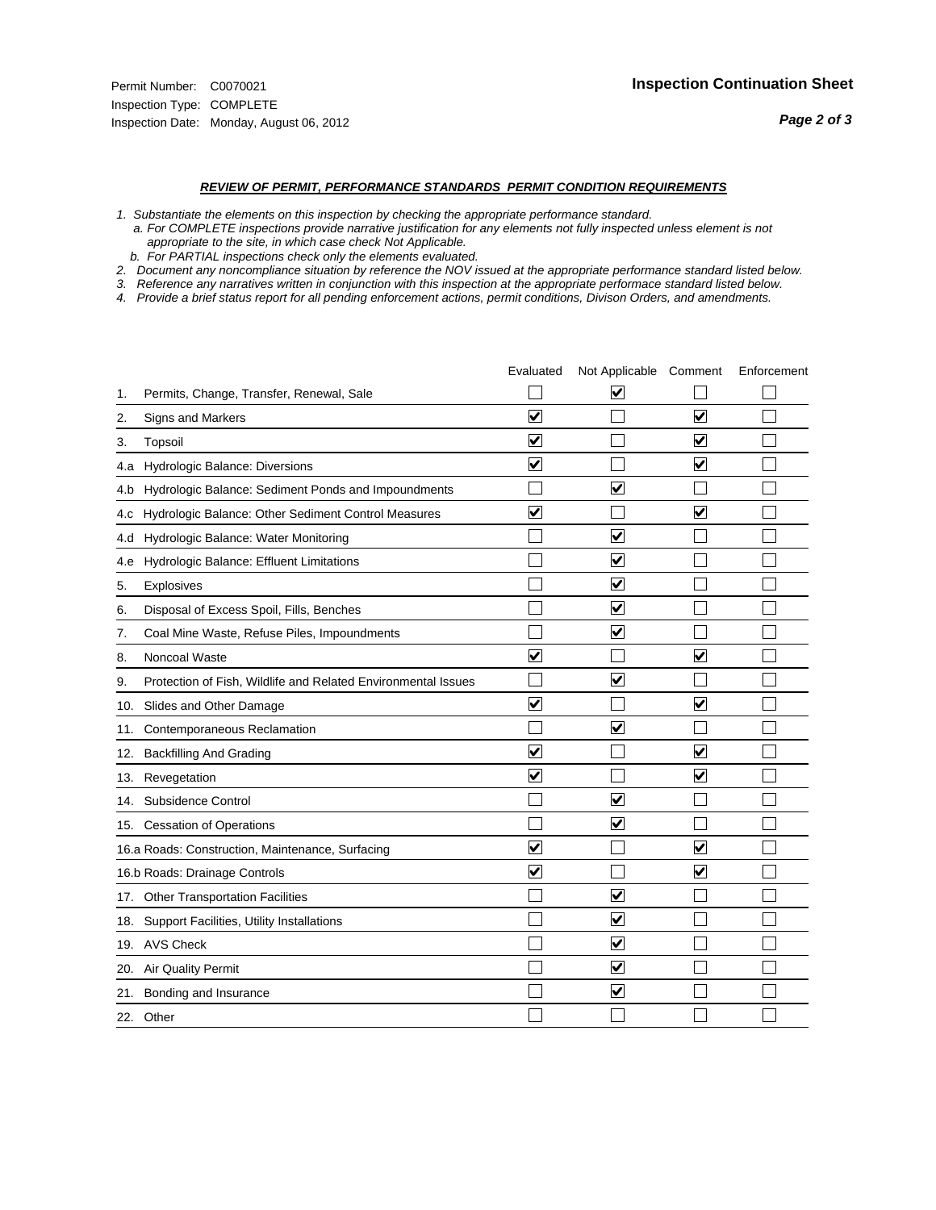Permit Number: C0070021
Inspection Type: COMPLETE
Inspection Date: Monday, August 06, 2012

## Inspection Continuation Sheet

### *REVIEW OF PERMIT, PERFORMANCE STANDARDS PERMIT CONDITION REQUIREMENTS*

*1. Substantiate the elements on this inspection by checking the appropriate performance standard.*
*a. For COMPLETE inspections provide narrative justification for any elements not fully inspected unless element is not appropriate to the site, in which case check Not Applicable.*
*b. For PARTIAL inspections check only the elements evaluated.*
*2. Document any noncompliance situation by reference the NOV issued at the appropriate performance standard listed below.*
*3. Reference any narratives written in conjunction with this inspection at the appropriate performace standard listed below.*
*4. Provide a brief status report for all pending enforcement actions, permit conditions, Divison Orders, and amendments.*

| | | Evaluated | Not Applicable | Comment | Enforcement |
|---|---|---|---|---|---|
| 1. | Permits, Change, Transfer, Renewal, Sale | ☐ | ☑ | ☐ | ☐ |
| 2. | Signs and Markers | ☑ | ☐ | ☑ | ☐ |
| 3. | Topsoil | ☑ | ☐ | ☑ | ☐ |
| 4.a | Hydrologic Balance: Diversions | ☑ | ☐ | ☑ | ☐ |
| 4.b | Hydrologic Balance: Sediment Ponds and Impoundments | ☐ | ☑ | ☐ | ☐ |
| 4.c | Hydrologic Balance: Other Sediment Control Measures | ☑ | ☐ | ☑ | ☐ |
| 4.d | Hydrologic Balance: Water Monitoring | ☐ | ☑ | ☐ | ☐ |
| 4.e | Hydrologic Balance: Effluent Limitations | ☐ | ☑ | ☐ | ☐ |
| 5. | Explosives | ☐ | ☑ | ☐ | ☐ |
| 6. | Disposal of Excess Spoil, Fills, Benches | ☐ | ☑ | ☐ | ☐ |
| 7. | Coal Mine Waste, Refuse Piles, Impoundments | ☐ | ☑ | ☐ | ☐ |
| 8. | Noncoal Waste | ☑ | ☐ | ☑ | ☐ |
| 9. | Protection of Fish, Wildlife and Related Environmental Issues | ☐ | ☑ | ☐ | ☐ |
| 10. | Slides and Other Damage | ☑ | ☐ | ☑ | ☐ |
| 11. | Contemporaneous Reclamation | ☐ | ☑ | ☐ | ☐ |
| 12. | Backfilling And Grading | ☑ | ☐ | ☑ | ☐ |
| 13. | Revegetation | ☑ | ☐ | ☑ | ☐ |
| 14. | Subsidence Control | ☐ | ☑ | ☐ | ☐ |
| 15. | Cessation of Operations | ☐ | ☑ | ☐ | ☐ |
| 16.a | Roads: Construction, Maintenance, Surfacing | ☑ | ☐ | ☑ | ☐ |
| 16.b | Roads: Drainage Controls | ☑ | ☐ | ☑ | ☐ |
| 17. | Other Transportation Facilities | ☐ | ☑ | ☐ | ☐ |
| 18. | Support Facilities, Utility Installations | ☐ | ☑ | ☐ | ☐ |
| 19. | AVS Check | ☐ | ☑ | ☐ | ☐ |
| 20. | Air Quality Permit | ☐ | ☑ | ☐ | ☐ |
| 21. | Bonding and Insurance | ☐ | ☑ | ☐ | ☐ |
| 22. | Other | ☐ | ☐ | ☐ | ☐ |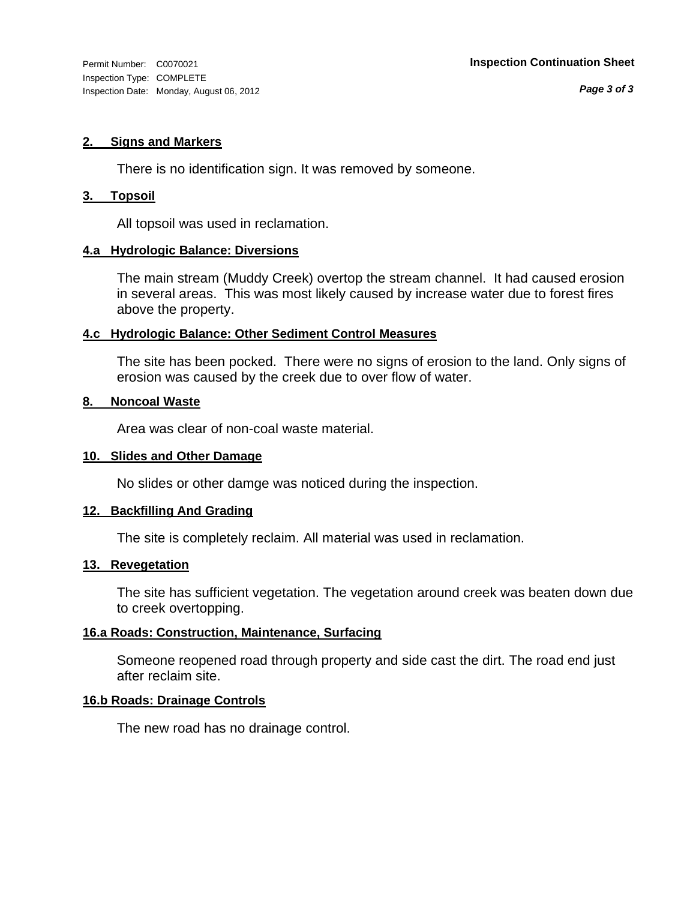Permit Number: C0070021
Inspection Type: COMPLETE
Inspection Date: Monday, August 06, 2012

**Inspection Continuation Sheet**

## 2. Signs and Markers

There is no identification sign. It was removed by someone.

## 3. Topsoil

All topsoil was used in reclamation.

## 4.a Hydrologic Balance: Diversions

The main stream (Muddy Creek) overtop the stream channel. It had caused erosion in several areas. This was most likely caused by increase water due to forest fires above the property.

## 4.c Hydrologic Balance: Other Sediment Control Measures

The site has been pocked. There were no signs of erosion to the land. Only signs of erosion was caused by the creek due to over flow of water.

## 8. Noncoal Waste

Area was clear of non-coal waste material.

## 10. Slides and Other Damage

No slides or other damge was noticed during the inspection.

## 12. Backfilling And Grading

The site is completely reclaim. All material was used in reclamation.

## 13. Revegetation

The site has sufficient vegetation. The vegetation around creek was beaten down due to creek overtopping.

## 16.a Roads: Construction, Maintenance, Surfacing

Someone reopened road through property and side cast the dirt. The road end just after reclaim site.

## 16.b Roads: Drainage Controls

The new road has no drainage control.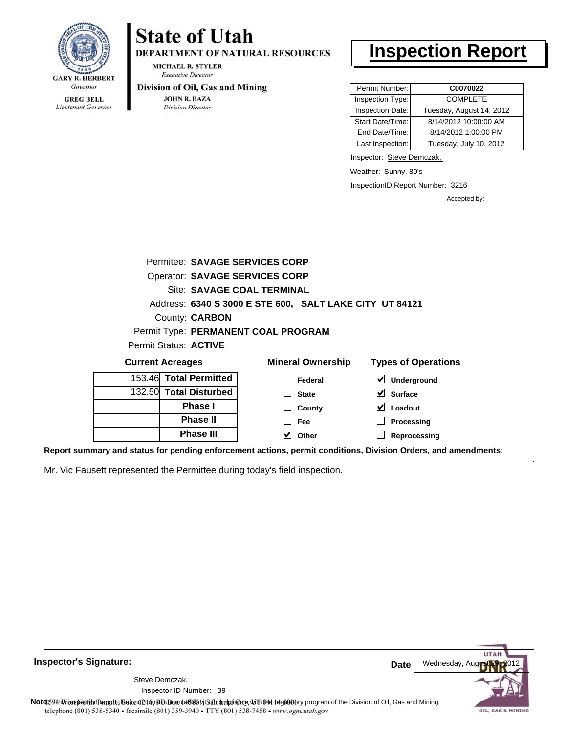# State of Utah

**DEPARTMENT OF NATURAL RESOURCES**

MICHAEL R. STYLER
*Executive Director*

**Division of Oil, Gas and Mining**

JOHN R. BAZA
*Division Director*

GARY R. HERBERT
*Governor*

GREG BELL
*Lieutenant Governor*

# Inspection Report

| Permit Number: | C0070022 |
|---|---|
| Inspection Type: | COMPLETE |
| Inspection Date: | Tuesday, August 14, 2012 |
| Start Date/Time: | 8/14/2012 10:00:00 AM |
| End Date/Time: | 8/14/2012 1:00:00 PM |
| Last Inspection: | Tuesday, July 10, 2012 |

Inspector: Steve Demczak,

Weather: Sunny, 80's

InspectionID Report Number: 3216

Accepted by:

Permitee: **SAVAGE SERVICES CORP**
Operator: **SAVAGE SERVICES CORP**
Site: **SAVAGE COAL TERMINAL**
Address: **6340 S 3000 E STE 600, SALT LAKE CITY UT 84121**
County: **CARBON**
Permit Type: **PERMANENT COAL PROGRAM**
Permit Status: **ACTIVE**

**Current Acreages**

| | |
|---|---|
| 153.46 | **Total Permitted** |
| 132.50 | **Total Disturbed** |
| | **Phase I** |
| | **Phase II** |
| | **Phase III** |

**Mineral Ownership**

- [ ] Federal
- [ ] State
- [ ] County
- [ ] Fee
- [x] Other

**Types of Operations**

- [x] Underground
- [x] Surface
- [x] Loadout
- [ ] Processing
- [ ] Reprocessing

**Report summary and status for pending enforcement actions, permit conditions, Division Orders, and amendments:**

Mr. Vic Fausett represented the Permittee during today's field inspection.

**Inspector's Signature:**

Steve Demczak,
Inspector ID Number: 39

**Date** Wednesday, August 29, 2012

**Note:** This inspection report does not constitute an affidavit of compliance with the regulatory program of the Division of Oil, Gas and Mining.

telephone (801) 538-5340 • facsimile (801) 359-3940 • TTY (801) 538-7458 • www.ogm.utah.gov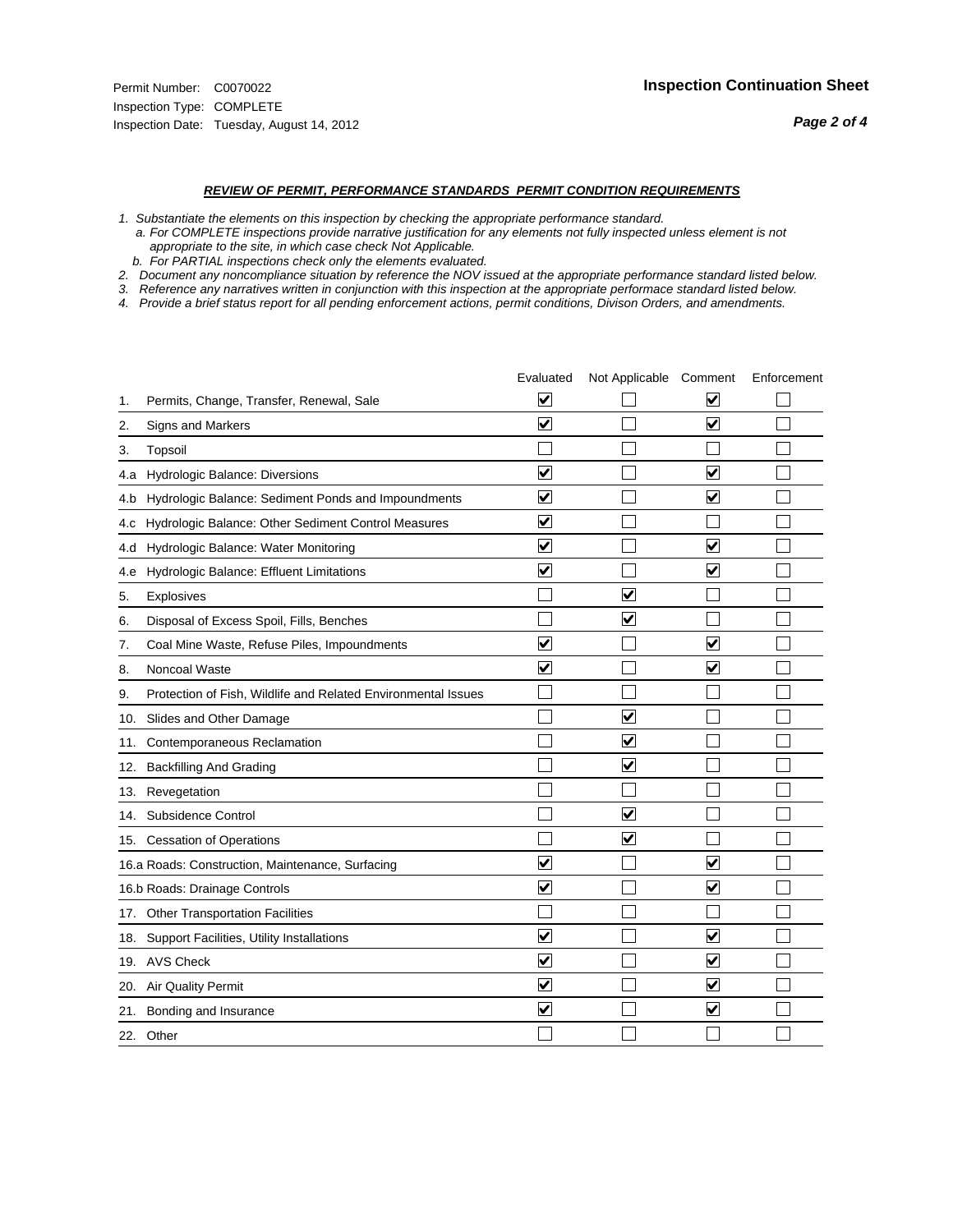Permit Number: C0070022
Inspection Type: COMPLETE
Inspection Date: Tuesday, August 14, 2012

## Inspection Continuation Sheet

***REVIEW OF PERMIT, PERFORMANCE STANDARDS PERMIT CONDITION REQUIREMENTS***

*1. Substantiate the elements on this inspection by checking the appropriate performance standard.*
*a. For COMPLETE inspections provide narrative justification for any elements not fully inspected unless element is not appropriate to the site, in which case check Not Applicable.*
*b. For PARTIAL inspections check only the elements evaluated.*
*2. Document any noncompliance situation by reference the NOV issued at the appropriate performance standard listed below.*
*3. Reference any narratives written in conjunction with this inspection at the appropriate performace standard listed below.*
*4. Provide a brief status report for all pending enforcement actions, permit conditions, Divison Orders, and amendments.*

| | | Evaluated | Not Applicable | Comment | Enforcement |
|---|---|---|---|---|---|
| 1. | Permits, Change, Transfer, Renewal, Sale | ☑ | ☐ | ☑ | ☐ |
| 2. | Signs and Markers | ☑ | ☐ | ☑ | ☐ |
| 3. | Topsoil | ☐ | ☐ | ☐ | ☐ |
| 4.a | Hydrologic Balance: Diversions | ☑ | ☐ | ☑ | ☐ |
| 4.b | Hydrologic Balance: Sediment Ponds and Impoundments | ☑ | ☐ | ☑ | ☐ |
| 4.c | Hydrologic Balance: Other Sediment Control Measures | ☑ | ☐ | ☐ | ☐ |
| 4.d | Hydrologic Balance: Water Monitoring | ☑ | ☐ | ☑ | ☐ |
| 4.e | Hydrologic Balance: Effluent Limitations | ☑ | ☐ | ☑ | ☐ |
| 5. | Explosives | ☐ | ☑ | ☐ | ☐ |
| 6. | Disposal of Excess Spoil, Fills, Benches | ☐ | ☑ | ☐ | ☐ |
| 7. | Coal Mine Waste, Refuse Piles, Impoundments | ☑ | ☐ | ☑ | ☐ |
| 8. | Noncoal Waste | ☑ | ☐ | ☑ | ☐ |
| 9. | Protection of Fish, Wildlife and Related Environmental Issues | ☐ | ☐ | ☐ | ☐ |
| 10. | Slides and Other Damage | ☐ | ☑ | ☐ | ☐ |
| 11. | Contemporaneous Reclamation | ☐ | ☑ | ☐ | ☐ |
| 12. | Backfilling And Grading | ☐ | ☑ | ☐ | ☐ |
| 13. | Revegetation | ☐ | ☐ | ☐ | ☐ |
| 14. | Subsidence Control | ☐ | ☑ | ☐ | ☐ |
| 15. | Cessation of Operations | ☐ | ☑ | ☐ | ☐ |
| 16.a | Roads: Construction, Maintenance, Surfacing | ☑ | ☐ | ☑ | ☐ |
| 16.b | Roads: Drainage Controls | ☑ | ☐ | ☑ | ☐ |
| 17. | Other Transportation Facilities | ☐ | ☐ | ☐ | ☐ |
| 18. | Support Facilities, Utility Installations | ☑ | ☐ | ☑ | ☐ |
| 19. | AVS Check | ☑ | ☐ | ☑ | ☐ |
| 20. | Air Quality Permit | ☑ | ☐ | ☑ | ☐ |
| 21. | Bonding and Insurance | ☑ | ☐ | ☑ | ☐ |
| 22. | Other | ☐ | ☐ | ☐ | ☐ |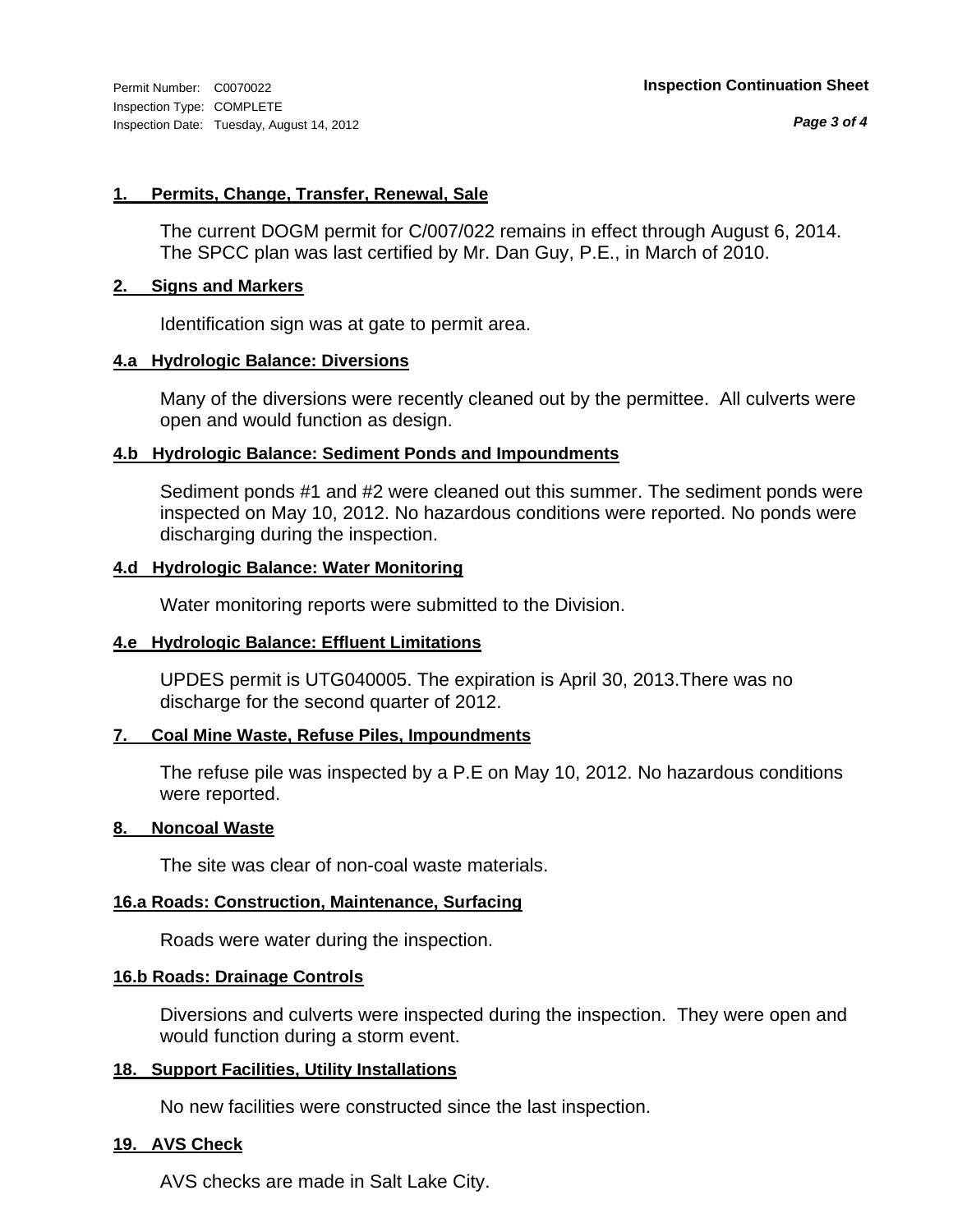Permit Number: C0070022
Inspection Type: COMPLETE
Inspection Date: Tuesday, August 14, 2012

**Inspection Continuation Sheet**

### 1. Permits, Change, Transfer, Renewal, Sale

The current DOGM permit for C/007/022 remains in effect through August 6, 2014. The SPCC plan was last certified by Mr. Dan Guy, P.E., in March of 2010.

### 2. Signs and Markers

Identification sign was at gate to permit area.

### 4.a Hydrologic Balance: Diversions

Many of the diversions were recently cleaned out by the permittee. All culverts were open and would function as design.

### 4.b Hydrologic Balance: Sediment Ponds and Impoundments

Sediment ponds #1 and #2 were cleaned out this summer. The sediment ponds were inspected on May 10, 2012. No hazardous conditions were reported. No ponds were discharging during the inspection.

### 4.d Hydrologic Balance: Water Monitoring

Water monitoring reports were submitted to the Division.

### 4.e Hydrologic Balance: Effluent Limitations

UPDES permit is UTG040005. The expiration is April 30, 2013.There was no discharge for the second quarter of 2012.

### 7. Coal Mine Waste, Refuse Piles, Impoundments

The refuse pile was inspected by a P.E on May 10, 2012. No hazardous conditions were reported.

### 8. Noncoal Waste

The site was clear of non-coal waste materials.

### 16.a Roads: Construction, Maintenance, Surfacing

Roads were water during the inspection.

### 16.b Roads: Drainage Controls

Diversions and culverts were inspected during the inspection. They were open and would function during a storm event.

### 18. Support Facilities, Utility Installations

No new facilities were constructed since the last inspection.

### 19. AVS Check

AVS checks are made in Salt Lake City.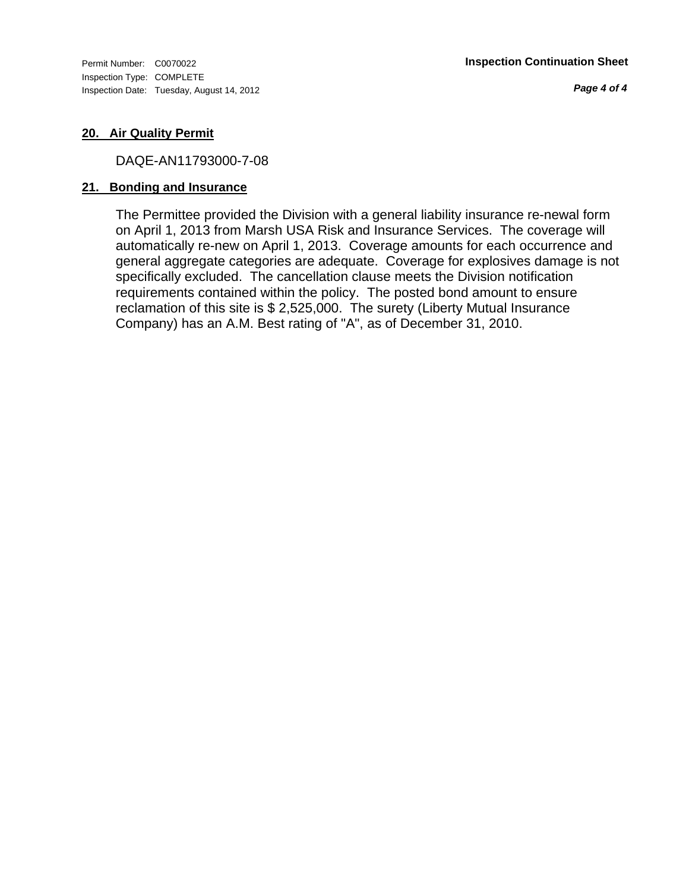### 20. Air Quality Permit

DAQE-AN11793000-7-08

### 21. Bonding and Insurance

The Permittee provided the Division with a general liability insurance re-newal form on April 1, 2013 from Marsh USA Risk and Insurance Services. The coverage will automatically re-new on April 1, 2013. Coverage amounts for each occurrence and general aggregate categories are adequate. Coverage for explosives damage is not specifically excluded. The cancellation clause meets the Division notification requirements contained within the policy. The posted bond amount to ensure reclamation of this site is $ 2,525,000. The surety (Liberty Mutual Insurance Company) has an A.M. Best rating of "A", as of December 31, 2010.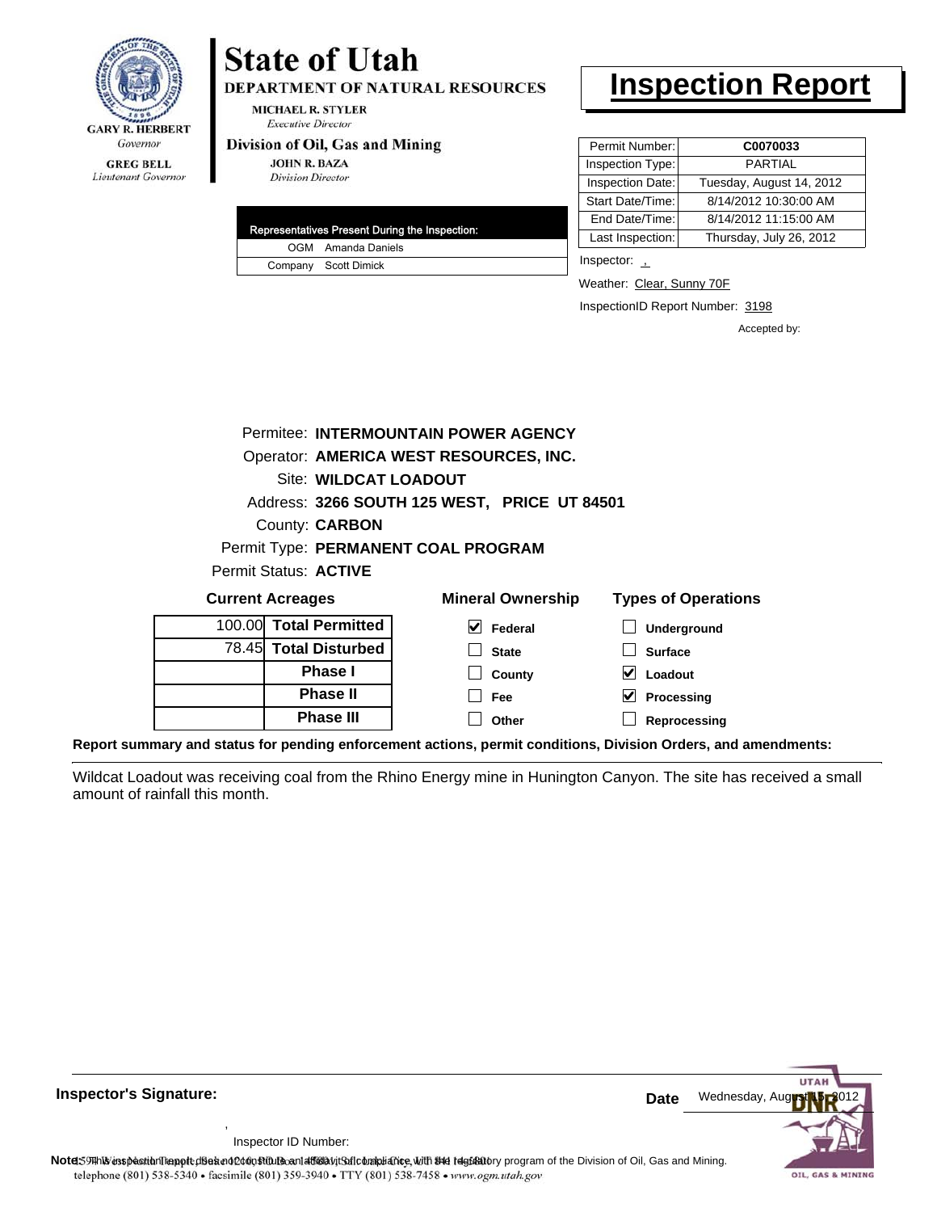GARY R. HERBERT
*Governor*

GREG BELL
*Lieutenant Governor*

# State of Utah

**DEPARTMENT OF NATURAL RESOURCES**

MICHAEL R. STYLER
*Executive Director*

**Division of Oil, Gas and Mining**

JOHN R. BAZA
*Division Director*

# Inspection Report

| Permit Number: | C0070033 |
|---|---|
| Inspection Type: | PARTIAL |
| Inspection Date: | Tuesday, August 14, 2012 |
| Start Date/Time: | 8/14/2012 10:30:00 AM |
| End Date/Time: | 8/14/2012 11:15:00 AM |
| Last Inspection: | Thursday, July 26, 2012 |

| Representatives Present During the Inspection: | |
|---|---|
| OGM | Amanda Daniels |
| Company | Scott Dimick |

Inspector: ,

Weather: Clear, Sunny 70F

InspectionID Report Number: 3198

Accepted by:

Permitee: **INTERMOUNTAIN POWER AGENCY**
Operator: **AMERICA WEST RESOURCES, INC.**
Site: **WILDCAT LOADOUT**
Address: **3266 SOUTH 125 WEST, PRICE UT 84501**
County: **CARBON**
Permit Type: **PERMANENT COAL PROGRAM**
Permit Status: **ACTIVE**

**Current Acreages**

| | |
|---|---|
| 100.00 | **Total Permitted** |
| 78.45 | **Total Disturbed** |
| | **Phase I** |
| | **Phase II** |
| | **Phase III** |

**Mineral Ownership**

- [x] Federal
- [ ] State
- [ ] County
- [ ] Fee
- [ ] Other

**Types of Operations**

- [ ] Underground
- [ ] Surface
- [x] Loadout
- [x] Processing
- [ ] Reprocessing

**Report summary and status for pending enforcement actions, permit conditions, Division Orders, and amendments:**

Wildcat Loadout was receiving coal from the Rhino Energy mine in Hunington Canyon. The site has received a small amount of rainfall this month.

**Inspector's Signature:**

Inspector ID Number:

**Date** Wednesday, August 15, 2012

**Note:** This inspection report does not constitute an affidavit of compliance with the regulatory program of the Division of Oil, Gas and Mining.

telephone (801) 538-5340 • facsimile (801) 359-3940 • TTY (801) 538-7458 • www.ogm.utah.gov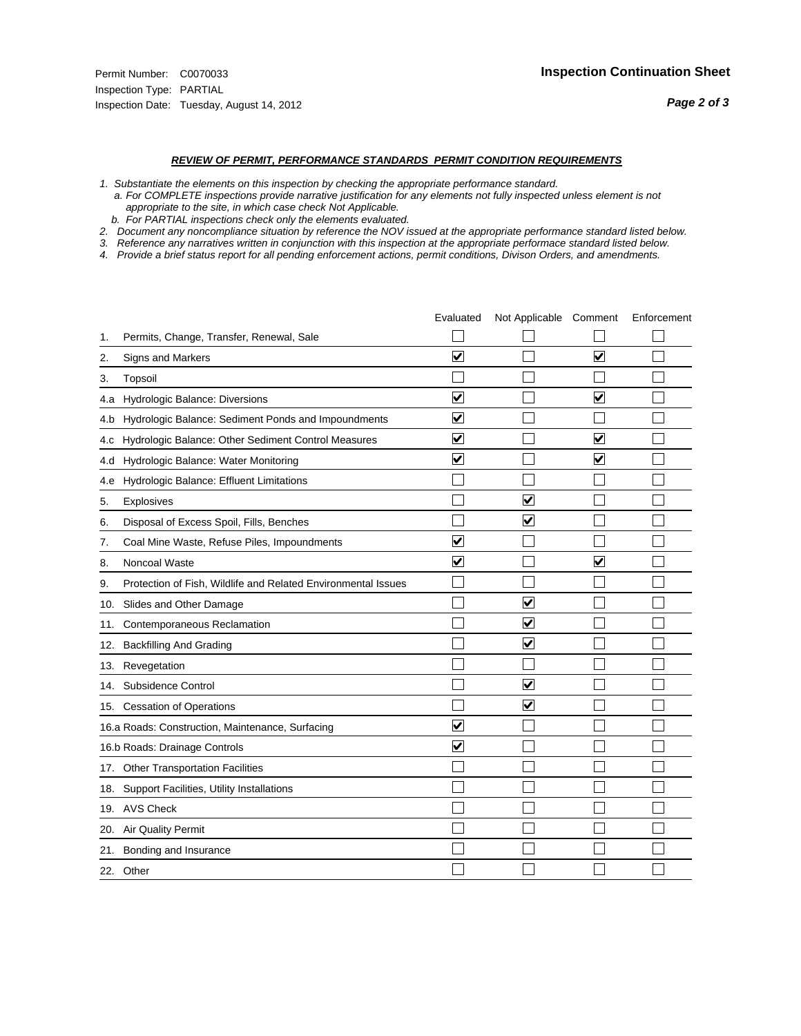Permit Number: C0070033
Inspection Type: PARTIAL
Inspection Date: Tuesday, August 14, 2012

**Inspection Continuation Sheet**

***REVIEW OF PERMIT, PERFORMANCE STANDARDS PERMIT CONDITION REQUIREMENTS***

*1. Substantiate the elements on this inspection by checking the appropriate performance standard.*
*a. For COMPLETE inspections provide narrative justification for any elements not fully inspected unless element is not appropriate to the site, in which case check Not Applicable.*
*b. For PARTIAL inspections check only the elements evaluated.*
*2. Document any noncompliance situation by reference the NOV issued at the appropriate performance standard listed below.*
*3. Reference any narratives written in conjunction with this inspection at the appropriate performace standard listed below.*
*4. Provide a brief status report for all pending enforcement actions, permit conditions, Divison Orders, and amendments.*

| | Evaluated | Not Applicable | Comment | Enforcement |
|---|---|---|---|---|
| 1. Permits, Change, Transfer, Renewal, Sale | ☐ | ☐ | ☐ | ☐ |
| 2. Signs and Markers | ☑ | ☐ | ☑ | ☐ |
| 3. Topsoil | ☐ | ☐ | ☐ | ☐ |
| 4.a Hydrologic Balance: Diversions | ☑ | ☐ | ☑ | ☐ |
| 4.b Hydrologic Balance: Sediment Ponds and Impoundments | ☑ | ☐ | ☐ | ☐ |
| 4.c Hydrologic Balance: Other Sediment Control Measures | ☑ | ☐ | ☑ | ☐ |
| 4.d Hydrologic Balance: Water Monitoring | ☑ | ☐ | ☑ | ☐ |
| 4.e Hydrologic Balance: Effluent Limitations | ☐ | ☐ | ☐ | ☐ |
| 5. Explosives | ☐ | ☑ | ☐ | ☐ |
| 6. Disposal of Excess Spoil, Fills, Benches | ☐ | ☑ | ☐ | ☐ |
| 7. Coal Mine Waste, Refuse Piles, Impoundments | ☑ | ☐ | ☐ | ☐ |
| 8. Noncoal Waste | ☑ | ☐ | ☑ | ☐ |
| 9. Protection of Fish, Wildlife and Related Environmental Issues | ☐ | ☐ | ☐ | ☐ |
| 10. Slides and Other Damage | ☐ | ☑ | ☐ | ☐ |
| 11. Contemporaneous Reclamation | ☐ | ☑ | ☐ | ☐ |
| 12. Backfilling And Grading | ☐ | ☑ | ☐ | ☐ |
| 13. Revegetation | ☐ | ☐ | ☐ | ☐ |
| 14. Subsidence Control | ☐ | ☑ | ☐ | ☐ |
| 15. Cessation of Operations | ☐ | ☑ | ☐ | ☐ |
| 16.a Roads: Construction, Maintenance, Surfacing | ☑ | ☐ | ☐ | ☐ |
| 16.b Roads: Drainage Controls | ☑ | ☐ | ☐ | ☐ |
| 17. Other Transportation Facilities | ☐ | ☐ | ☐ | ☐ |
| 18. Support Facilities, Utility Installations | ☐ | ☐ | ☐ | ☐ |
| 19. AVS Check | ☐ | ☐ | ☐ | ☐ |
| 20. Air Quality Permit | ☐ | ☐ | ☐ | ☐ |
| 21. Bonding and Insurance | ☐ | ☐ | ☐ | ☐ |
| 22. Other | ☐ | ☐ | ☐ | ☐ |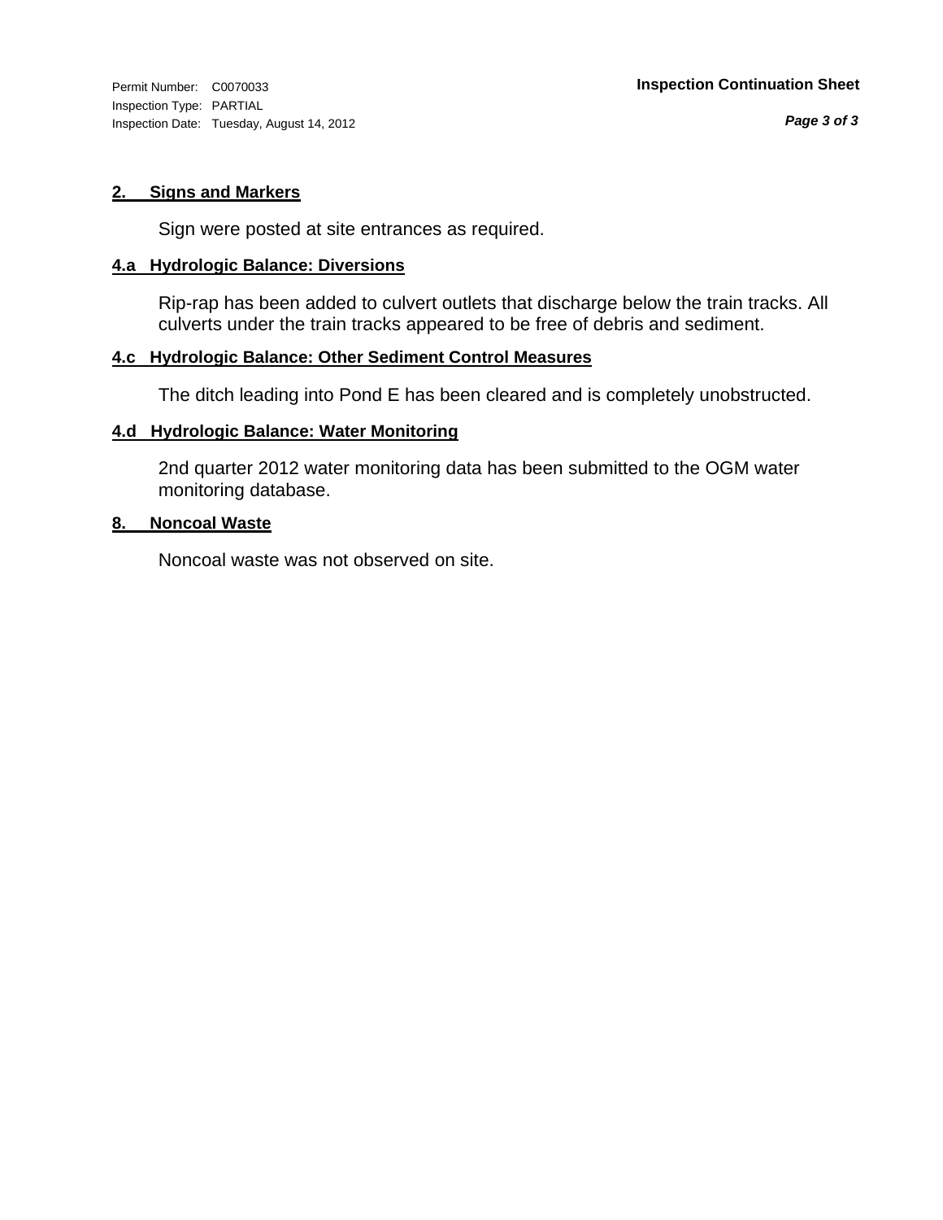Permit Number: C0070033
Inspection Type: PARTIAL
Inspection Date: Tuesday, August 14, 2012

**Inspection Continuation Sheet**

### 2. Signs and Markers

Sign were posted at site entrances as required.

### 4.a Hydrologic Balance: Diversions

Rip-rap has been added to culvert outlets that discharge below the train tracks. All culverts under the train tracks appeared to be free of debris and sediment.

### 4.c Hydrologic Balance: Other Sediment Control Measures

The ditch leading into Pond E has been cleared and is completely unobstructed.

### 4.d Hydrologic Balance: Water Monitoring

2nd quarter 2012 water monitoring data has been submitted to the OGM water monitoring database.

### 8. Noncoal Waste

Noncoal waste was not observed on site.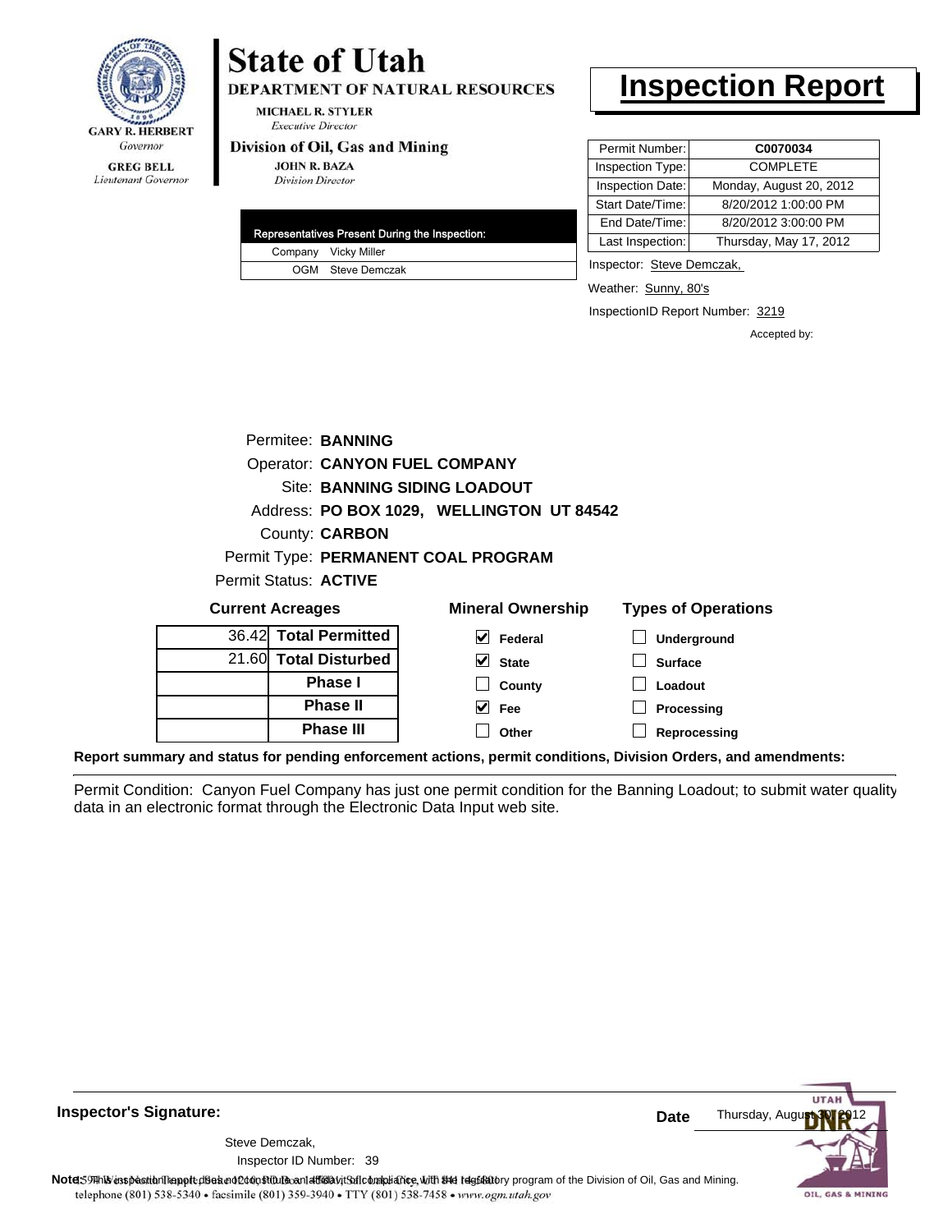GARY R. HERBERT
*Governor*

GREG BELL
*Lieutenant Governor*

# State of Utah

**DEPARTMENT OF NATURAL RESOURCES**

MICHAEL R. STYLER
*Executive Director*

**Division of Oil, Gas and Mining**

JOHN R. BAZA
*Division Director*

# Inspection Report

| | |
|---|---|
| Permit Number: | **C0070034** |
| Inspection Type: | COMPLETE |
| Inspection Date: | Monday, August 20, 2012 |
| Start Date/Time: | 8/20/2012 1:00:00 PM |
| End Date/Time: | 8/20/2012 3:00:00 PM |
| Last Inspection: | Thursday, May 17, 2012 |

| Representatives Present During the Inspection: | |
|---|---|
| Company | Vicky Miller |
| OGM | Steve Demczak |

Inspector: Steve Demczak,

Weather: Sunny, 80's

InspectionID Report Number: 3219

Accepted by:

Permitee: **BANNING**
Operator: **CANYON FUEL COMPANY**
Site: **BANNING SIDING LOADOUT**
Address: **PO BOX 1029, WELLINGTON UT 84542**
County: **CARBON**
Permit Type: **PERMANENT COAL PROGRAM**
Permit Status: **ACTIVE**

**Current Acreages**

| | |
|---|---|
| 36.42 | **Total Permitted** |
| 21.60 | **Total Disturbed** |
| | **Phase I** |
| | **Phase II** |
| | **Phase III** |

**Mineral Ownership**

- [x] Federal
- [x] State
- [ ] County
- [x] Fee
- [ ] Other

**Types of Operations**

- [ ] Underground
- [ ] Surface
- [ ] Loadout
- [ ] Processing
- [ ] Reprocessing

**Report summary and status for pending enforcement actions, permit conditions, Division Orders, and amendments:**

Permit Condition: Canyon Fuel Company has just one permit condition for the Banning Loadout; to submit water quality data in an electronic format through the Electronic Data Input web site.

**Inspector's Signature:**

Steve Demczak,
Inspector ID Number: 39

**Date** Thursday, August 30, 2012

**Note:** This inspection report does not constitute an affidavit of compliance with the regulatory program of the Division of Oil, Gas and Mining.

telephone (801) 538-5340 • facsimile (801) 359-3940 • TTY (801) 538-7458 • www.ogm.utah.gov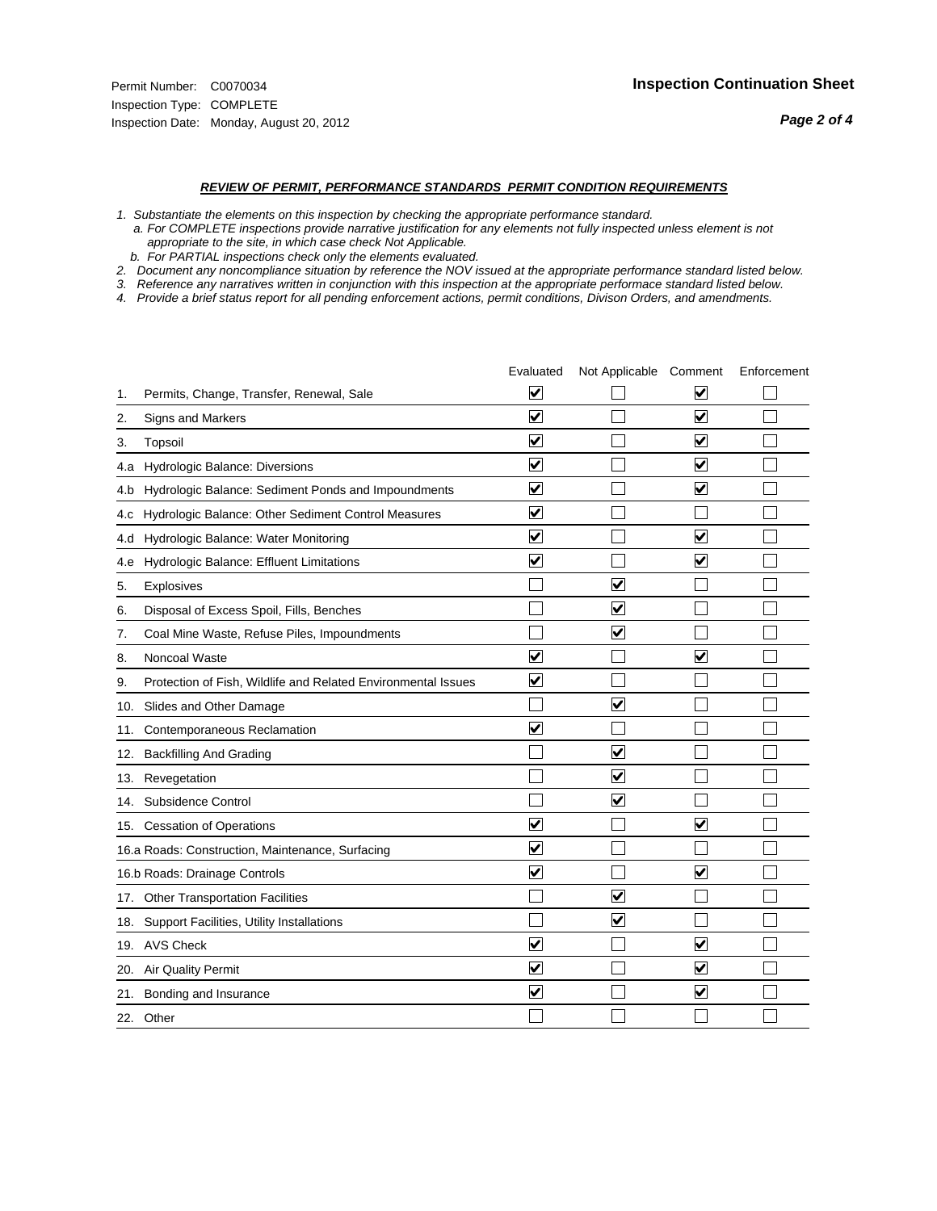Permit Number: C0070034
Inspection Type: COMPLETE
Inspection Date: Monday, August 20, 2012

## Inspection Continuation Sheet

***REVIEW OF PERMIT, PERFORMANCE STANDARDS PERMIT CONDITION REQUIREMENTS***

*1. Substantiate the elements on this inspection by checking the appropriate performance standard.*
*a. For COMPLETE inspections provide narrative justification for any elements not fully inspected unless element is not appropriate to the site, in which case check Not Applicable.*
*b. For PARTIAL inspections check only the elements evaluated.*
*2. Document any noncompliance situation by reference the NOV issued at the appropriate performance standard listed below.*
*3. Reference any narratives written in conjunction with this inspection at the appropriate performace standard listed below.*
*4. Provide a brief status report for all pending enforcement actions, permit conditions, Divison Orders, and amendments.*

| | Evaluated | Not Applicable | Comment | Enforcement |
|---|---|---|---|---|
| 1. Permits, Change, Transfer, Renewal, Sale | ☑ | ☐ | ☑ | ☐ |
| 2. Signs and Markers | ☑ | ☐ | ☑ | ☐ |
| 3. Topsoil | ☑ | ☐ | ☑ | ☐ |
| 4.a Hydrologic Balance: Diversions | ☑ | ☐ | ☑ | ☐ |
| 4.b Hydrologic Balance: Sediment Ponds and Impoundments | ☑ | ☐ | ☑ | ☐ |
| 4.c Hydrologic Balance: Other Sediment Control Measures | ☑ | ☐ | ☐ | ☐ |
| 4.d Hydrologic Balance: Water Monitoring | ☑ | ☐ | ☑ | ☐ |
| 4.e Hydrologic Balance: Effluent Limitations | ☑ | ☐ | ☑ | ☐ |
| 5. Explosives | ☐ | ☑ | ☐ | ☐ |
| 6. Disposal of Excess Spoil, Fills, Benches | ☐ | ☑ | ☐ | ☐ |
| 7. Coal Mine Waste, Refuse Piles, Impoundments | ☐ | ☑ | ☐ | ☐ |
| 8. Noncoal Waste | ☑ | ☐ | ☑ | ☐ |
| 9. Protection of Fish, Wildlife and Related Environmental Issues | ☑ | ☐ | ☐ | ☐ |
| 10. Slides and Other Damage | ☐ | ☑ | ☐ | ☐ |
| 11. Contemporaneous Reclamation | ☑ | ☐ | ☐ | ☐ |
| 12. Backfilling And Grading | ☐ | ☑ | ☐ | ☐ |
| 13. Revegetation | ☐ | ☑ | ☐ | ☐ |
| 14. Subsidence Control | ☐ | ☑ | ☐ | ☐ |
| 15. Cessation of Operations | ☑ | ☐ | ☑ | ☐ |
| 16.a Roads: Construction, Maintenance, Surfacing | ☑ | ☐ | ☐ | ☐ |
| 16.b Roads: Drainage Controls | ☑ | ☐ | ☑ | ☐ |
| 17. Other Transportation Facilities | ☐ | ☑ | ☐ | ☐ |
| 18. Support Facilities, Utility Installations | ☐ | ☑ | ☐ | ☐ |
| 19. AVS Check | ☑ | ☐ | ☑ | ☐ |
| 20. Air Quality Permit | ☑ | ☐ | ☑ | ☐ |
| 21. Bonding and Insurance | ☑ | ☐ | ☑ | ☐ |
| 22. Other | ☐ | ☐ | ☐ | ☐ |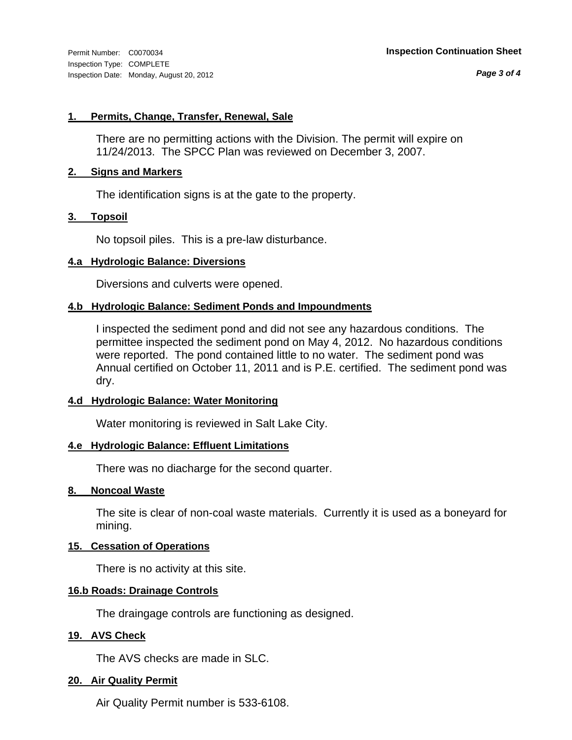Permit Number: C0070034
Inspection Type: COMPLETE
Inspection Date: Monday, August 20, 2012

**Inspection Continuation Sheet**

**1. Permits, Change, Transfer, Renewal, Sale**

There are no permitting actions with the Division. The permit will expire on 11/24/2013. The SPCC Plan was reviewed on December 3, 2007.

**2. Signs and Markers**

The identification signs is at the gate to the property.

**3. Topsoil**

No topsoil piles. This is a pre-law disturbance.

**4.a Hydrologic Balance: Diversions**

Diversions and culverts were opened.

**4.b Hydrologic Balance: Sediment Ponds and Impoundments**

I inspected the sediment pond and did not see any hazardous conditions. The permittee inspected the sediment pond on May 4, 2012. No hazardous conditions were reported. The pond contained little to no water. The sediment pond was Annual certified on October 11, 2011 and is P.E. certified. The sediment pond was dry.

**4.d Hydrologic Balance: Water Monitoring**

Water monitoring is reviewed in Salt Lake City.

**4.e Hydrologic Balance: Effluent Limitations**

There was no diacharge for the second quarter.

**8. Noncoal Waste**

The site is clear of non-coal waste materials. Currently it is used as a boneyard for mining.

**15. Cessation of Operations**

There is no activity at this site.

**16.b Roads: Drainage Controls**

The draingage controls are functioning as designed.

**19. AVS Check**

The AVS checks are made in SLC.

**20. Air Quality Permit**

Air Quality Permit number is 533-6108.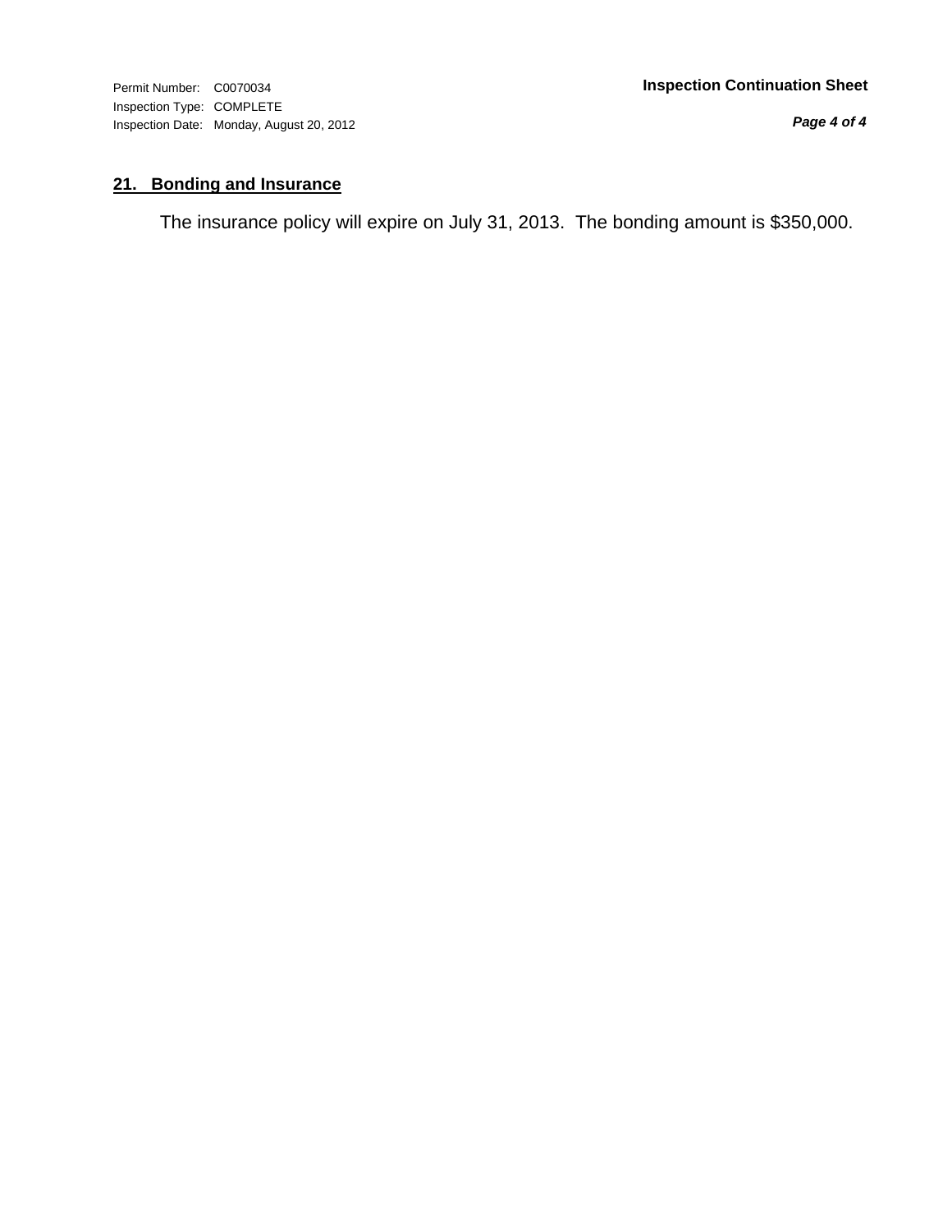## 21. Bonding and Insurance

The insurance policy will expire on July 31, 2013. The bonding amount is $350,000.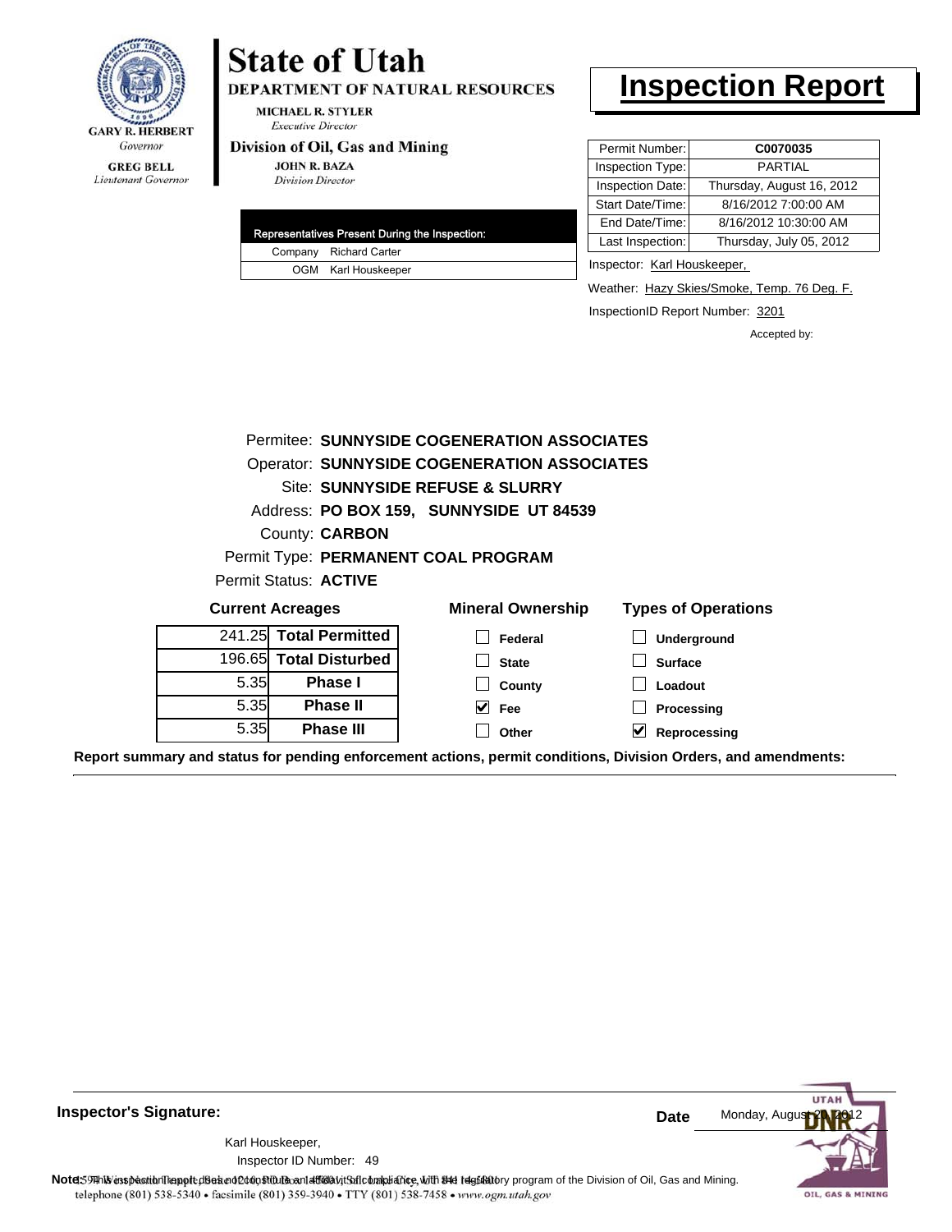GARY R. HERBERT
*Governor*

GREG BELL
*Lieutenant Governor*

# State of Utah

## DEPARTMENT OF NATURAL RESOURCES

MICHAEL R. STYLER
*Executive Director*

### Division of Oil, Gas and Mining

JOHN R. BAZA
*Division Director*

# Inspection Report

| Representatives Present During the Inspection: | |
|---|---|
| Company | Richard Carter |
| OGM | Karl Houskeeper |

| | |
|---|---|
| Permit Number: | C0070035 |
| Inspection Type: | PARTIAL |
| Inspection Date: | Thursday, August 16, 2012 |
| Start Date/Time: | 8/16/2012 7:00:00 AM |
| End Date/Time: | 8/16/2012 10:30:00 AM |
| Last Inspection: | Thursday, July 05, 2012 |

Inspector: Karl Houskeeper,

Weather: Hazy Skies/Smoke, Temp. 76 Deg. F.

InspectionID Report Number: 3201

Accepted by:

Permitee: **SUNNYSIDE COGENERATION ASSOCIATES**
Operator: **SUNNYSIDE COGENERATION ASSOCIATES**
Site: **SUNNYSIDE REFUSE & SLURRY**
Address: **PO BOX 159, SUNNYSIDE UT 84539**
County: **CARBON**
Permit Type: **PERMANENT COAL PROGRAM**
Permit Status: **ACTIVE**

**Current Acreages**

| | |
|---|---|
| 241.25 | **Total Permitted** |
| 196.65 | **Total Disturbed** |
| 5.35 | **Phase I** |
| 5.35 | **Phase II** |
| 5.35 | **Phase III** |

**Mineral Ownership**

- [ ] Federal
- [ ] State
- [ ] County
- [x] Fee
- [ ] Other

**Types of Operations**

- [ ] Underground
- [ ] Surface
- [ ] Loadout
- [ ] Processing
- [x] Reprocessing

**Report summary and status for pending enforcement actions, permit conditions, Division Orders, and amendments:**

**Inspector's Signature:**

Karl Houskeeper,
Inspector ID Number: 49

**Date** Monday, August 20, 2012

**Note:** This inspection report does not constitute an affidavit of compliance with the regulatory program of the Division of Oil, Gas and Mining.

telephone (801) 538-5340 • facsimile (801) 359-3940 • TTY (801) 538-7458 • www.ogm.utah.gov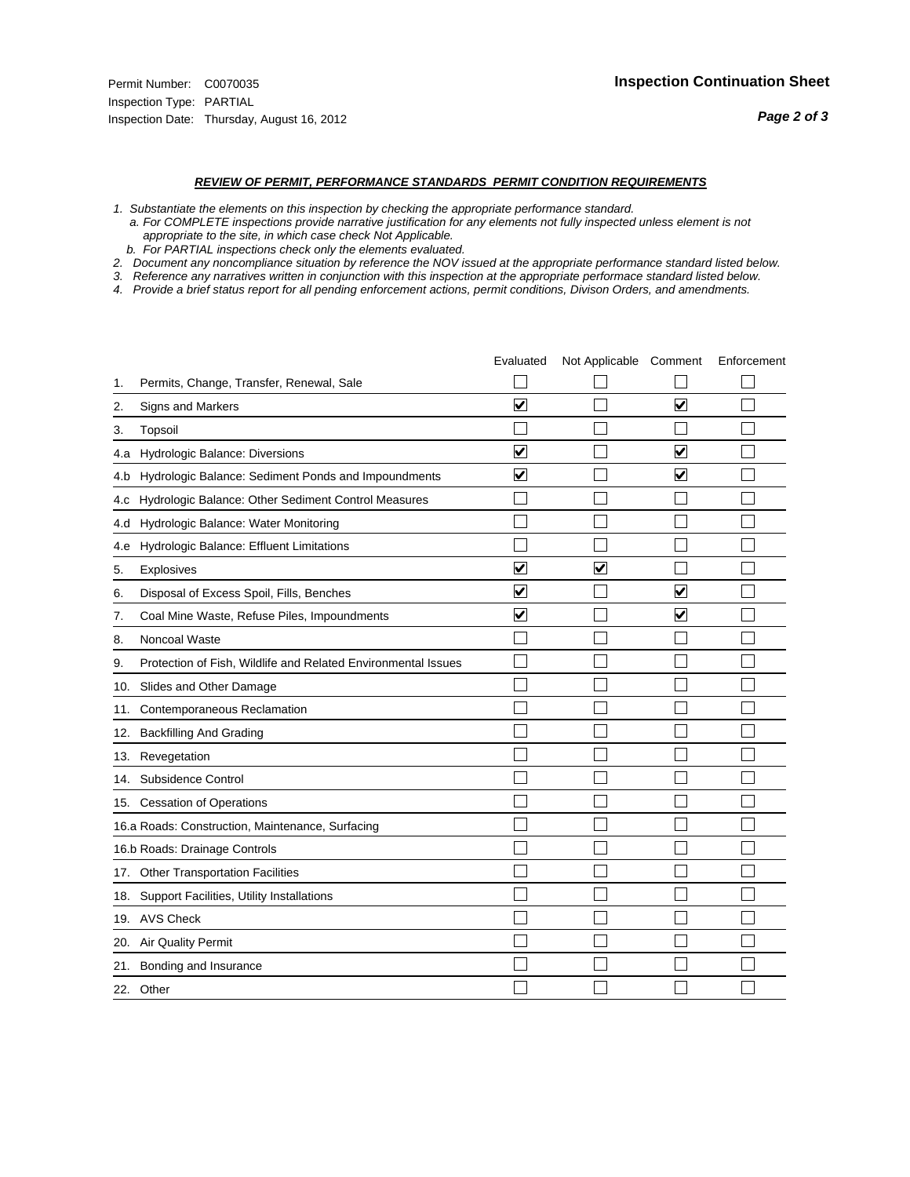Permit Number: C0070035
Inspection Type: PARTIAL
Inspection Date: Thursday, August 16, 2012

**Inspection Continuation Sheet**

***REVIEW OF PERMIT, PERFORMANCE STANDARDS PERMIT CONDITION REQUIREMENTS***

*1. Substantiate the elements on this inspection by checking the appropriate performance standard.*
*a. For COMPLETE inspections provide narrative justification for any elements not fully inspected unless element is not appropriate to the site, in which case check Not Applicable.*
*b. For PARTIAL inspections check only the elements evaluated.*
*2. Document any noncompliance situation by reference the NOV issued at the appropriate performance standard listed below.*
*3. Reference any narratives written in conjunction with this inspection at the appropriate performace standard listed below.*
*4. Provide a brief status report for all pending enforcement actions, permit conditions, Divison Orders, and amendments.*

| | | Evaluated | Not Applicable | Comment | Enforcement |
|---|---|---|---|---|---|
| 1. | Permits, Change, Transfer, Renewal, Sale | ☐ | ☐ | ☐ | ☐ |
| 2. | Signs and Markers | ☑ | ☐ | ☑ | ☐ |
| 3. | Topsoil | ☐ | ☐ | ☐ | ☐ |
| 4.a | Hydrologic Balance: Diversions | ☑ | ☐ | ☑ | ☐ |
| 4.b | Hydrologic Balance: Sediment Ponds and Impoundments | ☑ | ☐ | ☑ | ☐ |
| 4.c | Hydrologic Balance: Other Sediment Control Measures | ☐ | ☐ | ☐ | ☐ |
| 4.d | Hydrologic Balance: Water Monitoring | ☐ | ☐ | ☐ | ☐ |
| 4.e | Hydrologic Balance: Effluent Limitations | ☐ | ☐ | ☐ | ☐ |
| 5. | Explosives | ☑ | ☑ | ☐ | ☐ |
| 6. | Disposal of Excess Spoil, Fills, Benches | ☑ | ☐ | ☑ | ☐ |
| 7. | Coal Mine Waste, Refuse Piles, Impoundments | ☑ | ☐ | ☑ | ☐ |
| 8. | Noncoal Waste | ☐ | ☐ | ☐ | ☐ |
| 9. | Protection of Fish, Wildlife and Related Environmental Issues | ☐ | ☐ | ☐ | ☐ |
| 10. | Slides and Other Damage | ☐ | ☐ | ☐ | ☐ |
| 11. | Contemporaneous Reclamation | ☐ | ☐ | ☐ | ☐ |
| 12. | Backfilling And Grading | ☐ | ☐ | ☐ | ☐ |
| 13. | Revegetation | ☐ | ☐ | ☐ | ☐ |
| 14. | Subsidence Control | ☐ | ☐ | ☐ | ☐ |
| 15. | Cessation of Operations | ☐ | ☐ | ☐ | ☐ |
| 16.a | Roads: Construction, Maintenance, Surfacing | ☐ | ☐ | ☐ | ☐ |
| 16.b | Roads: Drainage Controls | ☐ | ☐ | ☐ | ☐ |
| 17. | Other Transportation Facilities | ☐ | ☐ | ☐ | ☐ |
| 18. | Support Facilities, Utility Installations | ☐ | ☐ | ☐ | ☐ |
| 19. | AVS Check | ☐ | ☐ | ☐ | ☐ |
| 20. | Air Quality Permit | ☐ | ☐ | ☐ | ☐ |
| 21. | Bonding and Insurance | ☐ | ☐ | ☐ | ☐ |
| 22. | Other | ☐ | ☐ | ☐ | ☐ |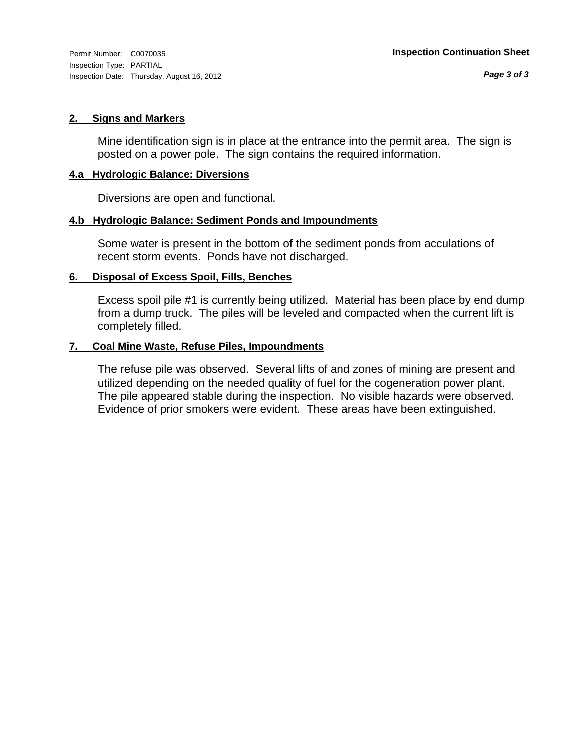Permit Number: C0070035
Inspection Type: PARTIAL
Inspection Date: Thursday, August 16, 2012

**Inspection Continuation Sheet**

## 2. Signs and Markers

Mine identification sign is in place at the entrance into the permit area. The sign is posted on a power pole. The sign contains the required information.

## 4.a Hydrologic Balance: Diversions

Diversions are open and functional.

## 4.b Hydrologic Balance: Sediment Ponds and Impoundments

Some water is present in the bottom of the sediment ponds from acculations of recent storm events. Ponds have not discharged.

## 6. Disposal of Excess Spoil, Fills, Benches

Excess spoil pile #1 is currently being utilized. Material has been place by end dump from a dump truck. The piles will be leveled and compacted when the current lift is completely filled.

## 7. Coal Mine Waste, Refuse Piles, Impoundments

The refuse pile was observed. Several lifts of and zones of mining are present and utilized depending on the needed quality of fuel for the cogeneration power plant. The pile appeared stable during the inspection. No visible hazards were observed. Evidence of prior smokers were evident. These areas have been extinguished.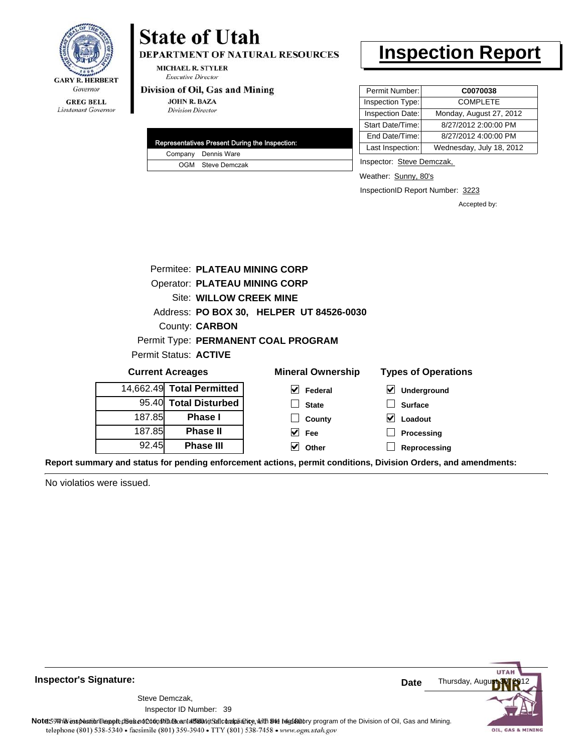GARY R. HERBERT
*Governor*

GREG BELL
*Lieutenant Governor*

# State of Utah

**DEPARTMENT OF NATURAL RESOURCES**

MICHAEL R. STYLER
*Executive Director*

**Division of Oil, Gas and Mining**

JOHN R. BAZA
*Division Director*

# Inspection Report

| Permit Number: | **C0070038** |
|---|---|
| Inspection Type: | COMPLETE |
| Inspection Date: | Monday, August 27, 2012 |
| Start Date/Time: | 8/27/2012 2:00:00 PM |
| End Date/Time: | 8/27/2012 4:00:00 PM |
| Last Inspection: | Wednesday, July 18, 2012 |

| Representatives Present During the Inspection: | |
|---|---|
| Company | Dennis Ware |
| OGM | Steve Demczak |

Inspector: Steve Demczak,

Weather: Sunny, 80's

InspectionID Report Number: 3223

Accepted by:

Permitee: **PLATEAU MINING CORP**
Operator: **PLATEAU MINING CORP**
Site: **WILLOW CREEK MINE**
Address: **PO BOX 30, HELPER UT 84526-0030**
County: **CARBON**
Permit Type: **PERMANENT COAL PROGRAM**
Permit Status: **ACTIVE**

**Current Acreages**

| | |
|---|---|
| 14,662.49 | **Total Permitted** |
| 95.40 | **Total Disturbed** |
| 187.85 | **Phase I** |
| 187.85 | **Phase II** |
| 92.45 | **Phase III** |

**Mineral Ownership**

- [x] **Federal**
- [ ] **State**
- [ ] **County**
- [x] **Fee**
- [x] **Other**

**Types of Operations**

- [x] **Underground**
- [ ] **Surface**
- [x] **Loadout**
- [ ] **Processing**
- [ ] **Reprocessing**

**Report summary and status for pending enforcement actions, permit conditions, Division Orders, and amendments:**

No violatios were issued.

**Inspector's Signature:**

Steve Demczak,
Inspector ID Number: 39

**Date** Thursday, August 30, 2012

**Note:** This inspection report does not constitute an affidavit of compliance with the regulatory program of the Division of Oil, Gas and Mining.

telephone (801) 538-5340 • facsimile (801) 359-3940 • TTY (801) 538-7458 • www.ogm.utah.gov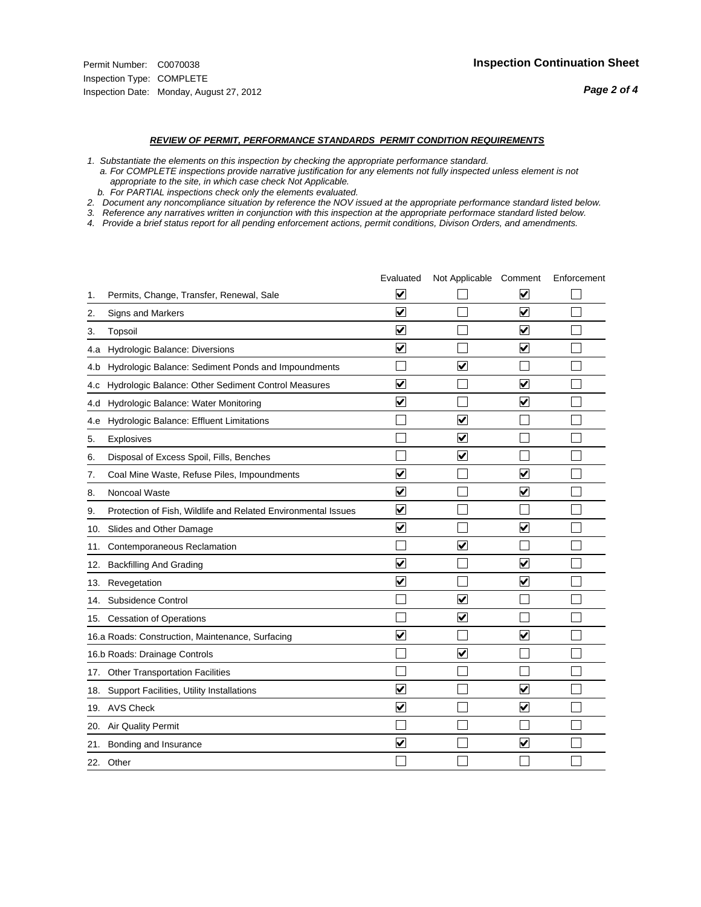Permit Number: C0070038
Inspection Type: COMPLETE
Inspection Date: Monday, August 27, 2012

**Inspection Continuation Sheet**

***REVIEW OF PERMIT, PERFORMANCE STANDARDS PERMIT CONDITION REQUIREMENTS***

*1. Substantiate the elements on this inspection by checking the appropriate performance standard.*
*a. For COMPLETE inspections provide narrative justification for any elements not fully inspected unless element is not appropriate to the site, in which case check Not Applicable.*
*b. For PARTIAL inspections check only the elements evaluated.*
*2. Document any noncompliance situation by reference the NOV issued at the appropriate performance standard listed below.*
*3. Reference any narratives written in conjunction with this inspection at the appropriate performace standard listed below.*
*4. Provide a brief status report for all pending enforcement actions, permit conditions, Divison Orders, and amendments.*

| | Evaluated | Not Applicable | Comment | Enforcement |
|---|---|---|---|---|
| 1. Permits, Change, Transfer, Renewal, Sale | ☑ | ☐ | ☑ | ☐ |
| 2. Signs and Markers | ☑ | ☐ | ☑ | ☐ |
| 3. Topsoil | ☑ | ☐ | ☑ | ☐ |
| 4.a Hydrologic Balance: Diversions | ☑ | ☐ | ☑ | ☐ |
| 4.b Hydrologic Balance: Sediment Ponds and Impoundments | ☐ | ☑ | ☐ | ☐ |
| 4.c Hydrologic Balance: Other Sediment Control Measures | ☑ | ☐ | ☑ | ☐ |
| 4.d Hydrologic Balance: Water Monitoring | ☑ | ☐ | ☑ | ☐ |
| 4.e Hydrologic Balance: Effluent Limitations | ☐ | ☑ | ☐ | ☐ |
| 5. Explosives | ☐ | ☑ | ☐ | ☐ |
| 6. Disposal of Excess Spoil, Fills, Benches | ☐ | ☑ | ☐ | ☐ |
| 7. Coal Mine Waste, Refuse Piles, Impoundments | ☑ | ☐ | ☑ | ☐ |
| 8. Noncoal Waste | ☑ | ☐ | ☑ | ☐ |
| 9. Protection of Fish, Wildlife and Related Environmental Issues | ☑ | ☐ | ☐ | ☐ |
| 10. Slides and Other Damage | ☑ | ☐ | ☑ | ☐ |
| 11. Contemporaneous Reclamation | ☐ | ☑ | ☐ | ☐ |
| 12. Backfilling And Grading | ☑ | ☐ | ☑ | ☐ |
| 13. Revegetation | ☑ | ☐ | ☑ | ☐ |
| 14. Subsidence Control | ☐ | ☑ | ☐ | ☐ |
| 15. Cessation of Operations | ☐ | ☑ | ☐ | ☐ |
| 16.a Roads: Construction, Maintenance, Surfacing | ☑ | ☐ | ☑ | ☐ |
| 16.b Roads: Drainage Controls | ☐ | ☑ | ☐ | ☐ |
| 17. Other Transportation Facilities | ☐ | ☐ | ☐ | ☐ |
| 18. Support Facilities, Utility Installations | ☑ | ☐ | ☑ | ☐ |
| 19. AVS Check | ☑ | ☐ | ☑ | ☐ |
| 20. Air Quality Permit | ☐ | ☐ | ☐ | ☐ |
| 21. Bonding and Insurance | ☑ | ☐ | ☑ | ☐ |
| 22. Other | ☐ | ☐ | ☐ | ☐ |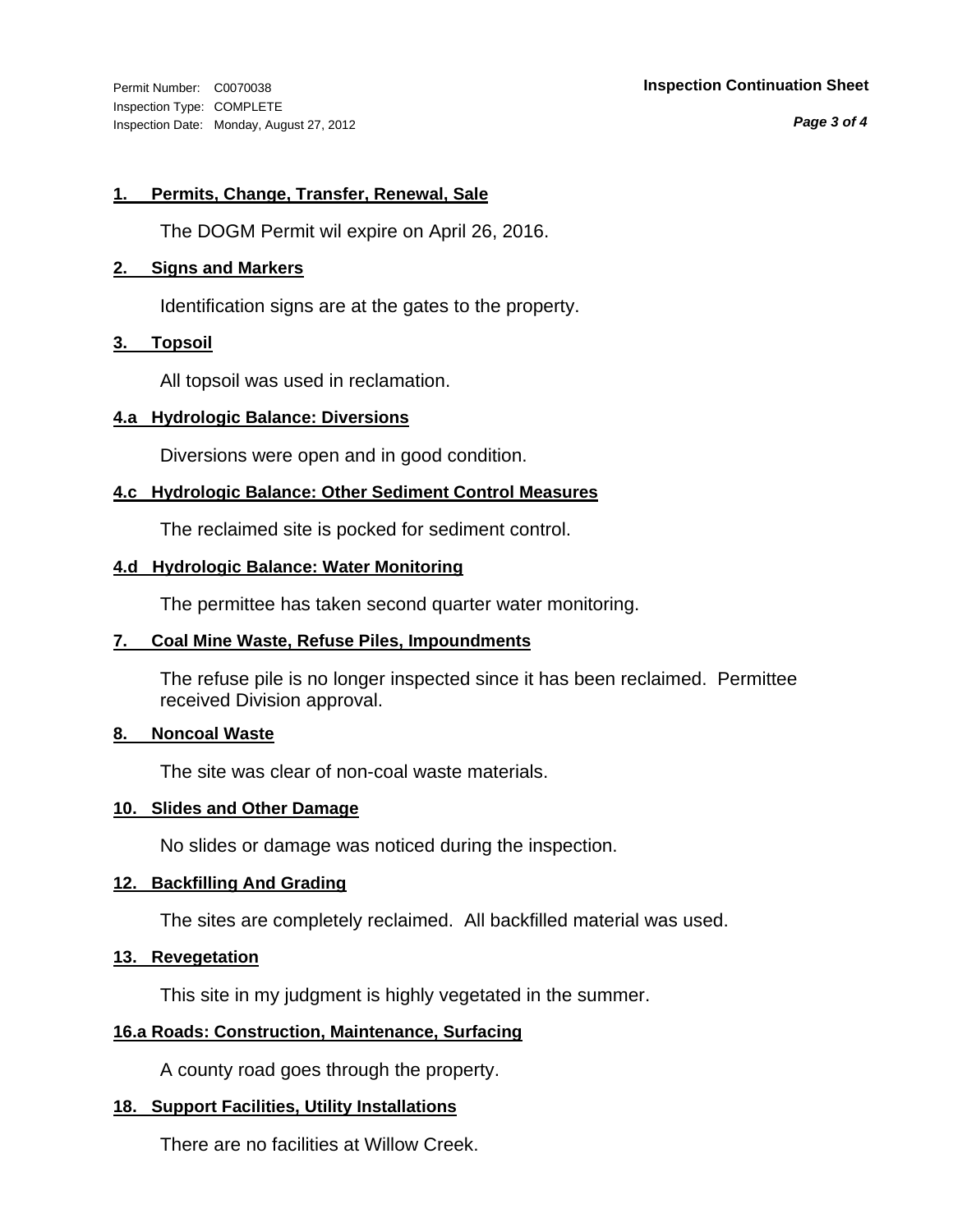### 1. Permits, Change, Transfer, Renewal, Sale

The DOGM Permit wil expire on April 26, 2016.

### 2. Signs and Markers

Identification signs are at the gates to the property.

### 3. Topsoil

All topsoil was used in reclamation.

### 4.a Hydrologic Balance: Diversions

Diversions were open and in good condition.

### 4.c Hydrologic Balance: Other Sediment Control Measures

The reclaimed site is pocked for sediment control.

### 4.d Hydrologic Balance: Water Monitoring

The permittee has taken second quarter water monitoring.

### 7. Coal Mine Waste, Refuse Piles, Impoundments

The refuse pile is no longer inspected since it has been reclaimed. Permittee received Division approval.

### 8. Noncoal Waste

The site was clear of non-coal waste materials.

### 10. Slides and Other Damage

No slides or damage was noticed during the inspection.

### 12. Backfilling And Grading

The sites are completely reclaimed. All backfilled material was used.

### 13. Revegetation

This site in my judgment is highly vegetated in the summer.

### 16.a Roads: Construction, Maintenance, Surfacing

A county road goes through the property.

### 18. Support Facilities, Utility Installations

There are no facilities at Willow Creek.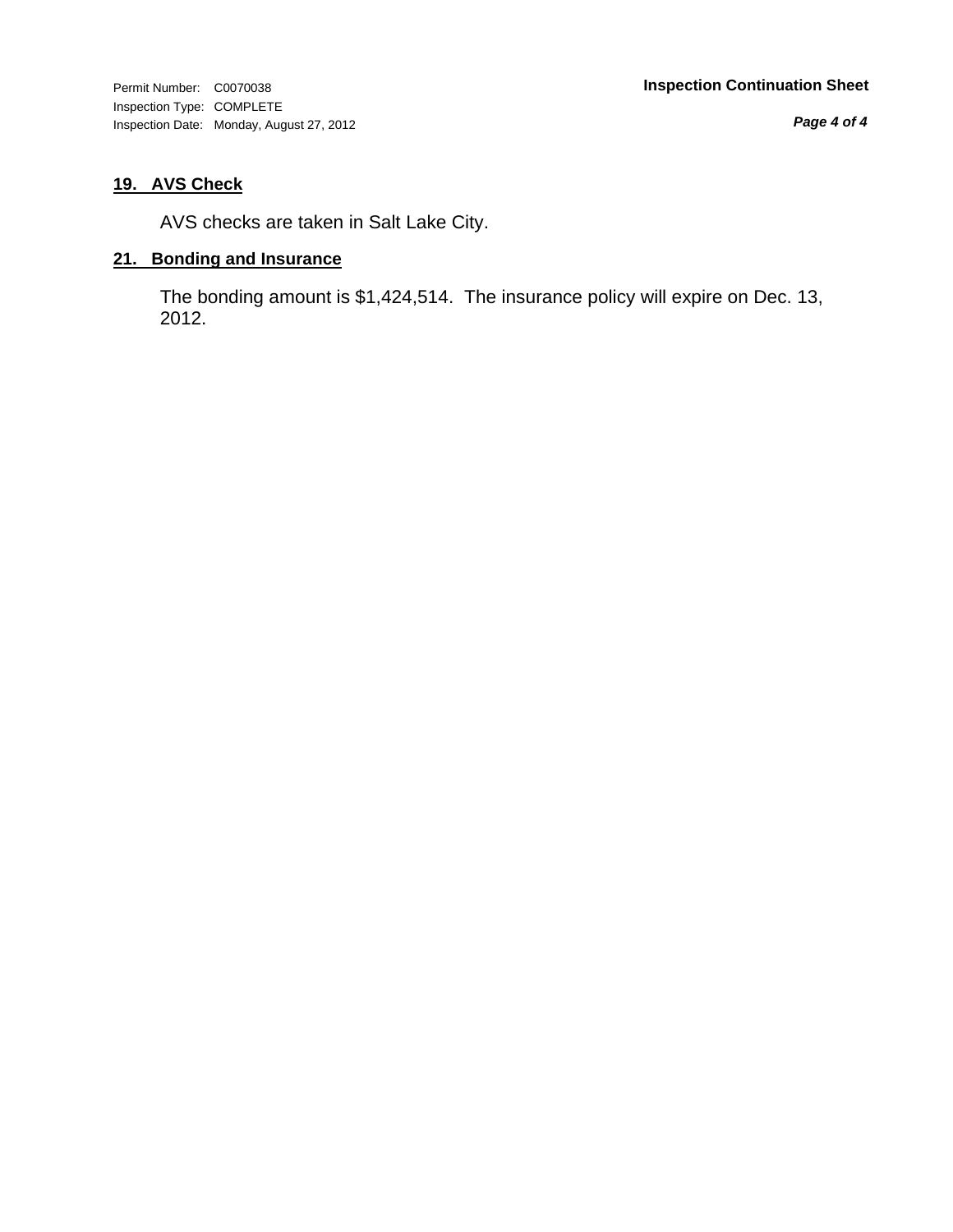**19. AVS Check**

AVS checks are taken in Salt Lake City.

**21. Bonding and Insurance**

The bonding amount is $1,424,514. The insurance policy will expire on Dec. 13, 2012.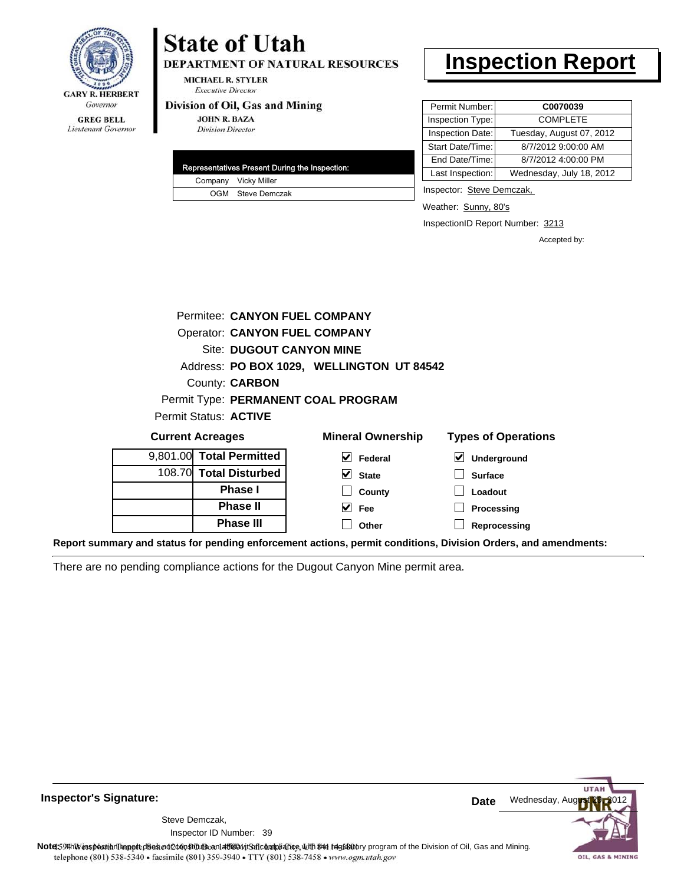GARY R. HERBERT
*Governor*

GREG BELL
*Lieutenant Governor*

# State of Utah

**DEPARTMENT OF NATURAL RESOURCES**

MICHAEL R. STYLER
*Executive Director*

**Division of Oil, Gas and Mining**

JOHN R. BAZA
*Division Director*

# Inspection Report

| Permit Number: | C0070039 |
|---|---|
| Inspection Type: | COMPLETE |
| Inspection Date: | Tuesday, August 07, 2012 |
| Start Date/Time: | 8/7/2012 9:00:00 AM |
| End Date/Time: | 8/7/2012 4:00:00 PM |
| Last Inspection: | Wednesday, July 18, 2012 |

| Representatives Present During the Inspection: | |
|---|---|
| Company | Vicky Miller |
| OGM | Steve Demczak |

Inspector: Steve Demczak,

Weather: Sunny, 80's

InspectionID Report Number: 3213

Accepted by:

Permitee: **CANYON FUEL COMPANY**
Operator: **CANYON FUEL COMPANY**
Site: **DUGOUT CANYON MINE**
Address: **PO BOX 1029, WELLINGTON UT 84542**
County: **CARBON**
Permit Type: **PERMANENT COAL PROGRAM**
Permit Status: **ACTIVE**

**Current Acreages**

| | |
|---|---|
| 9,801.00 | **Total Permitted** |
| 108.70 | **Total Disturbed** |
| | **Phase I** |
| | **Phase II** |
| | **Phase III** |

**Mineral Ownership**

- [x] Federal
- [x] State
- [ ] County
- [x] Fee
- [ ] Other

**Types of Operations**

- [x] Underground
- [ ] Surface
- [ ] Loadout
- [ ] Processing
- [ ] Reprocessing

**Report summary and status for pending enforcement actions, permit conditions, Division Orders, and amendments:**

There are no pending compliance actions for the Dugout Canyon Mine permit area.

**Inspector's Signature:**

Steve Demczak,
Inspector ID Number: 39

**Date** Wednesday, August 29, 2012

**Note:** This inspection report does not constitute an affidavit of compliance with the regulatory program of the Division of Oil, Gas and Mining.
telephone (801) 538-5340 • facsimile (801) 359-3940 • TTY (801) 538-7458 • www.ogm.utah.gov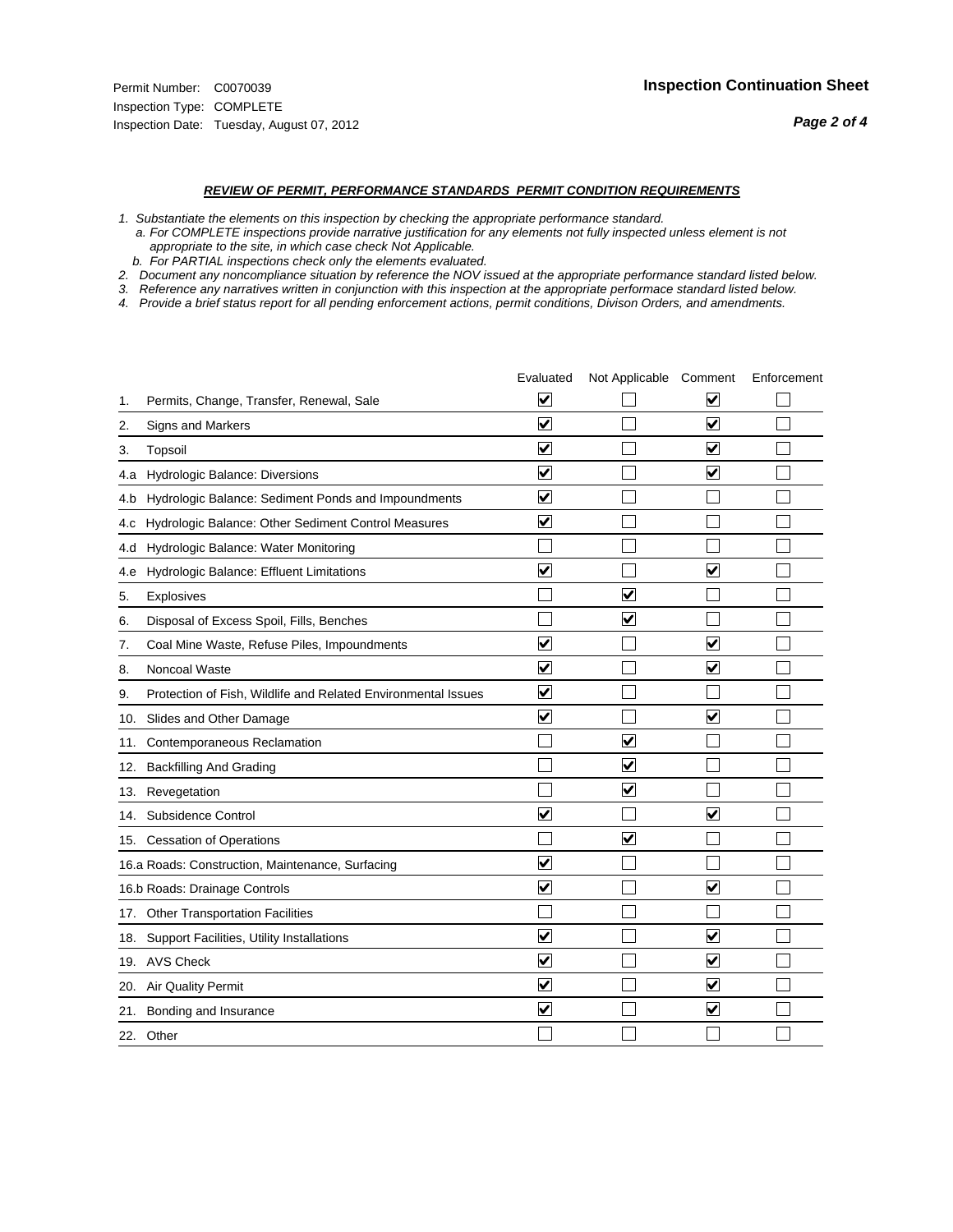Permit Number: C0070039
Inspection Type: COMPLETE
Inspection Date: Tuesday, August 07, 2012

**Inspection Continuation Sheet**

***REVIEW OF PERMIT, PERFORMANCE STANDARDS PERMIT CONDITION REQUIREMENTS***

*1. Substantiate the elements on this inspection by checking the appropriate performance standard.*
*a. For COMPLETE inspections provide narrative justification for any elements not fully inspected unless element is not appropriate to the site, in which case check Not Applicable.*
*b. For PARTIAL inspections check only the elements evaluated.*
*2. Document any noncompliance situation by reference the NOV issued at the appropriate performance standard listed below.*
*3. Reference any narratives written in conjunction with this inspection at the appropriate performace standard listed below.*
*4. Provide a brief status report for all pending enforcement actions, permit conditions, Divison Orders, and amendments.*

| | Evaluated | Not Applicable | Comment | Enforcement |
|---|---|---|---|---|
| 1. Permits, Change, Transfer, Renewal, Sale | ☑ | ☐ | ☑ | ☐ |
| 2. Signs and Markers | ☑ | ☐ | ☑ | ☐ |
| 3. Topsoil | ☑ | ☐ | ☑ | ☐ |
| 4.a Hydrologic Balance: Diversions | ☑ | ☐ | ☑ | ☐ |
| 4.b Hydrologic Balance: Sediment Ponds and Impoundments | ☑ | ☐ | ☐ | ☐ |
| 4.c Hydrologic Balance: Other Sediment Control Measures | ☑ | ☐ | ☐ | ☐ |
| 4.d Hydrologic Balance: Water Monitoring | ☐ | ☐ | ☐ | ☐ |
| 4.e Hydrologic Balance: Effluent Limitations | ☑ | ☐ | ☑ | ☐ |
| 5. Explosives | ☐ | ☑ | ☐ | ☐ |
| 6. Disposal of Excess Spoil, Fills, Benches | ☐ | ☑ | ☐ | ☐ |
| 7. Coal Mine Waste, Refuse Piles, Impoundments | ☑ | ☐ | ☑ | ☐ |
| 8. Noncoal Waste | ☑ | ☐ | ☑ | ☐ |
| 9. Protection of Fish, Wildlife and Related Environmental Issues | ☑ | ☐ | ☐ | ☐ |
| 10. Slides and Other Damage | ☑ | ☐ | ☑ | ☐ |
| 11. Contemporaneous Reclamation | ☐ | ☑ | ☐ | ☐ |
| 12. Backfilling And Grading | ☐ | ☑ | ☐ | ☐ |
| 13. Revegetation | ☐ | ☑ | ☐ | ☐ |
| 14. Subsidence Control | ☑ | ☐ | ☑ | ☐ |
| 15. Cessation of Operations | ☐ | ☑ | ☐ | ☐ |
| 16.a Roads: Construction, Maintenance, Surfacing | ☑ | ☐ | ☐ | ☐ |
| 16.b Roads: Drainage Controls | ☑ | ☐ | ☑ | ☐ |
| 17. Other Transportation Facilities | ☐ | ☐ | ☐ | ☐ |
| 18. Support Facilities, Utility Installations | ☑ | ☐ | ☑ | ☐ |
| 19. AVS Check | ☑ | ☐ | ☑ | ☐ |
| 20. Air Quality Permit | ☑ | ☐ | ☑ | ☐ |
| 21. Bonding and Insurance | ☑ | ☐ | ☑ | ☐ |
| 22. Other | ☐ | ☐ | ☐ | ☐ |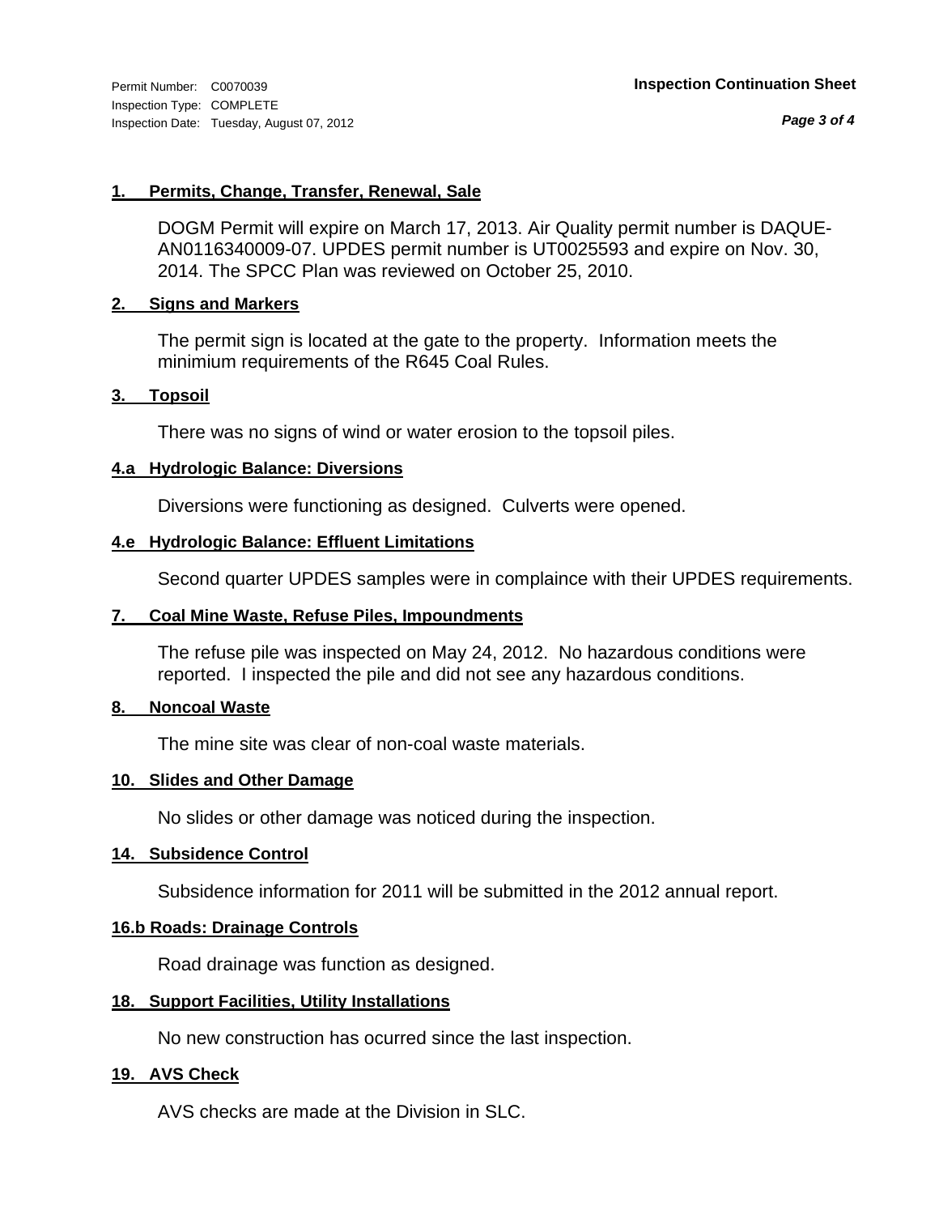Permit Number: C0070039
Inspection Type: COMPLETE
Inspection Date: Tuesday, August 07, 2012

**Inspection Continuation Sheet**

#### 1. Permits, Change, Transfer, Renewal, Sale

DOGM Permit will expire on March 17, 2013. Air Quality permit number is DAQUE-AN0116340009-07. UPDES permit number is UT0025593 and expire on Nov. 30, 2014. The SPCC Plan was reviewed on October 25, 2010.

#### 2. Signs and Markers

The permit sign is located at the gate to the property. Information meets the minimium requirements of the R645 Coal Rules.

#### 3. Topsoil

There was no signs of wind or water erosion to the topsoil piles.

#### 4.a Hydrologic Balance: Diversions

Diversions were functioning as designed. Culverts were opened.

#### 4.e Hydrologic Balance: Effluent Limitations

Second quarter UPDES samples were in complaince with their UPDES requirements.

#### 7. Coal Mine Waste, Refuse Piles, Impoundments

The refuse pile was inspected on May 24, 2012. No hazardous conditions were reported. I inspected the pile and did not see any hazardous conditions.

#### 8. Noncoal Waste

The mine site was clear of non-coal waste materials.

#### 10. Slides and Other Damage

No slides or other damage was noticed during the inspection.

#### 14. Subsidence Control

Subsidence information for 2011 will be submitted in the 2012 annual report.

#### 16.b Roads: Drainage Controls

Road drainage was function as designed.

#### 18. Support Facilities, Utility Installations

No new construction has ocurred since the last inspection.

#### 19. AVS Check

AVS checks are made at the Division in SLC.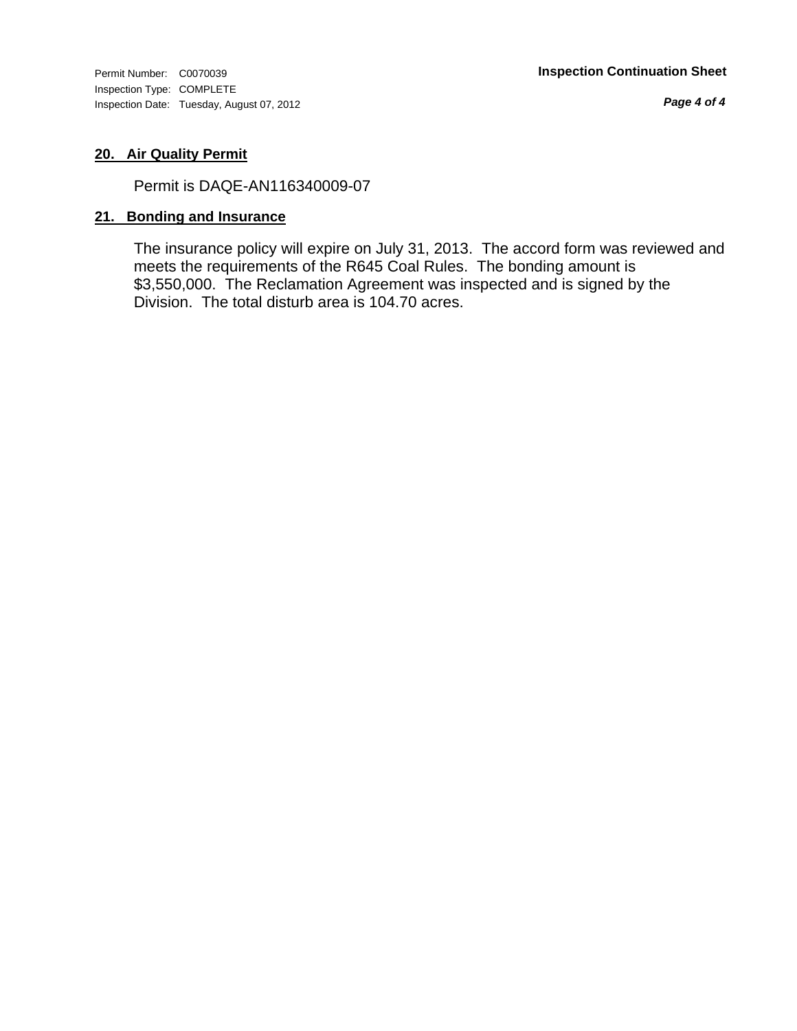## 20. Air Quality Permit

Permit is DAQE-AN116340009-07

## 21. Bonding and Insurance

The insurance policy will expire on July 31, 2013. The accord form was reviewed and meets the requirements of the R645 Coal Rules. The bonding amount is $3,550,000. The Reclamation Agreement was inspected and is signed by the Division. The total disturb area is 104.70 acres.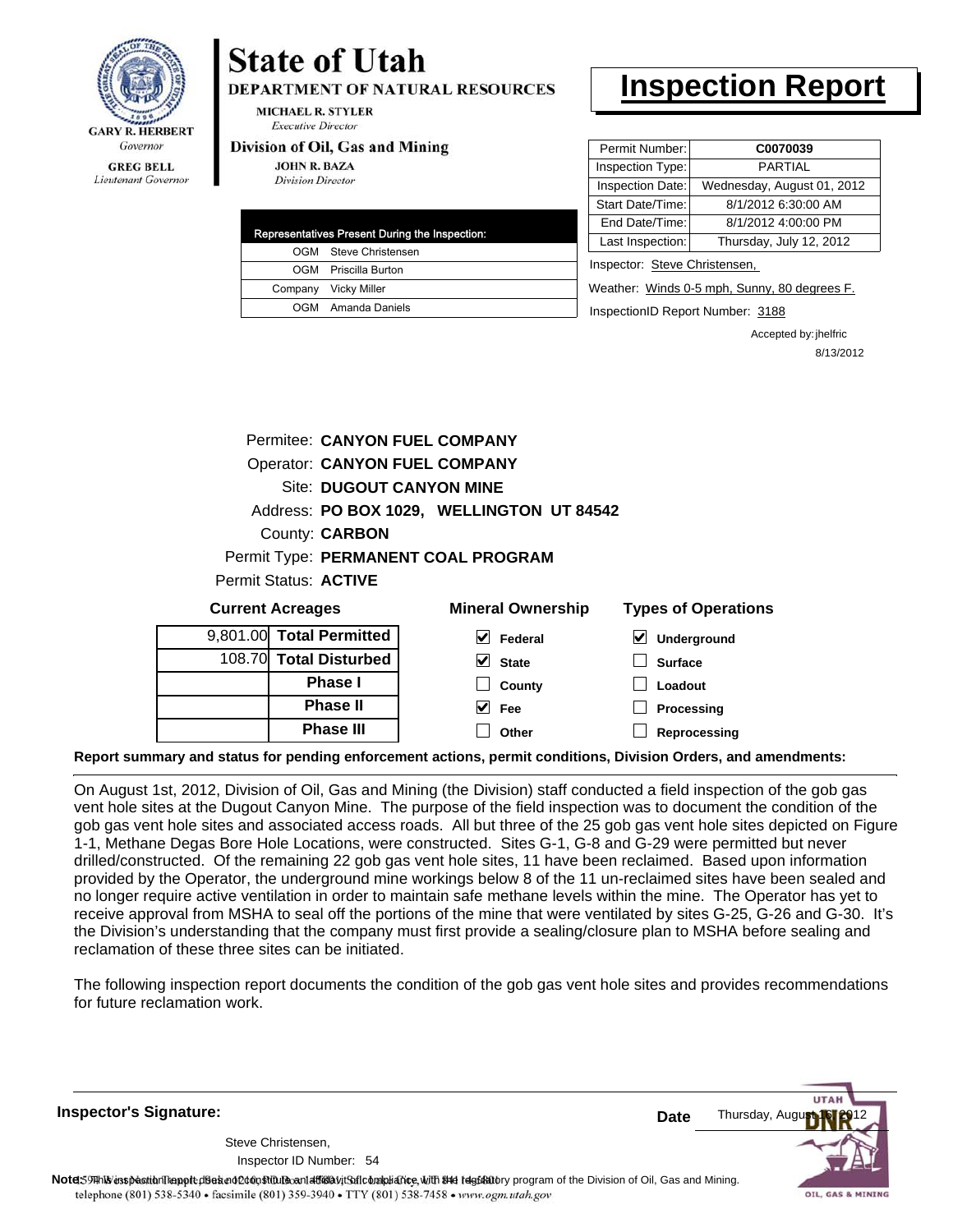# State of Utah

**DEPARTMENT OF NATURAL RESOURCES**

MICHAEL R. STYLER
*Executive Director*

**Division of Oil, Gas and Mining**

JOHN R. BAZA
*Division Director*

GARY R. HERBERT
*Governor*

GREG BELL
*Lieutenant Governor*

# Inspection Report

| Representatives Present During the Inspection: | |
|---|---|
| OGM | Steve Christensen |
| OGM | Priscilla Burton |
| Company | Vicky Miller |
| OGM | Amanda Daniels |

| | |
|---|---|
| Permit Number: | **C0070039** |
| Inspection Type: | PARTIAL |
| Inspection Date: | Wednesday, August 01, 2012 |
| Start Date/Time: | 8/1/2012 6:30:00 AM |
| End Date/Time: | 8/1/2012 4:00:00 PM |
| Last Inspection: | Thursday, July 12, 2012 |

Inspector: Steve Christensen,

Weather: Winds 0-5 mph, Sunny, 80 degrees F.

InspectionID Report Number: 3188

Accepted by: jhelfric
8/13/2012

Permitee: **CANYON FUEL COMPANY**
Operator: **CANYON FUEL COMPANY**
Site: **DUGOUT CANYON MINE**
Address: **PO BOX 1029, WELLINGTON UT 84542**
County: **CARBON**
Permit Type: **PERMANENT COAL PROGRAM**
Permit Status: **ACTIVE**

**Current Acreages**

| | |
|---|---|
| 9,801.00 | **Total Permitted** |
| 108.70 | **Total Disturbed** |
| | **Phase I** |
| | **Phase II** |
| | **Phase III** |

**Mineral Ownership**

- [x] Federal
- [x] State
- [ ] County
- [x] Fee
- [ ] Other

**Types of Operations**

- [x] Underground
- [ ] Surface
- [ ] Loadout
- [ ] Processing
- [ ] Reprocessing

**Report summary and status for pending enforcement actions, permit conditions, Division Orders, and amendments:**

On August 1st, 2012, Division of Oil, Gas and Mining (the Division) staff conducted a field inspection of the gob gas vent hole sites at the Dugout Canyon Mine. The purpose of the field inspection was to document the condition of the gob gas vent hole sites and associated access roads. All but three of the 25 gob gas vent hole sites depicted on Figure 1-1, Methane Degas Bore Hole Locations, were constructed. Sites G-1, G-8 and G-29 were permitted but never drilled/constructed. Of the remaining 22 gob gas vent hole sites, 11 have been reclaimed. Based upon information provided by the Operator, the underground mine workings below 8 of the 11 un-reclaimed sites have been sealed and no longer require active ventilation in order to maintain safe methane levels within the mine. The Operator has yet to receive approval from MSHA to seal off the portions of the mine that were ventilated by sites G-25, G-26 and G-30. It's the Division's understanding that the company must first provide a sealing/closure plan to MSHA before sealing and reclamation of these three sites can be initiated.

The following inspection report documents the condition of the gob gas vent hole sites and provides recommendations for future reclamation work.

**Inspector's Signature:**

Steve Christensen,
Inspector ID Number: 54

**Date** Thursday, August 16, 2012

**Note:** This inspection report does not constitute an affidavit of compliance with the regulatory program of the Division of Oil, Gas and Mining.
telephone (801) 538-5340 • facsimile (801) 359-3940 • TTY (801) 538-7458 • www.ogm.utah.gov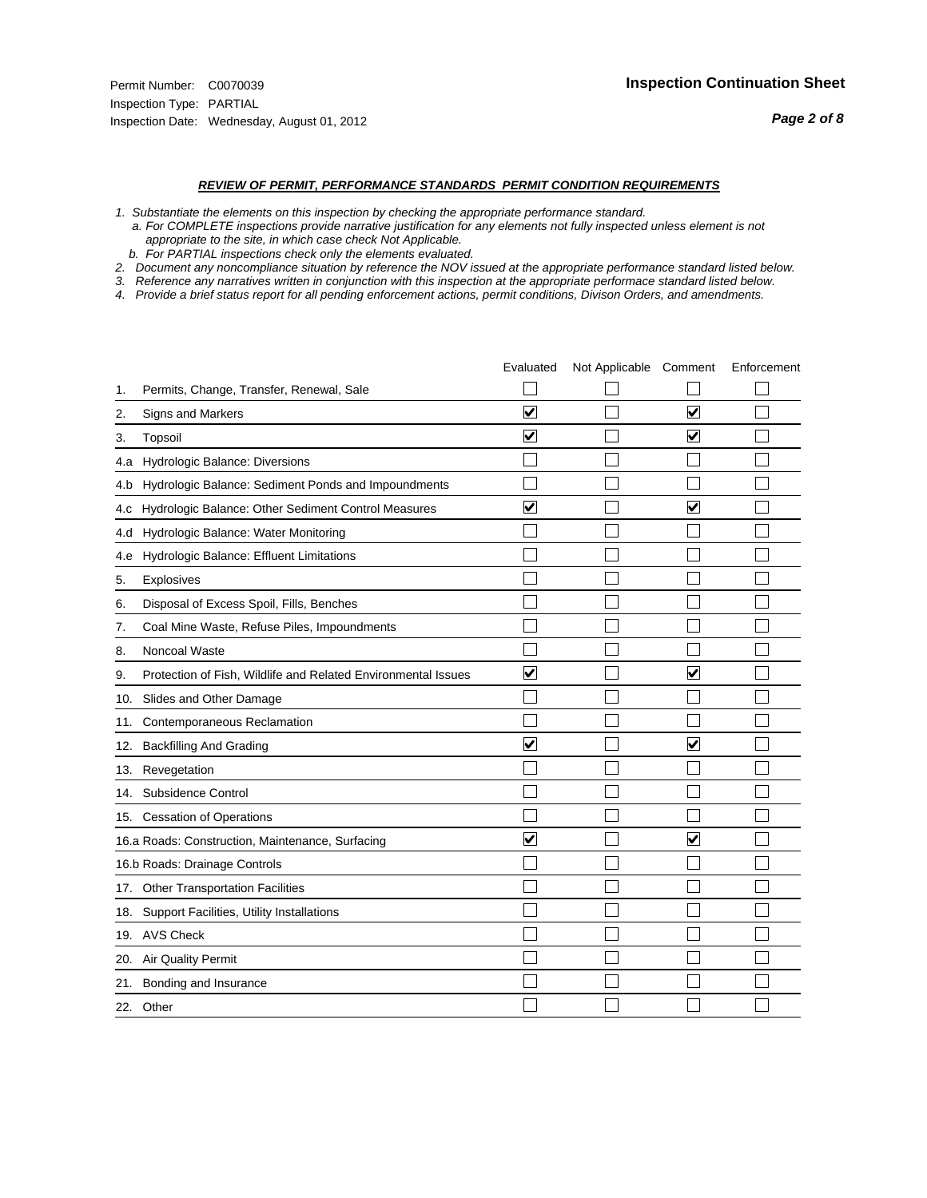Permit Number: C0070039
Inspection Type: PARTIAL
Inspection Date: Wednesday, August 01, 2012

**Inspection Continuation Sheet**

***REVIEW OF PERMIT, PERFORMANCE STANDARDS PERMIT CONDITION REQUIREMENTS***

*1. Substantiate the elements on this inspection by checking the appropriate performance standard.*
*a. For COMPLETE inspections provide narrative justification for any elements not fully inspected unless element is not appropriate to the site, in which case check Not Applicable.*
*b. For PARTIAL inspections check only the elements evaluated.*
*2. Document any noncompliance situation by reference the NOV issued at the appropriate performance standard listed below.*
*3. Reference any narratives written in conjunction with this inspection at the appropriate performace standard listed below.*
*4. Provide a brief status report for all pending enforcement actions, permit conditions, Divison Orders, and amendments.*

| | Evaluated | Not Applicable | Comment | Enforcement |
|---|---|---|---|---|
| 1. Permits, Change, Transfer, Renewal, Sale | ☐ | ☐ | ☐ | ☐ |
| 2. Signs and Markers | ☑ | ☐ | ☑ | ☐ |
| 3. Topsoil | ☑ | ☐ | ☑ | ☐ |
| 4.a Hydrologic Balance: Diversions | ☐ | ☐ | ☐ | ☐ |
| 4.b Hydrologic Balance: Sediment Ponds and Impoundments | ☐ | ☐ | ☐ | ☐ |
| 4.c Hydrologic Balance: Other Sediment Control Measures | ☑ | ☐ | ☑ | ☐ |
| 4.d Hydrologic Balance: Water Monitoring | ☐ | ☐ | ☐ | ☐ |
| 4.e Hydrologic Balance: Effluent Limitations | ☐ | ☐ | ☐ | ☐ |
| 5. Explosives | ☐ | ☐ | ☐ | ☐ |
| 6. Disposal of Excess Spoil, Fills, Benches | ☐ | ☐ | ☐ | ☐ |
| 7. Coal Mine Waste, Refuse Piles, Impoundments | ☐ | ☐ | ☐ | ☐ |
| 8. Noncoal Waste | ☐ | ☐ | ☐ | ☐ |
| 9. Protection of Fish, Wildlife and Related Environmental Issues | ☑ | ☐ | ☑ | ☐ |
| 10. Slides and Other Damage | ☐ | ☐ | ☐ | ☐ |
| 11. Contemporaneous Reclamation | ☐ | ☐ | ☐ | ☐ |
| 12. Backfilling And Grading | ☑ | ☐ | ☑ | ☐ |
| 13. Revegetation | ☐ | ☐ | ☐ | ☐ |
| 14. Subsidence Control | ☐ | ☐ | ☐ | ☐ |
| 15. Cessation of Operations | ☐ | ☐ | ☐ | ☐ |
| 16.a Roads: Construction, Maintenance, Surfacing | ☑ | ☐ | ☑ | ☐ |
| 16.b Roads: Drainage Controls | ☐ | ☐ | ☐ | ☐ |
| 17. Other Transportation Facilities | ☐ | ☐ | ☐ | ☐ |
| 18. Support Facilities, Utility Installations | ☐ | ☐ | ☐ | ☐ |
| 19. AVS Check | ☐ | ☐ | ☐ | ☐ |
| 20. Air Quality Permit | ☐ | ☐ | ☐ | ☐ |
| 21. Bonding and Insurance | ☐ | ☐ | ☐ | ☐ |
| 22. Other | ☐ | ☐ | ☐ | ☐ |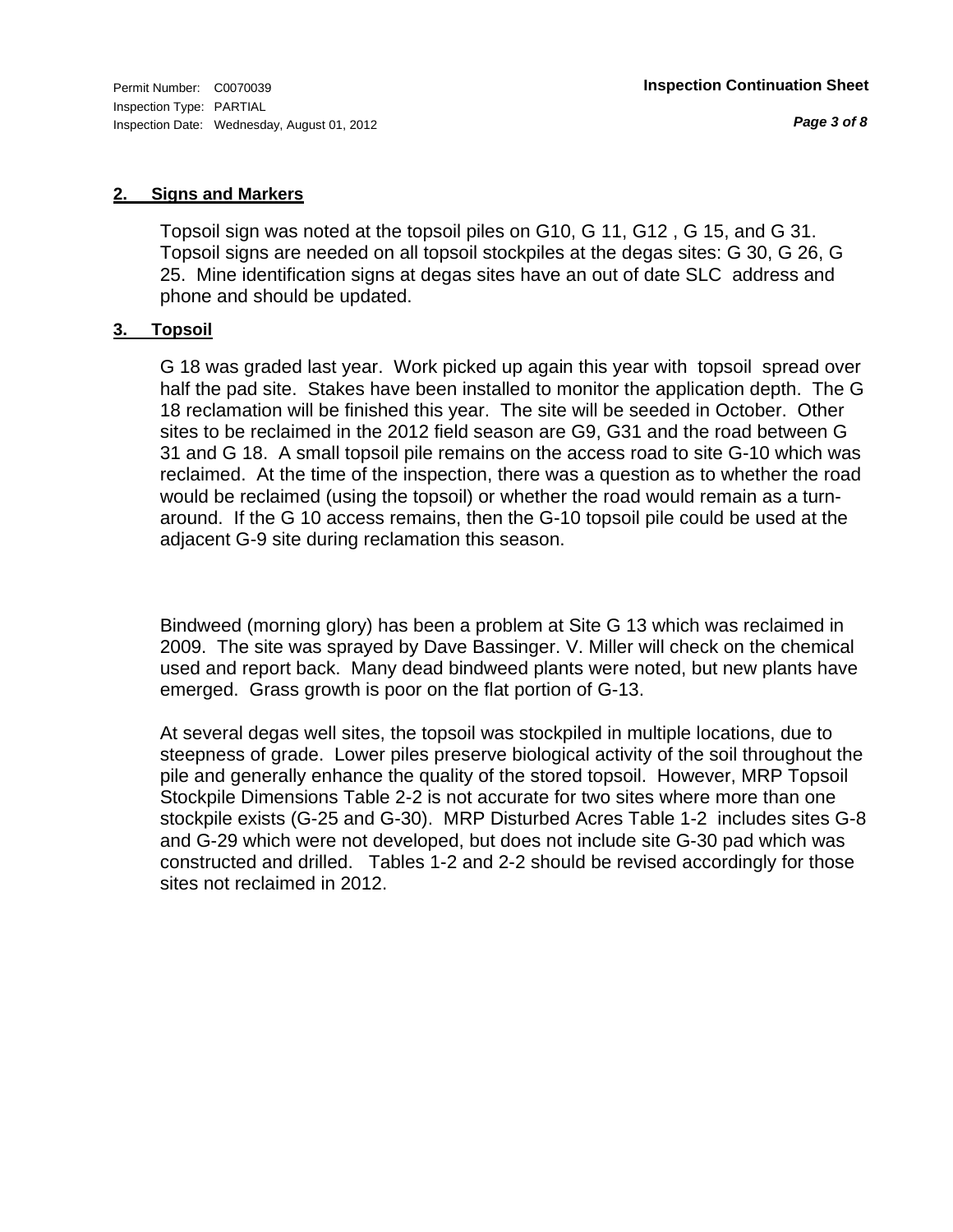## 2. Signs and Markers

Topsoil sign was noted at the topsoil piles on G10, G 11, G12 , G 15, and G 31. Topsoil signs are needed on all topsoil stockpiles at the degas sites: G 30, G 26, G 25. Mine identification signs at degas sites have an out of date SLC address and phone and should be updated.

## 3. Topsoil

G 18 was graded last year. Work picked up again this year with topsoil spread over half the pad site. Stakes have been installed to monitor the application depth. The G 18 reclamation will be finished this year. The site will be seeded in October. Other sites to be reclaimed in the 2012 field season are G9, G31 and the road between G 31 and G 18. A small topsoil pile remains on the access road to site G-10 which was reclaimed. At the time of the inspection, there was a question as to whether the road would be reclaimed (using the topsoil) or whether the road would remain as a turn-around. If the G 10 access remains, then the G-10 topsoil pile could be used at the adjacent G-9 site during reclamation this season.

Bindweed (morning glory) has been a problem at Site G 13 which was reclaimed in 2009. The site was sprayed by Dave Bassinger. V. Miller will check on the chemical used and report back. Many dead bindweed plants were noted, but new plants have emerged. Grass growth is poor on the flat portion of G-13.

At several degas well sites, the topsoil was stockpiled in multiple locations, due to steepness of grade. Lower piles preserve biological activity of the soil throughout the pile and generally enhance the quality of the stored topsoil. However, MRP Topsoil Stockpile Dimensions Table 2-2 is not accurate for two sites where more than one stockpile exists (G-25 and G-30). MRP Disturbed Acres Table 1-2 includes sites G-8 and G-29 which were not developed, but does not include site G-30 pad which was constructed and drilled. Tables 1-2 and 2-2 should be revised accordingly for those sites not reclaimed in 2012.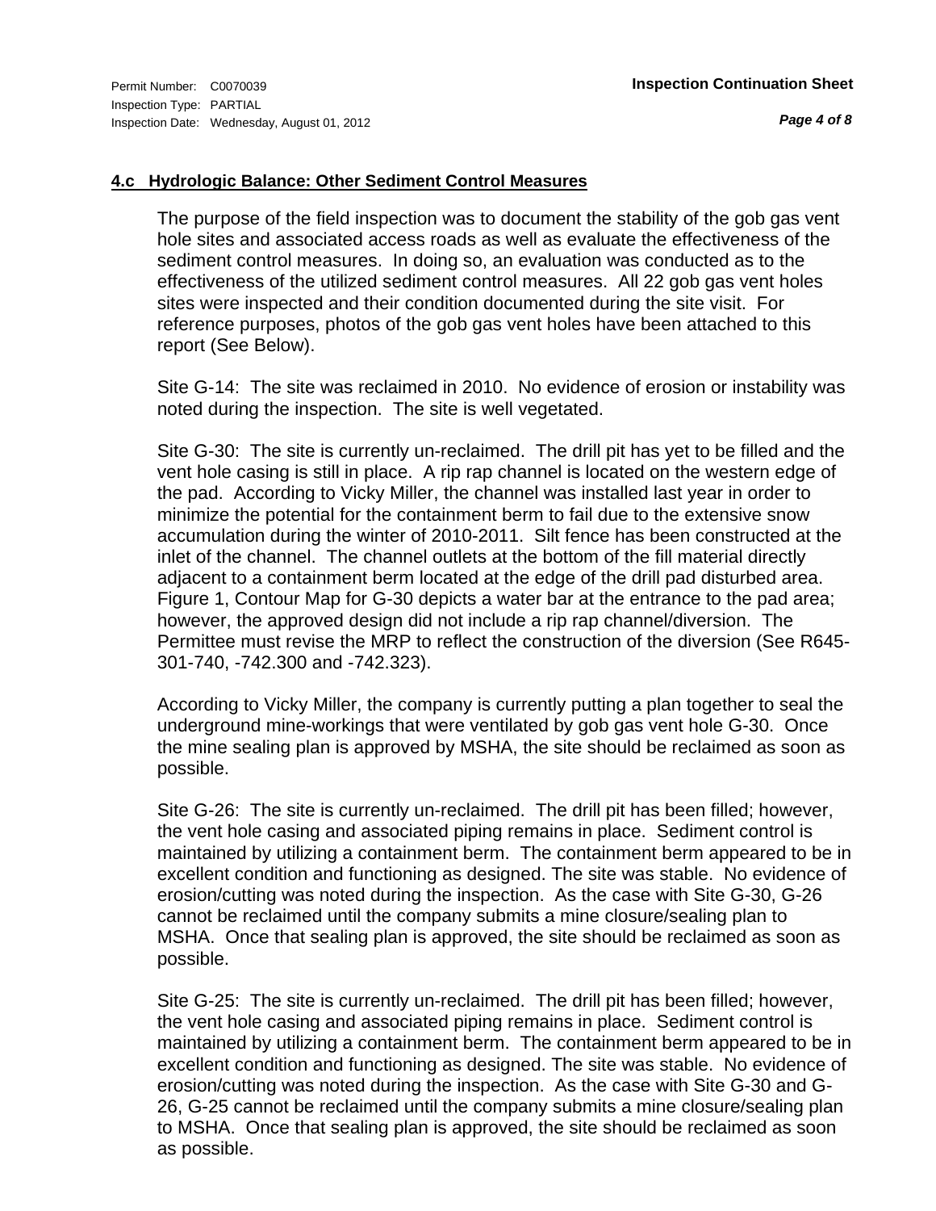**4.c Hydrologic Balance: Other Sediment Control Measures**

The purpose of the field inspection was to document the stability of the gob gas vent hole sites and associated access roads as well as evaluate the effectiveness of the sediment control measures. In doing so, an evaluation was conducted as to the effectiveness of the utilized sediment control measures. All 22 gob gas vent holes sites were inspected and their condition documented during the site visit. For reference purposes, photos of the gob gas vent holes have been attached to this report (See Below).

Site G-14: The site was reclaimed in 2010. No evidence of erosion or instability was noted during the inspection. The site is well vegetated.

Site G-30: The site is currently un-reclaimed. The drill pit has yet to be filled and the vent hole casing is still in place. A rip rap channel is located on the western edge of the pad. According to Vicky Miller, the channel was installed last year in order to minimize the potential for the containment berm to fail due to the extensive snow accumulation during the winter of 2010-2011. Silt fence has been constructed at the inlet of the channel. The channel outlets at the bottom of the fill material directly adjacent to a containment berm located at the edge of the drill pad disturbed area. Figure 1, Contour Map for G-30 depicts a water bar at the entrance to the pad area; however, the approved design did not include a rip rap channel/diversion. The Permittee must revise the MRP to reflect the construction of the diversion (See R645-301-740, -742.300 and -742.323).

According to Vicky Miller, the company is currently putting a plan together to seal the underground mine-workings that were ventilated by gob gas vent hole G-30. Once the mine sealing plan is approved by MSHA, the site should be reclaimed as soon as possible.

Site G-26: The site is currently un-reclaimed. The drill pit has been filled; however, the vent hole casing and associated piping remains in place. Sediment control is maintained by utilizing a containment berm. The containment berm appeared to be in excellent condition and functioning as designed. The site was stable. No evidence of erosion/cutting was noted during the inspection. As the case with Site G-30, G-26 cannot be reclaimed until the company submits a mine closure/sealing plan to MSHA. Once that sealing plan is approved, the site should be reclaimed as soon as possible.

Site G-25: The site is currently un-reclaimed. The drill pit has been filled; however, the vent hole casing and associated piping remains in place. Sediment control is maintained by utilizing a containment berm. The containment berm appeared to be in excellent condition and functioning as designed. The site was stable. No evidence of erosion/cutting was noted during the inspection. As the case with Site G-30 and G-26, G-25 cannot be reclaimed until the company submits a mine closure/sealing plan to MSHA. Once that sealing plan is approved, the site should be reclaimed as soon as possible.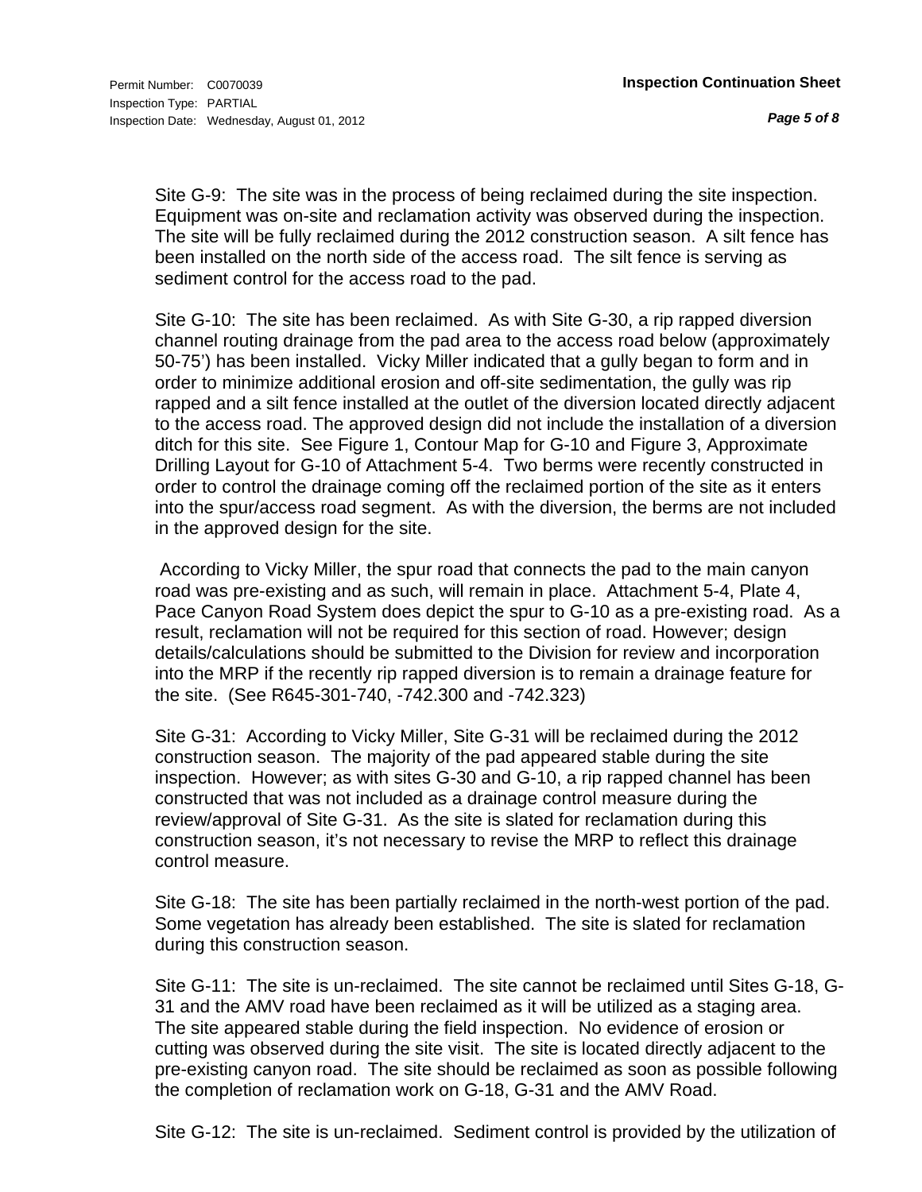Site G-9: The site was in the process of being reclaimed during the site inspection. Equipment was on-site and reclamation activity was observed during the inspection. The site will be fully reclaimed during the 2012 construction season. A silt fence has been installed on the north side of the access road. The silt fence is serving as sediment control for the access road to the pad.

Site G-10: The site has been reclaimed. As with Site G-30, a rip rapped diversion channel routing drainage from the pad area to the access road below (approximately 50-75') has been installed. Vicky Miller indicated that a gully began to form and in order to minimize additional erosion and off-site sedimentation, the gully was rip rapped and a silt fence installed at the outlet of the diversion located directly adjacent to the access road. The approved design did not include the installation of a diversion ditch for this site. See Figure 1, Contour Map for G-10 and Figure 3, Approximate Drilling Layout for G-10 of Attachment 5-4. Two berms were recently constructed in order to control the drainage coming off the reclaimed portion of the site as it enters into the spur/access road segment. As with the diversion, the berms are not included in the approved design for the site.

According to Vicky Miller, the spur road that connects the pad to the main canyon road was pre-existing and as such, will remain in place. Attachment 5-4, Plate 4, Pace Canyon Road System does depict the spur to G-10 as a pre-existing road. As a result, reclamation will not be required for this section of road. However; design details/calculations should be submitted to the Division for review and incorporation into the MRP if the recently rip rapped diversion is to remain a drainage feature for the site. (See R645-301-740, -742.300 and -742.323)

Site G-31: According to Vicky Miller, Site G-31 will be reclaimed during the 2012 construction season. The majority of the pad appeared stable during the site inspection. However; as with sites G-30 and G-10, a rip rapped channel has been constructed that was not included as a drainage control measure during the review/approval of Site G-31. As the site is slated for reclamation during this construction season, it's not necessary to revise the MRP to reflect this drainage control measure.

Site G-18: The site has been partially reclaimed in the north-west portion of the pad. Some vegetation has already been established. The site is slated for reclamation during this construction season.

Site G-11: The site is un-reclaimed. The site cannot be reclaimed until Sites G-18, G-31 and the AMV road have been reclaimed as it will be utilized as a staging area. The site appeared stable during the field inspection. No evidence of erosion or cutting was observed during the site visit. The site is located directly adjacent to the pre-existing canyon road. The site should be reclaimed as soon as possible following the completion of reclamation work on G-18, G-31 and the AMV Road.

Site G-12: The site is un-reclaimed. Sediment control is provided by the utilization of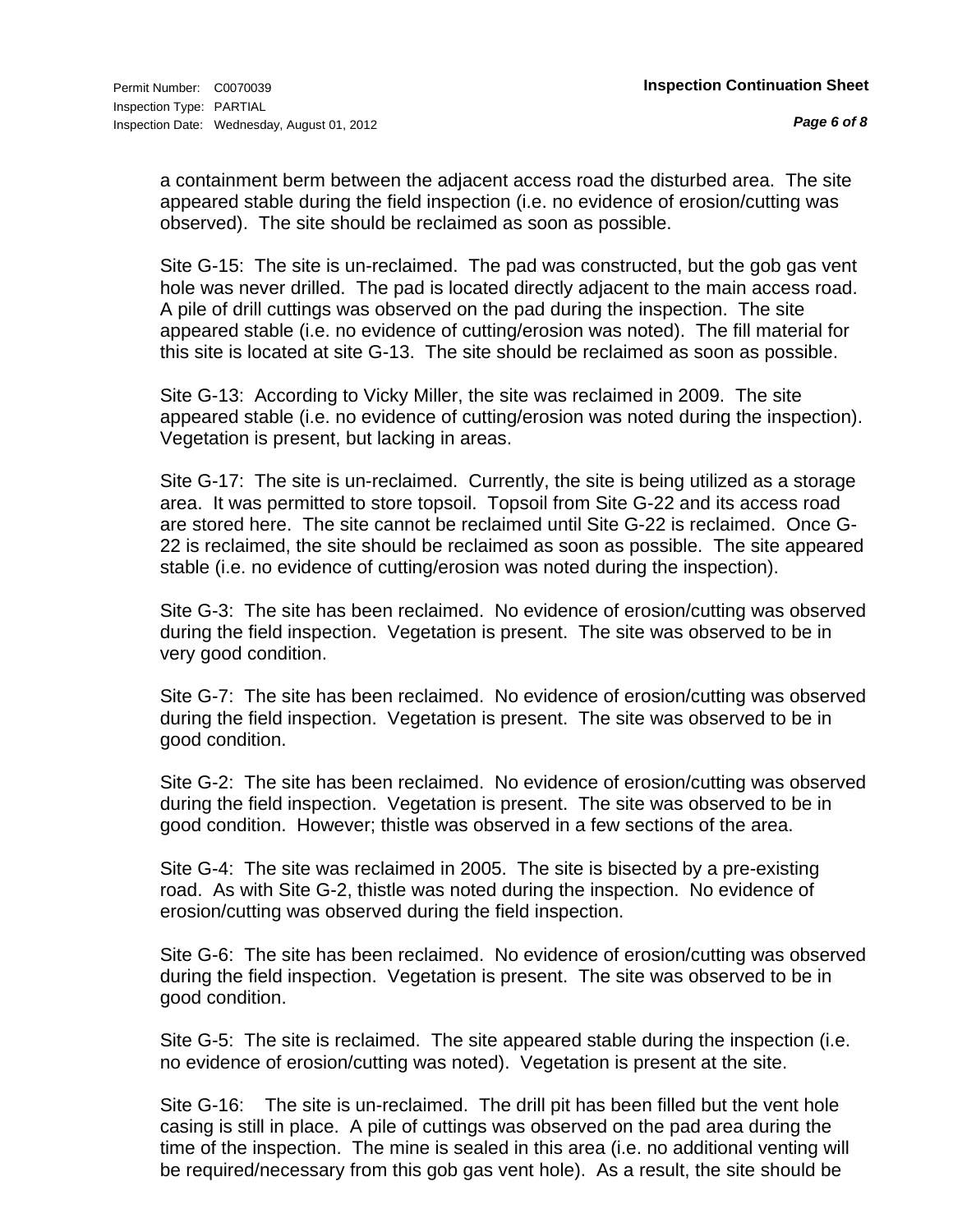a containment berm between the adjacent access road the disturbed area. The site appeared stable during the field inspection (i.e. no evidence of erosion/cutting was observed). The site should be reclaimed as soon as possible.

Site G-15: The site is un-reclaimed. The pad was constructed, but the gob gas vent hole was never drilled. The pad is located directly adjacent to the main access road. A pile of drill cuttings was observed on the pad during the inspection. The site appeared stable (i.e. no evidence of cutting/erosion was noted). The fill material for this site is located at site G-13. The site should be reclaimed as soon as possible.

Site G-13: According to Vicky Miller, the site was reclaimed in 2009. The site appeared stable (i.e. no evidence of cutting/erosion was noted during the inspection). Vegetation is present, but lacking in areas.

Site G-17: The site is un-reclaimed. Currently, the site is being utilized as a storage area. It was permitted to store topsoil. Topsoil from Site G-22 and its access road are stored here. The site cannot be reclaimed until Site G-22 is reclaimed. Once G-22 is reclaimed, the site should be reclaimed as soon as possible. The site appeared stable (i.e. no evidence of cutting/erosion was noted during the inspection).

Site G-3: The site has been reclaimed. No evidence of erosion/cutting was observed during the field inspection. Vegetation is present. The site was observed to be in very good condition.

Site G-7: The site has been reclaimed. No evidence of erosion/cutting was observed during the field inspection. Vegetation is present. The site was observed to be in good condition.

Site G-2: The site has been reclaimed. No evidence of erosion/cutting was observed during the field inspection. Vegetation is present. The site was observed to be in good condition. However; thistle was observed in a few sections of the area.

Site G-4: The site was reclaimed in 2005. The site is bisected by a pre-existing road. As with Site G-2, thistle was noted during the inspection. No evidence of erosion/cutting was observed during the field inspection.

Site G-6: The site has been reclaimed. No evidence of erosion/cutting was observed during the field inspection. Vegetation is present. The site was observed to be in good condition.

Site G-5: The site is reclaimed. The site appeared stable during the inspection (i.e. no evidence of erosion/cutting was noted). Vegetation is present at the site.

Site G-16: The site is un-reclaimed. The drill pit has been filled but the vent hole casing is still in place. A pile of cuttings was observed on the pad area during the time of the inspection. The mine is sealed in this area (i.e. no additional venting will be required/necessary from this gob gas vent hole). As a result, the site should be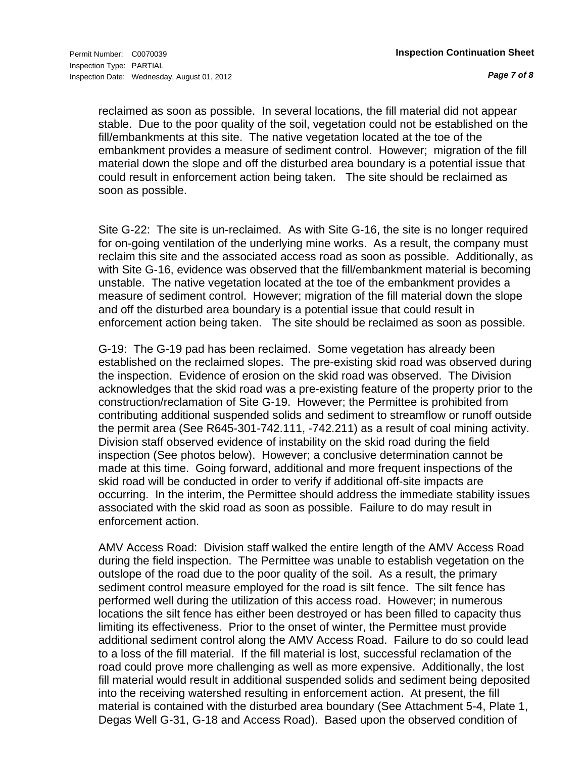reclaimed as soon as possible. In several locations, the fill material did not appear stable. Due to the poor quality of the soil, vegetation could not be established on the fill/embankments at this site. The native vegetation located at the toe of the embankment provides a measure of sediment control. However; migration of the fill material down the slope and off the disturbed area boundary is a potential issue that could result in enforcement action being taken. The site should be reclaimed as soon as possible.

Site G-22: The site is un-reclaimed. As with Site G-16, the site is no longer required for on-going ventilation of the underlying mine works. As a result, the company must reclaim this site and the associated access road as soon as possible. Additionally, as with Site G-16, evidence was observed that the fill/embankment material is becoming unstable. The native vegetation located at the toe of the embankment provides a measure of sediment control. However; migration of the fill material down the slope and off the disturbed area boundary is a potential issue that could result in enforcement action being taken. The site should be reclaimed as soon as possible.

G-19: The G-19 pad has been reclaimed. Some vegetation has already been established on the reclaimed slopes. The pre-existing skid road was observed during the inspection. Evidence of erosion on the skid road was observed. The Division acknowledges that the skid road was a pre-existing feature of the property prior to the construction/reclamation of Site G-19. However; the Permittee is prohibited from contributing additional suspended solids and sediment to streamflow or runoff outside the permit area (See R645-301-742.111, -742.211) as a result of coal mining activity. Division staff observed evidence of instability on the skid road during the field inspection (See photos below). However; a conclusive determination cannot be made at this time. Going forward, additional and more frequent inspections of the skid road will be conducted in order to verify if additional off-site impacts are occurring. In the interim, the Permittee should address the immediate stability issues associated with the skid road as soon as possible. Failure to do may result in enforcement action.

AMV Access Road: Division staff walked the entire length of the AMV Access Road during the field inspection. The Permittee was unable to establish vegetation on the outslope of the road due to the poor quality of the soil. As a result, the primary sediment control measure employed for the road is silt fence. The silt fence has performed well during the utilization of this access road. However; in numerous locations the silt fence has either been destroyed or has been filled to capacity thus limiting its effectiveness. Prior to the onset of winter, the Permittee must provide additional sediment control along the AMV Access Road. Failure to do so could lead to a loss of the fill material. If the fill material is lost, successful reclamation of the road could prove more challenging as well as more expensive. Additionally, the lost fill material would result in additional suspended solids and sediment being deposited into the receiving watershed resulting in enforcement action. At present, the fill material is contained with the disturbed area boundary (See Attachment 5-4, Plate 1, Degas Well G-31, G-18 and Access Road). Based upon the observed condition of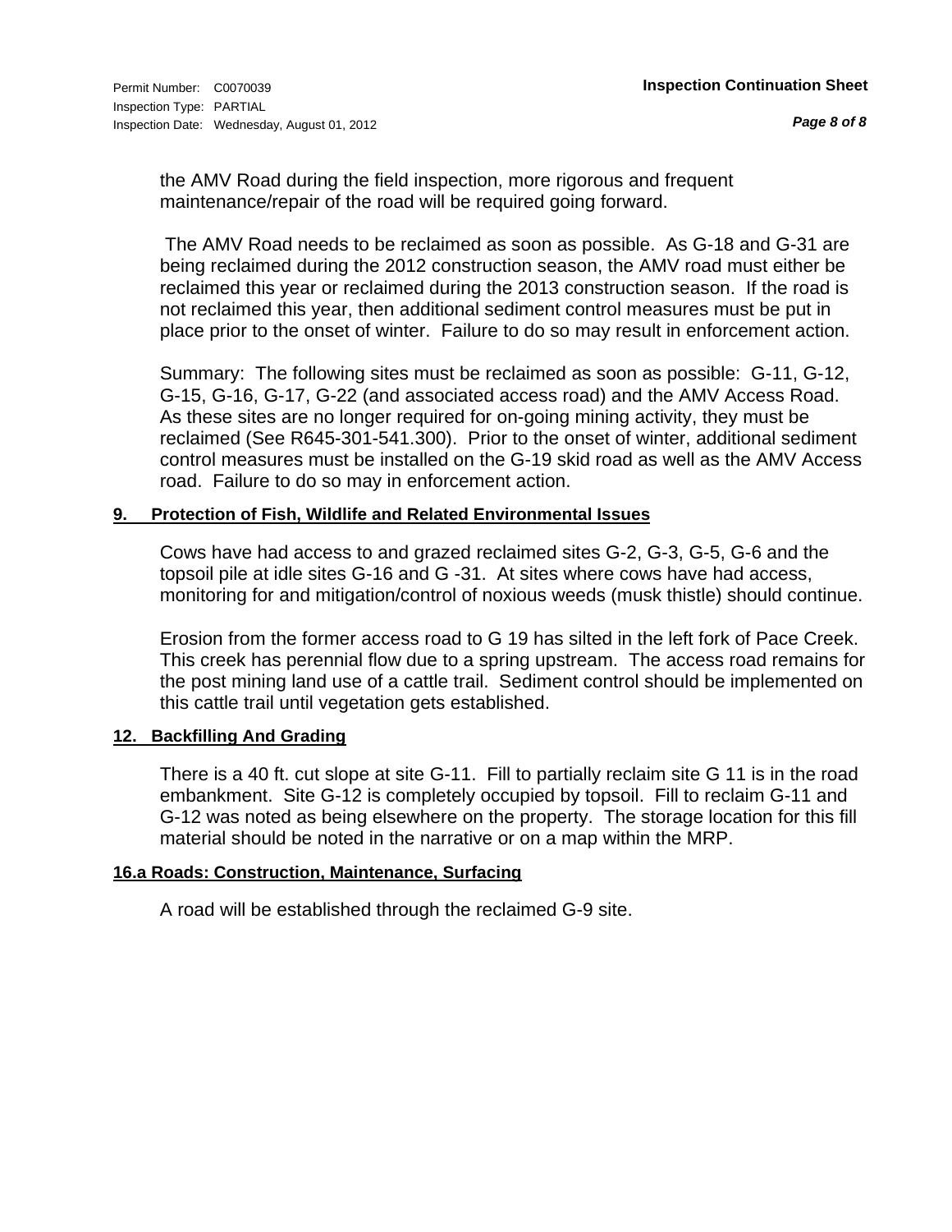the AMV Road during the field inspection, more rigorous and frequent maintenance/repair of the road will be required going forward.

The AMV Road needs to be reclaimed as soon as possible. As G-18 and G-31 are being reclaimed during the 2012 construction season, the AMV road must either be reclaimed this year or reclaimed during the 2013 construction season. If the road is not reclaimed this year, then additional sediment control measures must be put in place prior to the onset of winter. Failure to do so may result in enforcement action.

Summary: The following sites must be reclaimed as soon as possible: G-11, G-12, G-15, G-16, G-17, G-22 (and associated access road) and the AMV Access Road. As these sites are no longer required for on-going mining activity, they must be reclaimed (See R645-301-541.300). Prior to the onset of winter, additional sediment control measures must be installed on the G-19 skid road as well as the AMV Access road. Failure to do so may in enforcement action.

**9. Protection of Fish, Wildlife and Related Environmental Issues**

Cows have had access to and grazed reclaimed sites G-2, G-3, G-5, G-6 and the topsoil pile at idle sites G-16 and G -31. At sites where cows have had access, monitoring for and mitigation/control of noxious weeds (musk thistle) should continue.

Erosion from the former access road to G 19 has silted in the left fork of Pace Creek. This creek has perennial flow due to a spring upstream. The access road remains for the post mining land use of a cattle trail. Sediment control should be implemented on this cattle trail until vegetation gets established.

**12. Backfilling And Grading**

There is a 40 ft. cut slope at site G-11. Fill to partially reclaim site G 11 is in the road embankment. Site G-12 is completely occupied by topsoil. Fill to reclaim G-11 and G-12 was noted as being elsewhere on the property. The storage location for this fill material should be noted in the narrative or on a map within the MRP.

**16.a Roads: Construction, Maintenance, Surfacing**

A road will be established through the reclaimed G-9 site.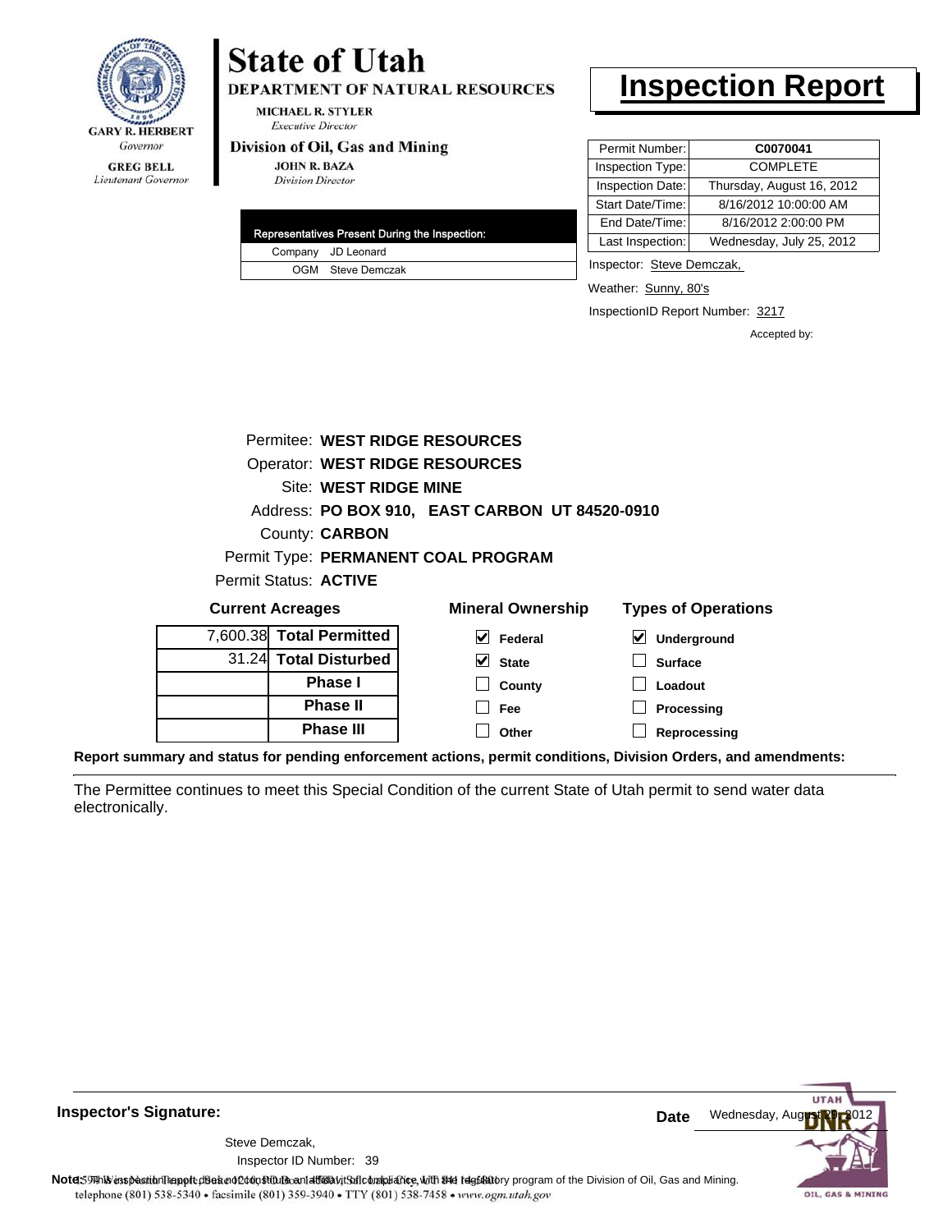GARY R. HERBERT
*Governor*

GREG BELL
*Lieutenant Governor*

# State of Utah

**DEPARTMENT OF NATURAL RESOURCES**

MICHAEL R. STYLER
*Executive Director*

**Division of Oil, Gas and Mining**

JOHN R. BAZA
*Division Director*

# Inspection Report

| Permit Number: | C0070041 |
|---|---|
| Inspection Type: | COMPLETE |
| Inspection Date: | Thursday, August 16, 2012 |
| Start Date/Time: | 8/16/2012 10:00:00 AM |
| End Date/Time: | 8/16/2012 2:00:00 PM |
| Last Inspection: | Wednesday, July 25, 2012 |

| Representatives Present During the Inspection: | |
|---|---|
| Company | JD Leonard |
| OGM | Steve Demczak |

Inspector: Steve Demczak,

Weather: Sunny, 80's

InspectionID Report Number: 3217

Accepted by:

Permitee: **WEST RIDGE RESOURCES**
Operator: **WEST RIDGE RESOURCES**
Site: **WEST RIDGE MINE**
Address: **PO BOX 910, EAST CARBON UT 84520-0910**
County: **CARBON**
Permit Type: **PERMANENT COAL PROGRAM**
Permit Status: **ACTIVE**

**Current Acreages**

| | |
|---|---|
| 7,600.38 | **Total Permitted** |
| 31.24 | **Total Disturbed** |
| | **Phase I** |
| | **Phase II** |
| | **Phase III** |

**Mineral Ownership**

- [x] Federal
- [x] State
- [ ] County
- [ ] Fee
- [ ] Other

**Types of Operations**

- [x] Underground
- [ ] Surface
- [ ] Loadout
- [ ] Processing
- [ ] Reprocessing

**Report summary and status for pending enforcement actions, permit conditions, Division Orders, and amendments:**

The Permittee continues to meet this Special Condition of the current State of Utah permit to send water data electronically.

**Inspector's Signature:**

Steve Demczak,
Inspector ID Number: 39

**Date** Wednesday, August 29, 2012

**Note:** This inspection report does not constitute an affidavit of compliance with the regulatory program of the Division of Oil, Gas and Mining.

telephone (801) 538-5340 • facsimile (801) 359-3940 • TTY (801) 538-7458 • www.ogm.utah.gov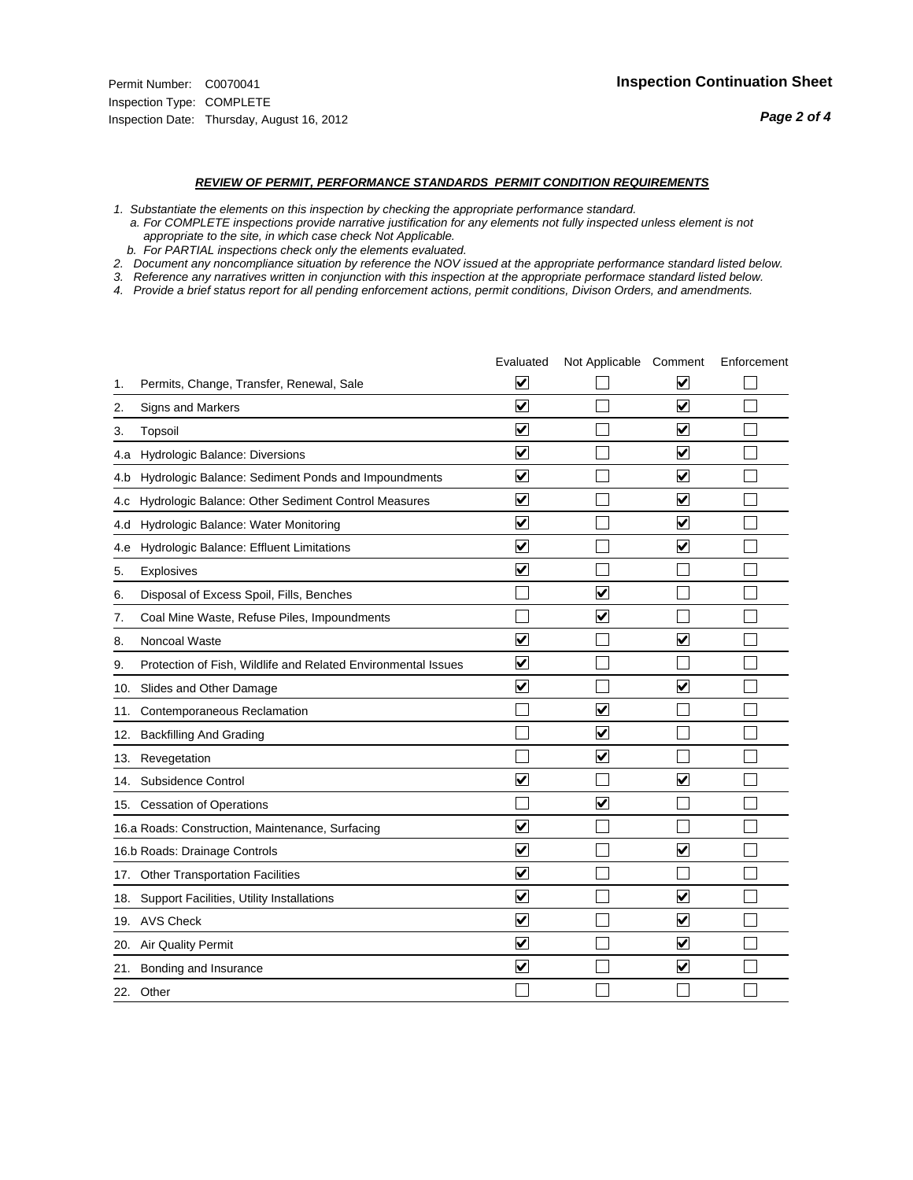Permit Number: C0070041
Inspection Type: COMPLETE
Inspection Date: Thursday, August 16, 2012

## Inspection Continuation Sheet

### *REVIEW OF PERMIT, PERFORMANCE STANDARDS PERMIT CONDITION REQUIREMENTS*

*1. Substantiate the elements on this inspection by checking the appropriate performance standard.*
*a. For COMPLETE inspections provide narrative justification for any elements not fully inspected unless element is not appropriate to the site, in which case check Not Applicable.*
*b. For PARTIAL inspections check only the elements evaluated.*
*2. Document any noncompliance situation by reference the NOV issued at the appropriate performance standard listed below.*
*3. Reference any narratives written in conjunction with this inspection at the appropriate performace standard listed below.*
*4. Provide a brief status report for all pending enforcement actions, permit conditions, Divison Orders, and amendments.*

| | Evaluated | Not Applicable | Comment | Enforcement |
|---|---|---|---|---|
| 1. Permits, Change, Transfer, Renewal, Sale | ☑ | ☐ | ☑ | ☐ |
| 2. Signs and Markers | ☑ | ☐ | ☑ | ☐ |
| 3. Topsoil | ☑ | ☐ | ☑ | ☐ |
| 4.a Hydrologic Balance: Diversions | ☑ | ☐ | ☑ | ☐ |
| 4.b Hydrologic Balance: Sediment Ponds and Impoundments | ☑ | ☐ | ☑ | ☐ |
| 4.c Hydrologic Balance: Other Sediment Control Measures | ☑ | ☐ | ☑ | ☐ |
| 4.d Hydrologic Balance: Water Monitoring | ☑ | ☐ | ☑ | ☐ |
| 4.e Hydrologic Balance: Effluent Limitations | ☑ | ☐ | ☑ | ☐ |
| 5. Explosives | ☑ | ☐ | ☐ | ☐ |
| 6. Disposal of Excess Spoil, Fills, Benches | ☐ | ☑ | ☐ | ☐ |
| 7. Coal Mine Waste, Refuse Piles, Impoundments | ☐ | ☑ | ☐ | ☐ |
| 8. Noncoal Waste | ☑ | ☐ | ☑ | ☐ |
| 9. Protection of Fish, Wildlife and Related Environmental Issues | ☑ | ☐ | ☐ | ☐ |
| 10. Slides and Other Damage | ☑ | ☐ | ☑ | ☐ |
| 11. Contemporaneous Reclamation | ☐ | ☑ | ☐ | ☐ |
| 12. Backfilling And Grading | ☐ | ☑ | ☐ | ☐ |
| 13. Revegetation | ☐ | ☑ | ☐ | ☐ |
| 14. Subsidence Control | ☑ | ☐ | ☑ | ☐ |
| 15. Cessation of Operations | ☐ | ☑ | ☐ | ☐ |
| 16.a Roads: Construction, Maintenance, Surfacing | ☑ | ☐ | ☐ | ☐ |
| 16.b Roads: Drainage Controls | ☑ | ☐ | ☑ | ☐ |
| 17. Other Transportation Facilities | ☑ | ☐ | ☐ | ☐ |
| 18. Support Facilities, Utility Installations | ☑ | ☐ | ☑ | ☐ |
| 19. AVS Check | ☑ | ☐ | ☑ | ☐ |
| 20. Air Quality Permit | ☑ | ☐ | ☑ | ☐ |
| 21. Bonding and Insurance | ☑ | ☐ | ☑ | ☐ |
| 22. Other | ☐ | ☐ | ☐ | ☐ |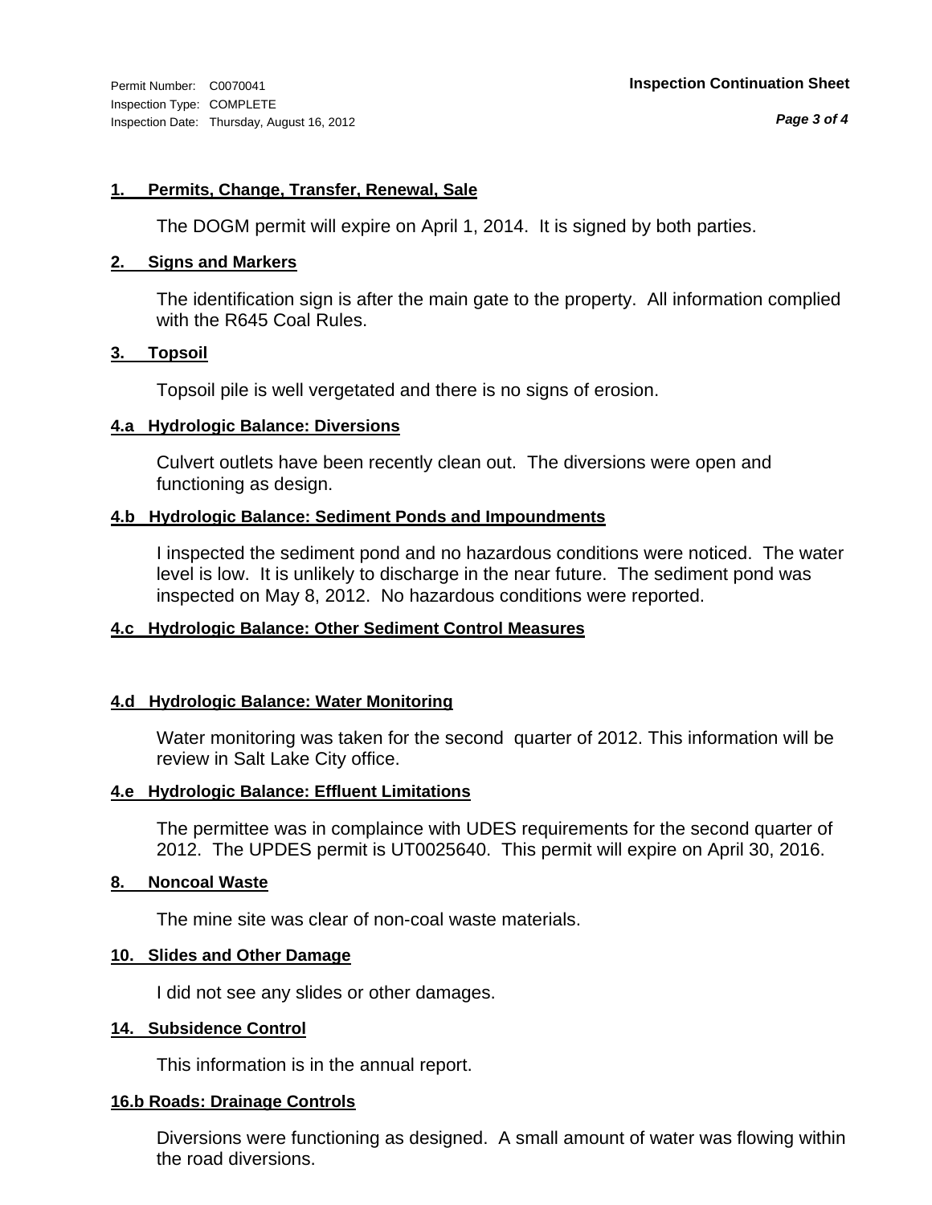Permit Number: C0070041
Inspection Type: COMPLETE
Inspection Date: Thursday, August 16, 2012

**Inspection Continuation Sheet**

### 1. Permits, Change, Transfer, Renewal, Sale

The DOGM permit will expire on April 1, 2014. It is signed by both parties.

### 2. Signs and Markers

The identification sign is after the main gate to the property. All information complied with the R645 Coal Rules.

### 3. Topsoil

Topsoil pile is well vergetated and there is no signs of erosion.

### 4.a Hydrologic Balance: Diversions

Culvert outlets have been recently clean out. The diversions were open and functioning as design.

### 4.b Hydrologic Balance: Sediment Ponds and Impoundments

I inspected the sediment pond and no hazardous conditions were noticed. The water level is low. It is unlikely to discharge in the near future. The sediment pond was inspected on May 8, 2012. No hazardous conditions were reported.

### 4.c Hydrologic Balance: Other Sediment Control Measures

### 4.d Hydrologic Balance: Water Monitoring

Water monitoring was taken for the second quarter of 2012. This information will be review in Salt Lake City office.

### 4.e Hydrologic Balance: Effluent Limitations

The permittee was in complaince with UDES requirements for the second quarter of 2012. The UPDES permit is UT0025640. This permit will expire on April 30, 2016.

### 8. Noncoal Waste

The mine site was clear of non-coal waste materials.

### 10. Slides and Other Damage

I did not see any slides or other damages.

### 14. Subsidence Control

This information is in the annual report.

### 16.b Roads: Drainage Controls

Diversions were functioning as designed. A small amount of water was flowing within the road diversions.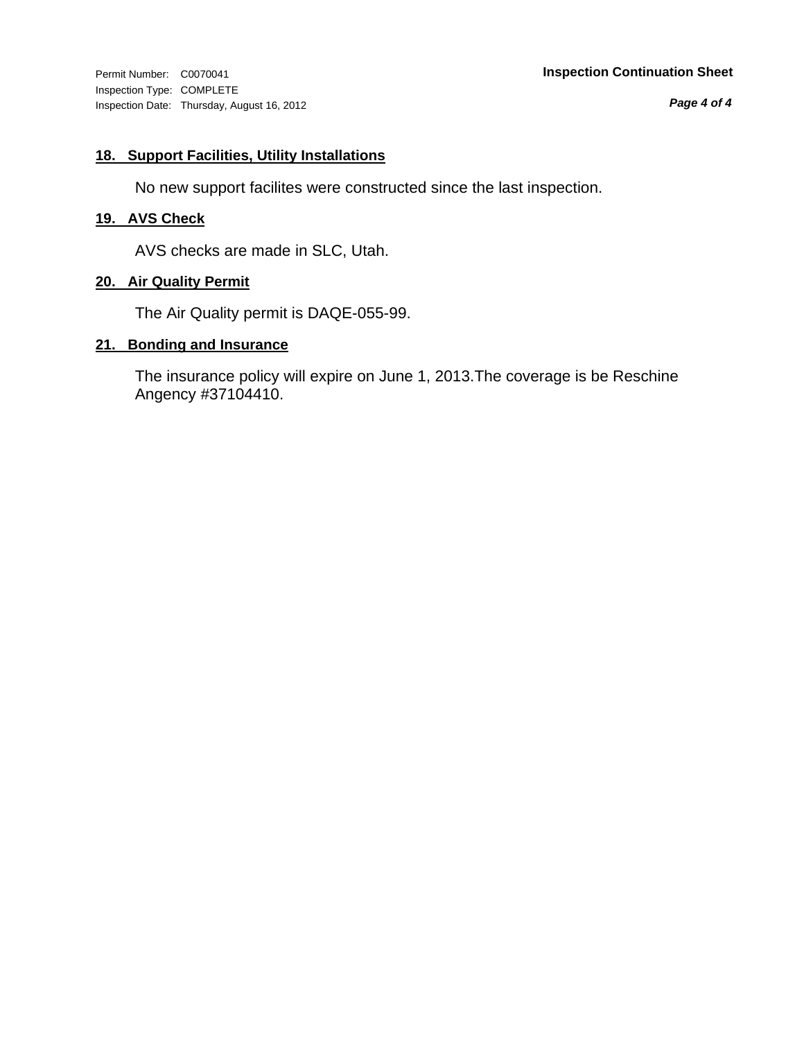Permit Number: C0070041
Inspection Type: COMPLETE
Inspection Date: Thursday, August 16, 2012

**Inspection Continuation Sheet**

### 18. Support Facilities, Utility Installations

No new support facilites were constructed since the last inspection.

### 19. AVS Check

AVS checks are made in SLC, Utah.

### 20. Air Quality Permit

The Air Quality permit is DAQE-055-99.

### 21. Bonding and Insurance

The insurance policy will expire on June 1, 2013.The coverage is be Reschine Angency #37104410.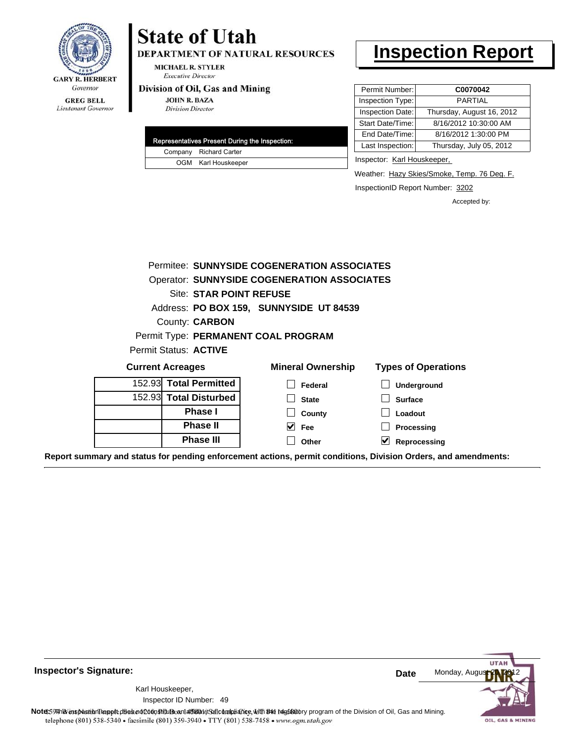GARY R. HERBERT
*Governor*

GREG BELL
*Lieutenant Governor*

# State of Utah

**DEPARTMENT OF NATURAL RESOURCES**

MICHAEL R. STYLER
*Executive Director*

**Division of Oil, Gas and Mining**

JOHN R. BAZA
*Division Director*

# Inspection Report

| Permit Number: | **C0070042** |
|---|---|
| Inspection Type: | PARTIAL |
| Inspection Date: | Thursday, August 16, 2012 |
| Start Date/Time: | 8/16/2012 10:30:00 AM |
| End Date/Time: | 8/16/2012 1:30:00 PM |
| Last Inspection: | Thursday, July 05, 2012 |

| Representatives Present During the Inspection: | |
|---|---|
| Company | Richard Carter |
| OGM | Karl Houskeeper |

Inspector: Karl Houskeeper,

Weather: Hazy Skies/Smoke, Temp. 76 Deg. F.

InspectionID Report Number: 3202

Accepted by:

Permitee: **SUNNYSIDE COGENERATION ASSOCIATES**
Operator: **SUNNYSIDE COGENERATION ASSOCIATES**
Site: **STAR POINT REFUSE**
Address: **PO BOX 159, SUNNYSIDE UT 84539**
County: **CARBON**
Permit Type: **PERMANENT COAL PROGRAM**
Permit Status: **ACTIVE**

**Current Acreages**

| | |
|---|---|
| 152.93 | **Total Permitted** |
| 152.93 | **Total Disturbed** |
| | **Phase I** |
| | **Phase II** |
| | **Phase III** |

**Mineral Ownership**

- [ ] Federal
- [ ] State
- [ ] County
- [x] Fee
- [ ] Other

**Types of Operations**

- [ ] Underground
- [ ] Surface
- [ ] Loadout
- [ ] Processing
- [x] Reprocessing

**Report summary and status for pending enforcement actions, permit conditions, Division Orders, and amendments:**

---

**Inspector's Signature:**

Karl Houskeeper,
Inspector ID Number: 49

**Date** Monday, August 20, 2012

**Note:** This inspection report does not constitute an affidavit of compliance with the regulatory program of the Division of Oil, Gas and Mining.

1594 West North Temple, Suite 1210, PO Box 145801, Salt Lake City, UT 84114-5801
telephone (801) 538-5340 • facsimile (801) 359-3940 • TTY (801) 538-7458 • www.ogm.utah.gov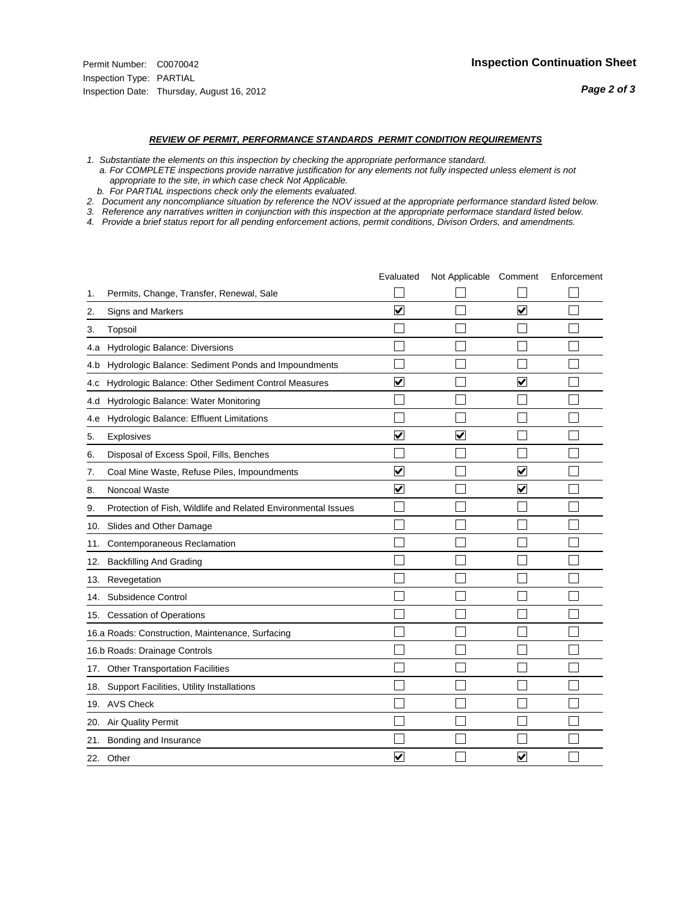Permit Number: C0070042
Inspection Type: PARTIAL
Inspection Date: Thursday, August 16, 2012

## Inspection Continuation Sheet

### *REVIEW OF PERMIT, PERFORMANCE STANDARDS PERMIT CONDITION REQUIREMENTS*

*1. Substantiate the elements on this inspection by checking the appropriate performance standard.*
*a. For COMPLETE inspections provide narrative justification for any elements not fully inspected unless element is not appropriate to the site, in which case check Not Applicable.*
*b. For PARTIAL inspections check only the elements evaluated.*
*2. Document any noncompliance situation by reference the NOV issued at the appropriate performance standard listed below.*
*3. Reference any narratives written in conjunction with this inspection at the appropriate performace standard listed below.*
*4. Provide a brief status report for all pending enforcement actions, permit conditions, Divison Orders, and amendments.*

| | Evaluated | Not Applicable | Comment | Enforcement |
|---|---|---|---|---|
| 1. Permits, Change, Transfer, Renewal, Sale | ☐ | ☐ | ☐ | ☐ |
| 2. Signs and Markers | ☑ | ☐ | ☑ | ☐ |
| 3. Topsoil | ☐ | ☐ | ☐ | ☐ |
| 4.a Hydrologic Balance: Diversions | ☐ | ☐ | ☐ | ☐ |
| 4.b Hydrologic Balance: Sediment Ponds and Impoundments | ☐ | ☐ | ☐ | ☐ |
| 4.c Hydrologic Balance: Other Sediment Control Measures | ☑ | ☐ | ☑ | ☐ |
| 4.d Hydrologic Balance: Water Monitoring | ☐ | ☐ | ☐ | ☐ |
| 4.e Hydrologic Balance: Effluent Limitations | ☐ | ☐ | ☐ | ☐ |
| 5. Explosives | ☑ | ☑ | ☐ | ☐ |
| 6. Disposal of Excess Spoil, Fills, Benches | ☐ | ☐ | ☐ | ☐ |
| 7. Coal Mine Waste, Refuse Piles, Impoundments | ☑ | ☐ | ☑ | ☐ |
| 8. Noncoal Waste | ☑ | ☐ | ☑ | ☐ |
| 9. Protection of Fish, Wildlife and Related Environmental Issues | ☐ | ☐ | ☐ | ☐ |
| 10. Slides and Other Damage | ☐ | ☐ | ☐ | ☐ |
| 11. Contemporaneous Reclamation | ☐ | ☐ | ☐ | ☐ |
| 12. Backfilling And Grading | ☐ | ☐ | ☐ | ☐ |
| 13. Revegetation | ☐ | ☐ | ☐ | ☐ |
| 14. Subsidence Control | ☐ | ☐ | ☐ | ☐ |
| 15. Cessation of Operations | ☐ | ☐ | ☐ | ☐ |
| 16.a Roads: Construction, Maintenance, Surfacing | ☐ | ☐ | ☐ | ☐ |
| 16.b Roads: Drainage Controls | ☐ | ☐ | ☐ | ☐ |
| 17. Other Transportation Facilities | ☐ | ☐ | ☐ | ☐ |
| 18. Support Facilities, Utility Installations | ☐ | ☐ | ☐ | ☐ |
| 19. AVS Check | ☐ | ☐ | ☐ | ☐ |
| 20. Air Quality Permit | ☐ | ☐ | ☐ | ☐ |
| 21. Bonding and Insurance | ☐ | ☐ | ☐ | ☐ |
| 22. Other | ☑ | ☐ | ☑ | ☐ |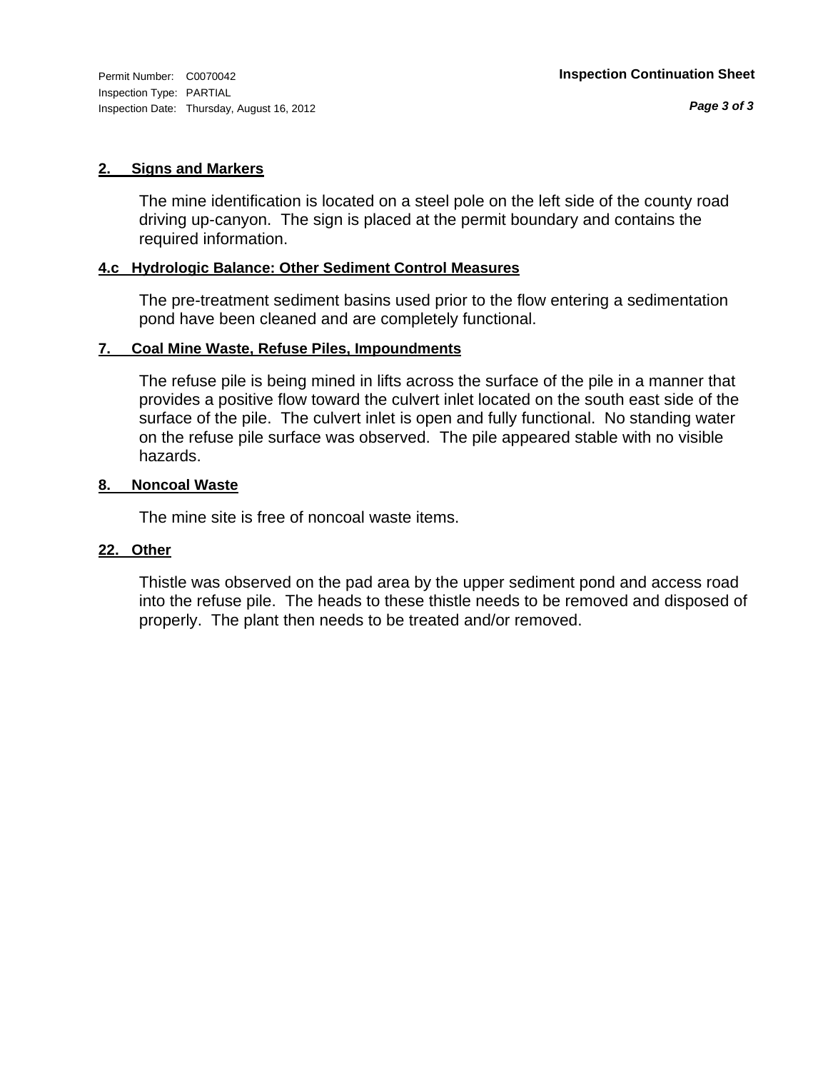## 2. Signs and Markers

The mine identification is located on a steel pole on the left side of the county road driving up-canyon. The sign is placed at the permit boundary and contains the required information.

## 4.c Hydrologic Balance: Other Sediment Control Measures

The pre-treatment sediment basins used prior to the flow entering a sedimentation pond have been cleaned and are completely functional.

## 7. Coal Mine Waste, Refuse Piles, Impoundments

The refuse pile is being mined in lifts across the surface of the pile in a manner that provides a positive flow toward the culvert inlet located on the south east side of the surface of the pile. The culvert inlet is open and fully functional. No standing water on the refuse pile surface was observed. The pile appeared stable with no visible hazards.

## 8. Noncoal Waste

The mine site is free of noncoal waste items.

## 22. Other

Thistle was observed on the pad area by the upper sediment pond and access road into the refuse pile. The heads to these thistle needs to be removed and disposed of properly. The plant then needs to be treated and/or removed.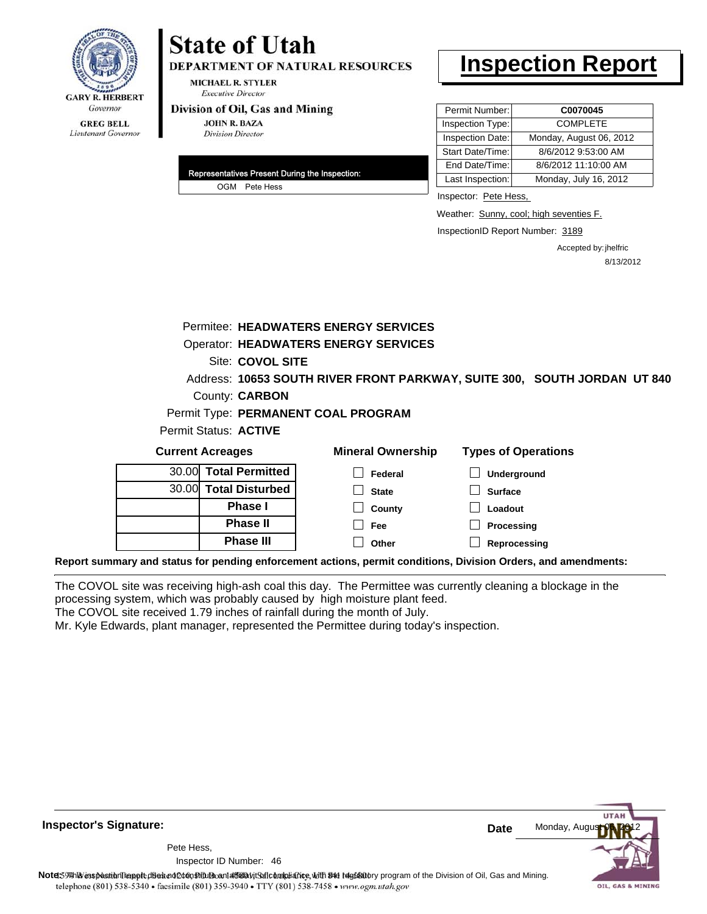GARY R. HERBERT
*Governor*

GREG BELL
*Lieutenant Governor*

# State of Utah

**DEPARTMENT OF NATURAL RESOURCES**

MICHAEL R. STYLER
*Executive Director*

**Division of Oil, Gas and Mining**

JOHN R. BAZA
*Division Director*

# Inspection Report

| Permit Number: | C0070045 |
|---|---|
| Inspection Type: | COMPLETE |
| Inspection Date: | Monday, August 06, 2012 |
| Start Date/Time: | 8/6/2012 9:53:00 AM |
| End Date/Time: | 8/6/2012 11:10:00 AM |
| Last Inspection: | Monday, July 16, 2012 |

**Representatives Present During the Inspection:**

OGM Pete Hess

Inspector: Pete Hess,

Weather: Sunny, cool; high seventies F.

InspectionID Report Number: 3189

Accepted by: jhelfric
8/13/2012

Permitee: **HEADWATERS ENERGY SERVICES**
Operator: **HEADWATERS ENERGY SERVICES**
Site: **COVOL SITE**
Address: **10653 SOUTH RIVER FRONT PARKWAY, SUITE 300, SOUTH JORDAN UT 840**
County: **CARBON**
Permit Type: **PERMANENT COAL PROGRAM**
Permit Status: **ACTIVE**

**Current Acreages**

| | |
|---|---|
| 30.00 | **Total Permitted** |
| 30.00 | **Total Disturbed** |
| | **Phase I** |
| | **Phase II** |
| | **Phase III** |

**Mineral Ownership**

- ☐ Federal
- ☐ State
- ☐ County
- ☐ Fee
- ☐ Other

**Types of Operations**

- ☐ Underground
- ☐ Surface
- ☐ Loadout
- ☐ Processing
- ☐ Reprocessing

**Report summary and status for pending enforcement actions, permit conditions, Division Orders, and amendments:**

The COVOL site was receiving high-ash coal this day. The Permittee was currently cleaning a blockage in the processing system, which was probably caused by high moisture plant feed.
The COVOL site received 1.79 inches of rainfall during the month of July.
Mr. Kyle Edwards, plant manager, represented the Permittee during today's inspection.

**Inspector's Signature:**

Pete Hess,
Inspector ID Number: 46

**Date** Monday, August 06, 2012

**Note:** This inspection report does not constitute an affidavit of compliance with the regulatory program of the Division of Oil, Gas and Mining.
telephone (801) 538-5340 • facsimile (801) 359-3940 • TTY (801) 538-7458 • www.ogm.utah.gov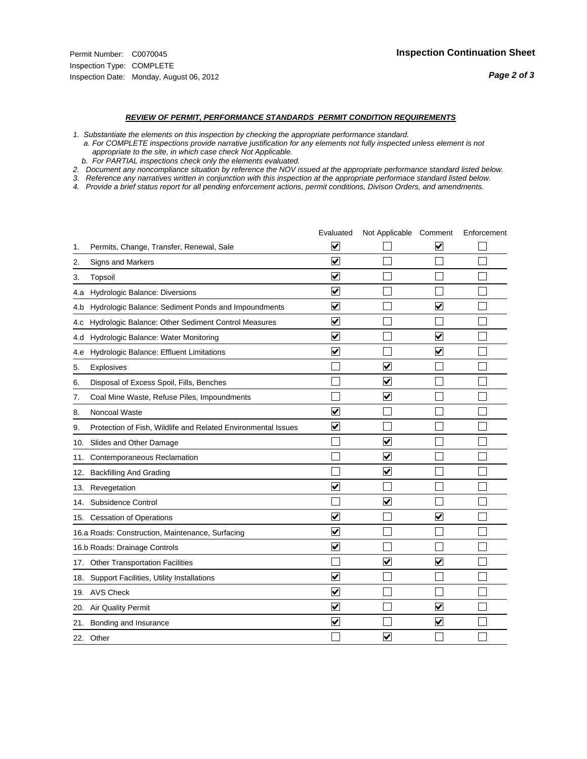Permit Number: C0070045
Inspection Type: COMPLETE
Inspection Date: Monday, August 06, 2012

## Inspection Continuation Sheet

### REVIEW OF PERMIT, PERFORMANCE STANDARDS PERMIT CONDITION REQUIREMENTS

*1. Substantiate the elements on this inspection by checking the appropriate performance standard.*
*a. For COMPLETE inspections provide narrative justification for any elements not fully inspected unless element is not appropriate to the site, in which case check Not Applicable.*
*b. For PARTIAL inspections check only the elements evaluated.*
*2. Document any noncompliance situation by reference the NOV issued at the appropriate performance standard listed below.*
*3. Reference any narratives written in conjunction with this inspection at the appropriate performace standard listed below.*
*4. Provide a brief status report for all pending enforcement actions, permit conditions, Divison Orders, and amendments.*

| | Evaluated | Not Applicable | Comment | Enforcement |
|---|---|---|---|---|
| 1. Permits, Change, Transfer, Renewal, Sale | ☑ | ☐ | ☑ | ☐ |
| 2. Signs and Markers | ☑ | ☐ | ☐ | ☐ |
| 3. Topsoil | ☑ | ☐ | ☐ | ☐ |
| 4.a Hydrologic Balance: Diversions | ☑ | ☐ | ☐ | ☐ |
| 4.b Hydrologic Balance: Sediment Ponds and Impoundments | ☑ | ☐ | ☑ | ☐ |
| 4.c Hydrologic Balance: Other Sediment Control Measures | ☑ | ☐ | ☐ | ☐ |
| 4.d Hydrologic Balance: Water Monitoring | ☑ | ☐ | ☑ | ☐ |
| 4.e Hydrologic Balance: Effluent Limitations | ☑ | ☐ | ☑ | ☐ |
| 5. Explosives | ☐ | ☑ | ☐ | ☐ |
| 6. Disposal of Excess Spoil, Fills, Benches | ☐ | ☑ | ☐ | ☐ |
| 7. Coal Mine Waste, Refuse Piles, Impoundments | ☐ | ☑ | ☐ | ☐ |
| 8. Noncoal Waste | ☑ | ☐ | ☐ | ☐ |
| 9. Protection of Fish, Wildlife and Related Environmental Issues | ☑ | ☐ | ☐ | ☐ |
| 10. Slides and Other Damage | ☐ | ☑ | ☐ | ☐ |
| 11. Contemporaneous Reclamation | ☐ | ☑ | ☐ | ☐ |
| 12. Backfilling And Grading | ☐ | ☑ | ☐ | ☐ |
| 13. Revegetation | ☑ | ☐ | ☐ | ☐ |
| 14. Subsidence Control | ☐ | ☑ | ☐ | ☐ |
| 15. Cessation of Operations | ☑ | ☐ | ☑ | ☐ |
| 16.a Roads: Construction, Maintenance, Surfacing | ☑ | ☐ | ☐ | ☐ |
| 16.b Roads: Drainage Controls | ☑ | ☐ | ☐ | ☐ |
| 17. Other Transportation Facilities | ☐ | ☑ | ☑ | ☐ |
| 18. Support Facilities, Utility Installations | ☑ | ☐ | ☐ | ☐ |
| 19. AVS Check | ☑ | ☐ | ☐ | ☐ |
| 20. Air Quality Permit | ☑ | ☐ | ☑ | ☐ |
| 21. Bonding and Insurance | ☑ | ☐ | ☑ | ☐ |
| 22. Other | ☐ | ☑ | ☐ | ☐ |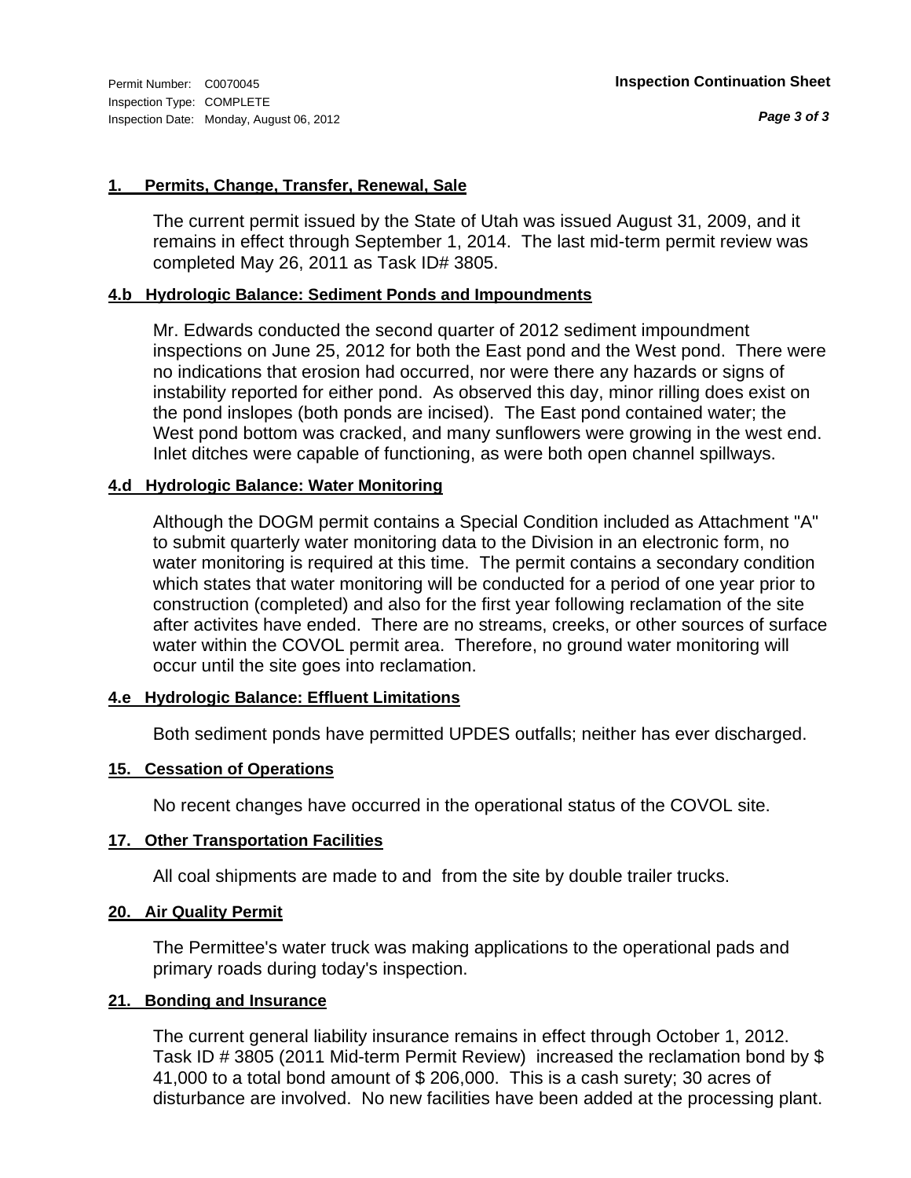Permit Number: C0070045
Inspection Type: COMPLETE
Inspection Date: Monday, August 06, 2012

**Inspection Continuation Sheet**

### 1. Permits, Change, Transfer, Renewal, Sale

The current permit issued by the State of Utah was issued August 31, 2009, and it remains in effect through September 1, 2014. The last mid-term permit review was completed May 26, 2011 as Task ID# 3805.

### 4.b Hydrologic Balance: Sediment Ponds and Impoundments

Mr. Edwards conducted the second quarter of 2012 sediment impoundment inspections on June 25, 2012 for both the East pond and the West pond. There were no indications that erosion had occurred, nor were there any hazards or signs of instability reported for either pond. As observed this day, minor rilling does exist on the pond inslopes (both ponds are incised). The East pond contained water; the West pond bottom was cracked, and many sunflowers were growing in the west end. Inlet ditches were capable of functioning, as were both open channel spillways.

### 4.d Hydrologic Balance: Water Monitoring

Although the DOGM permit contains a Special Condition included as Attachment "A" to submit quarterly water monitoring data to the Division in an electronic form, no water monitoring is required at this time. The permit contains a secondary condition which states that water monitoring will be conducted for a period of one year prior to construction (completed) and also for the first year following reclamation of the site after activites have ended. There are no streams, creeks, or other sources of surface water within the COVOL permit area. Therefore, no ground water monitoring will occur until the site goes into reclamation.

### 4.e Hydrologic Balance: Effluent Limitations

Both sediment ponds have permitted UPDES outfalls; neither has ever discharged.

### 15. Cessation of Operations

No recent changes have occurred in the operational status of the COVOL site.

### 17. Other Transportation Facilities

All coal shipments are made to and from the site by double trailer trucks.

### 20. Air Quality Permit

The Permittee's water truck was making applications to the operational pads and primary roads during today's inspection.

### 21. Bonding and Insurance

The current general liability insurance remains in effect through October 1, 2012. Task ID # 3805 (2011 Mid-term Permit Review) increased the reclamation bond by $ 41,000 to a total bond amount of $ 206,000. This is a cash surety; 30 acres of disturbance are involved. No new facilities have been added at the processing plant.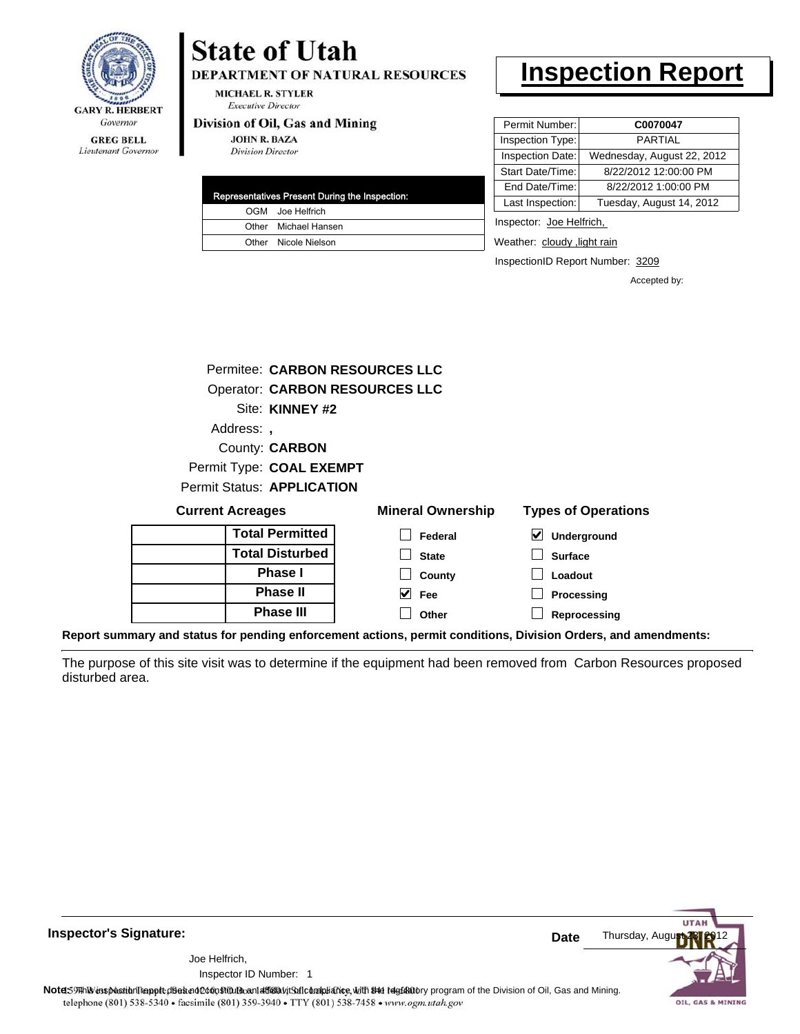**GARY R. HERBERT**
*Governor*

**GREG BELL**
*Lieutenant Governor*

# State of Utah

**DEPARTMENT OF NATURAL RESOURCES**

**MICHAEL R. STYLER**
*Executive Director*

**Division of Oil, Gas and Mining**

**JOHN R. BAZA**
*Division Director*

# Inspection Report

| Permit Number: | **C0070047** |
|---|---|
| Inspection Type: | PARTIAL |
| Inspection Date: | Wednesday, August 22, 2012 |
| Start Date/Time: | 8/22/2012 12:00:00 PM |
| End Date/Time: | 8/22/2012 1:00:00 PM |
| Last Inspection: | Tuesday, August 14, 2012 |

| Representatives Present During the Inspection: | |
|---|---|
| OGM | Joe Helfrich |
| Other | Michael Hansen |
| Other | Nicole Nielson |

Inspector: Joe Helfrich,

Weather: cloudy ,light rain

InspectionID Report Number: 3209

Accepted by:

Permitee: **CARBON RESOURCES LLC**
Operator: **CARBON RESOURCES LLC**
Site: **KINNEY #2**
Address: **,**
County: **CARBON**
Permit Type: **COAL EXEMPT**
Permit Status: **APPLICATION**

**Current Acreages**

| | |
|---|---|
| | **Total Permitted** |
| | **Total Disturbed** |
| | **Phase I** |
| | **Phase II** |
| | **Phase III** |

**Mineral Ownership**

- [ ] Federal
- [ ] State
- [ ] County
- [x] Fee
- [ ] Other

**Types of Operations**

- [x] Underground
- [ ] Surface
- [ ] Loadout
- [ ] Processing
- [ ] Reprocessing

**Report summary and status for pending enforcement actions, permit conditions, Division Orders, and amendments:**

The purpose of this site visit was to determine if the equipment had been removed from Carbon Resources proposed disturbed area.

**Inspector's Signature:**

Joe Helfrich,
Inspector ID Number: 1

**Date** Thursday, August 23, 2012

**Note:** This inspection report does not constitute an affidavit of compliance with the regulatory program of the Division of Oil, Gas and Mining.

1594 West North Temple, Suite 1210, PO Box 145801, Salt Lake City, UT 84114-5801
telephone (801) 538-5340 • facsimile (801) 359-3940 • TTY (801) 538-7458 • www.ogm.utah.gov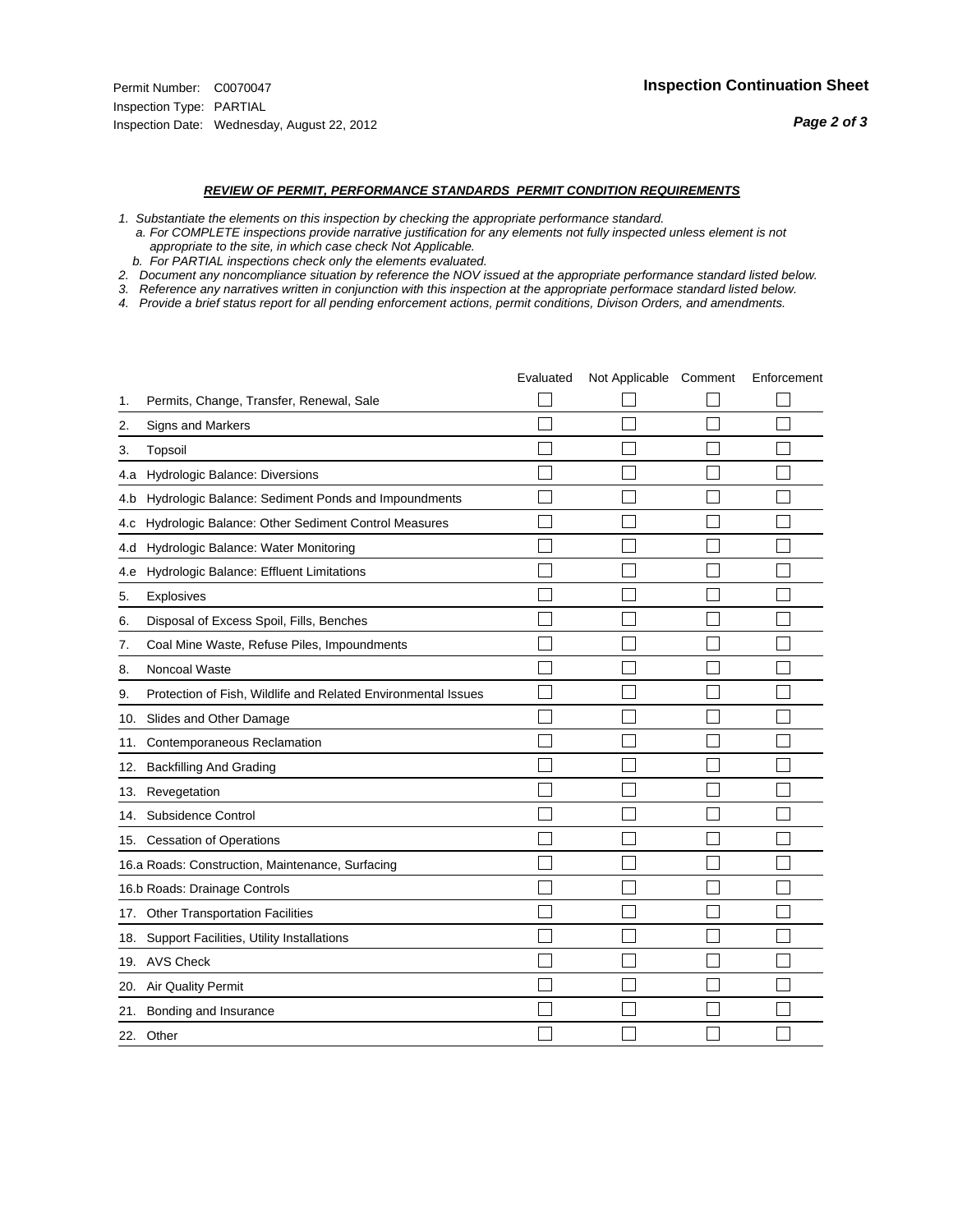Permit Number: C0070047
Inspection Type: PARTIAL
Inspection Date: Wednesday, August 22, 2012

**Inspection Continuation Sheet**

***REVIEW OF PERMIT, PERFORMANCE STANDARDS PERMIT CONDITION REQUIREMENTS***

*1. Substantiate the elements on this inspection by checking the appropriate performance standard.*
*a. For COMPLETE inspections provide narrative justification for any elements not fully inspected unless element is not appropriate to the site, in which case check Not Applicable.*
*b. For PARTIAL inspections check only the elements evaluated.*
*2. Document any noncompliance situation by reference the NOV issued at the appropriate performance standard listed below.*
*3. Reference any narratives written in conjunction with this inspection at the appropriate performace standard listed below.*
*4. Provide a brief status report for all pending enforcement actions, permit conditions, Divison Orders, and amendments.*

| | Evaluated | Not Applicable | Comment | Enforcement |
|---|---|---|---|---|
| 1. Permits, Change, Transfer, Renewal, Sale | ☐ | ☐ | ☐ | ☐ |
| 2. Signs and Markers | ☐ | ☐ | ☐ | ☐ |
| 3. Topsoil | ☐ | ☐ | ☐ | ☐ |
| 4.a Hydrologic Balance: Diversions | ☐ | ☐ | ☐ | ☐ |
| 4.b Hydrologic Balance: Sediment Ponds and Impoundments | ☐ | ☐ | ☐ | ☐ |
| 4.c Hydrologic Balance: Other Sediment Control Measures | ☐ | ☐ | ☐ | ☐ |
| 4.d Hydrologic Balance: Water Monitoring | ☐ | ☐ | ☐ | ☐ |
| 4.e Hydrologic Balance: Effluent Limitations | ☐ | ☐ | ☐ | ☐ |
| 5. Explosives | ☐ | ☐ | ☐ | ☐ |
| 6. Disposal of Excess Spoil, Fills, Benches | ☐ | ☐ | ☐ | ☐ |
| 7. Coal Mine Waste, Refuse Piles, Impoundments | ☐ | ☐ | ☐ | ☐ |
| 8. Noncoal Waste | ☐ | ☐ | ☐ | ☐ |
| 9. Protection of Fish, Wildlife and Related Environmental Issues | ☐ | ☐ | ☐ | ☐ |
| 10. Slides and Other Damage | ☐ | ☐ | ☐ | ☐ |
| 11. Contemporaneous Reclamation | ☐ | ☐ | ☐ | ☐ |
| 12. Backfilling And Grading | ☐ | ☐ | ☐ | ☐ |
| 13. Revegetation | ☐ | ☐ | ☐ | ☐ |
| 14. Subsidence Control | ☐ | ☐ | ☐ | ☐ |
| 15. Cessation of Operations | ☐ | ☐ | ☐ | ☐ |
| 16.a Roads: Construction, Maintenance, Surfacing | ☐ | ☐ | ☐ | ☐ |
| 16.b Roads: Drainage Controls | ☐ | ☐ | ☐ | ☐ |
| 17. Other Transportation Facilities | ☐ | ☐ | ☐ | ☐ |
| 18. Support Facilities, Utility Installations | ☐ | ☐ | ☐ | ☐ |
| 19. AVS Check | ☐ | ☐ | ☐ | ☐ |
| 20. Air Quality Permit | ☐ | ☐ | ☐ | ☐ |
| 21. Bonding and Insurance | ☐ | ☐ | ☐ | ☐ |
| 22. Other | ☐ | ☐ | ☐ | ☐ |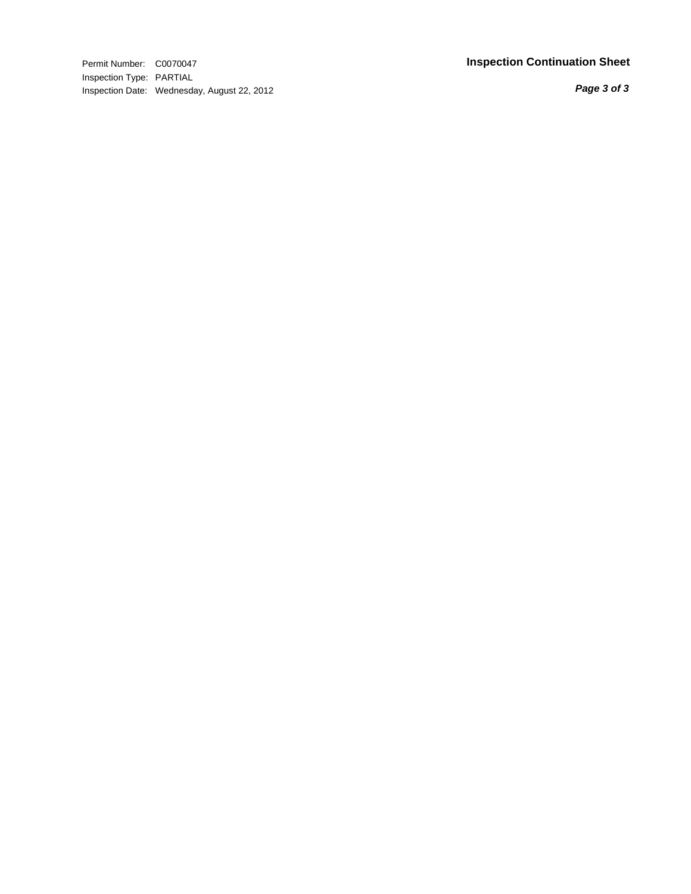Permit Number: C0070047
Inspection Type: PARTIAL
Inspection Date: Wednesday, August 22, 2012

## Inspection Continuation Sheet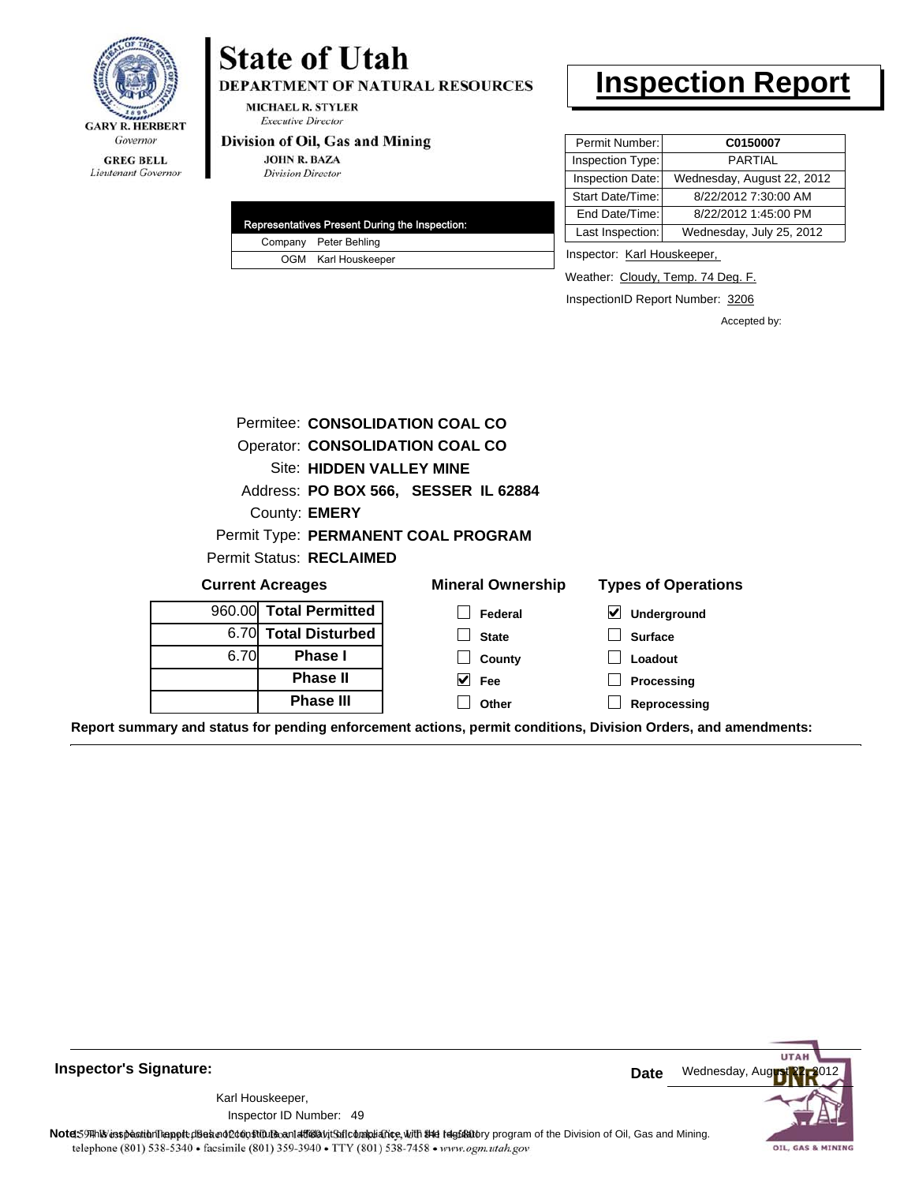GARY R. HERBERT
*Governor*

GREG BELL
*Lieutenant Governor*

# State of Utah

**DEPARTMENT OF NATURAL RESOURCES**

MICHAEL R. STYLER
*Executive Director*

**Division of Oil, Gas and Mining**

JOHN R. BAZA
*Division Director*

# Inspection Report

| Representatives Present During the Inspection: | |
|---|---|
| Company | Peter Behling |
| OGM | Karl Houskeeper |

| | |
|---|---|
| Permit Number: | **C0150007** |
| Inspection Type: | PARTIAL |
| Inspection Date: | Wednesday, August 22, 2012 |
| Start Date/Time: | 8/22/2012 7:30:00 AM |
| End Date/Time: | 8/22/2012 1:45:00 PM |
| Last Inspection: | Wednesday, July 25, 2012 |

Inspector: Karl Houskeeper,

Weather: Cloudy, Temp. 74 Deg. F.

InspectionID Report Number: 3206

Accepted by:

Permitee: **CONSOLIDATION COAL CO**
Operator: **CONSOLIDATION COAL CO**
Site: **HIDDEN VALLEY MINE**
Address: **PO BOX 566, SESSER IL 62884**
County: **EMERY**
Permit Type: **PERMANENT COAL PROGRAM**
Permit Status: **RECLAIMED**

**Current Acreages**

| | |
|---|---|
| 960.00 | **Total Permitted** |
| 6.70 | **Total Disturbed** |
| 6.70 | **Phase I** |
| | **Phase II** |
| | **Phase III** |

**Mineral Ownership**

- [ ] Federal
- [ ] State
- [ ] County
- [x] Fee
- [ ] Other

**Types of Operations**

- [x] Underground
- [ ] Surface
- [ ] Loadout
- [ ] Processing
- [ ] Reprocessing

**Report summary and status for pending enforcement actions, permit conditions, Division Orders, and amendments:**

**Inspector's Signature:**

Karl Houskeeper,

Inspector ID Number: 49

**Date** Wednesday, August 22, 2012

**Note:** This inspection report does not constitute an affidavit of compliance with the regulatory program of the Division of Oil, Gas and Mining.

telephone (801) 538-5340 • facsimile (801) 359-3940 • TTY (801) 538-7458 • www.ogm.utah.gov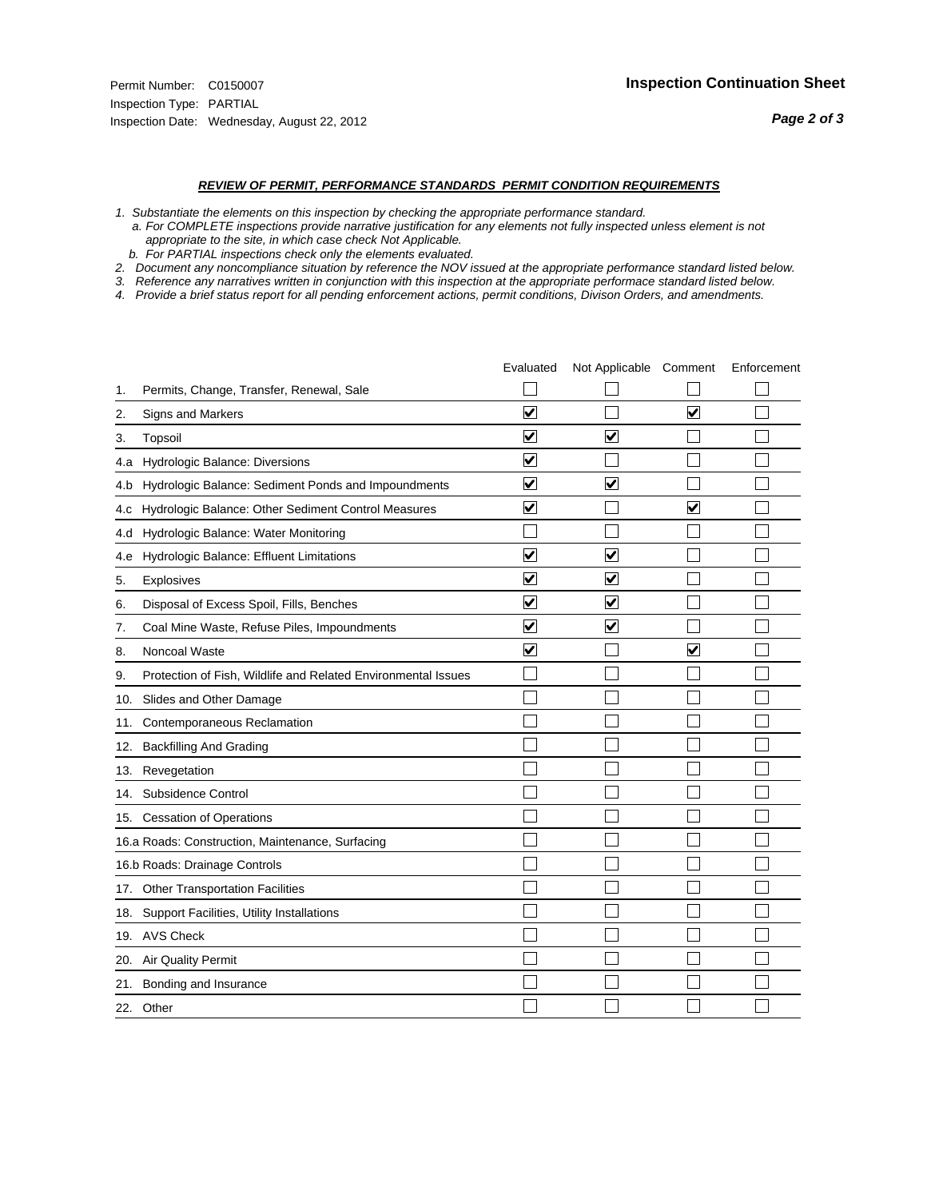Permit Number: C0150007
Inspection Type: PARTIAL
Inspection Date: Wednesday, August 22, 2012

**Inspection Continuation Sheet**

***REVIEW OF PERMIT, PERFORMANCE STANDARDS PERMIT CONDITION REQUIREMENTS***

*1. Substantiate the elements on this inspection by checking the appropriate performance standard.*
*a. For COMPLETE inspections provide narrative justification for any elements not fully inspected unless element is not appropriate to the site, in which case check Not Applicable.*
*b. For PARTIAL inspections check only the elements evaluated.*
*2. Document any noncompliance situation by reference the NOV issued at the appropriate performance standard listed below.*
*3. Reference any narratives written in conjunction with this inspection at the appropriate performace standard listed below.*
*4. Provide a brief status report for all pending enforcement actions, permit conditions, Divison Orders, and amendments.*

| | Evaluated | Not Applicable | Comment | Enforcement |
|---|---|---|---|---|
| 1. Permits, Change, Transfer, Renewal, Sale | ☐ | ☐ | ☐ | ☐ |
| 2. Signs and Markers | ☑ | ☐ | ☑ | ☐ |
| 3. Topsoil | ☑ | ☑ | ☐ | ☐ |
| 4.a Hydrologic Balance: Diversions | ☑ | ☐ | ☐ | ☐ |
| 4.b Hydrologic Balance: Sediment Ponds and Impoundments | ☑ | ☑ | ☐ | ☐ |
| 4.c Hydrologic Balance: Other Sediment Control Measures | ☑ | ☐ | ☑ | ☐ |
| 4.d Hydrologic Balance: Water Monitoring | ☐ | ☐ | ☐ | ☐ |
| 4.e Hydrologic Balance: Effluent Limitations | ☑ | ☑ | ☐ | ☐ |
| 5. Explosives | ☑ | ☑ | ☐ | ☐ |
| 6. Disposal of Excess Spoil, Fills, Benches | ☑ | ☑ | ☐ | ☐ |
| 7. Coal Mine Waste, Refuse Piles, Impoundments | ☑ | ☑ | ☐ | ☐ |
| 8. Noncoal Waste | ☑ | ☐ | ☑ | ☐ |
| 9. Protection of Fish, Wildlife and Related Environmental Issues | ☐ | ☐ | ☐ | ☐ |
| 10. Slides and Other Damage | ☐ | ☐ | ☐ | ☐ |
| 11. Contemporaneous Reclamation | ☐ | ☐ | ☐ | ☐ |
| 12. Backfilling And Grading | ☐ | ☐ | ☐ | ☐ |
| 13. Revegetation | ☐ | ☐ | ☐ | ☐ |
| 14. Subsidence Control | ☐ | ☐ | ☐ | ☐ |
| 15. Cessation of Operations | ☐ | ☐ | ☐ | ☐ |
| 16.a Roads: Construction, Maintenance, Surfacing | ☐ | ☐ | ☐ | ☐ |
| 16.b Roads: Drainage Controls | ☐ | ☐ | ☐ | ☐ |
| 17. Other Transportation Facilities | ☐ | ☐ | ☐ | ☐ |
| 18. Support Facilities, Utility Installations | ☐ | ☐ | ☐ | ☐ |
| 19. AVS Check | ☐ | ☐ | ☐ | ☐ |
| 20. Air Quality Permit | ☐ | ☐ | ☐ | ☐ |
| 21. Bonding and Insurance | ☐ | ☐ | ☐ | ☐ |
| 22. Other | ☐ | ☐ | ☐ | ☐ |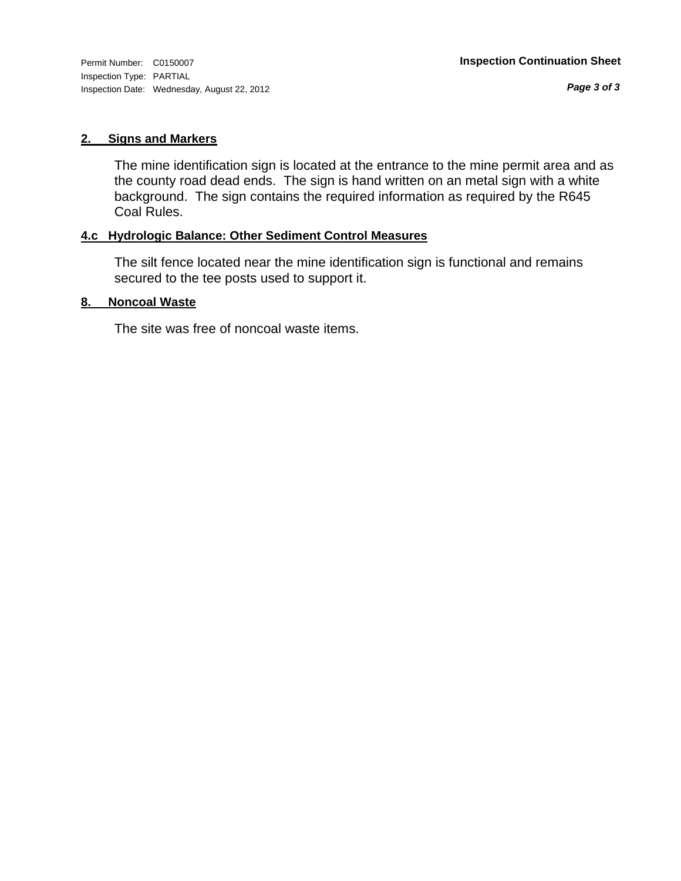Permit Number: C0150007
Inspection Type: PARTIAL
Inspection Date: Wednesday, August 22, 2012

**Inspection Continuation Sheet**

### 2. Signs and Markers

The mine identification sign is located at the entrance to the mine permit area and as the county road dead ends. The sign is hand written on an metal sign with a white background. The sign contains the required information as required by the R645 Coal Rules.

### 4.c Hydrologic Balance: Other Sediment Control Measures

The silt fence located near the mine identification sign is functional and remains secured to the tee posts used to support it.

### 8. Noncoal Waste

The site was free of noncoal waste items.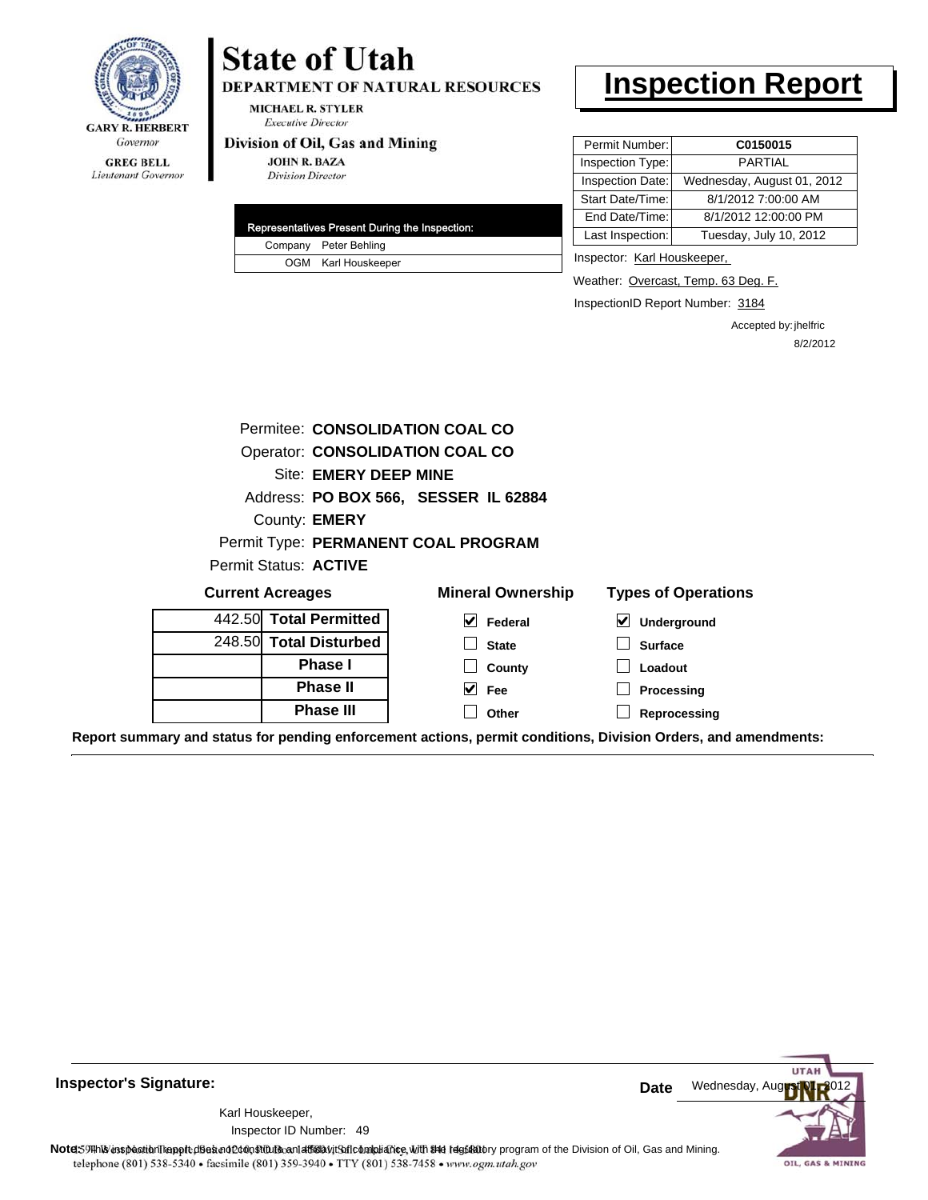**State of Utah**

**DEPARTMENT OF NATURAL RESOURCES**

MICHAEL R. STYLER
*Executive Director*

**Division of Oil, Gas and Mining**

JOHN R. BAZA
*Division Director*

GARY R. HERBERT
*Governor*

GREG BELL
*Lieutenant Governor*

# Inspection Report

| Permit Number: | C0150015 |
|---|---|
| Inspection Type: | PARTIAL |
| Inspection Date: | Wednesday, August 01, 2012 |
| Start Date/Time: | 8/1/2012 7:00:00 AM |
| End Date/Time: | 8/1/2012 12:00:00 PM |
| Last Inspection: | Tuesday, July 10, 2012 |

| Representatives Present During the Inspection: | |
|---|---|
| Company | Peter Behling |
| OGM | Karl Houskeeper |

Inspector: Karl Houskeeper,

Weather: Overcast, Temp. 63 Deg. F.

InspectionID Report Number: 3184

Accepted by: jhelfric
8/2/2012

Permitee: **CONSOLIDATION COAL CO**
Operator: **CONSOLIDATION COAL CO**
Site: **EMERY DEEP MINE**
Address: **PO BOX 566, SESSER IL 62884**
County: **EMERY**
Permit Type: **PERMANENT COAL PROGRAM**
Permit Status: **ACTIVE**

**Current Acreages**

| | |
|---|---|
| 442.50 | **Total Permitted** |
| 248.50 | **Total Disturbed** |
| | **Phase I** |
| | **Phase II** |
| | **Phase III** |

**Mineral Ownership**

- [x] Federal
- [ ] State
- [ ] County
- [x] Fee
- [ ] Other

**Types of Operations**

- [x] Underground
- [ ] Surface
- [ ] Loadout
- [ ] Processing
- [ ] Reprocessing

**Report summary and status for pending enforcement actions, permit conditions, Division Orders, and amendments:**

**Inspector's Signature:**

Karl Houskeeper,
Inspector ID Number: 49

**Date** Wednesday, August 01, 2012

**Note:** This inspection report does not constitute an affidavit of compliance with the regulatory program of the Division of Oil, Gas and Mining.
telephone (801) 538-5340 • facsimile (801) 359-3940 • TTY (801) 538-7458 • www.ogm.utah.gov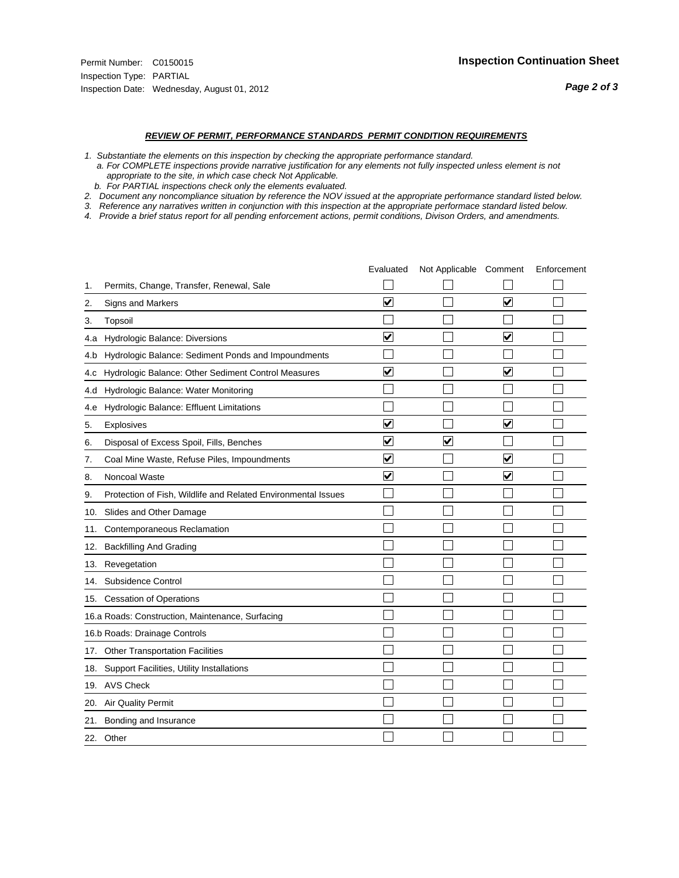Permit Number: C0150015
Inspection Type: PARTIAL
Inspection Date: Wednesday, August 01, 2012

**Inspection Continuation Sheet**

***Page 2 of 3***

***REVIEW OF PERMIT, PERFORMANCE STANDARDS PERMIT CONDITION REQUIREMENTS***

*1. Substantiate the elements on this inspection by checking the appropriate performance standard.*
*a. For COMPLETE inspections provide narrative justification for any elements not fully inspected unless element is not appropriate to the site, in which case check Not Applicable.*
*b. For PARTIAL inspections check only the elements evaluated.*
*2. Document any noncompliance situation by reference the NOV issued at the appropriate performance standard listed below.*
*3. Reference any narratives written in conjunction with this inspection at the appropriate performace standard listed below.*
*4. Provide a brief status report for all pending enforcement actions, permit conditions, Divison Orders, and amendments.*

| | Evaluated | Not Applicable | Comment | Enforcement |
|---|---|---|---|---|
| 1. Permits, Change, Transfer, Renewal, Sale | ☐ | ☐ | ☐ | ☐ |
| 2. Signs and Markers | ☑ | ☐ | ☑ | ☐ |
| 3. Topsoil | ☐ | ☐ | ☐ | ☐ |
| 4.a Hydrologic Balance: Diversions | ☑ | ☐ | ☑ | ☐ |
| 4.b Hydrologic Balance: Sediment Ponds and Impoundments | ☐ | ☐ | ☐ | ☐ |
| 4.c Hydrologic Balance: Other Sediment Control Measures | ☑ | ☐ | ☑ | ☐ |
| 4.d Hydrologic Balance: Water Monitoring | ☐ | ☐ | ☐ | ☐ |
| 4.e Hydrologic Balance: Effluent Limitations | ☐ | ☐ | ☐ | ☐ |
| 5. Explosives | ☑ | ☐ | ☑ | ☐ |
| 6. Disposal of Excess Spoil, Fills, Benches | ☑ | ☑ | ☐ | ☐ |
| 7. Coal Mine Waste, Refuse Piles, Impoundments | ☑ | ☐ | ☑ | ☐ |
| 8. Noncoal Waste | ☑ | ☐ | ☑ | ☐ |
| 9. Protection of Fish, Wildlife and Related Environmental Issues | ☐ | ☐ | ☐ | ☐ |
| 10. Slides and Other Damage | ☐ | ☐ | ☐ | ☐ |
| 11. Contemporaneous Reclamation | ☐ | ☐ | ☐ | ☐ |
| 12. Backfilling And Grading | ☐ | ☐ | ☐ | ☐ |
| 13. Revegetation | ☐ | ☐ | ☐ | ☐ |
| 14. Subsidence Control | ☐ | ☐ | ☐ | ☐ |
| 15. Cessation of Operations | ☐ | ☐ | ☐ | ☐ |
| 16.a Roads: Construction, Maintenance, Surfacing | ☐ | ☐ | ☐ | ☐ |
| 16.b Roads: Drainage Controls | ☐ | ☐ | ☐ | ☐ |
| 17. Other Transportation Facilities | ☐ | ☐ | ☐ | ☐ |
| 18. Support Facilities, Utility Installations | ☐ | ☐ | ☐ | ☐ |
| 19. AVS Check | ☐ | ☐ | ☐ | ☐ |
| 20. Air Quality Permit | ☐ | ☐ | ☐ | ☐ |
| 21. Bonding and Insurance | ☐ | ☐ | ☐ | ☐ |
| 22. Other | ☐ | ☐ | ☐ | ☐ |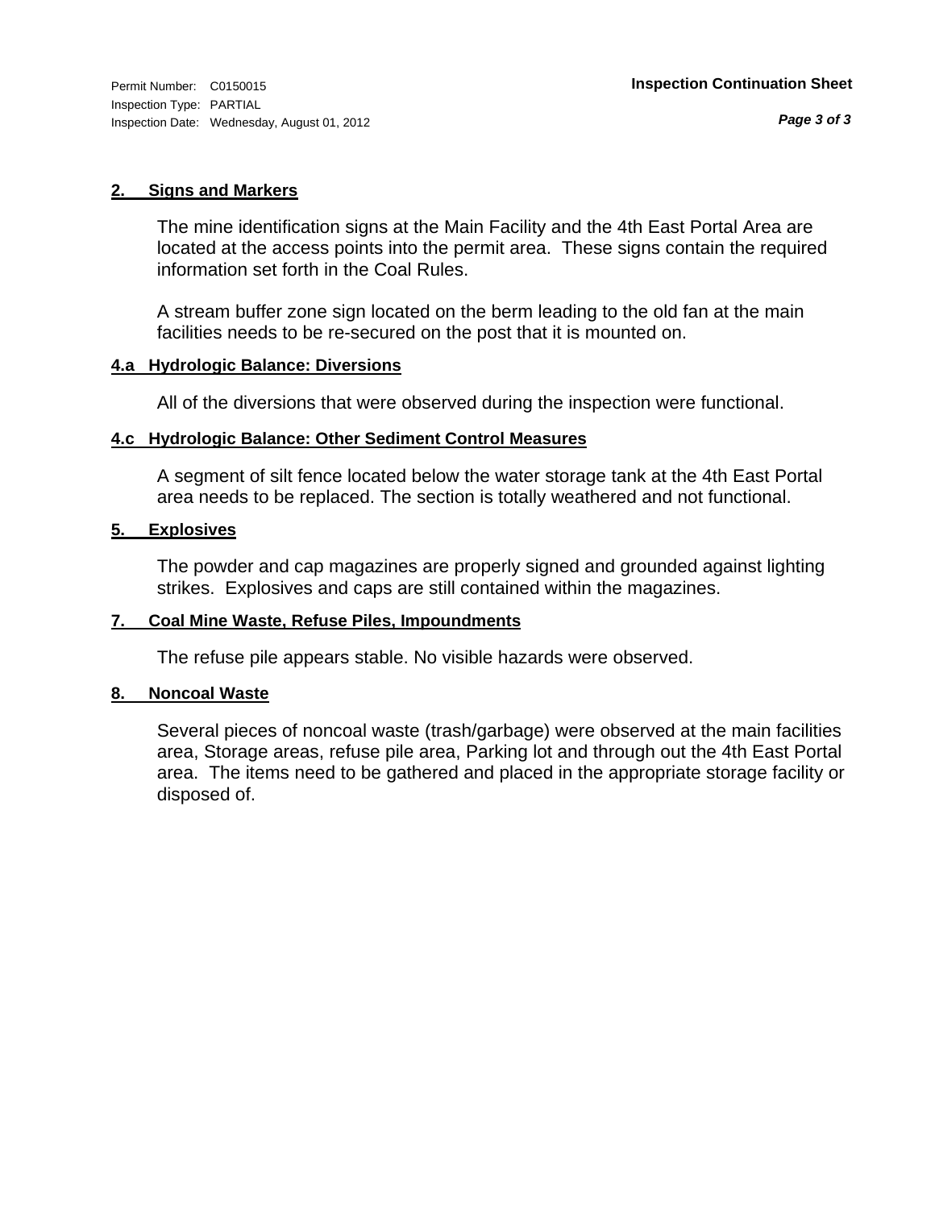## 2. Signs and Markers

The mine identification signs at the Main Facility and the 4th East Portal Area are located at the access points into the permit area. These signs contain the required information set forth in the Coal Rules.

A stream buffer zone sign located on the berm leading to the old fan at the main facilities needs to be re-secured on the post that it is mounted on.

## 4.a Hydrologic Balance: Diversions

All of the diversions that were observed during the inspection were functional.

## 4.c Hydrologic Balance: Other Sediment Control Measures

A segment of silt fence located below the water storage tank at the 4th East Portal area needs to be replaced. The section is totally weathered and not functional.

## 5. Explosives

The powder and cap magazines are properly signed and grounded against lighting strikes. Explosives and caps are still contained within the magazines.

## 7. Coal Mine Waste, Refuse Piles, Impoundments

The refuse pile appears stable. No visible hazards were observed.

## 8. Noncoal Waste

Several pieces of noncoal waste (trash/garbage) were observed at the main facilities area, Storage areas, refuse pile area, Parking lot and through out the 4th East Portal area. The items need to be gathered and placed in the appropriate storage facility or disposed of.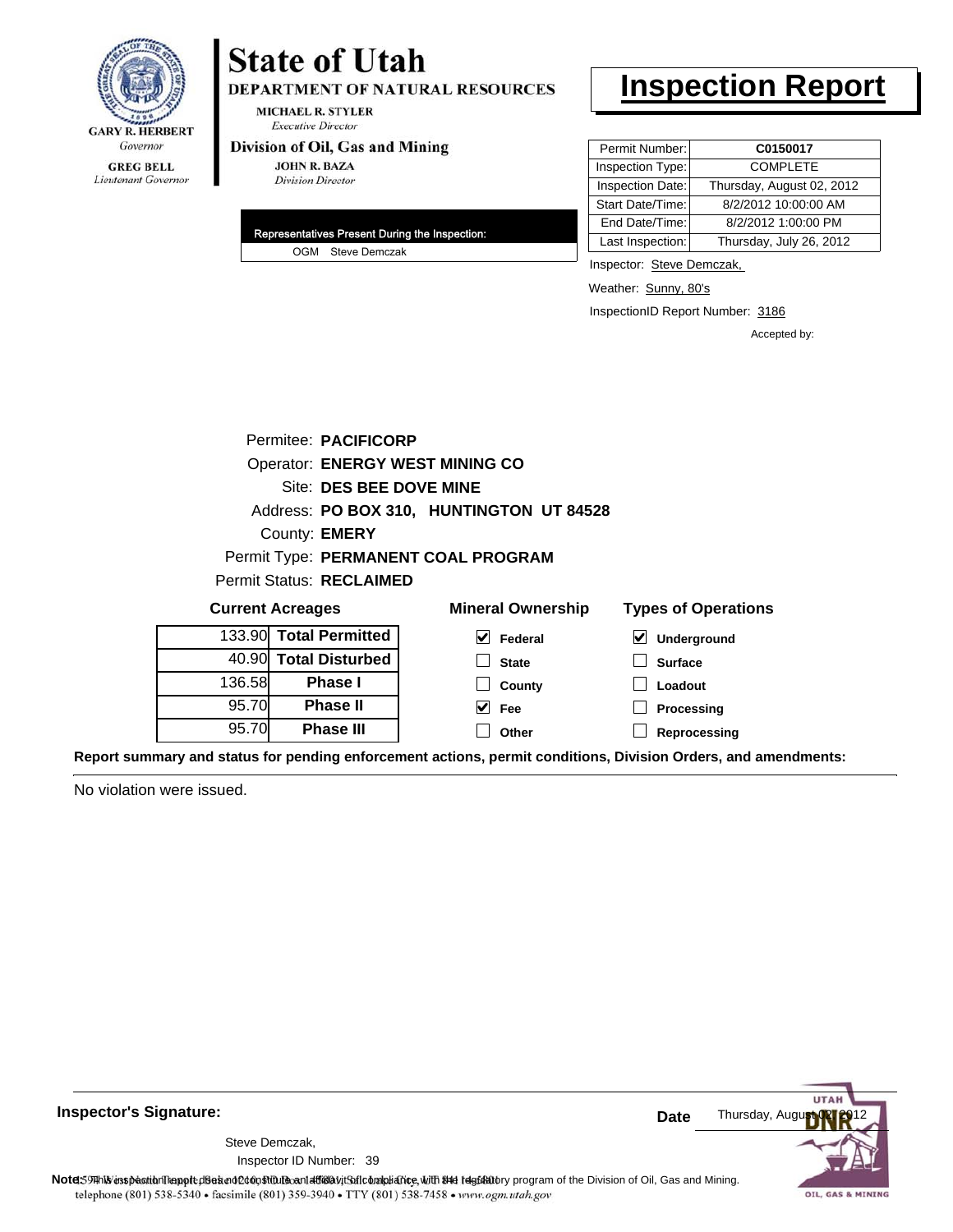GARY R. HERBERT
*Governor*

GREG BELL
*Lieutenant Governor*

# State of Utah

**DEPARTMENT OF NATURAL RESOURCES**

MICHAEL R. STYLER
*Executive Director*

**Division of Oil, Gas and Mining**

JOHN R. BAZA
*Division Director*

# Inspection Report

| Permit Number: | **C0150017** |
|---|---|
| Inspection Type: | COMPLETE |
| Inspection Date: | Thursday, August 02, 2012 |
| Start Date/Time: | 8/2/2012 10:00:00 AM |
| End Date/Time: | 8/2/2012 1:00:00 PM |
| Last Inspection: | Thursday, July 26, 2012 |

Inspector: Steve Demczak,

Weather: Sunny, 80's

InspectionID Report Number: 3186

Accepted by:

**Representatives Present During the Inspection:**

OGM Steve Demczak

Permitee: **PACIFICORP**
Operator: **ENERGY WEST MINING CO**
Site: **DES BEE DOVE MINE**
Address: **PO BOX 310, HUNTINGTON UT 84528**
County: **EMERY**
Permit Type: **PERMANENT COAL PROGRAM**
Permit Status: **RECLAIMED**

**Current Acreages**

| Acres | |
|---|---|
| 133.90 | **Total Permitted** |
| 40.90 | **Total Disturbed** |
| 136.58 | **Phase I** |
| 95.70 | **Phase II** |
| 95.70 | **Phase III** |

**Mineral Ownership**

- [x] Federal
- [ ] State
- [ ] County
- [x] Fee
- [ ] Other

**Types of Operations**

- [x] Underground
- [ ] Surface
- [ ] Loadout
- [ ] Processing
- [ ] Reprocessing

**Report summary and status for pending enforcement actions, permit conditions, Division Orders, and amendments:**

No violation were issued.

**Inspector's Signature:**

Steve Demczak,
Inspector ID Number: 39

**Date** Thursday, August 02, 2012

**Note:** This inspection report does not constitute an affidavit of compliance with the regulatory program of the Division of Oil, Gas and Mining.

1594 West North Temple, Suite 1210, PO Box 145801, Salt Lake City, UT 84114-5801
telephone (801) 538-5340 • facsimile (801) 359-3940 • TTY (801) 538-7458 • www.ogm.utah.gov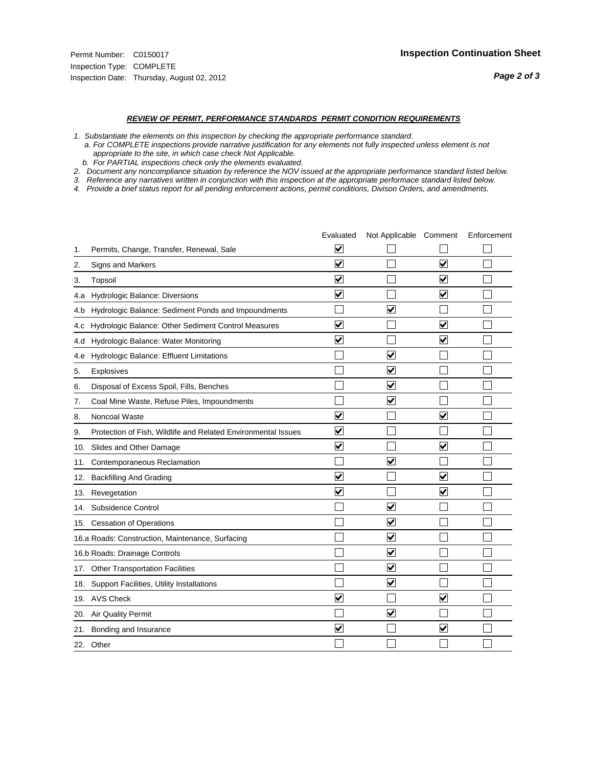Permit Number: C0150017
Inspection Type: COMPLETE
Inspection Date: Thursday, August 02, 2012

**Inspection Continuation Sheet**

***REVIEW OF PERMIT, PERFORMANCE STANDARDS PERMIT CONDITION REQUIREMENTS***

*1. Substantiate the elements on this inspection by checking the appropriate performance standard.*
*a. For COMPLETE inspections provide narrative justification for any elements not fully inspected unless element is not appropriate to the site, in which case check Not Applicable.*
*b. For PARTIAL inspections check only the elements evaluated.*
*2. Document any noncompliance situation by reference the NOV issued at the appropriate performance standard listed below.*
*3. Reference any narratives written in conjunction with this inspection at the appropriate performace standard listed below.*
*4. Provide a brief status report for all pending enforcement actions, permit conditions, Divison Orders, and amendments.*

| | Evaluated | Not Applicable | Comment | Enforcement |
|---|---|---|---|---|
| 1. Permits, Change, Transfer, Renewal, Sale | ☑ | ☐ | ☐ | ☐ |
| 2. Signs and Markers | ☑ | ☐ | ☑ | ☐ |
| 3. Topsoil | ☑ | ☐ | ☑ | ☐ |
| 4.a Hydrologic Balance: Diversions | ☑ | ☐ | ☑ | ☐ |
| 4.b Hydrologic Balance: Sediment Ponds and Impoundments | ☐ | ☑ | ☐ | ☐ |
| 4.c Hydrologic Balance: Other Sediment Control Measures | ☑ | ☐ | ☑ | ☐ |
| 4.d Hydrologic Balance: Water Monitoring | ☑ | ☐ | ☑ | ☐ |
| 4.e Hydrologic Balance: Effluent Limitations | ☐ | ☑ | ☐ | ☐ |
| 5. Explosives | ☐ | ☑ | ☐ | ☐ |
| 6. Disposal of Excess Spoil, Fills, Benches | ☐ | ☑ | ☐ | ☐ |
| 7. Coal Mine Waste, Refuse Piles, Impoundments | ☐ | ☑ | ☐ | ☐ |
| 8. Noncoal Waste | ☑ | ☐ | ☑ | ☐ |
| 9. Protection of Fish, Wildlife and Related Environmental Issues | ☑ | ☐ | ☐ | ☐ |
| 10. Slides and Other Damage | ☑ | ☐ | ☑ | ☐ |
| 11. Contemporaneous Reclamation | ☐ | ☑ | ☐ | ☐ |
| 12. Backfilling And Grading | ☑ | ☐ | ☑ | ☐ |
| 13. Revegetation | ☑ | ☐ | ☑ | ☐ |
| 14. Subsidence Control | ☐ | ☑ | ☐ | ☐ |
| 15. Cessation of Operations | ☐ | ☑ | ☐ | ☐ |
| 16.a Roads: Construction, Maintenance, Surfacing | ☐ | ☑ | ☐ | ☐ |
| 16.b Roads: Drainage Controls | ☐ | ☑ | ☐ | ☐ |
| 17. Other Transportation Facilities | ☐ | ☑ | ☐ | ☐ |
| 18. Support Facilities, Utility Installations | ☐ | ☑ | ☐ | ☐ |
| 19. AVS Check | ☑ | ☐ | ☑ | ☐ |
| 20. Air Quality Permit | ☐ | ☑ | ☐ | ☐ |
| 21. Bonding and Insurance | ☑ | ☐ | ☑ | ☐ |
| 22. Other | ☐ | ☐ | ☐ | ☐ |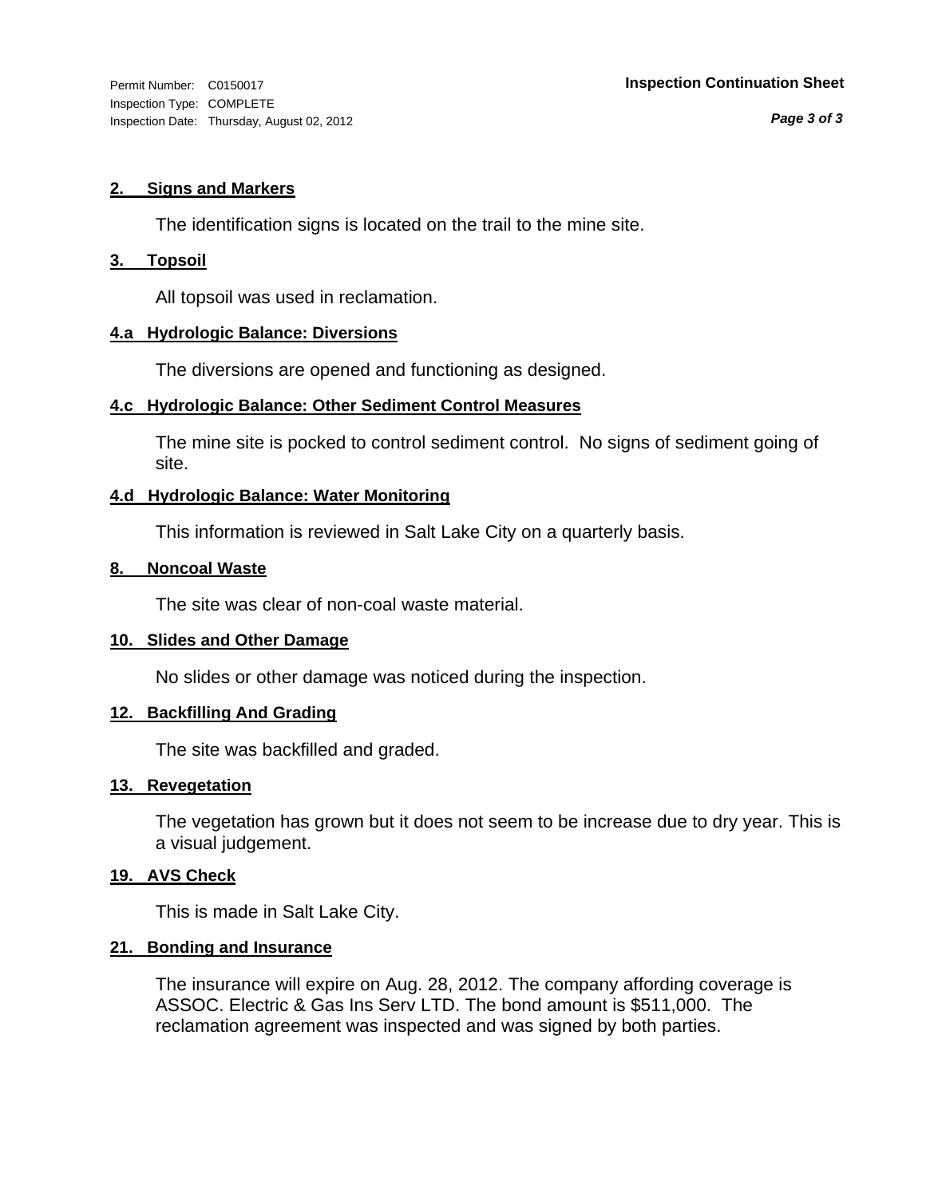Permit Number: C0150017
Inspection Type: COMPLETE
Inspection Date: Thursday, August 02, 2012

**Inspection Continuation Sheet**

### 2. Signs and Markers

The identification signs is located on the trail to the mine site.

### 3. Topsoil

All topsoil was used in reclamation.

### 4.a Hydrologic Balance: Diversions

The diversions are opened and functioning as designed.

### 4.c Hydrologic Balance: Other Sediment Control Measures

The mine site is pocked to control sediment control. No signs of sediment going of site.

### 4.d Hydrologic Balance: Water Monitoring

This information is reviewed in Salt Lake City on a quarterly basis.

### 8. Noncoal Waste

The site was clear of non-coal waste material.

### 10. Slides and Other Damage

No slides or other damage was noticed during the inspection.

### 12. Backfilling And Grading

The site was backfilled and graded.

### 13. Revegetation

The vegetation has grown but it does not seem to be increase due to dry year. This is a visual judgement.

### 19. AVS Check

This is made in Salt Lake City.

### 21. Bonding and Insurance

The insurance will expire on Aug. 28, 2012. The company affording coverage is ASSOC. Electric & Gas Ins Serv LTD. The bond amount is $511,000. The reclamation agreement was inspected and was signed by both parties.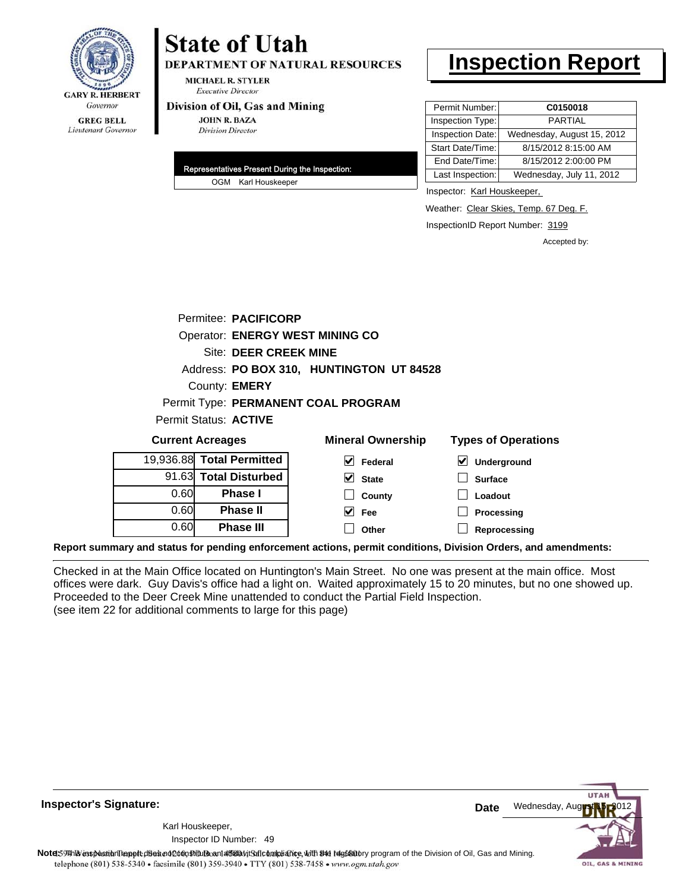GARY R. HERBERT
*Governor*

GREG BELL
*Lieutenant Governor*

# State of Utah

**DEPARTMENT OF NATURAL RESOURCES**

MICHAEL R. STYLER
*Executive Director*

**Division of Oil, Gas and Mining**

JOHN R. BAZA
*Division Director*

# Inspection Report

| | |
|---|---|
| Permit Number: | **C0150018** |
| Inspection Type: | PARTIAL |
| Inspection Date: | Wednesday, August 15, 2012 |
| Start Date/Time: | 8/15/2012 8:15:00 AM |
| End Date/Time: | 8/15/2012 2:00:00 PM |
| Last Inspection: | Wednesday, July 11, 2012 |

**Representatives Present During the Inspection:**

OGM Karl Houskeeper

Inspector: Karl Houskeeper,

Weather: Clear Skies, Temp. 67 Deg. F.

InspectionID Report Number: 3199

Accepted by:

Permitee: **PACIFICORP**
Operator: **ENERGY WEST MINING CO**
Site: **DEER CREEK MINE**
Address: **PO BOX 310, HUNTINGTON UT 84528**
County: **EMERY**
Permit Type: **PERMANENT COAL PROGRAM**
Permit Status: **ACTIVE**

**Current Acreages**

| | |
|---|---|
| 19,936.88 | **Total Permitted** |
| 91.63 | **Total Disturbed** |
| 0.60 | **Phase I** |
| 0.60 | **Phase II** |
| 0.60 | **Phase III** |

**Mineral Ownership**

- [x] Federal
- [x] State
- [ ] County
- [x] Fee
- [ ] Other

**Types of Operations**

- [x] Underground
- [ ] Surface
- [ ] Loadout
- [ ] Processing
- [ ] Reprocessing

**Report summary and status for pending enforcement actions, permit conditions, Division Orders, and amendments:**

Checked in at the Main Office located on Huntington's Main Street. No one was present at the main office. Most offices were dark. Guy Davis's office had a light on. Waited approximately 15 to 20 minutes, but no one showed up. Proceeded to the Deer Creek Mine unattended to conduct the Partial Field Inspection.
(see item 22 for additional comments to large for this page)

**Inspector's Signature:**

Karl Houskeeper,
Inspector ID Number: 49

**Date** Wednesday, August 15, 2012

**Note:** This inspection report does not constitute an affidavit of compliance with the regulatory program of the Division of Oil, Gas and Mining.
telephone (801) 538-5340 • facsimile (801) 359-3940 • TTY (801) 538-7458 • www.ogm.utah.gov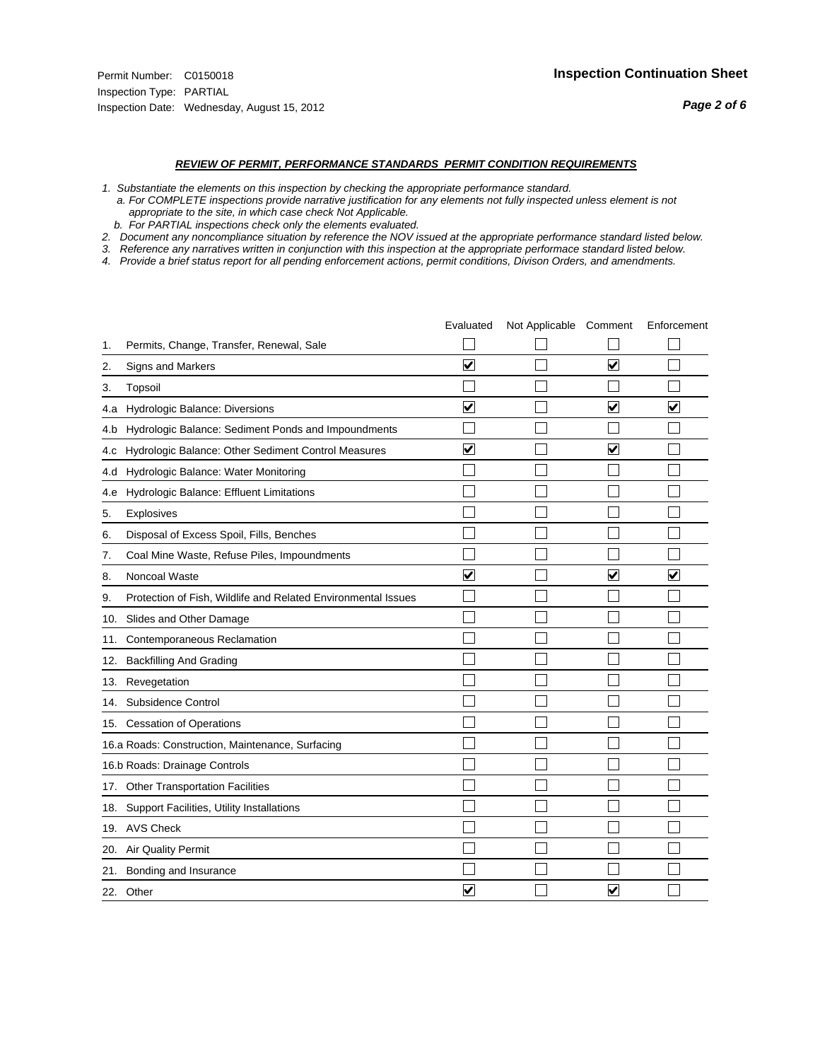Permit Number: C0150018
Inspection Type: PARTIAL
Inspection Date: Wednesday, August 15, 2012

**Inspection Continuation Sheet**

### *REVIEW OF PERMIT, PERFORMANCE STANDARDS PERMIT CONDITION REQUIREMENTS*

*1. Substantiate the elements on this inspection by checking the appropriate performance standard.*
*a. For COMPLETE inspections provide narrative justification for any elements not fully inspected unless element is not appropriate to the site, in which case check Not Applicable.*
*b. For PARTIAL inspections check only the elements evaluated.*
*2. Document any noncompliance situation by reference the NOV issued at the appropriate performance standard listed below.*
*3. Reference any narratives written in conjunction with this inspection at the appropriate performace standard listed below.*
*4. Provide a brief status report for all pending enforcement actions, permit conditions, Divison Orders, and amendments.*

| | | Evaluated | Not Applicable | Comment | Enforcement |
|---|---|---|---|---|---|
| 1. | Permits, Change, Transfer, Renewal, Sale | ☐ | ☐ | ☐ | ☐ |
| 2. | Signs and Markers | ☑ | ☐ | ☑ | ☐ |
| 3. | Topsoil | ☐ | ☐ | ☐ | ☐ |
| 4.a | Hydrologic Balance: Diversions | ☑ | ☐ | ☑ | ☑ |
| 4.b | Hydrologic Balance: Sediment Ponds and Impoundments | ☐ | ☐ | ☐ | ☐ |
| 4.c | Hydrologic Balance: Other Sediment Control Measures | ☑ | ☐ | ☑ | ☐ |
| 4.d | Hydrologic Balance: Water Monitoring | ☐ | ☐ | ☐ | ☐ |
| 4.e | Hydrologic Balance: Effluent Limitations | ☐ | ☐ | ☐ | ☐ |
| 5. | Explosives | ☐ | ☐ | ☐ | ☐ |
| 6. | Disposal of Excess Spoil, Fills, Benches | ☐ | ☐ | ☐ | ☐ |
| 7. | Coal Mine Waste, Refuse Piles, Impoundments | ☐ | ☐ | ☐ | ☐ |
| 8. | Noncoal Waste | ☑ | ☐ | ☑ | ☑ |
| 9. | Protection of Fish, Wildlife and Related Environmental Issues | ☐ | ☐ | ☐ | ☐ |
| 10. | Slides and Other Damage | ☐ | ☐ | ☐ | ☐ |
| 11. | Contemporaneous Reclamation | ☐ | ☐ | ☐ | ☐ |
| 12. | Backfilling And Grading | ☐ | ☐ | ☐ | ☐ |
| 13. | Revegetation | ☐ | ☐ | ☐ | ☐ |
| 14. | Subsidence Control | ☐ | ☐ | ☐ | ☐ |
| 15. | Cessation of Operations | ☐ | ☐ | ☐ | ☐ |
| 16.a | Roads: Construction, Maintenance, Surfacing | ☐ | ☐ | ☐ | ☐ |
| 16.b | Roads: Drainage Controls | ☐ | ☐ | ☐ | ☐ |
| 17. | Other Transportation Facilities | ☐ | ☐ | ☐ | ☐ |
| 18. | Support Facilities, Utility Installations | ☐ | ☐ | ☐ | ☐ |
| 19. | AVS Check | ☐ | ☐ | ☐ | ☐ |
| 20. | Air Quality Permit | ☐ | ☐ | ☐ | ☐ |
| 21. | Bonding and Insurance | ☐ | ☐ | ☐ | ☐ |
| 22. | Other | ☑ | ☐ | ☑ | ☐ |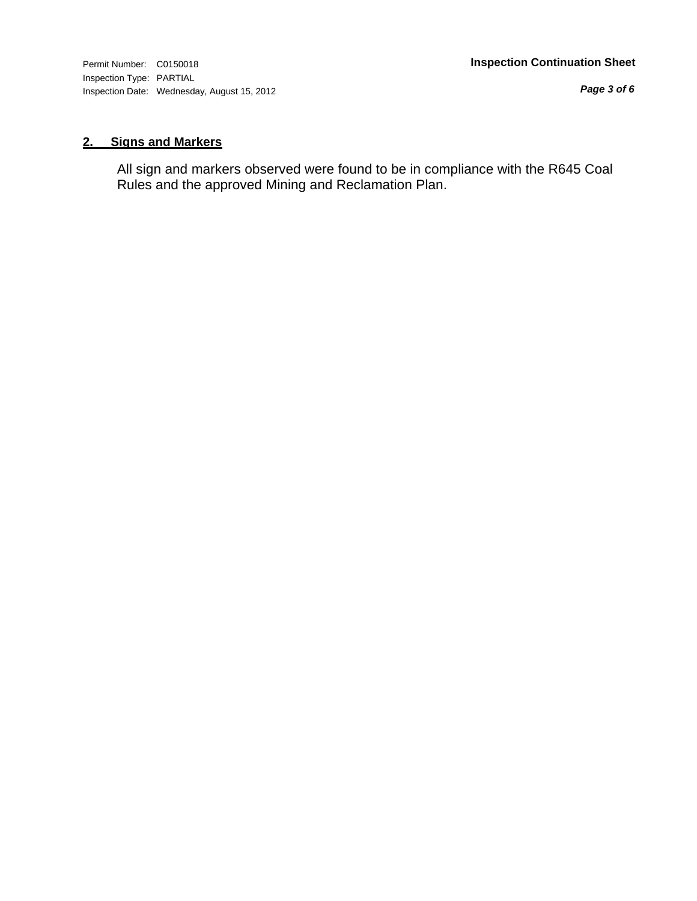Permit Number: C0150018
Inspection Type: PARTIAL
Inspection Date: Wednesday, August 15, 2012

**Inspection Continuation Sheet**

## 2. Signs and Markers

All sign and markers observed were found to be in compliance with the R645 Coal Rules and the approved Mining and Reclamation Plan.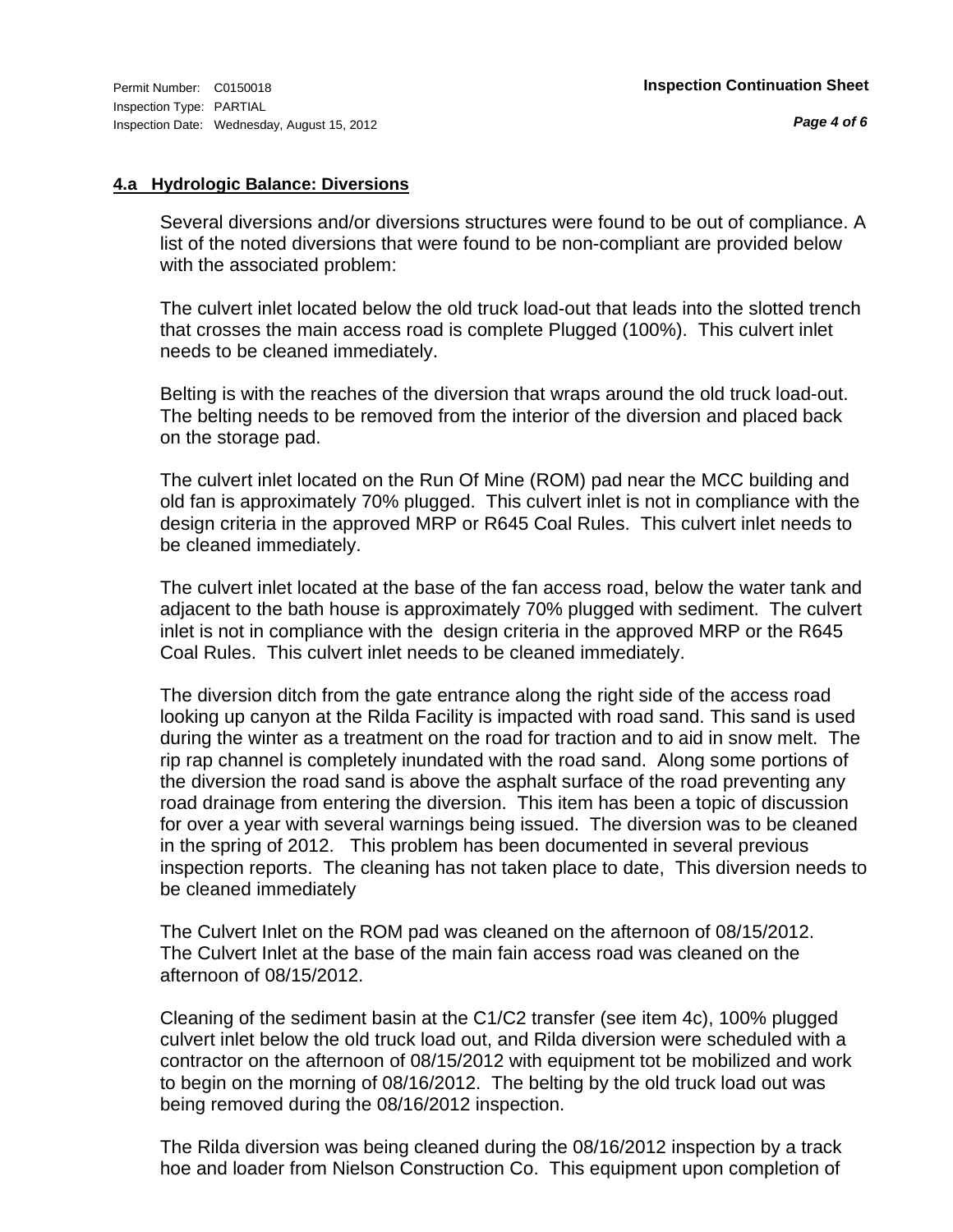**4.a Hydrologic Balance: Diversions**

Several diversions and/or diversions structures were found to be out of compliance. A list of the noted diversions that were found to be non-compliant are provided below with the associated problem:

The culvert inlet located below the old truck load-out that leads into the slotted trench that crosses the main access road is complete Plugged (100%). This culvert inlet needs to be cleaned immediately.

Belting is with the reaches of the diversion that wraps around the old truck load-out. The belting needs to be removed from the interior of the diversion and placed back on the storage pad.

The culvert inlet located on the Run Of Mine (ROM) pad near the MCC building and old fan is approximately 70% plugged. This culvert inlet is not in compliance with the design criteria in the approved MRP or R645 Coal Rules. This culvert inlet needs to be cleaned immediately.

The culvert inlet located at the base of the fan access road, below the water tank and adjacent to the bath house is approximately 70% plugged with sediment. The culvert inlet is not in compliance with the design criteria in the approved MRP or the R645 Coal Rules. This culvert inlet needs to be cleaned immediately.

The diversion ditch from the gate entrance along the right side of the access road looking up canyon at the Rilda Facility is impacted with road sand. This sand is used during the winter as a treatment on the road for traction and to aid in snow melt. The rip rap channel is completely inundated with the road sand. Along some portions of the diversion the road sand is above the asphalt surface of the road preventing any road drainage from entering the diversion. This item has been a topic of discussion for over a year with several warnings being issued. The diversion was to be cleaned in the spring of 2012. This problem has been documented in several previous inspection reports. The cleaning has not taken place to date, This diversion needs to be cleaned immediately

The Culvert Inlet on the ROM pad was cleaned on the afternoon of 08/15/2012. The Culvert Inlet at the base of the main fain access road was cleaned on the afternoon of 08/15/2012.

Cleaning of the sediment basin at the C1/C2 transfer (see item 4c), 100% plugged culvert inlet below the old truck load out, and Rilda diversion were scheduled with a contractor on the afternoon of 08/15/2012 with equipment tot be mobilized and work to begin on the morning of 08/16/2012. The belting by the old truck load out was being removed during the 08/16/2012 inspection.

The Rilda diversion was being cleaned during the 08/16/2012 inspection by a track hoe and loader from Nielson Construction Co. This equipment upon completion of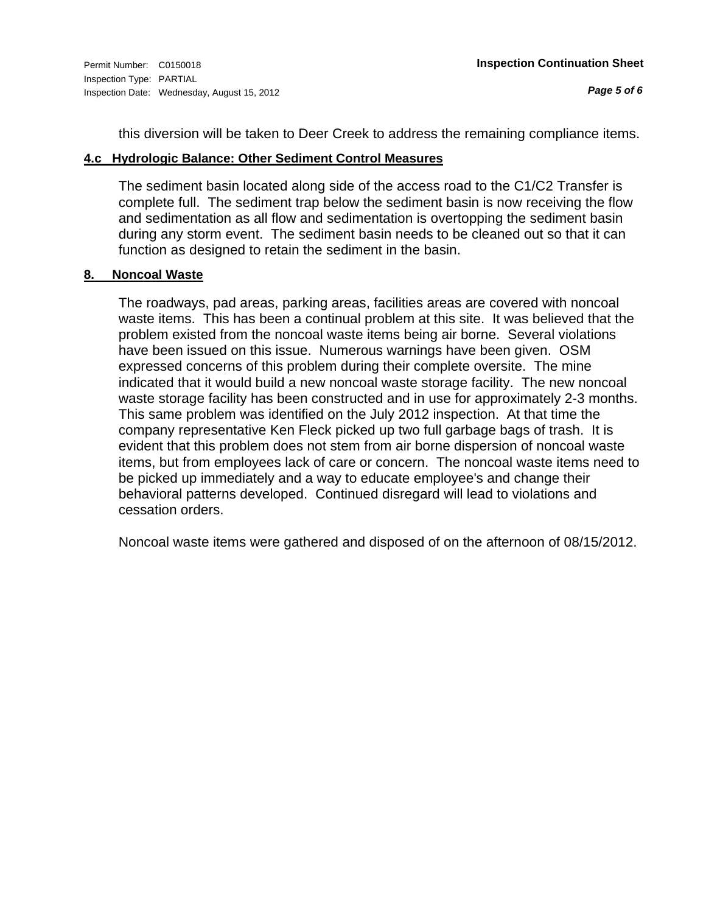this diversion will be taken to Deer Creek to address the remaining compliance items.

**4.c Hydrologic Balance: Other Sediment Control Measures**

The sediment basin located along side of the access road to the C1/C2 Transfer is complete full. The sediment trap below the sediment basin is now receiving the flow and sedimentation as all flow and sedimentation is overtopping the sediment basin during any storm event. The sediment basin needs to be cleaned out so that it can function as designed to retain the sediment in the basin.

**8. Noncoal Waste**

The roadways, pad areas, parking areas, facilities areas are covered with noncoal waste items. This has been a continual problem at this site. It was believed that the problem existed from the noncoal waste items being air borne. Several violations have been issued on this issue. Numerous warnings have been given. OSM expressed concerns of this problem during their complete oversite. The mine indicated that it would build a new noncoal waste storage facility. The new noncoal waste storage facility has been constructed and in use for approximately 2-3 months. This same problem was identified on the July 2012 inspection. At that time the company representative Ken Fleck picked up two full garbage bags of trash. It is evident that this problem does not stem from air borne dispersion of noncoal waste items, but from employees lack of care or concern. The noncoal waste items need to be picked up immediately and a way to educate employee's and change their behavioral patterns developed. Continued disregard will lead to violations and cessation orders.

Noncoal waste items were gathered and disposed of on the afternoon of 08/15/2012.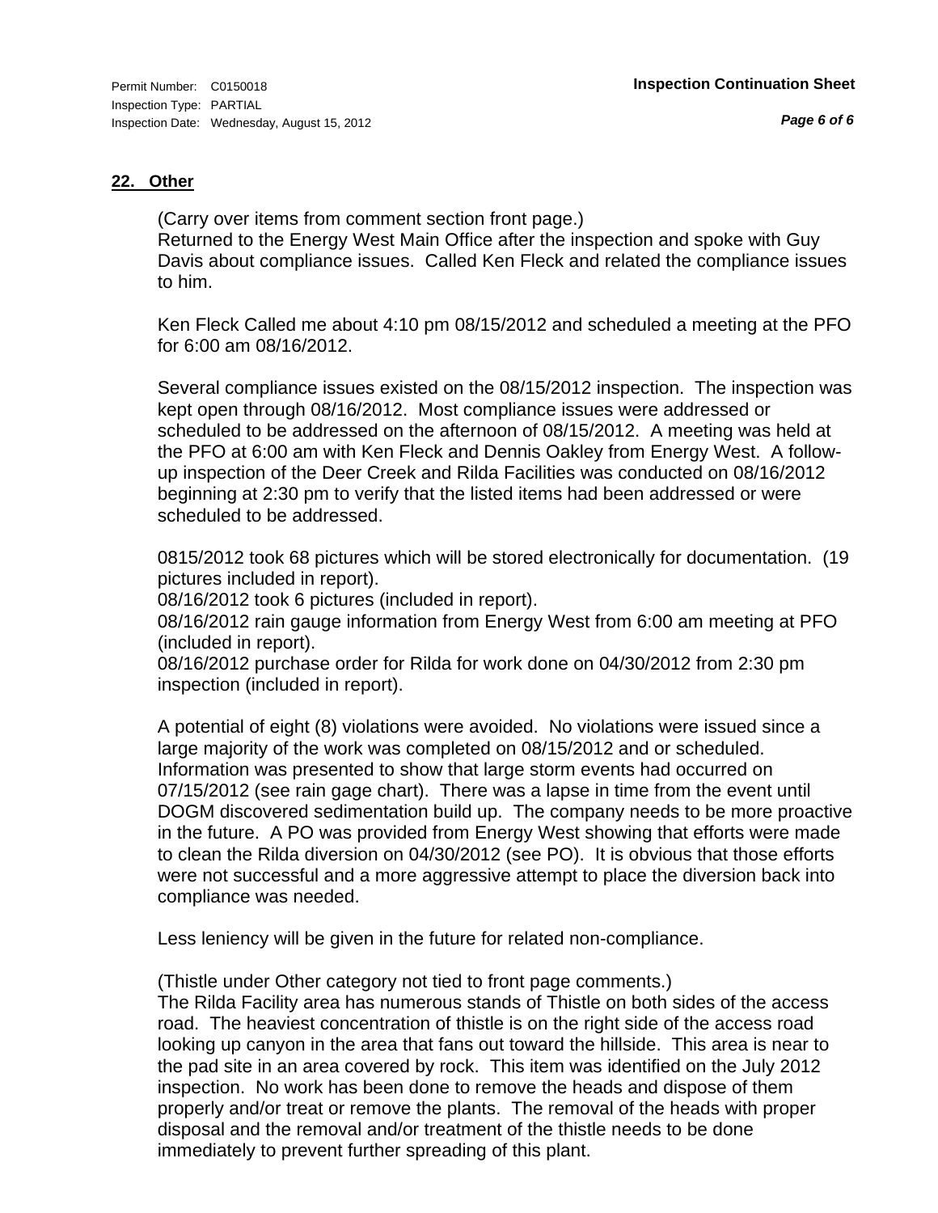## 22. Other

(Carry over items from comment section front page.)
Returned to the Energy West Main Office after the inspection and spoke with Guy Davis about compliance issues. Called Ken Fleck and related the compliance issues to him.

Ken Fleck Called me about 4:10 pm 08/15/2012 and scheduled a meeting at the PFO for 6:00 am 08/16/2012.

Several compliance issues existed on the 08/15/2012 inspection. The inspection was kept open through 08/16/2012. Most compliance issues were addressed or scheduled to be addressed on the afternoon of 08/15/2012. A meeting was held at the PFO at 6:00 am with Ken Fleck and Dennis Oakley from Energy West. A follow-up inspection of the Deer Creek and Rilda Facilities was conducted on 08/16/2012 beginning at 2:30 pm to verify that the listed items had been addressed or were scheduled to be addressed.

0815/2012 took 68 pictures which will be stored electronically for documentation. (19 pictures included in report).
08/16/2012 took 6 pictures (included in report).
08/16/2012 rain gauge information from Energy West from 6:00 am meeting at PFO (included in report).
08/16/2012 purchase order for Rilda for work done on 04/30/2012 from 2:30 pm inspection (included in report).

A potential of eight (8) violations were avoided. No violations were issued since a large majority of the work was completed on 08/15/2012 and or scheduled. Information was presented to show that large storm events had occurred on 07/15/2012 (see rain gage chart). There was a lapse in time from the event until DOGM discovered sedimentation build up. The company needs to be more proactive in the future. A PO was provided from Energy West showing that efforts were made to clean the Rilda diversion on 04/30/2012 (see PO). It is obvious that those efforts were not successful and a more aggressive attempt to place the diversion back into compliance was needed.

Less leniency will be given in the future for related non-compliance.

(Thistle under Other category not tied to front page comments.)
The Rilda Facility area has numerous stands of Thistle on both sides of the access road. The heaviest concentration of thistle is on the right side of the access road looking up canyon in the area that fans out toward the hillside. This area is near to the pad site in an area covered by rock. This item was identified on the July 2012 inspection. No work has been done to remove the heads and dispose of them properly and/or treat or remove the plants. The removal of the heads with proper disposal and the removal and/or treatment of the thistle needs to be done immediately to prevent further spreading of this plant.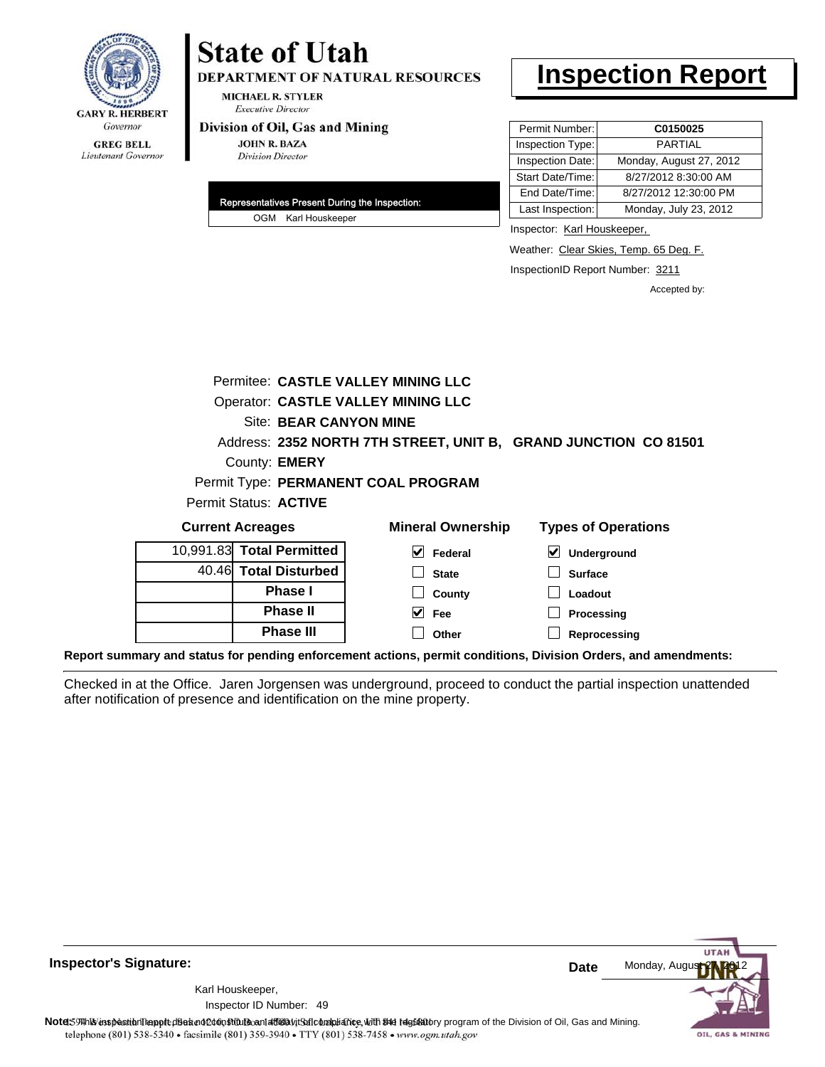GARY R. HERBERT
*Governor*

GREG BELL
*Lieutenant Governor*

# State of Utah

**DEPARTMENT OF NATURAL RESOURCES**

MICHAEL R. STYLER
*Executive Director*

**Division of Oil, Gas and Mining**

JOHN R. BAZA
*Division Director*

# Inspection Report

| | |
|---|---|
| Permit Number: | **C0150025** |
| Inspection Type: | PARTIAL |
| Inspection Date: | Monday, August 27, 2012 |
| Start Date/Time: | 8/27/2012 8:30:00 AM |
| End Date/Time: | 8/27/2012 12:30:00 PM |
| Last Inspection: | Monday, July 23, 2012 |

**Representatives Present During the Inspection:**

OGM Karl Houskeeper

Inspector: Karl Houskeeper,

Weather: Clear Skies, Temp. 65 Deg. F.

InspectionID Report Number: 3211

Accepted by:

Permitee: **CASTLE VALLEY MINING LLC**
Operator: **CASTLE VALLEY MINING LLC**
Site: **BEAR CANYON MINE**
Address: **2352 NORTH 7TH STREET, UNIT B, GRAND JUNCTION CO 81501**
County: **EMERY**
Permit Type: **PERMANENT COAL PROGRAM**
Permit Status: **ACTIVE**

**Current Acreages**

| | |
|---|---|
| 10,991.83 | **Total Permitted** |
| 40.46 | **Total Disturbed** |
| | **Phase I** |
| | **Phase II** |
| | **Phase III** |

**Mineral Ownership**

- [x] Federal
- [ ] State
- [ ] County
- [x] Fee
- [ ] Other

**Types of Operations**

- [x] Underground
- [ ] Surface
- [ ] Loadout
- [ ] Processing
- [ ] Reprocessing

**Report summary and status for pending enforcement actions, permit conditions, Division Orders, and amendments:**

Checked in at the Office. Jaren Jorgensen was underground, proceed to conduct the partial inspection unattended after notification of presence and identification on the mine property.

**Inspector's Signature:**

Karl Houskeeper,
Inspector ID Number: 49

**Date** Monday, August 27, 2012

**Note:** This inspection report does not constitute an affidavit of compliance with the regulatory program of the Division of Oil, Gas and Mining.

telephone (801) 538-5340 • facsimile (801) 359-3940 • TTY (801) 538-7458 • www.ogm.utah.gov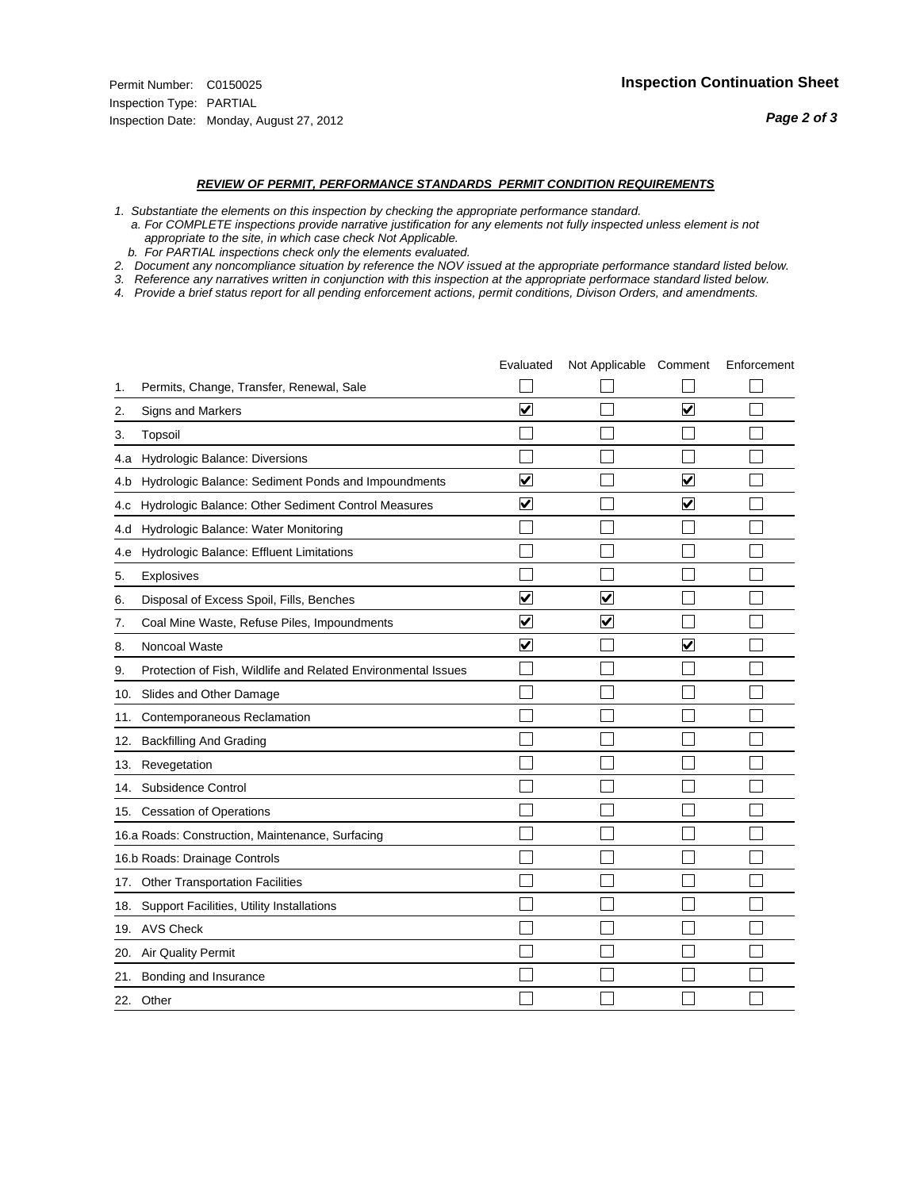Permit Number: C0150025
Inspection Type: PARTIAL
Inspection Date: Monday, August 27, 2012

## Inspection Continuation Sheet

***REVIEW OF PERMIT, PERFORMANCE STANDARDS PERMIT CONDITION REQUIREMENTS***

*1. Substantiate the elements on this inspection by checking the appropriate performance standard.*
*a. For COMPLETE inspections provide narrative justification for any elements not fully inspected unless element is not appropriate to the site, in which case check Not Applicable.*
*b. For PARTIAL inspections check only the elements evaluated.*
*2. Document any noncompliance situation by reference the NOV issued at the appropriate performance standard listed below.*
*3. Reference any narratives written in conjunction with this inspection at the appropriate performace standard listed below.*
*4. Provide a brief status report for all pending enforcement actions, permit conditions, Divison Orders, and amendments.*

| | | Evaluated | Not Applicable | Comment | Enforcement |
|---|---|---|---|---|---|
| 1. | Permits, Change, Transfer, Renewal, Sale | ☐ | ☐ | ☐ | ☐ |
| 2. | Signs and Markers | ☑ | ☐ | ☑ | ☐ |
| 3. | Topsoil | ☐ | ☐ | ☐ | ☐ |
| 4.a | Hydrologic Balance: Diversions | ☐ | ☐ | ☐ | ☐ |
| 4.b | Hydrologic Balance: Sediment Ponds and Impoundments | ☑ | ☐ | ☑ | ☐ |
| 4.c | Hydrologic Balance: Other Sediment Control Measures | ☑ | ☐ | ☑ | ☐ |
| 4.d | Hydrologic Balance: Water Monitoring | ☐ | ☐ | ☐ | ☐ |
| 4.e | Hydrologic Balance: Effluent Limitations | ☐ | ☐ | ☐ | ☐ |
| 5. | Explosives | ☐ | ☐ | ☐ | ☐ |
| 6. | Disposal of Excess Spoil, Fills, Benches | ☑ | ☑ | ☐ | ☐ |
| 7. | Coal Mine Waste, Refuse Piles, Impoundments | ☑ | ☑ | ☐ | ☐ |
| 8. | Noncoal Waste | ☑ | ☐ | ☑ | ☐ |
| 9. | Protection of Fish, Wildlife and Related Environmental Issues | ☐ | ☐ | ☐ | ☐ |
| 10. | Slides and Other Damage | ☐ | ☐ | ☐ | ☐ |
| 11. | Contemporaneous Reclamation | ☐ | ☐ | ☐ | ☐ |
| 12. | Backfilling And Grading | ☐ | ☐ | ☐ | ☐ |
| 13. | Revegetation | ☐ | ☐ | ☐ | ☐ |
| 14. | Subsidence Control | ☐ | ☐ | ☐ | ☐ |
| 15. | Cessation of Operations | ☐ | ☐ | ☐ | ☐ |
| 16.a | Roads: Construction, Maintenance, Surfacing | ☐ | ☐ | ☐ | ☐ |
| 16.b | Roads: Drainage Controls | ☐ | ☐ | ☐ | ☐ |
| 17. | Other Transportation Facilities | ☐ | ☐ | ☐ | ☐ |
| 18. | Support Facilities, Utility Installations | ☐ | ☐ | ☐ | ☐ |
| 19. | AVS Check | ☐ | ☐ | ☐ | ☐ |
| 20. | Air Quality Permit | ☐ | ☐ | ☐ | ☐ |
| 21. | Bonding and Insurance | ☐ | ☐ | ☐ | ☐ |
| 22. | Other | ☐ | ☐ | ☐ | ☐ |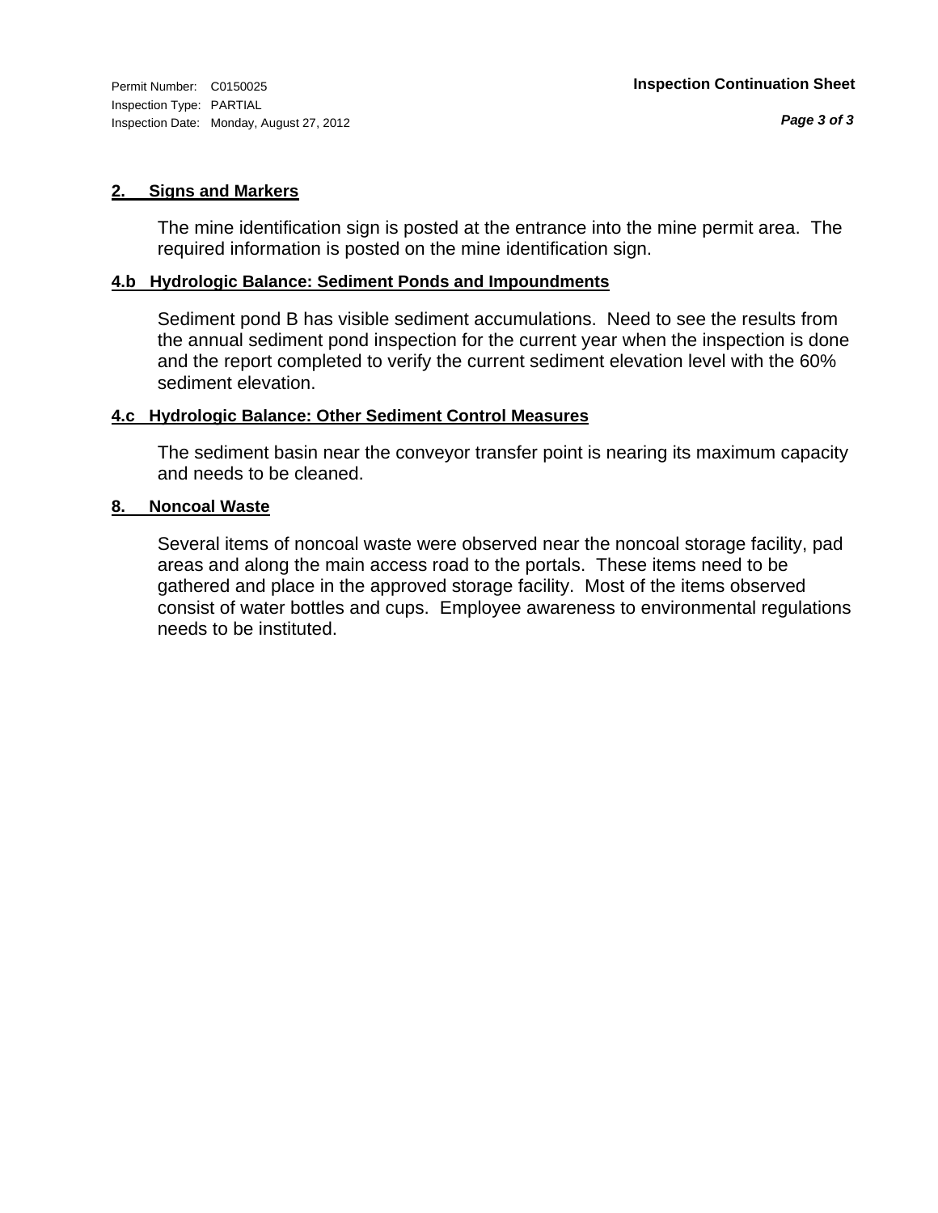Permit Number: C0150025
Inspection Type: PARTIAL
Inspection Date: Monday, August 27, 2012

**Inspection Continuation Sheet**

## 2. Signs and Markers

The mine identification sign is posted at the entrance into the mine permit area. The required information is posted on the mine identification sign.

## 4.b Hydrologic Balance: Sediment Ponds and Impoundments

Sediment pond B has visible sediment accumulations. Need to see the results from the annual sediment pond inspection for the current year when the inspection is done and the report completed to verify the current sediment elevation level with the 60% sediment elevation.

## 4.c Hydrologic Balance: Other Sediment Control Measures

The sediment basin near the conveyor transfer point is nearing its maximum capacity and needs to be cleaned.

## 8. Noncoal Waste

Several items of noncoal waste were observed near the noncoal storage facility, pad areas and along the main access road to the portals. These items need to be gathered and place in the approved storage facility. Most of the items observed consist of water bottles and cups. Employee awareness to environmental regulations needs to be instituted.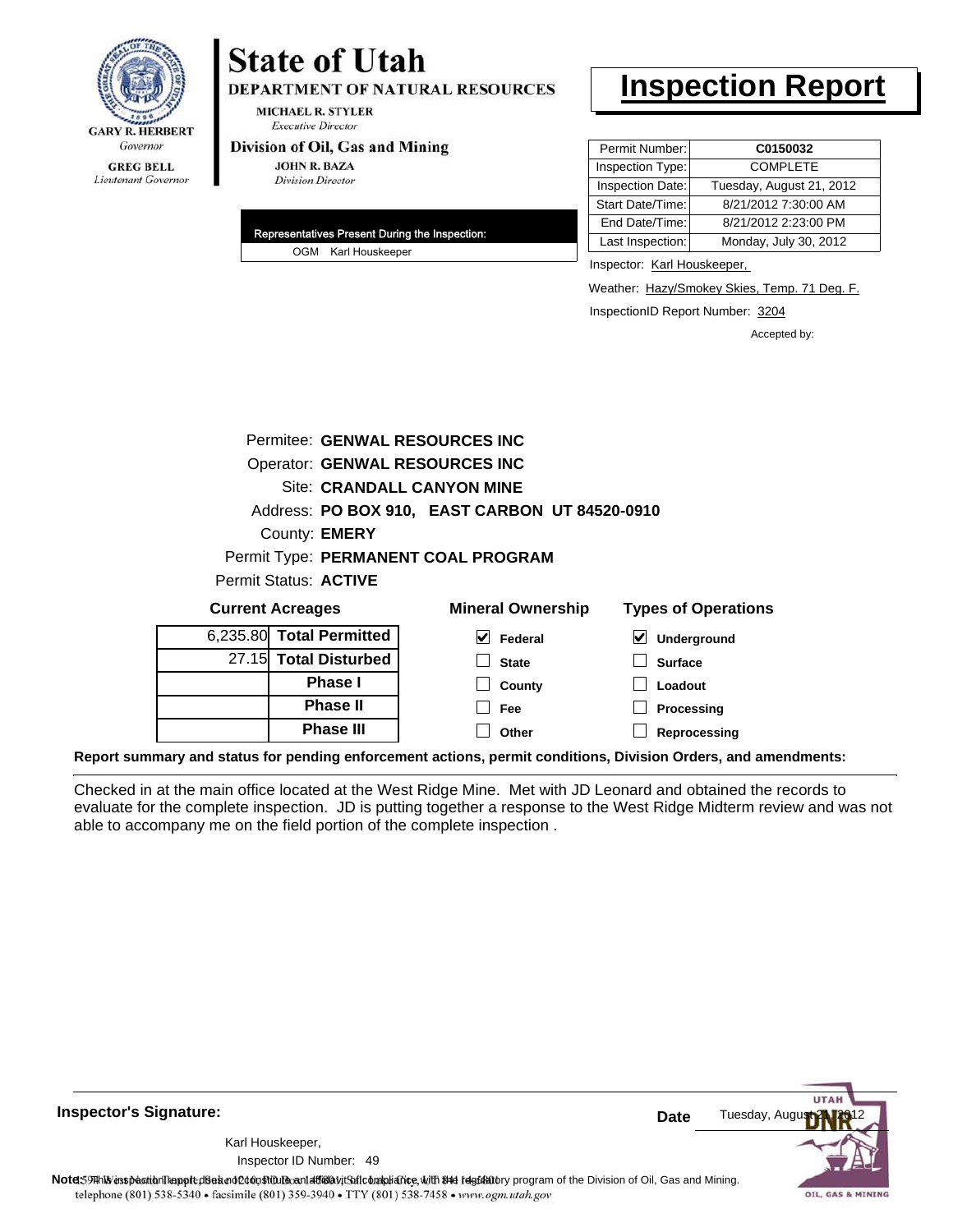GARY R. HERBERT
*Governor*

GREG BELL
*Lieutenant Governor*

# State of Utah

**DEPARTMENT OF NATURAL RESOURCES**

MICHAEL R. STYLER
*Executive Director*

**Division of Oil, Gas and Mining**

JOHN R. BAZA
*Division Director*

# Inspection Report

| | |
|---|---|
| Permit Number: | **C0150032** |
| Inspection Type: | COMPLETE |
| Inspection Date: | Tuesday, August 21, 2012 |
| Start Date/Time: | 8/21/2012 7:30:00 AM |
| End Date/Time: | 8/21/2012 2:23:00 PM |
| Last Inspection: | Monday, July 30, 2012 |

| Representatives Present During the Inspection: |
|---|
| OGM Karl Houskeeper |

Inspector: Karl Houskeeper,

Weather: Hazy/Smokey Skies, Temp. 71 Deg. F.

InspectionID Report Number: 3204

Accepted by:

Permitee: **GENWAL RESOURCES INC**
Operator: **GENWAL RESOURCES INC**
Site: **CRANDALL CANYON MINE**
Address: **PO BOX 910, EAST CARBON UT 84520-0910**
County: **EMERY**
Permit Type: **PERMANENT COAL PROGRAM**
Permit Status: **ACTIVE**

**Current Acreages**

| | |
|---|---|
| 6,235.80 | **Total Permitted** |
| 27.15 | **Total Disturbed** |
| | **Phase I** |
| | **Phase II** |
| | **Phase III** |

**Mineral Ownership**

- [x] Federal
- [ ] State
- [ ] County
- [ ] Fee
- [ ] Other

**Types of Operations**

- [x] Underground
- [ ] Surface
- [ ] Loadout
- [ ] Processing
- [ ] Reprocessing

**Report summary and status for pending enforcement actions, permit conditions, Division Orders, and amendments:**

Checked in at the main office located at the West Ridge Mine. Met with JD Leonard and obtained the records to evaluate for the complete inspection. JD is putting together a response to the West Ridge Midterm review and was not able to accompany me on the field portion of the complete inspection .

**Inspector's Signature:**

Karl Houskeeper,

Inspector ID Number: 49

**Date** Tuesday, August 21, 2012

**Note:** This inspection report does not constitute an affidavit of compliance with the regulatory program of the Division of Oil, Gas and Mining.

telephone (801) 538-5340 • facsimile (801) 359-3940 • TTY (801) 538-7458 • www.ogm.utah.gov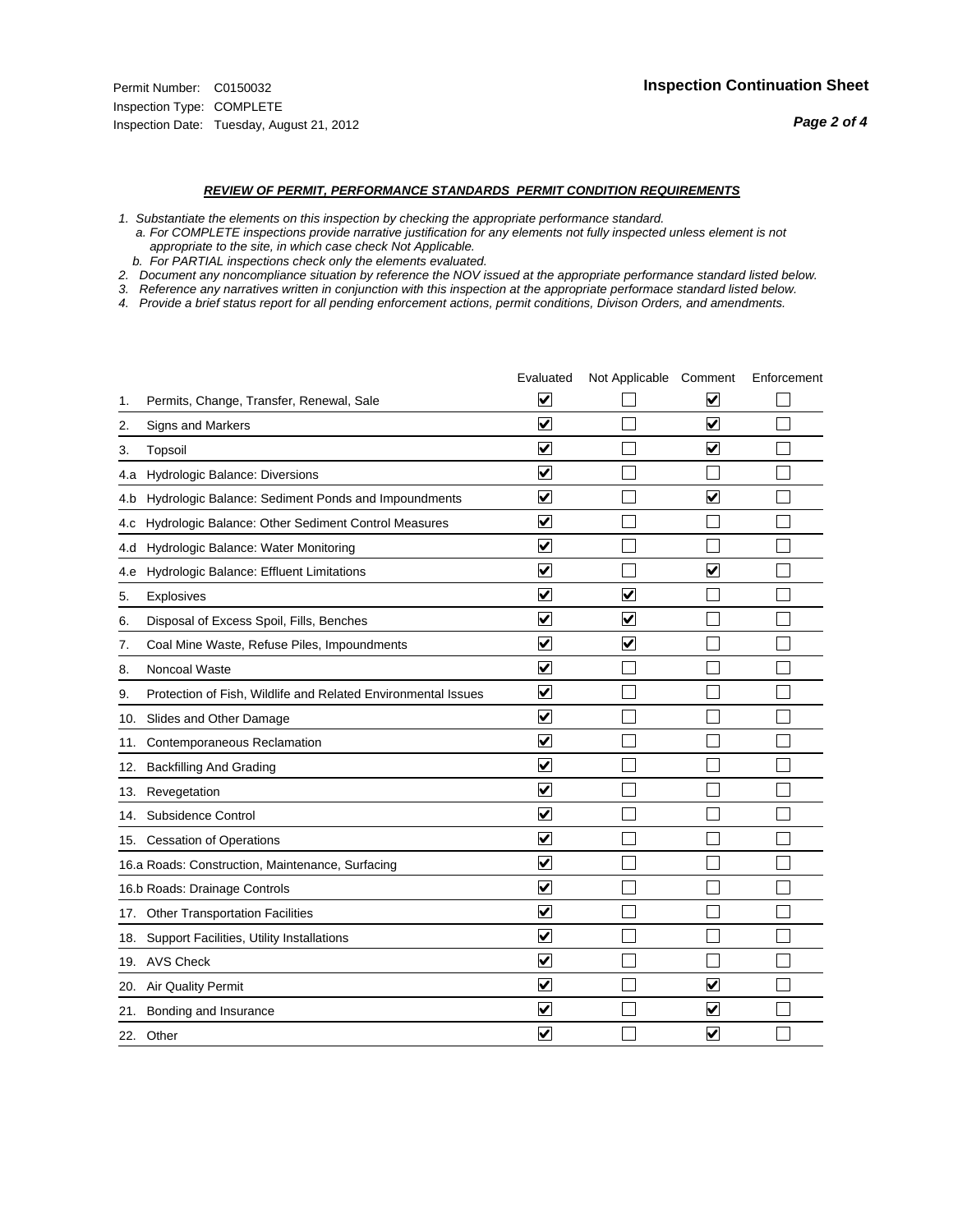Permit Number: C0150032
Inspection Type: COMPLETE
Inspection Date: Tuesday, August 21, 2012

**Inspection Continuation Sheet**

***Page 2 of 4***

***REVIEW OF PERMIT, PERFORMANCE STANDARDS PERMIT CONDITION REQUIREMENTS***

*1. Substantiate the elements on this inspection by checking the appropriate performance standard.*
*a. For COMPLETE inspections provide narrative justification for any elements not fully inspected unless element is not appropriate to the site, in which case check Not Applicable.*
*b. For PARTIAL inspections check only the elements evaluated.*
*2. Document any noncompliance situation by reference the NOV issued at the appropriate performance standard listed below.*
*3. Reference any narratives written in conjunction with this inspection at the appropriate performace standard listed below.*
*4. Provide a brief status report for all pending enforcement actions, permit conditions, Divison Orders, and amendments.*

| | Evaluated | Not Applicable | Comment | Enforcement |
|---|---|---|---|---|
| 1. Permits, Change, Transfer, Renewal, Sale | ☑ | ☐ | ☑ | ☐ |
| 2. Signs and Markers | ☑ | ☐ | ☑ | ☐ |
| 3. Topsoil | ☑ | ☐ | ☑ | ☐ |
| 4.a Hydrologic Balance: Diversions | ☑ | ☐ | ☐ | ☐ |
| 4.b Hydrologic Balance: Sediment Ponds and Impoundments | ☑ | ☐ | ☑ | ☐ |
| 4.c Hydrologic Balance: Other Sediment Control Measures | ☑ | ☐ | ☐ | ☐ |
| 4.d Hydrologic Balance: Water Monitoring | ☑ | ☐ | ☐ | ☐ |
| 4.e Hydrologic Balance: Effluent Limitations | ☑ | ☐ | ☑ | ☐ |
| 5. Explosives | ☑ | ☑ | ☐ | ☐ |
| 6. Disposal of Excess Spoil, Fills, Benches | ☑ | ☑ | ☐ | ☐ |
| 7. Coal Mine Waste, Refuse Piles, Impoundments | ☑ | ☑ | ☐ | ☐ |
| 8. Noncoal Waste | ☑ | ☐ | ☐ | ☐ |
| 9. Protection of Fish, Wildlife and Related Environmental Issues | ☑ | ☐ | ☐ | ☐ |
| 10. Slides and Other Damage | ☑ | ☐ | ☐ | ☐ |
| 11. Contemporaneous Reclamation | ☑ | ☐ | ☐ | ☐ |
| 12. Backfilling And Grading | ☑ | ☐ | ☐ | ☐ |
| 13. Revegetation | ☑ | ☐ | ☐ | ☐ |
| 14. Subsidence Control | ☑ | ☐ | ☐ | ☐ |
| 15. Cessation of Operations | ☑ | ☐ | ☐ | ☐ |
| 16.a Roads: Construction, Maintenance, Surfacing | ☑ | ☐ | ☐ | ☐ |
| 16.b Roads: Drainage Controls | ☑ | ☐ | ☐ | ☐ |
| 17. Other Transportation Facilities | ☑ | ☐ | ☐ | ☐ |
| 18. Support Facilities, Utility Installations | ☑ | ☐ | ☐ | ☐ |
| 19. AVS Check | ☑ | ☐ | ☐ | ☐ |
| 20. Air Quality Permit | ☑ | ☐ | ☑ | ☐ |
| 21. Bonding and Insurance | ☑ | ☐ | ☑ | ☐ |
| 22. Other | ☑ | ☐ | ☑ | ☐ |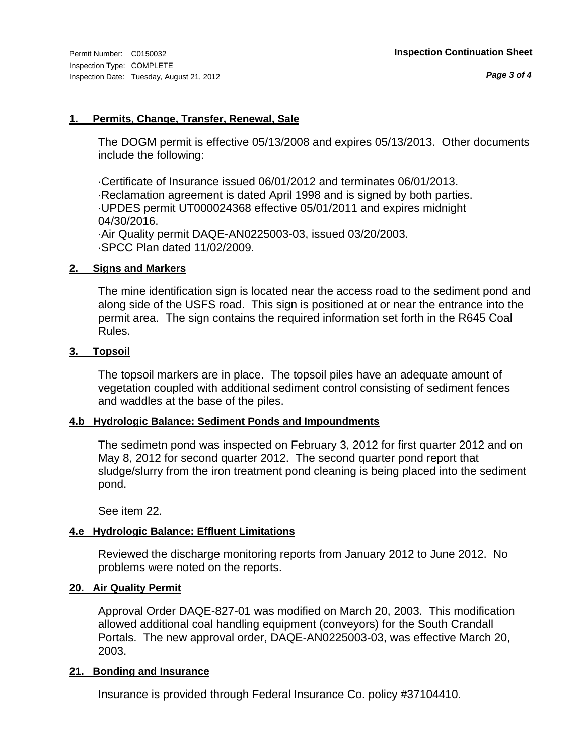## 1. Permits, Change, Transfer, Renewal, Sale

The DOGM permit is effective 05/13/2008 and expires 05/13/2013. Other documents include the following:

·Certificate of Insurance issued 06/01/2012 and terminates 06/01/2013.
·Reclamation agreement is dated April 1998 and is signed by both parties.
·UPDES permit UT000024368 effective 05/01/2011 and expires midnight 04/30/2016.
·Air Quality permit DAQE-AN0225003-03, issued 03/20/2003.
·SPCC Plan dated 11/02/2009.

## 2. Signs and Markers

The mine identification sign is located near the access road to the sediment pond and along side of the USFS road. This sign is positioned at or near the entrance into the permit area. The sign contains the required information set forth in the R645 Coal Rules.

## 3. Topsoil

The topsoil markers are in place. The topsoil piles have an adequate amount of vegetation coupled with additional sediment control consisting of sediment fences and waddles at the base of the piles.

## 4.b Hydrologic Balance: Sediment Ponds and Impoundments

The sedimetn pond was inspected on February 3, 2012 for first quarter 2012 and on May 8, 2012 for second quarter 2012. The second quarter pond report that sludge/slurry from the iron treatment pond cleaning is being placed into the sediment pond.

See item 22.

## 4.e Hydrologic Balance: Effluent Limitations

Reviewed the discharge monitoring reports from January 2012 to June 2012. No problems were noted on the reports.

## 20. Air Quality Permit

Approval Order DAQE-827-01 was modified on March 20, 2003. This modification allowed additional coal handling equipment (conveyors) for the South Crandall Portals. The new approval order, DAQE-AN0225003-03, was effective March 20, 2003.

## 21. Bonding and Insurance

Insurance is provided through Federal Insurance Co. policy #37104410.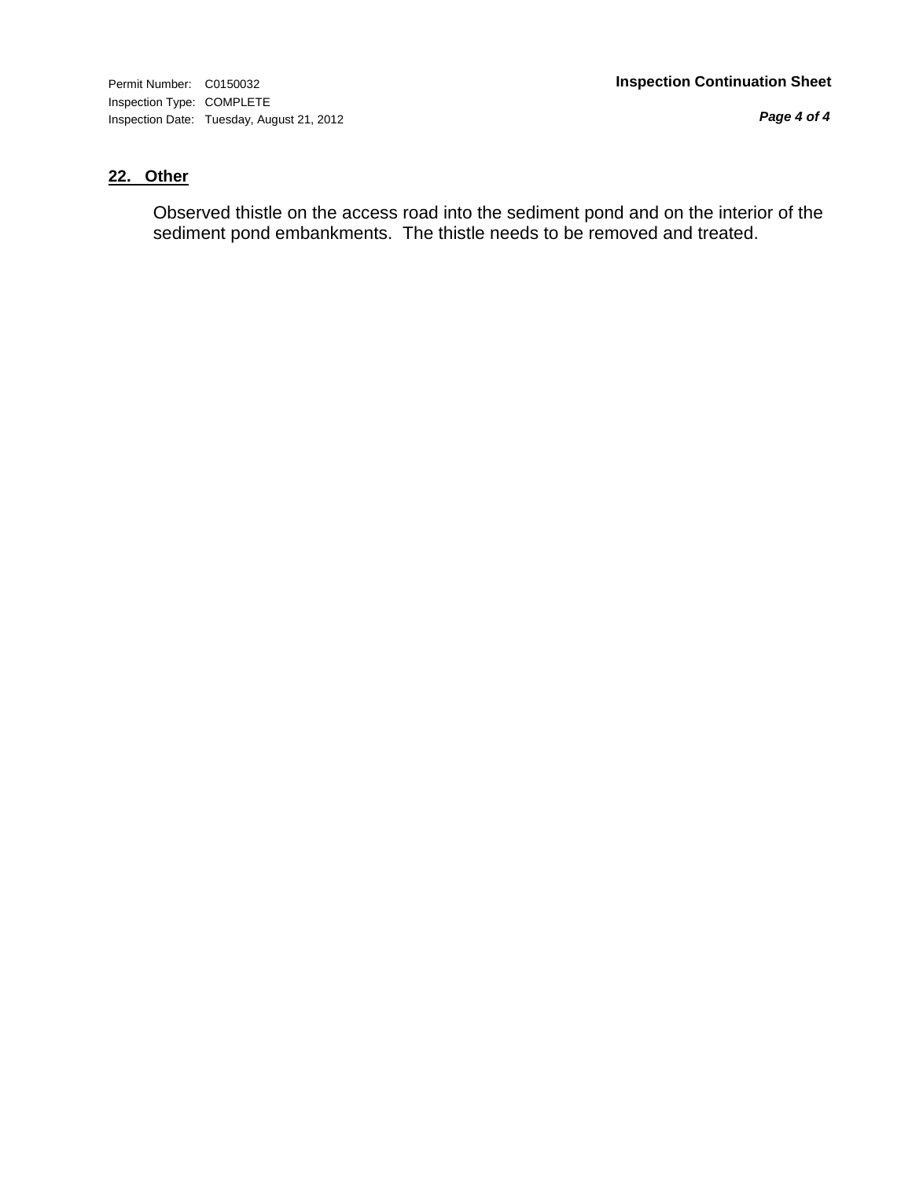Permit Number: C0150032
Inspection Type: COMPLETE
Inspection Date: Tuesday, August 21, 2012

**Inspection Continuation Sheet**

## 22. Other

Observed thistle on the access road into the sediment pond and on the interior of the sediment pond embankments. The thistle needs to be removed and treated.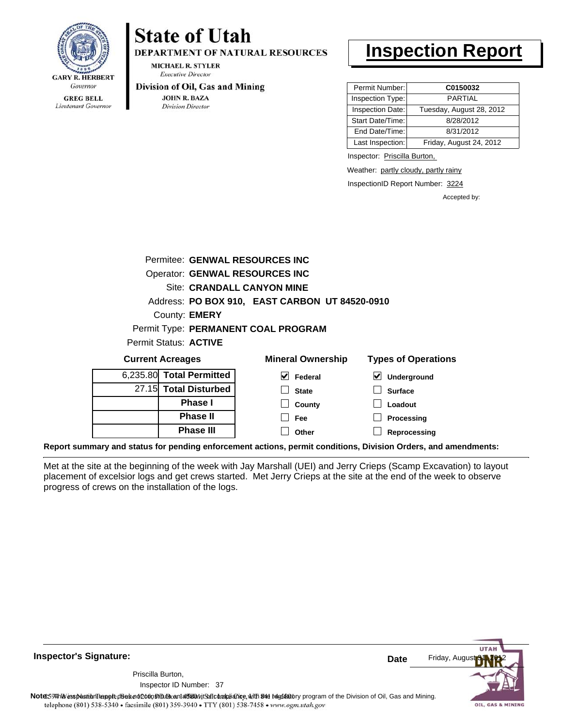GARY R. HERBERT
*Governor*

GREG BELL
*Lieutenant Governor*

# State of Utah

**DEPARTMENT OF NATURAL RESOURCES**

MICHAEL R. STYLER
*Executive Director*

**Division of Oil, Gas and Mining**

JOHN R. BAZA
*Division Director*

# Inspection Report

| Permit Number: | **C0150032** |
|---|---|
| Inspection Type: | PARTIAL |
| Inspection Date: | Tuesday, August 28, 2012 |
| Start Date/Time: | 8/28/2012 |
| End Date/Time: | 8/31/2012 |
| Last Inspection: | Friday, August 24, 2012 |

Inspector: Priscilla Burton,

Weather: partly cloudy, partly rainy

InspectionID Report Number: 3224

Accepted by:

Permitee: **GENWAL RESOURCES INC**
Operator: **GENWAL RESOURCES INC**
Site: **CRANDALL CANYON MINE**
Address: **PO BOX 910, EAST CARBON UT 84520-0910**
County: **EMERY**
Permit Type: **PERMANENT COAL PROGRAM**
Permit Status: **ACTIVE**

**Current Acreages**

| | |
|---|---|
| 6,235.80 | **Total Permitted** |
| 27.15 | **Total Disturbed** |
| | **Phase I** |
| | **Phase II** |
| | **Phase III** |

**Mineral Ownership**

- [x] Federal
- [ ] State
- [ ] County
- [ ] Fee
- [ ] Other

**Types of Operations**

- [x] Underground
- [ ] Surface
- [ ] Loadout
- [ ] Processing
- [ ] Reprocessing

**Report summary and status for pending enforcement actions, permit conditions, Division Orders, and amendments:**

Met at the site at the beginning of the week with Jay Marshall (UEI) and Jerry Crieps (Scamp Excavation) to layout placement of excelsior logs and get crews started. Met Jerry Crieps at the site at the end of the week to observe progress of crews on the installation of the logs.

**Inspector's Signature:**

Priscilla Burton,
Inspector ID Number: 37

**Date** Friday, August 31, 2012

**Note:** This inspection report does not constitute an affidavit of compliance with the regulatory program of the Division of Oil, Gas and Mining.
telephone (801) 538-5340 • facsimile (801) 359-3940 • TTY (801) 538-7458 • www.ogm.utah.gov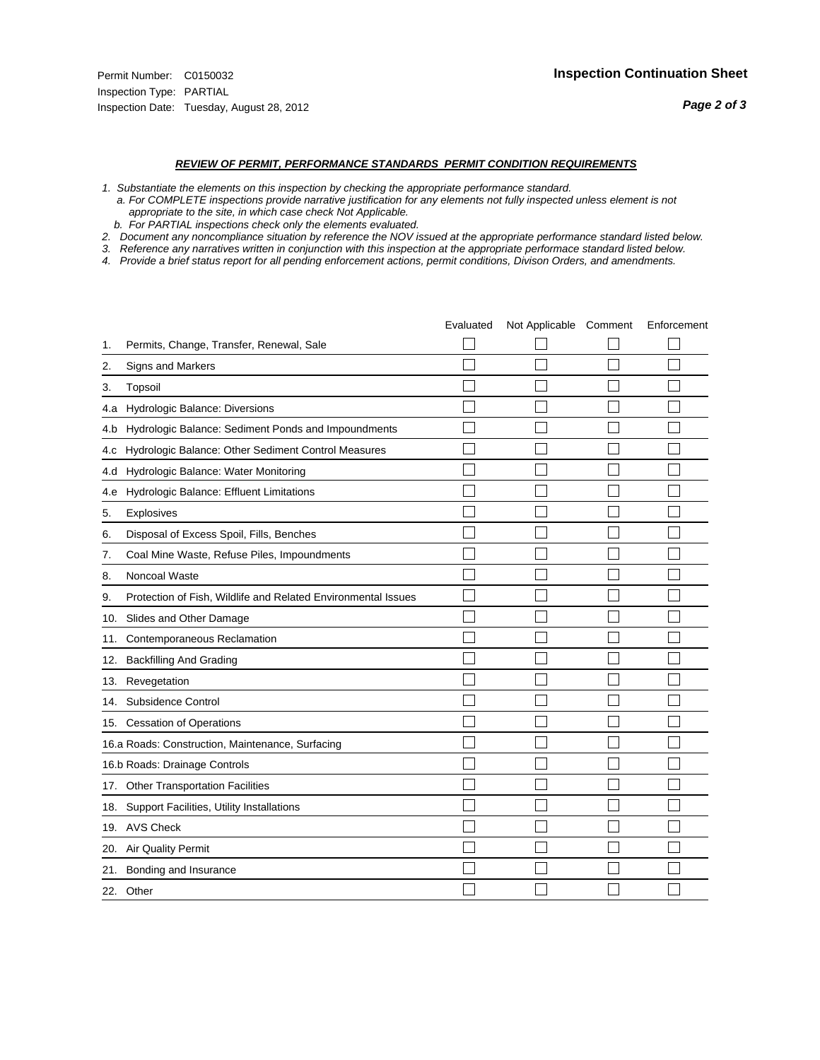Permit Number: C0150032
Inspection Type: PARTIAL
Inspection Date: Tuesday, August 28, 2012

# Inspection Continuation Sheet

## REVIEW OF PERMIT, PERFORMANCE STANDARDS PERMIT CONDITION REQUIREMENTS

*1. Substantiate the elements on this inspection by checking the appropriate performance standard.*
*a. For COMPLETE inspections provide narrative justification for any elements not fully inspected unless element is not appropriate to the site, in which case check Not Applicable.*
*b. For PARTIAL inspections check only the elements evaluated.*
*2. Document any noncompliance situation by reference the NOV issued at the appropriate performance standard listed below.*
*3. Reference any narratives written in conjunction with this inspection at the appropriate performace standard listed below.*
*4. Provide a brief status report for all pending enforcement actions, permit conditions, Divison Orders, and amendments.*

| | Evaluated | Not Applicable | Comment | Enforcement |
|---|---|---|---|---|
| 1. Permits, Change, Transfer, Renewal, Sale | ☐ | ☐ | ☐ | ☐ |
| 2. Signs and Markers | ☐ | ☐ | ☐ | ☐ |
| 3. Topsoil | ☐ | ☐ | ☐ | ☐ |
| 4.a Hydrologic Balance: Diversions | ☐ | ☐ | ☐ | ☐ |
| 4.b Hydrologic Balance: Sediment Ponds and Impoundments | ☐ | ☐ | ☐ | ☐ |
| 4.c Hydrologic Balance: Other Sediment Control Measures | ☐ | ☐ | ☐ | ☐ |
| 4.d Hydrologic Balance: Water Monitoring | ☐ | ☐ | ☐ | ☐ |
| 4.e Hydrologic Balance: Effluent Limitations | ☐ | ☐ | ☐ | ☐ |
| 5. Explosives | ☐ | ☐ | ☐ | ☐ |
| 6. Disposal of Excess Spoil, Fills, Benches | ☐ | ☐ | ☐ | ☐ |
| 7. Coal Mine Waste, Refuse Piles, Impoundments | ☐ | ☐ | ☐ | ☐ |
| 8. Noncoal Waste | ☐ | ☐ | ☐ | ☐ |
| 9. Protection of Fish, Wildlife and Related Environmental Issues | ☐ | ☐ | ☐ | ☐ |
| 10. Slides and Other Damage | ☐ | ☐ | ☐ | ☐ |
| 11. Contemporaneous Reclamation | ☐ | ☐ | ☐ | ☐ |
| 12. Backfilling And Grading | ☐ | ☐ | ☐ | ☐ |
| 13. Revegetation | ☐ | ☐ | ☐ | ☐ |
| 14. Subsidence Control | ☐ | ☐ | ☐ | ☐ |
| 15. Cessation of Operations | ☐ | ☐ | ☐ | ☐ |
| 16.a Roads: Construction, Maintenance, Surfacing | ☐ | ☐ | ☐ | ☐ |
| 16.b Roads: Drainage Controls | ☐ | ☐ | ☐ | ☐ |
| 17. Other Transportation Facilities | ☐ | ☐ | ☐ | ☐ |
| 18. Support Facilities, Utility Installations | ☐ | ☐ | ☐ | ☐ |
| 19. AVS Check | ☐ | ☐ | ☐ | ☐ |
| 20. Air Quality Permit | ☐ | ☐ | ☐ | ☐ |
| 21. Bonding and Insurance | ☐ | ☐ | ☐ | ☐ |
| 22. Other | ☐ | ☐ | ☐ | ☐ |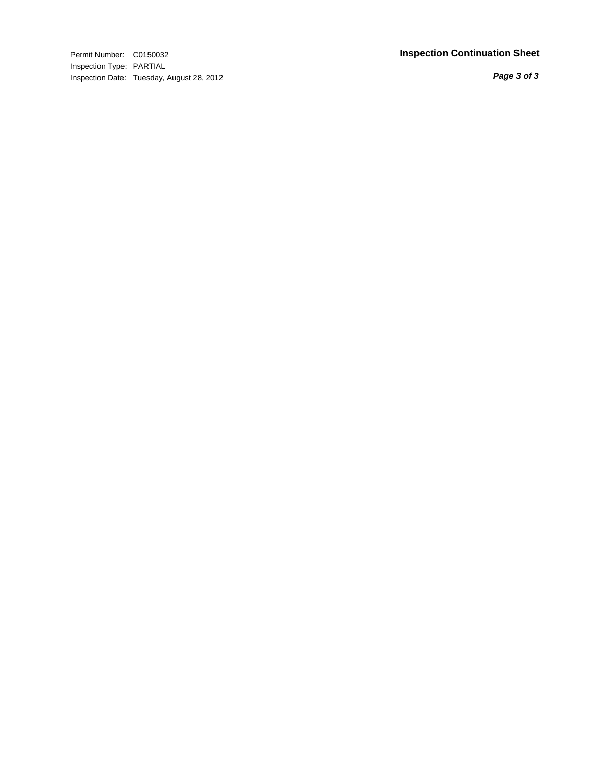Permit Number: C0150032
Inspection Type: PARTIAL
Inspection Date: Tuesday, August 28, 2012

**Inspection Continuation Sheet**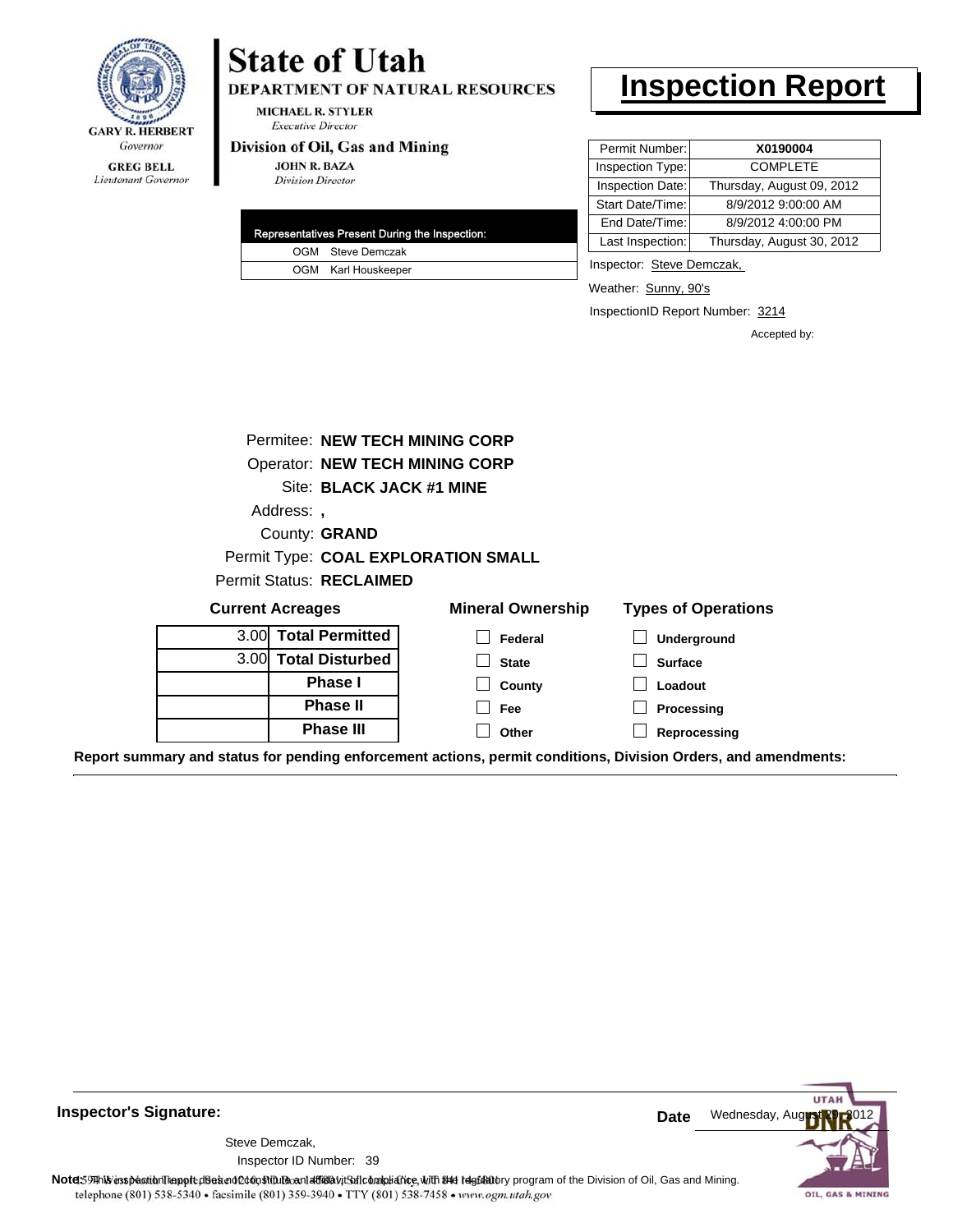GARY R. HERBERT
*Governor*

GREG BELL
*Lieutenant Governor*

# State of Utah

**DEPARTMENT OF NATURAL RESOURCES**

MICHAEL R. STYLER
*Executive Director*

**Division of Oil, Gas and Mining**

JOHN R. BAZA
*Division Director*

# Inspection Report

| Permit Number: | **X0190004** |
| --- | --- |
| Inspection Type: | COMPLETE |
| Inspection Date: | Thursday, August 09, 2012 |
| Start Date/Time: | 8/9/2012 9:00:00 AM |
| End Date/Time: | 8/9/2012 4:00:00 PM |
| Last Inspection: | Thursday, August 30, 2012 |

| Representatives Present During the Inspection: | |
| --- | --- |
| OGM | Steve Demczak |
| OGM | Karl Houskeeper |

Inspector: Steve Demczak,

Weather: Sunny, 90's

InspectionID Report Number: 3214

Accepted by:

Permitee: **NEW TECH MINING CORP**
Operator: **NEW TECH MINING CORP**
Site: **BLACK JACK #1 MINE**
Address: **,**
County: **GRAND**
Permit Type: **COAL EXPLORATION SMALL**
Permit Status: **RECLAIMED**

**Current Acreages**

| | |
| --- | --- |
| 3.00 | **Total Permitted** |
| 3.00 | **Total Disturbed** |
| | **Phase I** |
| | **Phase II** |
| | **Phase III** |

**Mineral Ownership**

- ☐ Federal
- ☐ State
- ☐ County
- ☐ Fee
- ☐ Other

**Types of Operations**

- ☐ Underground
- ☐ Surface
- ☐ Loadout
- ☐ Processing
- ☐ Reprocessing

**Report summary and status for pending enforcement actions, permit conditions, Division Orders, and amendments:**

---

**Inspector's Signature:**

Steve Demczak,
Inspector ID Number: 39

**Date** Wednesday, August 29, 2012

**Note:** This inspection report does not constitute an affidavit of compliance with the regulatory program of the Division of Oil, Gas and Mining.

telephone (801) 538-5340 • facsimile (801) 359-3940 • TTY (801) 538-7458 • *www.ogm.utah.gov*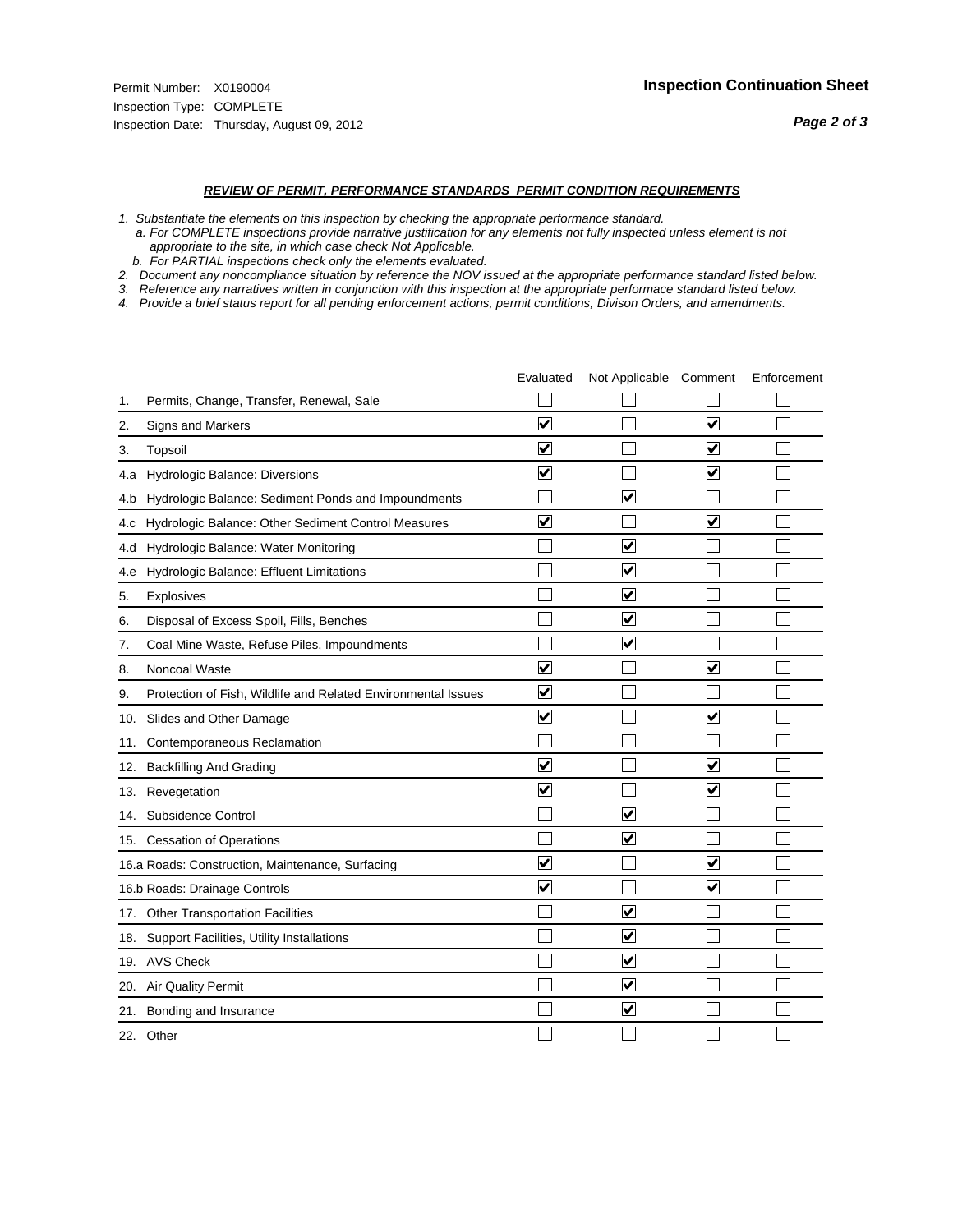Permit Number: X0190004
Inspection Type: COMPLETE
Inspection Date: Thursday, August 09, 2012

**Inspection Continuation Sheet**

***REVIEW OF PERMIT, PERFORMANCE STANDARDS PERMIT CONDITION REQUIREMENTS***

*1. Substantiate the elements on this inspection by checking the appropriate performance standard.*
*a. For COMPLETE inspections provide narrative justification for any elements not fully inspected unless element is not appropriate to the site, in which case check Not Applicable.*
*b. For PARTIAL inspections check only the elements evaluated.*
*2. Document any noncompliance situation by reference the NOV issued at the appropriate performance standard listed below.*
*3. Reference any narratives written in conjunction with this inspection at the appropriate performace standard listed below.*
*4. Provide a brief status report for all pending enforcement actions, permit conditions, Divison Orders, and amendments.*

| | | Evaluated | Not Applicable | Comment | Enforcement |
|---|---|---|---|---|---|
| 1. | Permits, Change, Transfer, Renewal, Sale | ☐ | ☐ | ☐ | ☐ |
| 2. | Signs and Markers | ☑ | ☐ | ☑ | ☐ |
| 3. | Topsoil | ☑ | ☐ | ☑ | ☐ |
| 4.a | Hydrologic Balance: Diversions | ☑ | ☐ | ☑ | ☐ |
| 4.b | Hydrologic Balance: Sediment Ponds and Impoundments | ☐ | ☑ | ☐ | ☐ |
| 4.c | Hydrologic Balance: Other Sediment Control Measures | ☑ | ☐ | ☑ | ☐ |
| 4.d | Hydrologic Balance: Water Monitoring | ☐ | ☑ | ☐ | ☐ |
| 4.e | Hydrologic Balance: Effluent Limitations | ☐ | ☑ | ☐ | ☐ |
| 5. | Explosives | ☐ | ☑ | ☐ | ☐ |
| 6. | Disposal of Excess Spoil, Fills, Benches | ☐ | ☑ | ☐ | ☐ |
| 7. | Coal Mine Waste, Refuse Piles, Impoundments | ☐ | ☑ | ☐ | ☐ |
| 8. | Noncoal Waste | ☑ | ☐ | ☑ | ☐ |
| 9. | Protection of Fish, Wildlife and Related Environmental Issues | ☑ | ☐ | ☐ | ☐ |
| 10. | Slides and Other Damage | ☑ | ☐ | ☑ | ☐ |
| 11. | Contemporaneous Reclamation | ☐ | ☐ | ☐ | ☐ |
| 12. | Backfilling And Grading | ☑ | ☐ | ☑ | ☐ |
| 13. | Revegetation | ☑ | ☐ | ☑ | ☐ |
| 14. | Subsidence Control | ☐ | ☑ | ☐ | ☐ |
| 15. | Cessation of Operations | ☐ | ☑ | ☐ | ☐ |
| 16.a | Roads: Construction, Maintenance, Surfacing | ☑ | ☐ | ☑ | ☐ |
| 16.b | Roads: Drainage Controls | ☑ | ☐ | ☑ | ☐ |
| 17. | Other Transportation Facilities | ☐ | ☑ | ☐ | ☐ |
| 18. | Support Facilities, Utility Installations | ☐ | ☑ | ☐ | ☐ |
| 19. | AVS Check | ☐ | ☑ | ☐ | ☐ |
| 20. | Air Quality Permit | ☐ | ☑ | ☐ | ☐ |
| 21. | Bonding and Insurance | ☐ | ☑ | ☐ | ☐ |
| 22. | Other | ☐ | ☐ | ☐ | ☐ |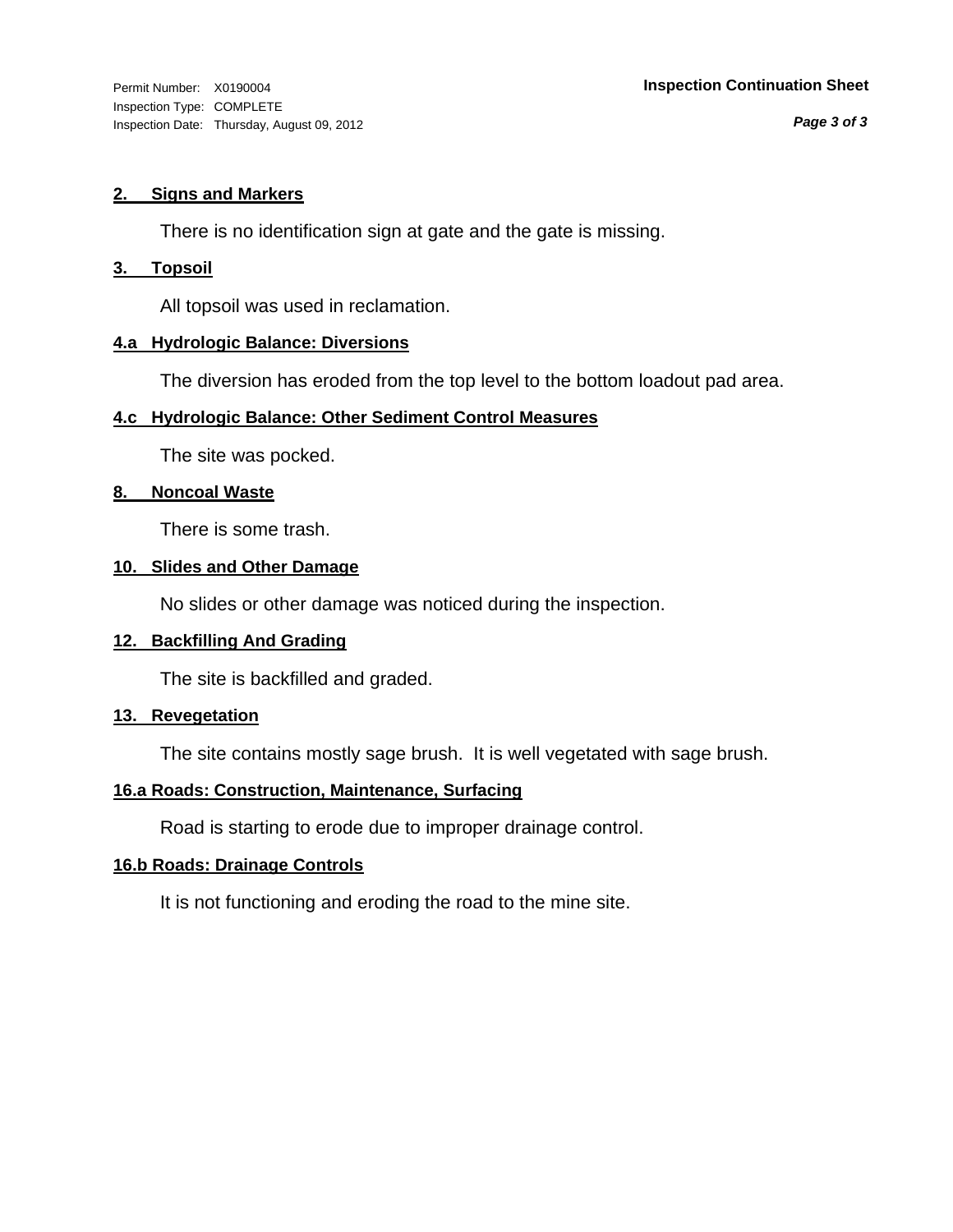Permit Number: X0190004
Inspection Type: COMPLETE
Inspection Date: Thursday, August 09, 2012

**Inspection Continuation Sheet**

### 2. Signs and Markers

There is no identification sign at gate and the gate is missing.

### 3. Topsoil

All topsoil was used in reclamation.

### 4.a Hydrologic Balance: Diversions

The diversion has eroded from the top level to the bottom loadout pad area.

### 4.c Hydrologic Balance: Other Sediment Control Measures

The site was pocked.

### 8. Noncoal Waste

There is some trash.

### 10. Slides and Other Damage

No slides or other damage was noticed during the inspection.

### 12. Backfilling And Grading

The site is backfilled and graded.

### 13. Revegetation

The site contains mostly sage brush. It is well vegetated with sage brush.

### 16.a Roads: Construction, Maintenance, Surfacing

Road is starting to erode due to improper drainage control.

### 16.b Roads: Drainage Controls

It is not functioning and eroding the road to the mine site.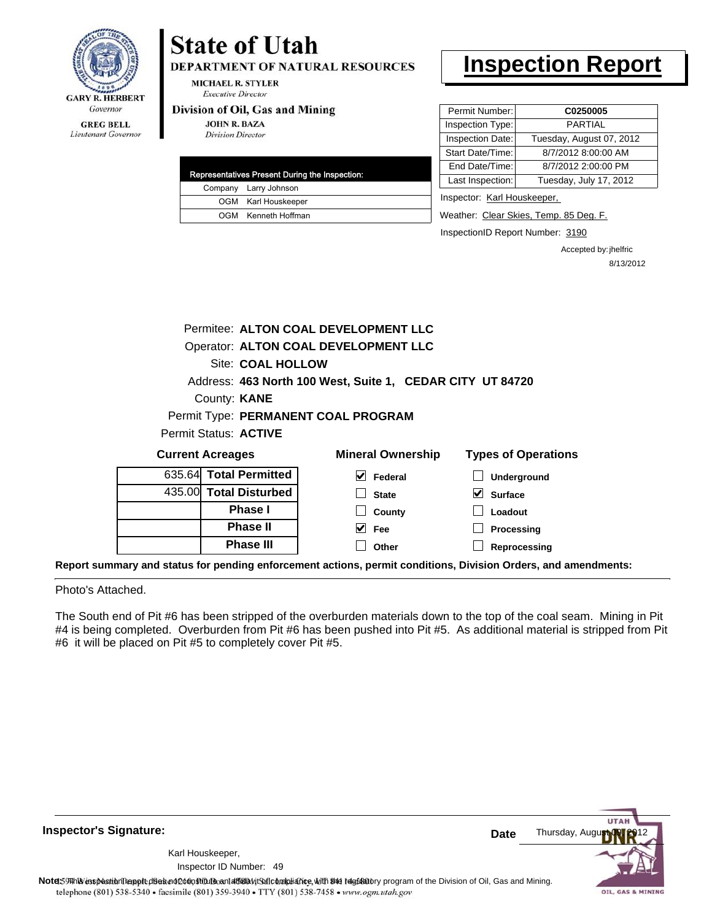GARY R. HERBERT
*Governor*

GREG BELL
*Lieutenant Governor*

# State of Utah

**DEPARTMENT OF NATURAL RESOURCES**

MICHAEL R. STYLER
*Executive Director*

**Division of Oil, Gas and Mining**

JOHN R. BAZA
*Division Director*

# Inspection Report

| Representatives Present During the Inspection: | |
|---|---|
| Company | Larry Johnson |
| OGM | Karl Houskeeper |
| OGM | Kenneth Hoffman |

| | |
|---|---|
| Permit Number: | C0250005 |
| Inspection Type: | PARTIAL |
| Inspection Date: | Tuesday, August 07, 2012 |
| Start Date/Time: | 8/7/2012 8:00:00 AM |
| End Date/Time: | 8/7/2012 2:00:00 PM |
| Last Inspection: | Tuesday, July 17, 2012 |

Inspector: Karl Houskeeper,

Weather: Clear Skies, Temp. 85 Deg. F.

InspectionID Report Number: 3190

Accepted by: jhelfric
8/13/2012

Permitee: **ALTON COAL DEVELOPMENT LLC**
Operator: **ALTON COAL DEVELOPMENT LLC**
Site: **COAL HOLLOW**
Address: **463 North 100 West, Suite 1, CEDAR CITY UT 84720**
County: **KANE**
Permit Type: **PERMANENT COAL PROGRAM**
Permit Status: **ACTIVE**

**Current Acreages**

| | |
|---|---|
| 635.64 | **Total Permitted** |
| 435.00 | **Total Disturbed** |
| | **Phase I** |
| | **Phase II** |
| | **Phase III** |

**Mineral Ownership**

- [x] Federal
- [ ] State
- [ ] County
- [x] Fee
- [ ] Other

**Types of Operations**

- [ ] Underground
- [x] Surface
- [ ] Loadout
- [ ] Processing
- [ ] Reprocessing

**Report summary and status for pending enforcement actions, permit conditions, Division Orders, and amendments:**

Photo's Attached.

The South end of Pit #6 has been stripped of the overburden materials down to the top of the coal seam. Mining in Pit #4 is being completed. Overburden from Pit #6 has been pushed into Pit #5. As additional material is stripped from Pit #6 it will be placed on Pit #5 to completely cover Pit #5.

**Inspector's Signature:**

Karl Houskeeper,
Inspector ID Number: 49

**Date** Thursday, August 09, 2012

**Note:** This inspection report does not constitute an affidavit of compliance with the regulatory program of the Division of Oil, Gas and Mining.
telephone (801) 538-5340 • facsimile (801) 359-3940 • TTY (801) 538-7458 • www.ogm.utah.gov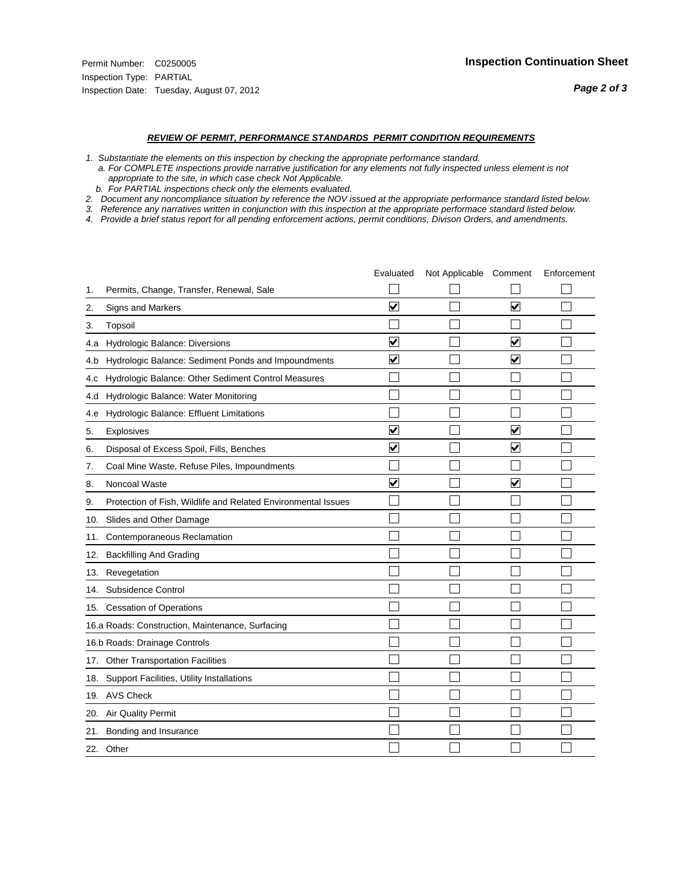Permit Number: C0250005
Inspection Type: PARTIAL
Inspection Date: Tuesday, August 07, 2012

**Inspection Continuation Sheet**

***REVIEW OF PERMIT, PERFORMANCE STANDARDS PERMIT CONDITION REQUIREMENTS***

*1. Substantiate the elements on this inspection by checking the appropriate performance standard.*
*a. For COMPLETE inspections provide narrative justification for any elements not fully inspected unless element is not appropriate to the site, in which case check Not Applicable.*
*b. For PARTIAL inspections check only the elements evaluated.*
*2. Document any noncompliance situation by reference the NOV issued at the appropriate performance standard listed below.*
*3. Reference any narratives written in conjunction with this inspection at the appropriate performace standard listed below.*
*4. Provide a brief status report for all pending enforcement actions, permit conditions, Divison Orders, and amendments.*

| | Evaluated | Not Applicable | Comment | Enforcement |
|---|---|---|---|---|
| 1. Permits, Change, Transfer, Renewal, Sale | ☐ | ☐ | ☐ | ☐ |
| 2. Signs and Markers | ☑ | ☐ | ☑ | ☐ |
| 3. Topsoil | ☐ | ☐ | ☐ | ☐ |
| 4.a Hydrologic Balance: Diversions | ☑ | ☐ | ☑ | ☐ |
| 4.b Hydrologic Balance: Sediment Ponds and Impoundments | ☑ | ☐ | ☑ | ☐ |
| 4.c Hydrologic Balance: Other Sediment Control Measures | ☐ | ☐ | ☐ | ☐ |
| 4.d Hydrologic Balance: Water Monitoring | ☐ | ☐ | ☐ | ☐ |
| 4.e Hydrologic Balance: Effluent Limitations | ☐ | ☐ | ☐ | ☐ |
| 5. Explosives | ☑ | ☐ | ☑ | ☐ |
| 6. Disposal of Excess Spoil, Fills, Benches | ☑ | ☐ | ☑ | ☐ |
| 7. Coal Mine Waste, Refuse Piles, Impoundments | ☐ | ☐ | ☐ | ☐ |
| 8. Noncoal Waste | ☑ | ☐ | ☑ | ☐ |
| 9. Protection of Fish, Wildlife and Related Environmental Issues | ☐ | ☐ | ☐ | ☐ |
| 10. Slides and Other Damage | ☐ | ☐ | ☐ | ☐ |
| 11. Contemporaneous Reclamation | ☐ | ☐ | ☐ | ☐ |
| 12. Backfilling And Grading | ☐ | ☐ | ☐ | ☐ |
| 13. Revegetation | ☐ | ☐ | ☐ | ☐ |
| 14. Subsidence Control | ☐ | ☐ | ☐ | ☐ |
| 15. Cessation of Operations | ☐ | ☐ | ☐ | ☐ |
| 16.a Roads: Construction, Maintenance, Surfacing | ☐ | ☐ | ☐ | ☐ |
| 16.b Roads: Drainage Controls | ☐ | ☐ | ☐ | ☐ |
| 17. Other Transportation Facilities | ☐ | ☐ | ☐ | ☐ |
| 18. Support Facilities, Utility Installations | ☐ | ☐ | ☐ | ☐ |
| 19. AVS Check | ☐ | ☐ | ☐ | ☐ |
| 20. Air Quality Permit | ☐ | ☐ | ☐ | ☐ |
| 21. Bonding and Insurance | ☐ | ☐ | ☐ | ☐ |
| 22. Other | ☐ | ☐ | ☐ | ☐ |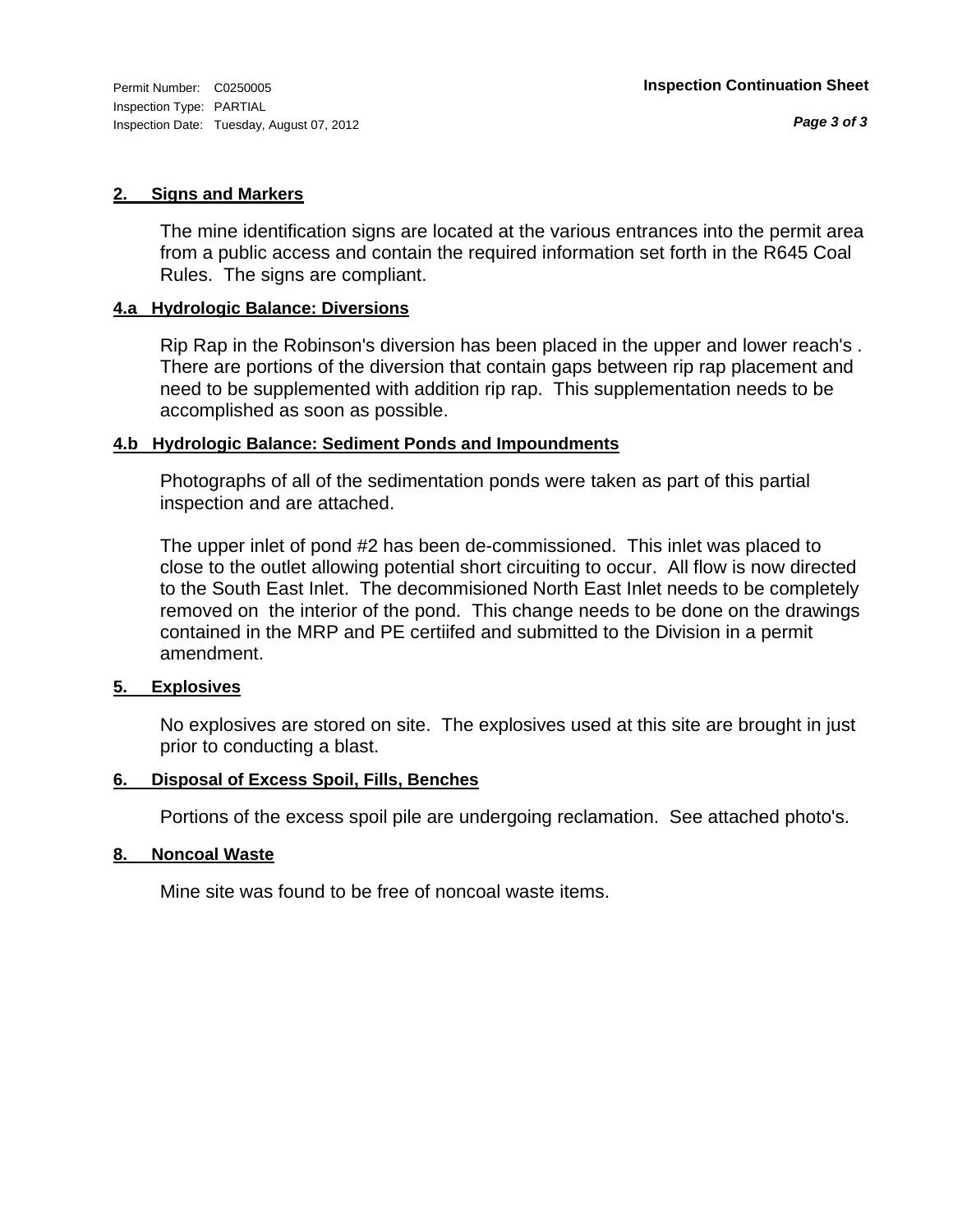Permit Number: C0250005
Inspection Type: PARTIAL
Inspection Date: Tuesday, August 07, 2012

**Inspection Continuation Sheet**

### 2. Signs and Markers

The mine identification signs are located at the various entrances into the permit area from a public access and contain the required information set forth in the R645 Coal Rules. The signs are compliant.

### 4.a Hydrologic Balance: Diversions

Rip Rap in the Robinson's diversion has been placed in the upper and lower reach's . There are portions of the diversion that contain gaps between rip rap placement and need to be supplemented with addition rip rap. This supplementation needs to be accomplished as soon as possible.

### 4.b Hydrologic Balance: Sediment Ponds and Impoundments

Photographs of all of the sedimentation ponds were taken as part of this partial inspection and are attached.

The upper inlet of pond #2 has been de-commissioned. This inlet was placed to close to the outlet allowing potential short circuiting to occur. All flow is now directed to the South East Inlet. The decommisioned North East Inlet needs to be completely removed on the interior of the pond. This change needs to be done on the drawings contained in the MRP and PE certiifed and submitted to the Division in a permit amendment.

### 5. Explosives

No explosives are stored on site. The explosives used at this site are brought in just prior to conducting a blast.

### 6. Disposal of Excess Spoil, Fills, Benches

Portions of the excess spoil pile are undergoing reclamation. See attached photo's.

### 8. Noncoal Waste

Mine site was found to be free of noncoal waste items.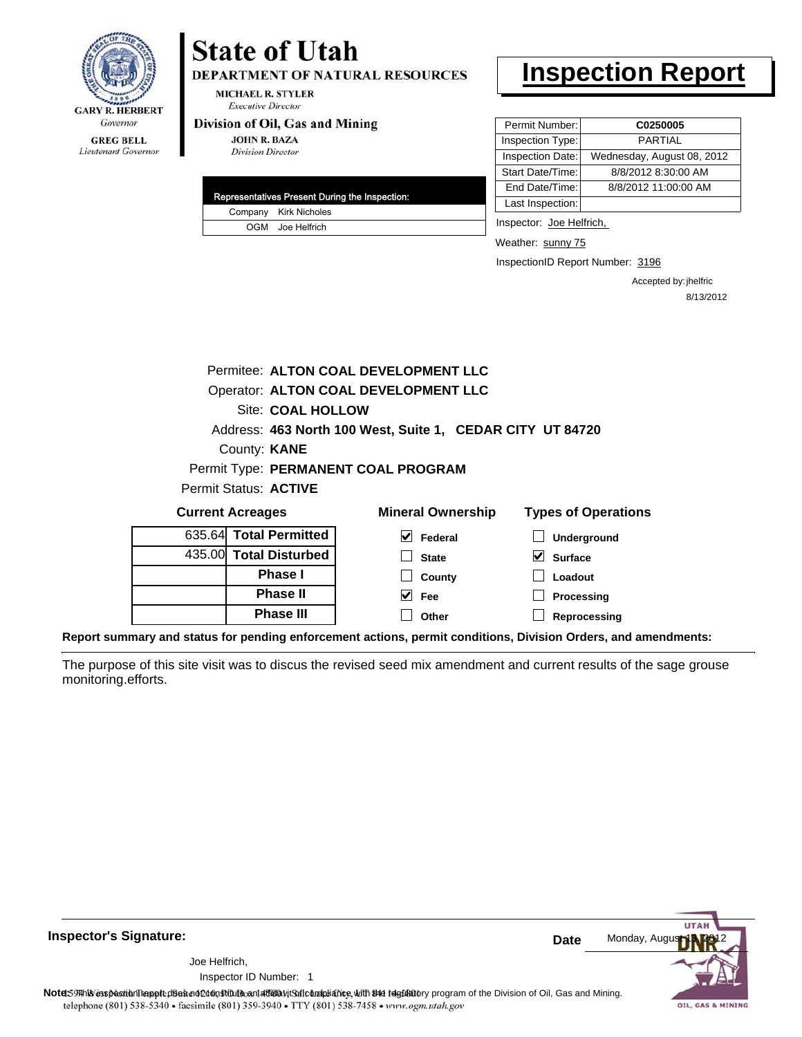**GARY R. HERBERT**
*Governor*

**GREG BELL**
*Lieutenant Governor*

# State of Utah

**DEPARTMENT OF NATURAL RESOURCES**

**MICHAEL R. STYLER**
*Executive Director*

**Division of Oil, Gas and Mining**

**JOHN R. BAZA**
*Division Director*

# Inspection Report

| Permit Number: | **C0250005** |
|---|---|
| Inspection Type: | PARTIAL |
| Inspection Date: | Wednesday, August 08, 2012 |
| Start Date/Time: | 8/8/2012 8:30:00 AM |
| End Date/Time: | 8/8/2012 11:00:00 AM |
| Last Inspection: | |

| Representatives Present During the Inspection: | |
|---|---|
| Company | Kirk Nicholes |
| OGM | Joe Helfrich |

Inspector: Joe Helfrich,

Weather: sunny 75

InspectionID Report Number: 3196

Accepted by: jhelfric
8/13/2012

Permitee: **ALTON COAL DEVELOPMENT LLC**
Operator: **ALTON COAL DEVELOPMENT LLC**
Site: **COAL HOLLOW**
Address: **463 North 100 West, Suite 1, CEDAR CITY UT 84720**
County: **KANE**
Permit Type: **PERMANENT COAL PROGRAM**
Permit Status: **ACTIVE**

**Current Acreages**

| | |
|---|---|
| 635.64 | **Total Permitted** |
| 435.00 | **Total Disturbed** |
| | **Phase I** |
| | **Phase II** |
| | **Phase III** |

**Mineral Ownership**

- [x] Federal
- [ ] State
- [ ] County
- [x] Fee
- [ ] Other

**Types of Operations**

- [ ] Underground
- [x] Surface
- [ ] Loadout
- [ ] Processing
- [ ] Reprocessing

**Report summary and status for pending enforcement actions, permit conditions, Division Orders, and amendments:**

The purpose of this site visit was to discus the revised seed mix amendment and current results of the sage grouse monitoring.efforts.

**Inspector's Signature:**

Joe Helfrich,
Inspector ID Number: 1

**Date** Monday, August 13, 2012

**Note:** This inspection report does not constitute an affidavit of compliance with the regulatory program of the Division of Oil, Gas and Mining.
1594 West North Temple, Suite 1210, PO Box 145801, Salt Lake City, UT 84114-5801
telephone (801) 538-5340 • facsimile (801) 359-3940 • TTY (801) 538-7458 • www.ogm.utah.gov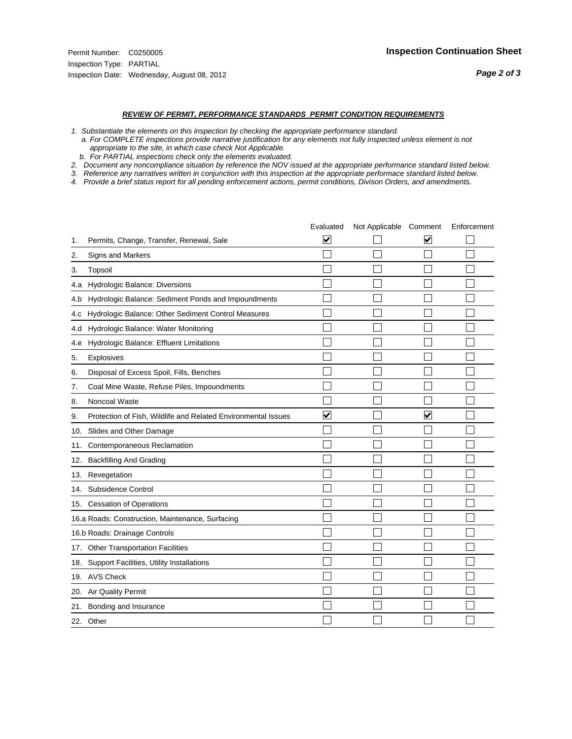Permit Number: C0250005
Inspection Type: PARTIAL
Inspection Date: Wednesday, August 08, 2012

**Inspection Continuation Sheet**

***REVIEW OF PERMIT, PERFORMANCE STANDARDS PERMIT CONDITION REQUIREMENTS***

*1. Substantiate the elements on this inspection by checking the appropriate performance standard.*
*a. For COMPLETE inspections provide narrative justification for any elements not fully inspected unless element is not appropriate to the site, in which case check Not Applicable.*
*b. For PARTIAL inspections check only the elements evaluated.*
*2. Document any noncompliance situation by reference the NOV issued at the appropriate performance standard listed below.*
*3. Reference any narratives written in conjunction with this inspection at the appropriate performace standard listed below.*
*4. Provide a brief status report for all pending enforcement actions, permit conditions, Divison Orders, and amendments.*

| | | Evaluated | Not Applicable | Comment | Enforcement |
|---|---|---|---|---|---|
| 1. | Permits, Change, Transfer, Renewal, Sale | ☑ | ☐ | ☑ | ☐ |
| 2. | Signs and Markers | ☐ | ☐ | ☐ | ☐ |
| 3. | Topsoil | ☐ | ☐ | ☐ | ☐ |
| 4.a | Hydrologic Balance: Diversions | ☐ | ☐ | ☐ | ☐ |
| 4.b | Hydrologic Balance: Sediment Ponds and Impoundments | ☐ | ☐ | ☐ | ☐ |
| 4.c | Hydrologic Balance: Other Sediment Control Measures | ☐ | ☐ | ☐ | ☐ |
| 4.d | Hydrologic Balance: Water Monitoring | ☐ | ☐ | ☐ | ☐ |
| 4.e | Hydrologic Balance: Effluent Limitations | ☐ | ☐ | ☐ | ☐ |
| 5. | Explosives | ☐ | ☐ | ☐ | ☐ |
| 6. | Disposal of Excess Spoil, Fills, Benches | ☐ | ☐ | ☐ | ☐ |
| 7. | Coal Mine Waste, Refuse Piles, Impoundments | ☐ | ☐ | ☐ | ☐ |
| 8. | Noncoal Waste | ☐ | ☐ | ☐ | ☐ |
| 9. | Protection of Fish, Wildlife and Related Environmental Issues | ☑ | ☐ | ☑ | ☐ |
| 10. | Slides and Other Damage | ☐ | ☐ | ☐ | ☐ |
| 11. | Contemporaneous Reclamation | ☐ | ☐ | ☐ | ☐ |
| 12. | Backfilling And Grading | ☐ | ☐ | ☐ | ☐ |
| 13. | Revegetation | ☐ | ☐ | ☐ | ☐ |
| 14. | Subsidence Control | ☐ | ☐ | ☐ | ☐ |
| 15. | Cessation of Operations | ☐ | ☐ | ☐ | ☐ |
| 16.a | Roads: Construction, Maintenance, Surfacing | ☐ | ☐ | ☐ | ☐ |
| 16.b | Roads: Drainage Controls | ☐ | ☐ | ☐ | ☐ |
| 17. | Other Transportation Facilities | ☐ | ☐ | ☐ | ☐ |
| 18. | Support Facilities, Utility Installations | ☐ | ☐ | ☐ | ☐ |
| 19. | AVS Check | ☐ | ☐ | ☐ | ☐ |
| 20. | Air Quality Permit | ☐ | ☐ | ☐ | ☐ |
| 21. | Bonding and Insurance | ☐ | ☐ | ☐ | ☐ |
| 22. | Other | ☐ | ☐ | ☐ | ☐ |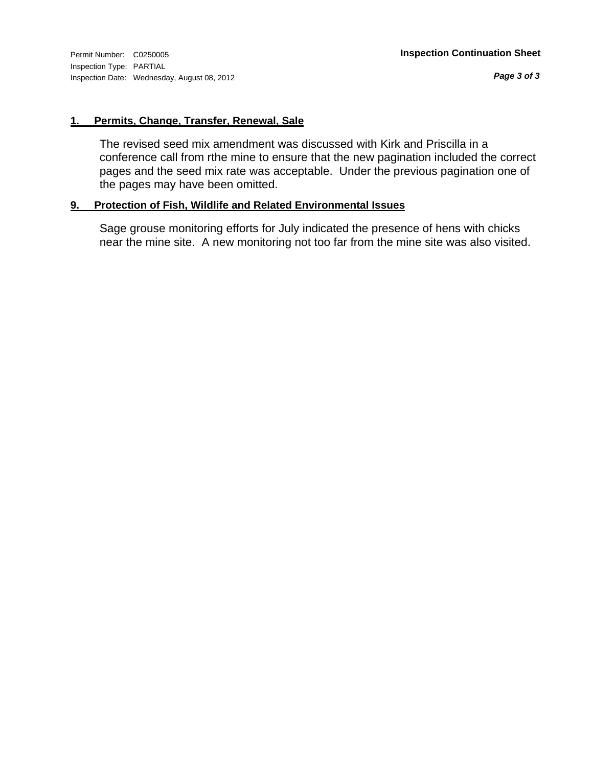Permit Number: C0250005
Inspection Type: PARTIAL
Inspection Date: Wednesday, August 08, 2012

**Inspection Continuation Sheet**

## 1. Permits, Change, Transfer, Renewal, Sale

The revised seed mix amendment was discussed with Kirk and Priscilla in a conference call from rthe mine to ensure that the new pagination included the correct pages and the seed mix rate was acceptable. Under the previous pagination one of the pages may have been omitted.

## 9. Protection of Fish, Wildlife and Related Environmental Issues

Sage grouse monitoring efforts for July indicated the presence of hens with chicks near the mine site. A new monitoring not too far from the mine site was also visited.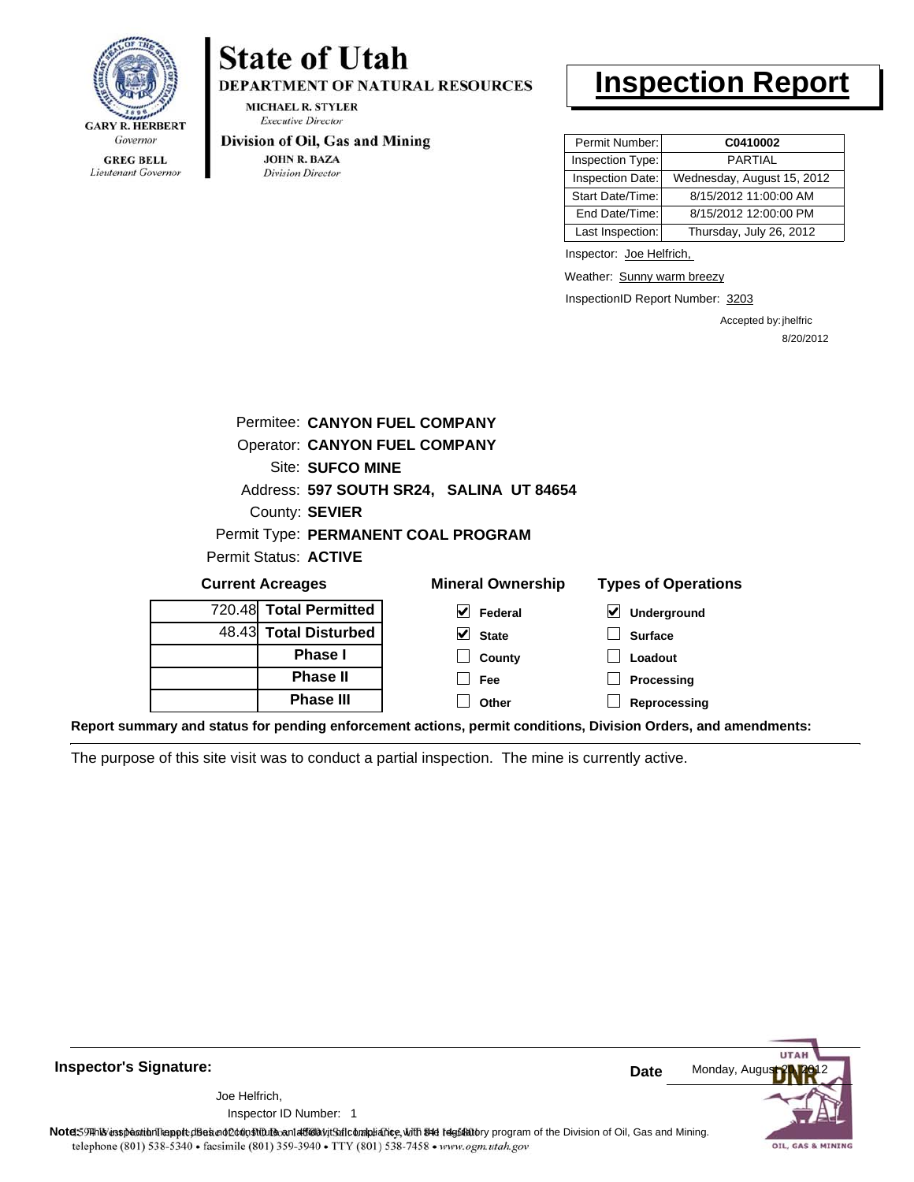GARY R. HERBERT
*Governor*

GREG BELL
*Lieutenant Governor*

# State of Utah

**DEPARTMENT OF NATURAL RESOURCES**

MICHAEL R. STYLER
*Executive Director*

**Division of Oil, Gas and Mining**

JOHN R. BAZA
*Division Director*

# Inspection Report

| Permit Number: | **C0410002** |
|---|---|
| Inspection Type: | PARTIAL |
| Inspection Date: | Wednesday, August 15, 2012 |
| Start Date/Time: | 8/15/2012 11:00:00 AM |
| End Date/Time: | 8/15/2012 12:00:00 PM |
| Last Inspection: | Thursday, July 26, 2012 |

Inspector: Joe Helfrich,

Weather: Sunny warm breezy

InspectionID Report Number: 3203

Accepted by: jhelfric
8/20/2012

Permitee: **CANYON FUEL COMPANY**
Operator: **CANYON FUEL COMPANY**
Site: **SUFCO MINE**
Address: **597 SOUTH SR24, SALINA UT 84654**
County: **SEVIER**
Permit Type: **PERMANENT COAL PROGRAM**
Permit Status: **ACTIVE**

**Current Acreages**

| | |
|---|---|
| 720.48 | **Total Permitted** |
| 48.43 | **Total Disturbed** |
| | **Phase I** |
| | **Phase II** |
| | **Phase III** |

**Mineral Ownership**

- [x] Federal
- [x] State
- [ ] County
- [ ] Fee
- [ ] Other

**Types of Operations**

- [x] Underground
- [ ] Surface
- [ ] Loadout
- [ ] Processing
- [ ] Reprocessing

**Report summary and status for pending enforcement actions, permit conditions, Division Orders, and amendments:**

The purpose of this site visit was to conduct a partial inspection. The mine is currently active.

**Inspector's Signature:**

Joe Helfrich,
Inspector ID Number: 1

**Date** Monday, August 20, 2012

**Note:** This inspection report does not constitute an affidavit of compliance with the regulatory program of the Division of Oil, Gas and Mining.

1594 West North Temple, Suite 1210, PO Box 145801, Salt Lake City, UT 84114-5801
telephone (801) 538-5340 • facsimile (801) 359-3940 • TTY (801) 538-7458 • www.ogm.utah.gov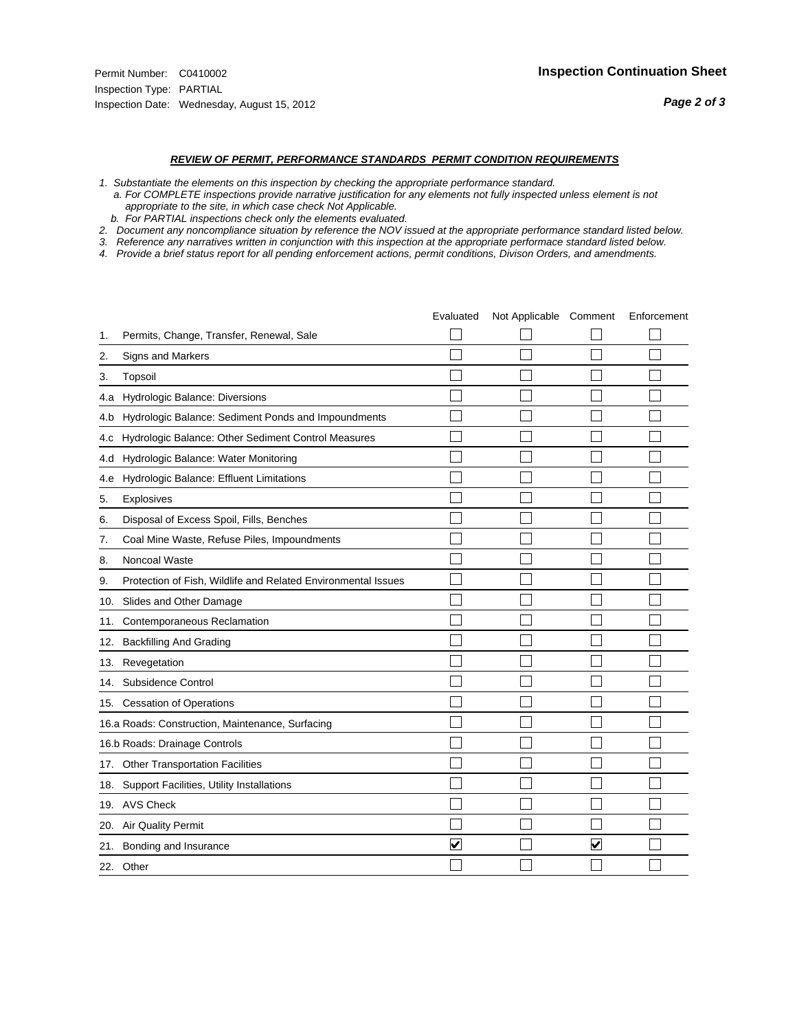Permit Number: C0410002
Inspection Type: PARTIAL
Inspection Date: Wednesday, August 15, 2012

**Inspection Continuation Sheet**

***REVIEW OF PERMIT, PERFORMANCE STANDARDS PERMIT CONDITION REQUIREMENTS***

*1. Substantiate the elements on this inspection by checking the appropriate performance standard.*
*a. For COMPLETE inspections provide narrative justification for any elements not fully inspected unless element is not appropriate to the site, in which case check Not Applicable.*
*b. For PARTIAL inspections check only the elements evaluated.*
*2. Document any noncompliance situation by reference the NOV issued at the appropriate performance standard listed below.*
*3. Reference any narratives written in conjunction with this inspection at the appropriate performace standard listed below.*
*4. Provide a brief status report for all pending enforcement actions, permit conditions, Divison Orders, and amendments.*

| | Evaluated | Not Applicable | Comment | Enforcement |
|---|---|---|---|---|
| 1. Permits, Change, Transfer, Renewal, Sale | ☐ | ☐ | ☐ | ☐ |
| 2. Signs and Markers | ☐ | ☐ | ☐ | ☐ |
| 3. Topsoil | ☐ | ☐ | ☐ | ☐ |
| 4.a Hydrologic Balance: Diversions | ☐ | ☐ | ☐ | ☐ |
| 4.b Hydrologic Balance: Sediment Ponds and Impoundments | ☐ | ☐ | ☐ | ☐ |
| 4.c Hydrologic Balance: Other Sediment Control Measures | ☐ | ☐ | ☐ | ☐ |
| 4.d Hydrologic Balance: Water Monitoring | ☐ | ☐ | ☐ | ☐ |
| 4.e Hydrologic Balance: Effluent Limitations | ☐ | ☐ | ☐ | ☐ |
| 5. Explosives | ☐ | ☐ | ☐ | ☐ |
| 6. Disposal of Excess Spoil, Fills, Benches | ☐ | ☐ | ☐ | ☐ |
| 7. Coal Mine Waste, Refuse Piles, Impoundments | ☐ | ☐ | ☐ | ☐ |
| 8. Noncoal Waste | ☐ | ☐ | ☐ | ☐ |
| 9. Protection of Fish, Wildlife and Related Environmental Issues | ☐ | ☐ | ☐ | ☐ |
| 10. Slides and Other Damage | ☐ | ☐ | ☐ | ☐ |
| 11. Contemporaneous Reclamation | ☐ | ☐ | ☐ | ☐ |
| 12. Backfilling And Grading | ☐ | ☐ | ☐ | ☐ |
| 13. Revegetation | ☐ | ☐ | ☐ | ☐ |
| 14. Subsidence Control | ☐ | ☐ | ☐ | ☐ |
| 15. Cessation of Operations | ☐ | ☐ | ☐ | ☐ |
| 16.a Roads: Construction, Maintenance, Surfacing | ☐ | ☐ | ☐ | ☐ |
| 16.b Roads: Drainage Controls | ☐ | ☐ | ☐ | ☐ |
| 17. Other Transportation Facilities | ☐ | ☐ | ☐ | ☐ |
| 18. Support Facilities, Utility Installations | ☐ | ☐ | ☐ | ☐ |
| 19. AVS Check | ☐ | ☐ | ☐ | ☐ |
| 20. Air Quality Permit | ☐ | ☐ | ☐ | ☐ |
| 21. Bonding and Insurance | ☑ | ☐ | ☑ | ☐ |
| 22. Other | ☐ | ☐ | ☐ | ☐ |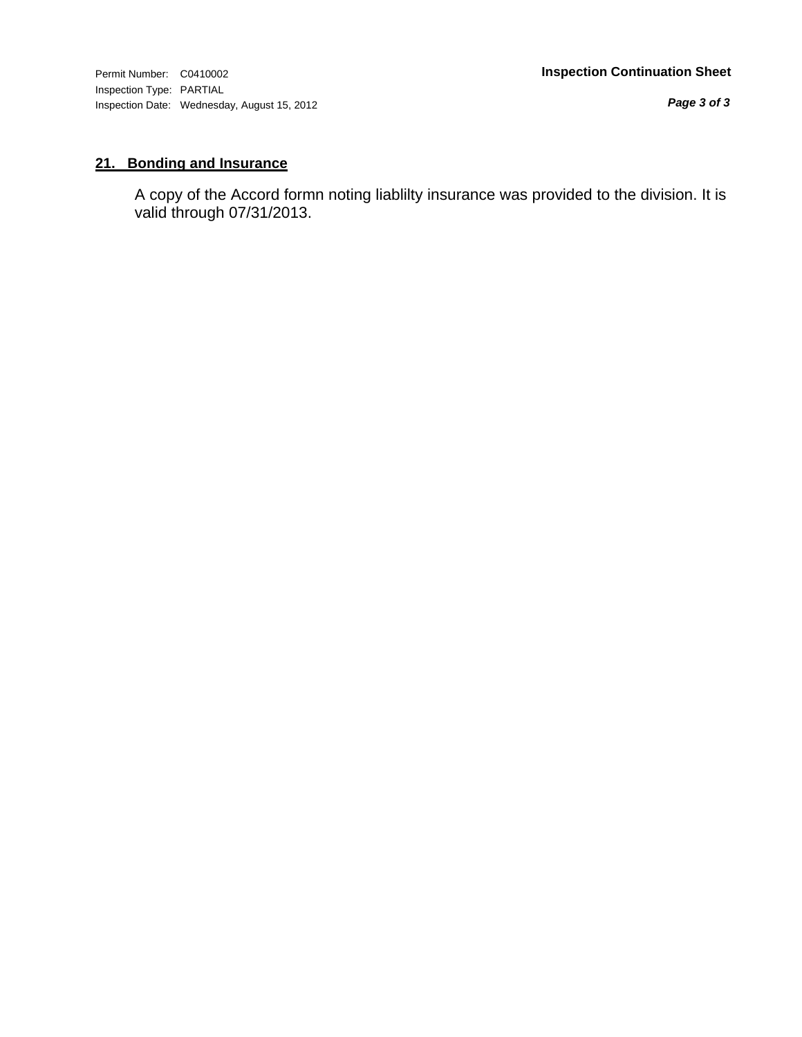## 21. Bonding and Insurance

A copy of the Accord formn noting liablilty insurance was provided to the division. It is valid through 07/31/2013.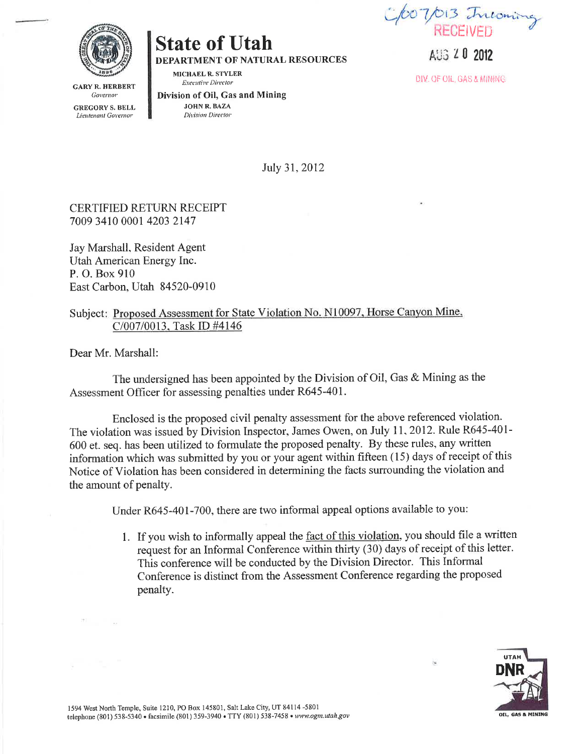# State of Utah

**DEPARTMENT OF NATURAL RESOURCES**

MICHAEL R. STYLER
*Executive Director*

**Division of Oil, Gas and Mining**

JOHN R. BAZA
*Division Director*

GARY R. HERBERT
*Governor*

GREGORY S. BELL
*Lieutenant Governor*

C/007/013 Incoming

RECEIVED

AUG 20 2012

DIV. OF OIL, GAS & MINING

July 31, 2012

CERTIFIED RETURN RECEIPT
7009 3410 0001 4203 2147

Jay Marshall, Resident Agent
Utah American Energy Inc.
P. O. Box 910
East Carbon, Utah 84520-0910

Subject: Proposed Assessment for State Violation No. N10097, Horse Canyon Mine, C/007/0013, Task ID #4146

Dear Mr. Marshall:

The undersigned has been appointed by the Division of Oil, Gas & Mining as the Assessment Officer for assessing penalties under R645-401.

Enclosed is the proposed civil penalty assessment for the above referenced violation. The violation was issued by Division Inspector, James Owen, on July 11, 2012. Rule R645-401-600 et. seq. has been utilized to formulate the proposed penalty. By these rules, any written information which was submitted by you or your agent within fifteen (15) days of receipt of this Notice of Violation has been considered in determining the facts surrounding the violation and the amount of penalty.

Under R645-401-700, there are two informal appeal options available to you:

1. If you wish to informally appeal the fact of this violation, you should file a written request for an Informal Conference within thirty (30) days of receipt of this letter. This conference will be conducted by the Division Director. This Informal Conference is distinct from the Assessment Conference regarding the proposed penalty.

1594 West North Temple, Suite 1210, PO Box 145801, Salt Lake City, UT 84114-5801
telephone (801) 538-5340 • facsimile (801) 359-3940 • TTY (801) 538-7458 • www.ogm.utah.gov

UTAH DNR OIL, GAS & MINING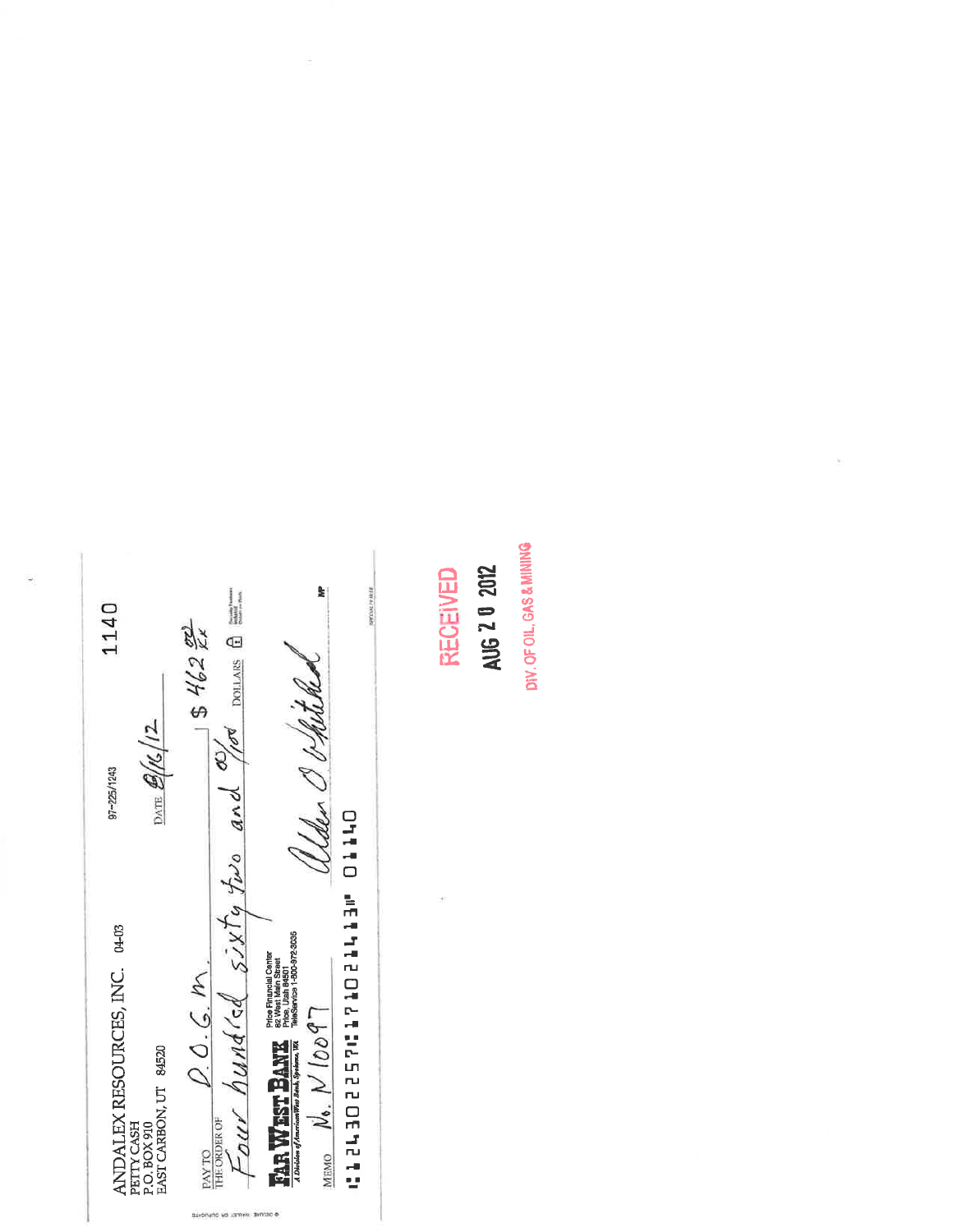ANDALEX RESOURCES, INC. 04-03

PETTY CASH
P.O. BOX 910
EAST CARBON, UT 84520

97-225/1243

1140

DATE 8/16/12

PAY TO THE ORDER OF D.O.G.M. $ 462 00/xx

Four hundred sixty two and 00/100 DOLLARS

FAR WEST BANK
A Division of AmericanWest Bank, Spokane, WA

Price Financial Center
82 West Main Street
Price, Utah 84501
TeleService 1-800-972-3035

MEMO No. N10097

Alden O Whitaker

⑆124302257⑆1710211413⑈ 01140

RECEIVED

AUG 20 2012

DIV. OF OIL, GAS & MINING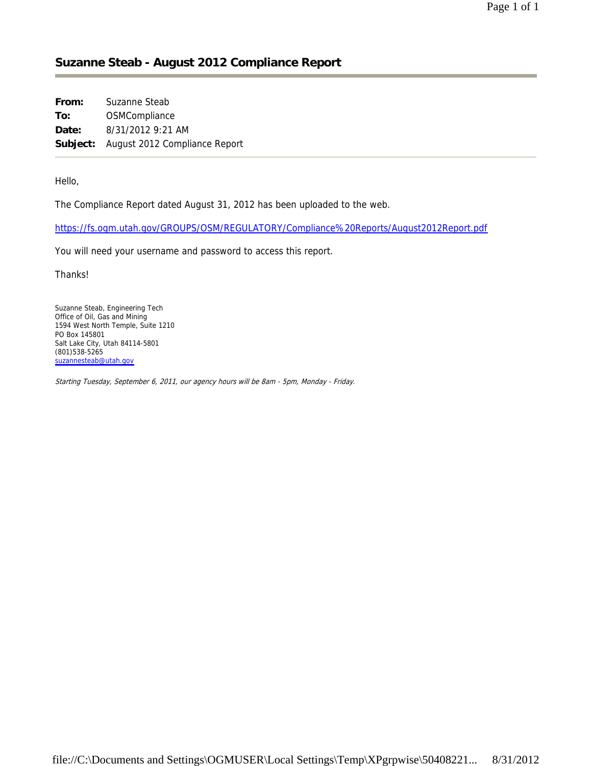## Suzanne Steab - August 2012 Compliance Report

**From:** Suzanne Steab
**To:** OSMCompliance
**Date:** 8/31/2012 9:21 AM
**Subject:** August 2012 Compliance Report

---

Hello,

The Compliance Report dated August 31, 2012 has been uploaded to the web.

https://fs.ogm.utah.gov/GROUPS/OSM/REGULATORY/Compliance%20Reports/August2012Report.pdf

You will need your username and password to access this report.

Thanks!

Suzanne Steab, Engineering Tech
Office of Oil, Gas and Mining
1594 West North Temple, Suite 1210
PO Box 145801
Salt Lake City, Utah 84114-5801
(801)538-5265
suzannesteab@utah.gov

*Starting Tuesday, September 6, 2011, our agency hours will be 8am - 5pm, Monday - Friday.*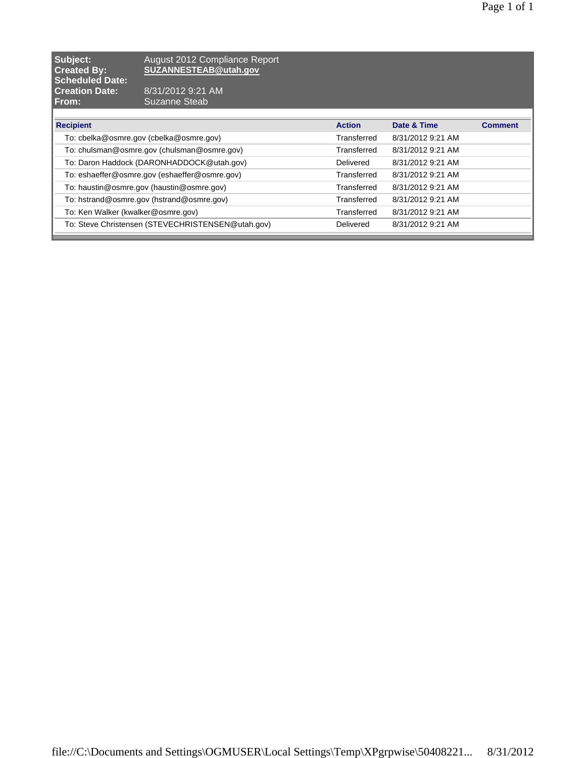| | |
|---|---|
| **Subject:** | August 2012 Compliance Report |
| **Created By:** | **SUZANNESTEAB@utah.gov** |
| **Scheduled Date:** | |
| **Creation Date:** | 8/31/2012 9:21 AM |
| **From:** | Suzanne Steab |

| Recipient | Action | Date & Time | Comment |
|---|---|---|---|
| To: cbelka@osmre.gov (cbelka@osmre.gov) | Transferred | 8/31/2012 9:21 AM | |
| To: chulsman@osmre.gov (chulsman@osmre.gov) | Transferred | 8/31/2012 9:21 AM | |
| To: Daron Haddock (DARONHADDOCK@utah.gov) | Delivered | 8/31/2012 9:21 AM | |
| To: eshaeffer@osmre.gov (eshaeffer@osmre.gov) | Transferred | 8/31/2012 9:21 AM | |
| To: haustin@osmre.gov (haustin@osmre.gov) | Transferred | 8/31/2012 9:21 AM | |
| To: hstrand@osmre.gov (hstrand@osmre.gov) | Transferred | 8/31/2012 9:21 AM | |
| To: Ken Walker (kwalker@osmre.gov) | Transferred | 8/31/2012 9:21 AM | |
| To: Steve Christensen (STEVECHRISTENSEN@utah.gov) | Delivered | 8/31/2012 9:21 AM | |

file://C:\Documents and Settings\OGMUSER\Local Settings\Temp\XPgrpwise\50408221... 8/31/2012